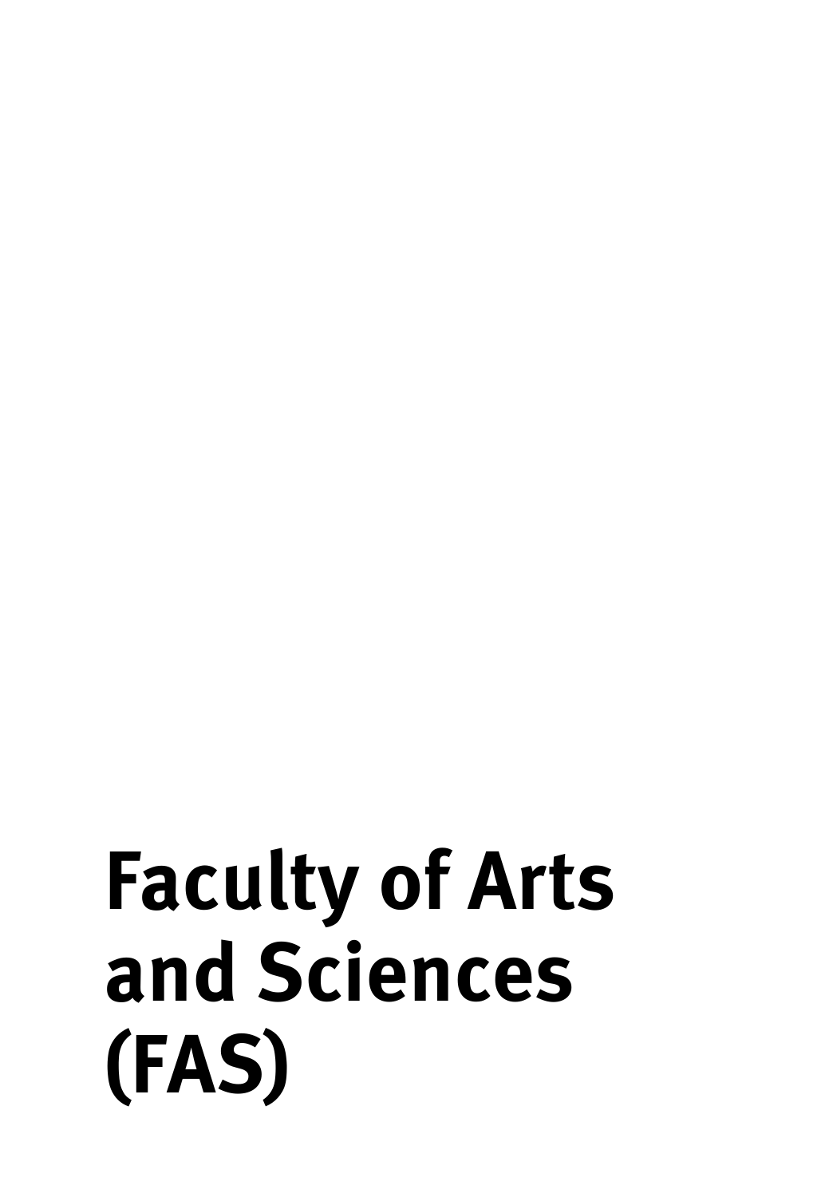# Faculty of Arts and Sciences (FAS)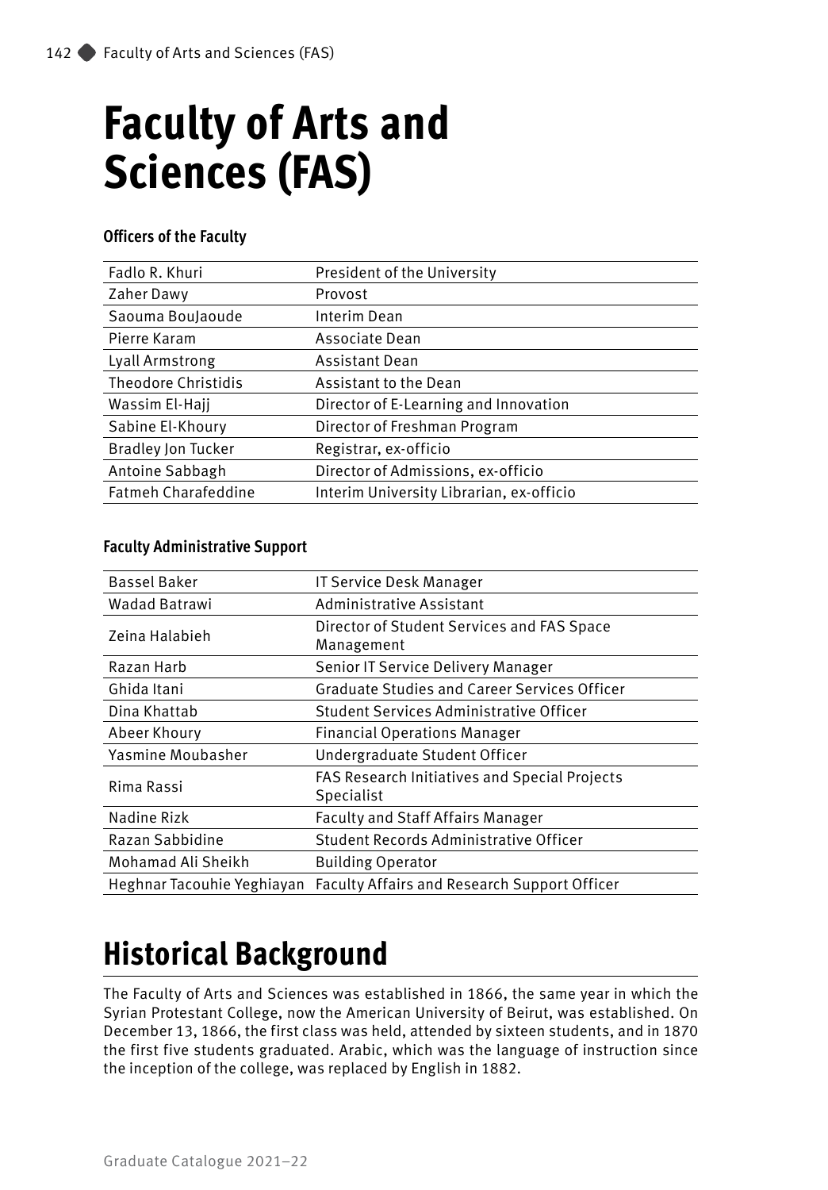# Faculty of Arts and Sciences (FAS)

### Officers of the Faculty

| | |
|---|---|
| Fadlo R. Khuri | President of the University |
| Zaher Dawy | Provost |
| Saouma BouJaoude | Interim Dean |
| Pierre Karam | Associate Dean |
| Lyall Armstrong | Assistant Dean |
| Theodore Christidis | Assistant to the Dean |
| Wassim El-Hajj | Director of E-Learning and Innovation |
| Sabine El-Khoury | Director of Freshman Program |
| Bradley Jon Tucker | Registrar, ex-officio |
| Antoine Sabbagh | Director of Admissions, ex-officio |
| Fatmeh Charafeddine | Interim University Librarian, ex-officio |

### Faculty Administrative Support

| | |
|---|---|
| Bassel Baker | IT Service Desk Manager |
| Wadad Batrawi | Administrative Assistant |
| Zeina Halabieh | Director of Student Services and FAS Space Management |
| Razan Harb | Senior IT Service Delivery Manager |
| Ghida Itani | Graduate Studies and Career Services Officer |
| Dina Khattab | Student Services Administrative Officer |
| Abeer Khoury | Financial Operations Manager |
| Yasmine Moubasher | Undergraduate Student Officer |
| Rima Rassi | FAS Research Initiatives and Special Projects Specialist |
| Nadine Rizk | Faculty and Staff Affairs Manager |
| Razan Sabbidine | Student Records Administrative Officer |
| Mohamad Ali Sheikh | Building Operator |
| Heghnar Tacouhie Yeghiayan | Faculty Affairs and Research Support Officer |

## Historical Background

The Faculty of Arts and Sciences was established in 1866, the same year in which the Syrian Protestant College, now the American University of Beirut, was established. On December 13, 1866, the first class was held, attended by sixteen students, and in 1870 the first five students graduated. Arabic, which was the language of instruction since the inception of the college, was replaced by English in 1882.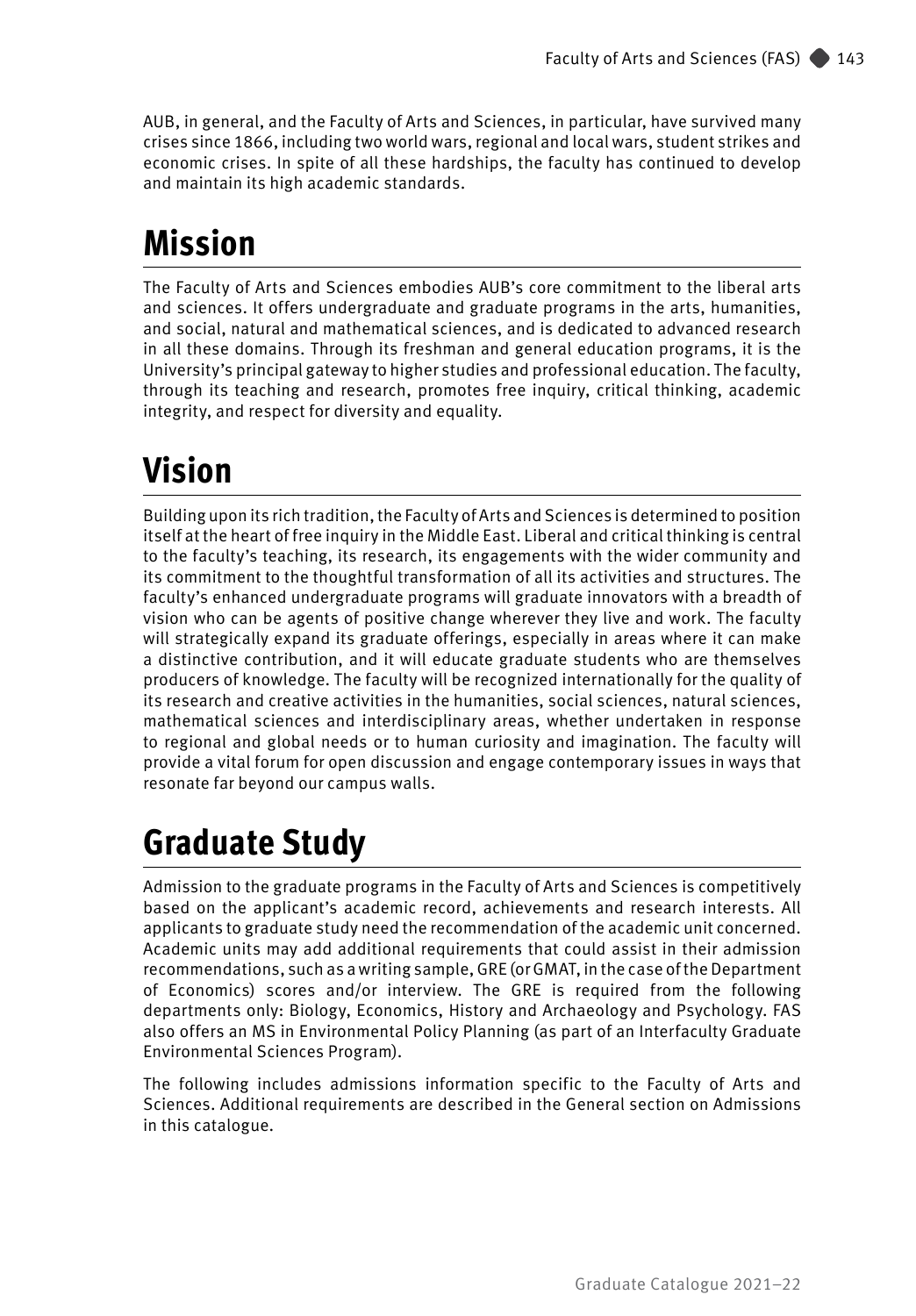AUB, in general, and the Faculty of Arts and Sciences, in particular, have survived many crises since 1866, including two world wars, regional and local wars, student strikes and economic crises. In spite of all these hardships, the faculty has continued to develop and maintain its high academic standards.

# Mission

The Faculty of Arts and Sciences embodies AUB's core commitment to the liberal arts and sciences. It offers undergraduate and graduate programs in the arts, humanities, and social, natural and mathematical sciences, and is dedicated to advanced research in all these domains. Through its freshman and general education programs, it is the University's principal gateway to higher studies and professional education. The faculty, through its teaching and research, promotes free inquiry, critical thinking, academic integrity, and respect for diversity and equality.

# Vision

Building upon its rich tradition, the Faculty of Arts and Sciences is determined to position itself at the heart of free inquiry in the Middle East. Liberal and critical thinking is central to the faculty's teaching, its research, its engagements with the wider community and its commitment to the thoughtful transformation of all its activities and structures. The faculty's enhanced undergraduate programs will graduate innovators with a breadth of vision who can be agents of positive change wherever they live and work. The faculty will strategically expand its graduate offerings, especially in areas where it can make a distinctive contribution, and it will educate graduate students who are themselves producers of knowledge. The faculty will be recognized internationally for the quality of its research and creative activities in the humanities, social sciences, natural sciences, mathematical sciences and interdisciplinary areas, whether undertaken in response to regional and global needs or to human curiosity and imagination. The faculty will provide a vital forum for open discussion and engage contemporary issues in ways that resonate far beyond our campus walls.

# Graduate Study

Admission to the graduate programs in the Faculty of Arts and Sciences is competitively based on the applicant's academic record, achievements and research interests. All applicants to graduate study need the recommendation of the academic unit concerned. Academic units may add additional requirements that could assist in their admission recommendations, such as a writing sample, GRE (or GMAT, in the case of the Department of Economics) scores and/or interview. The GRE is required from the following departments only: Biology, Economics, History and Archaeology and Psychology. FAS also offers an MS in Environmental Policy Planning (as part of an Interfaculty Graduate Environmental Sciences Program).

The following includes admissions information specific to the Faculty of Arts and Sciences. Additional requirements are described in the General section on Admissions in this catalogue.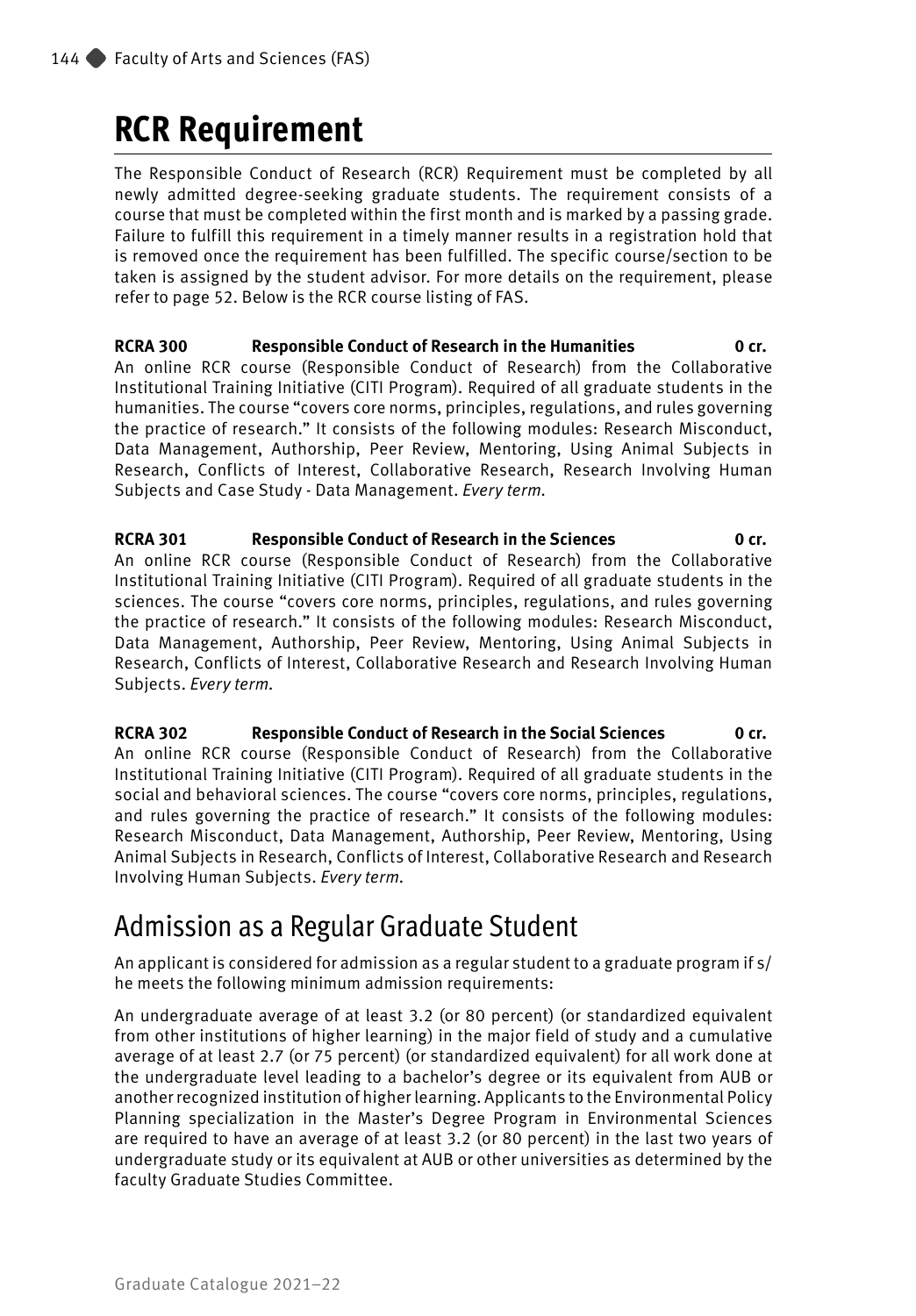# RCR Requirement

The Responsible Conduct of Research (RCR) Requirement must be completed by all newly admitted degree-seeking graduate students. The requirement consists of a course that must be completed within the first month and is marked by a passing grade. Failure to fulfill this requirement in a timely manner results in a registration hold that is removed once the requirement has been fulfilled. The specific course/section to be taken is assigned by the student advisor. For more details on the requirement, please refer to page 52. Below is the RCR course listing of FAS.

**RCRA 300 Responsible Conduct of Research in the Humanities 0 cr.**
An online RCR course (Responsible Conduct of Research) from the Collaborative Institutional Training Initiative (CITI Program). Required of all graduate students in the humanities. The course "covers core norms, principles, regulations, and rules governing the practice of research." It consists of the following modules: Research Misconduct, Data Management, Authorship, Peer Review, Mentoring, Using Animal Subjects in Research, Conflicts of Interest, Collaborative Research, Research Involving Human Subjects and Case Study - Data Management. *Every term.*

**RCRA 301 Responsible Conduct of Research in the Sciences 0 cr.**
An online RCR course (Responsible Conduct of Research) from the Collaborative Institutional Training Initiative (CITI Program). Required of all graduate students in the sciences. The course "covers core norms, principles, regulations, and rules governing the practice of research." It consists of the following modules: Research Misconduct, Data Management, Authorship, Peer Review, Mentoring, Using Animal Subjects in Research, Conflicts of Interest, Collaborative Research and Research Involving Human Subjects. *Every term.*

**RCRA 302 Responsible Conduct of Research in the Social Sciences 0 cr.**
An online RCR course (Responsible Conduct of Research) from the Collaborative Institutional Training Initiative (CITI Program). Required of all graduate students in the social and behavioral sciences. The course "covers core norms, principles, regulations, and rules governing the practice of research." It consists of the following modules: Research Misconduct, Data Management, Authorship, Peer Review, Mentoring, Using Animal Subjects in Research, Conflicts of Interest, Collaborative Research and Research Involving Human Subjects. *Every term.*

## Admission as a Regular Graduate Student

An applicant is considered for admission as a regular student to a graduate program if s/he meets the following minimum admission requirements:

An undergraduate average of at least 3.2 (or 80 percent) (or standardized equivalent from other institutions of higher learning) in the major field of study and a cumulative average of at least 2.7 (or 75 percent) (or standardized equivalent) for all work done at the undergraduate level leading to a bachelor's degree or its equivalent from AUB or another recognized institution of higher learning. Applicants to the Environmental Policy Planning specialization in the Master's Degree Program in Environmental Sciences are required to have an average of at least 3.2 (or 80 percent) in the last two years of undergraduate study or its equivalent at AUB or other universities as determined by the faculty Graduate Studies Committee.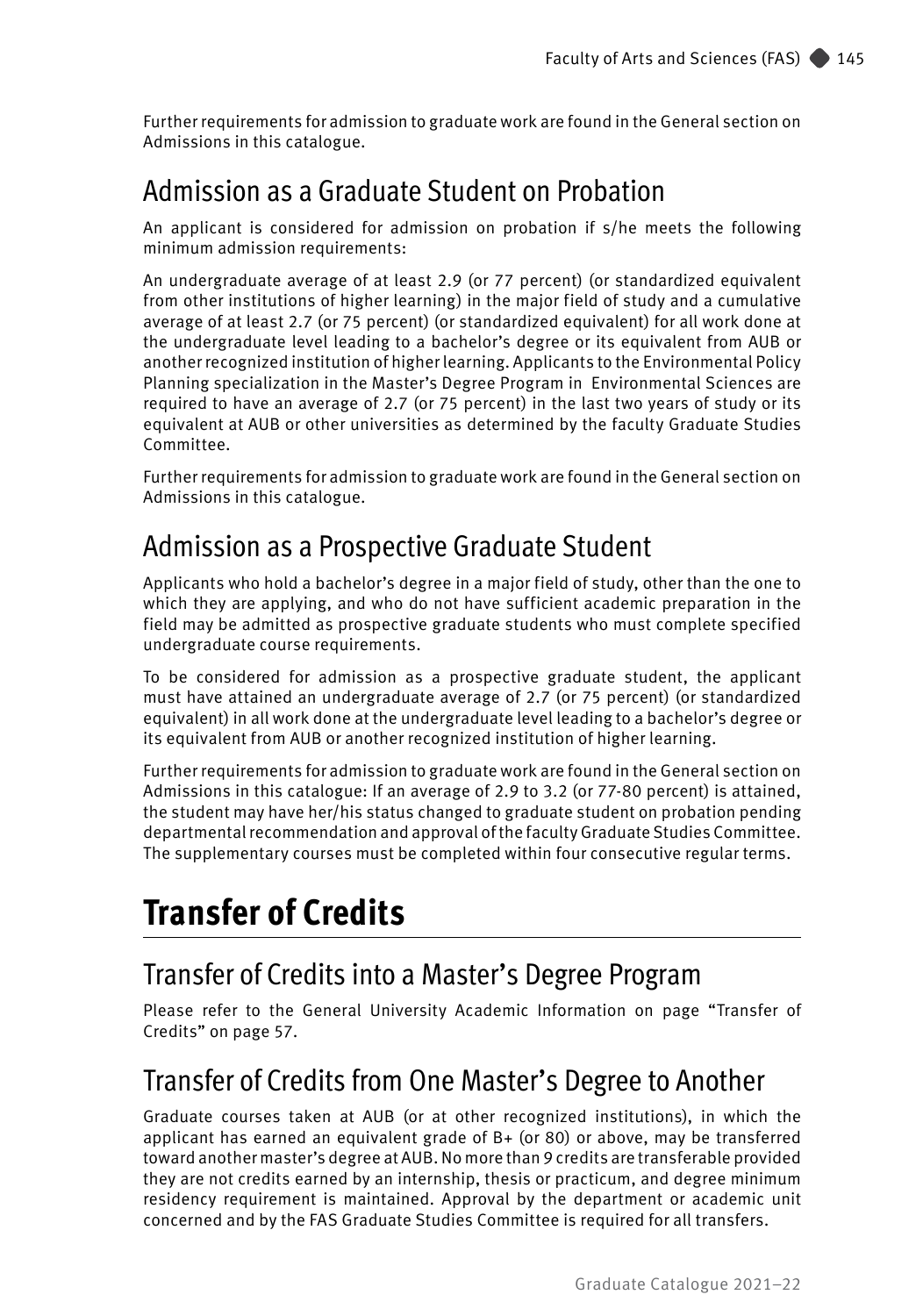Further requirements for admission to graduate work are found in the General section on Admissions in this catalogue.

## Admission as a Graduate Student on Probation

An applicant is considered for admission on probation if s/he meets the following minimum admission requirements:

An undergraduate average of at least 2.9 (or 77 percent) (or standardized equivalent from other institutions of higher learning) in the major field of study and a cumulative average of at least 2.7 (or 75 percent) (or standardized equivalent) for all work done at the undergraduate level leading to a bachelor's degree or its equivalent from AUB or another recognized institution of higher learning. Applicants to the Environmental Policy Planning specialization in the Master's Degree Program in Environmental Sciences are required to have an average of 2.7 (or 75 percent) in the last two years of study or its equivalent at AUB or other universities as determined by the faculty Graduate Studies Committee.

Further requirements for admission to graduate work are found in the General section on Admissions in this catalogue.

## Admission as a Prospective Graduate Student

Applicants who hold a bachelor's degree in a major field of study, other than the one to which they are applying, and who do not have sufficient academic preparation in the field may be admitted as prospective graduate students who must complete specified undergraduate course requirements.

To be considered for admission as a prospective graduate student, the applicant must have attained an undergraduate average of 2.7 (or 75 percent) (or standardized equivalent) in all work done at the undergraduate level leading to a bachelor's degree or its equivalent from AUB or another recognized institution of higher learning.

Further requirements for admission to graduate work are found in the General section on Admissions in this catalogue: If an average of 2.9 to 3.2 (or 77-80 percent) is attained, the student may have her/his status changed to graduate student on probation pending departmental recommendation and approval of the faculty Graduate Studies Committee. The supplementary courses must be completed within four consecutive regular terms.

# Transfer of Credits

## Transfer of Credits into a Master's Degree Program

Please refer to the General University Academic Information on page "Transfer of Credits" on page 57.

## Transfer of Credits from One Master's Degree to Another

Graduate courses taken at AUB (or at other recognized institutions), in which the applicant has earned an equivalent grade of B+ (or 80) or above, may be transferred toward another master's degree at AUB. No more than 9 credits are transferable provided they are not credits earned by an internship, thesis or practicum, and degree minimum residency requirement is maintained. Approval by the department or academic unit concerned and by the FAS Graduate Studies Committee is required for all transfers.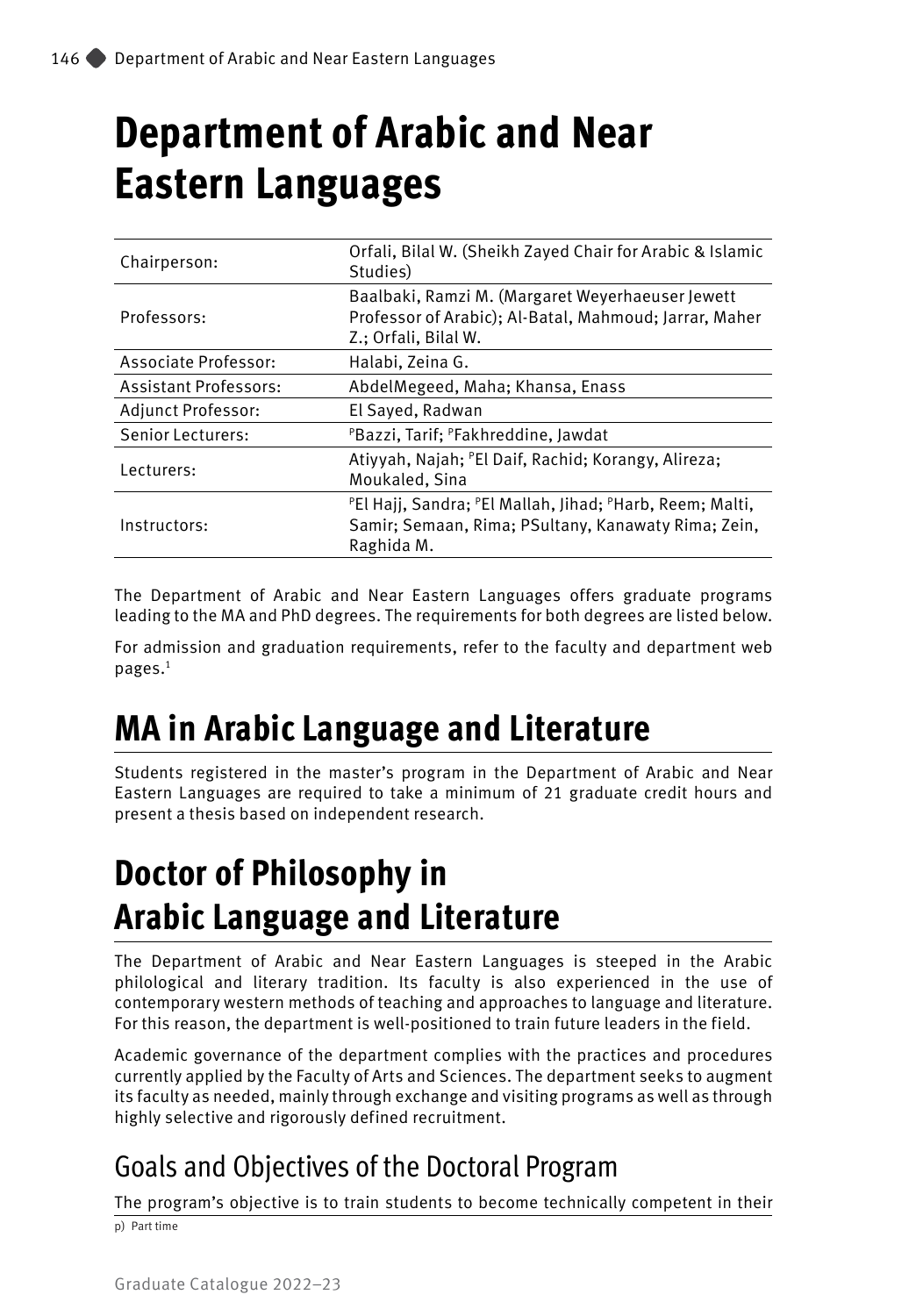# Department of Arabic and Near Eastern Languages

| | |
|---|---|
| Chairperson: | Orfali, Bilal W. (Sheikh Zayed Chair for Arabic & Islamic Studies) |
| Professors: | Baalbaki, Ramzi M. (Margaret Weyerhaeuser Jewett Professor of Arabic); Al-Batal, Mahmoud; Jarrar, Maher Z.; Orfali, Bilal W. |
| Associate Professor: | Halabi, Zeina G. |
| Assistant Professors: | AbdelMegeed, Maha; Khansa, Enass |
| Adjunct Professor: | El Sayed, Radwan |
| Senior Lecturers: | [P]Bazzi, Tarif; [P]Fakhreddine, Jawdat |
| Lecturers: | Atiyyah, Najah; [P]El Daif, Rachid; Korangy, Alireza; Moukaled, Sina |
| Instructors: | [P]El Hajj, Sandra; [P]El Mallah, Jihad; [P]Harb, Reem; Malti, Samir; Semaan, Rima; PSultany, Kanawaty Rima; Zein, Raghida M. |

The Department of Arabic and Near Eastern Languages offers graduate programs leading to the MA and PhD degrees. The requirements for both degrees are listed below.

For admission and graduation requirements, refer to the faculty and department web pages.[1]

# MA in Arabic Language and Literature

Students registered in the master's program in the Department of Arabic and Near Eastern Languages are required to take a minimum of 21 graduate credit hours and present a thesis based on independent research.

# Doctor of Philosophy in Arabic Language and Literature

The Department of Arabic and Near Eastern Languages is steeped in the Arabic philological and literary tradition. Its faculty is also experienced in the use of contemporary western methods of teaching and approaches to language and literature. For this reason, the department is well-positioned to train future leaders in the field.

Academic governance of the department complies with the practices and procedures currently applied by the Faculty of Arts and Sciences. The department seeks to augment its faculty as needed, mainly through exchange and visiting programs as well as through highly selective and rigorously defined recruitment.

## Goals and Objectives of the Doctoral Program

The program's objective is to train students to become technically competent in their

p) Part time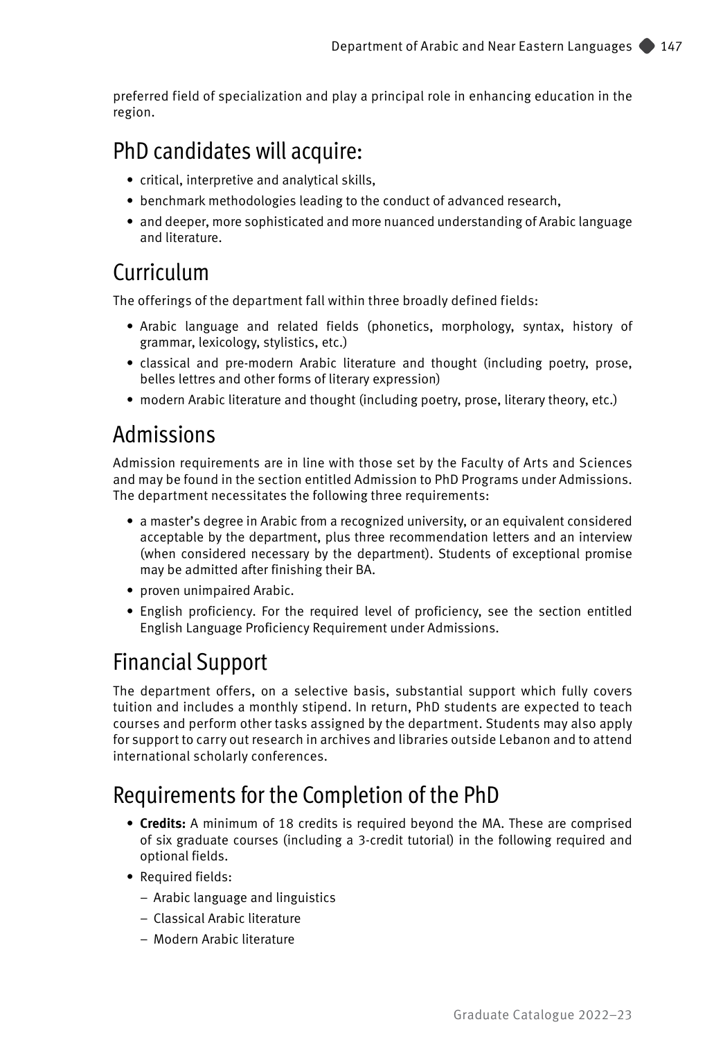preferred field of specialization and play a principal role in enhancing education in the region.

## PhD candidates will acquire:

- critical, interpretive and analytical skills,
- benchmark methodologies leading to the conduct of advanced research,
- and deeper, more sophisticated and more nuanced understanding of Arabic language and literature.

## Curriculum

The offerings of the department fall within three broadly defined fields:

- Arabic language and related fields (phonetics, morphology, syntax, history of grammar, lexicology, stylistics, etc.)
- classical and pre-modern Arabic literature and thought (including poetry, prose, belles lettres and other forms of literary expression)
- modern Arabic literature and thought (including poetry, prose, literary theory, etc.)

## Admissions

Admission requirements are in line with those set by the Faculty of Arts and Sciences and may be found in the section entitled Admission to PhD Programs under Admissions. The department necessitates the following three requirements:

- a master's degree in Arabic from a recognized university, or an equivalent considered acceptable by the department, plus three recommendation letters and an interview (when considered necessary by the department). Students of exceptional promise may be admitted after finishing their BA.
- proven unimpaired Arabic.
- English proficiency. For the required level of proficiency, see the section entitled English Language Proficiency Requirement under Admissions.

## Financial Support

The department offers, on a selective basis, substantial support which fully covers tuition and includes a monthly stipend. In return, PhD students are expected to teach courses and perform other tasks assigned by the department. Students may also apply for support to carry out research in archives and libraries outside Lebanon and to attend international scholarly conferences.

## Requirements for the Completion of the PhD

- **Credits:** A minimum of 18 credits is required beyond the MA. These are comprised of six graduate courses (including a 3-credit tutorial) in the following required and optional fields.
- Required fields:
  - Arabic language and linguistics
  - Classical Arabic literature
  - Modern Arabic literature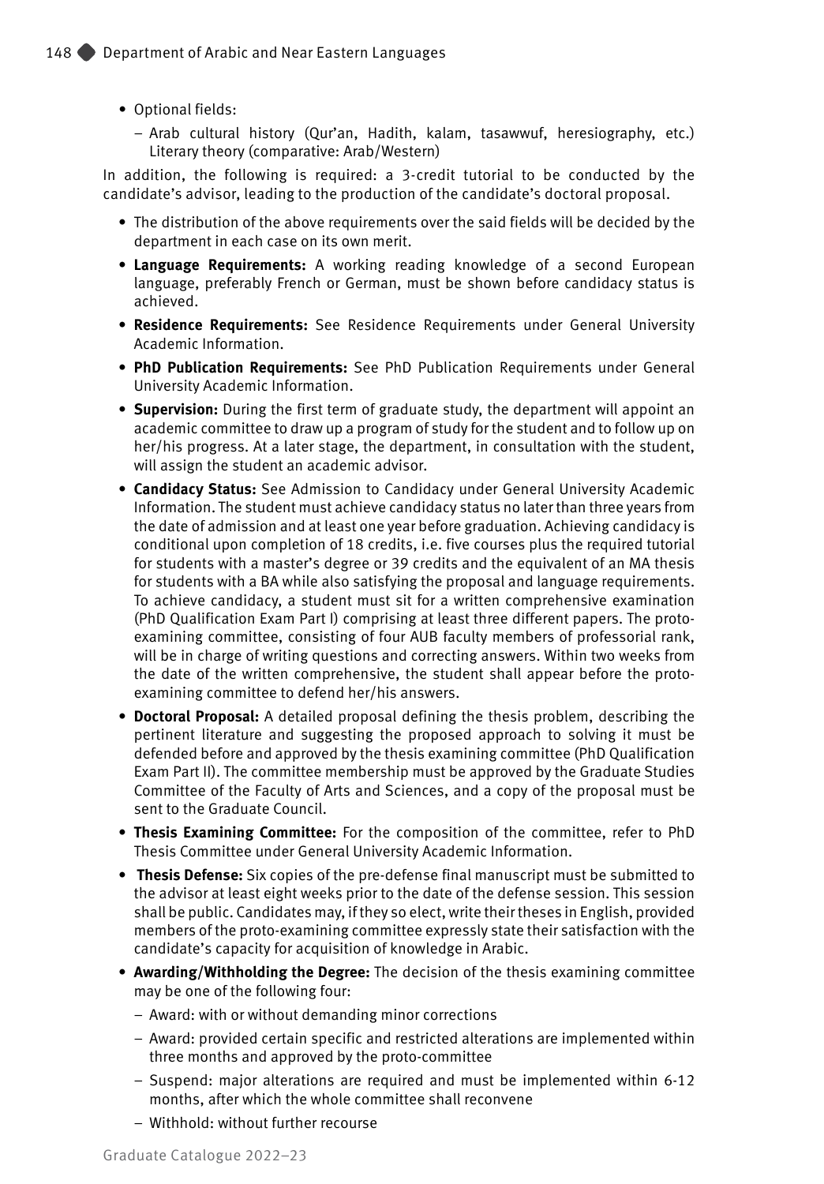- Optional fields:
  - Arab cultural history (Qur'an, Hadith, kalam, tasawwuf, heresiography, etc.) Literary theory (comparative: Arab/Western)

In addition, the following is required: a 3-credit tutorial to be conducted by the candidate's advisor, leading to the production of the candidate's doctoral proposal.

- The distribution of the above requirements over the said fields will be decided by the department in each case on its own merit.
- **Language Requirements:** A working reading knowledge of a second European language, preferably French or German, must be shown before candidacy status is achieved.
- **Residence Requirements:** See Residence Requirements under General University Academic Information.
- **PhD Publication Requirements:** See PhD Publication Requirements under General University Academic Information.
- **Supervision:** During the first term of graduate study, the department will appoint an academic committee to draw up a program of study for the student and to follow up on her/his progress. At a later stage, the department, in consultation with the student, will assign the student an academic advisor.
- **Candidacy Status:** See Admission to Candidacy under General University Academic Information. The student must achieve candidacy status no later than three years from the date of admission and at least one year before graduation. Achieving candidacy is conditional upon completion of 18 credits, i.e. five courses plus the required tutorial for students with a master's degree or 39 credits and the equivalent of an MA thesis for students with a BA while also satisfying the proposal and language requirements. To achieve candidacy, a student must sit for a written comprehensive examination (PhD Qualification Exam Part I) comprising at least three different papers. The proto-examining committee, consisting of four AUB faculty members of professorial rank, will be in charge of writing questions and correcting answers. Within two weeks from the date of the written comprehensive, the student shall appear before the proto-examining committee to defend her/his answers.
- **Doctoral Proposal:** A detailed proposal defining the thesis problem, describing the pertinent literature and suggesting the proposed approach to solving it must be defended before and approved by the thesis examining committee (PhD Qualification Exam Part II). The committee membership must be approved by the Graduate Studies Committee of the Faculty of Arts and Sciences, and a copy of the proposal must be sent to the Graduate Council.
- **Thesis Examining Committee:** For the composition of the committee, refer to PhD Thesis Committee under General University Academic Information.
- **Thesis Defense:** Six copies of the pre-defense final manuscript must be submitted to the advisor at least eight weeks prior to the date of the defense session. This session shall be public. Candidates may, if they so elect, write their theses in English, provided members of the proto-examining committee expressly state their satisfaction with the candidate's capacity for acquisition of knowledge in Arabic.
- **Awarding/Withholding the Degree:** The decision of the thesis examining committee may be one of the following four:
  - Award: with or without demanding minor corrections
  - Award: provided certain specific and restricted alterations are implemented within three months and approved by the proto-committee
  - Suspend: major alterations are required and must be implemented within 6-12 months, after which the whole committee shall reconvene
  - Withhold: without further recourse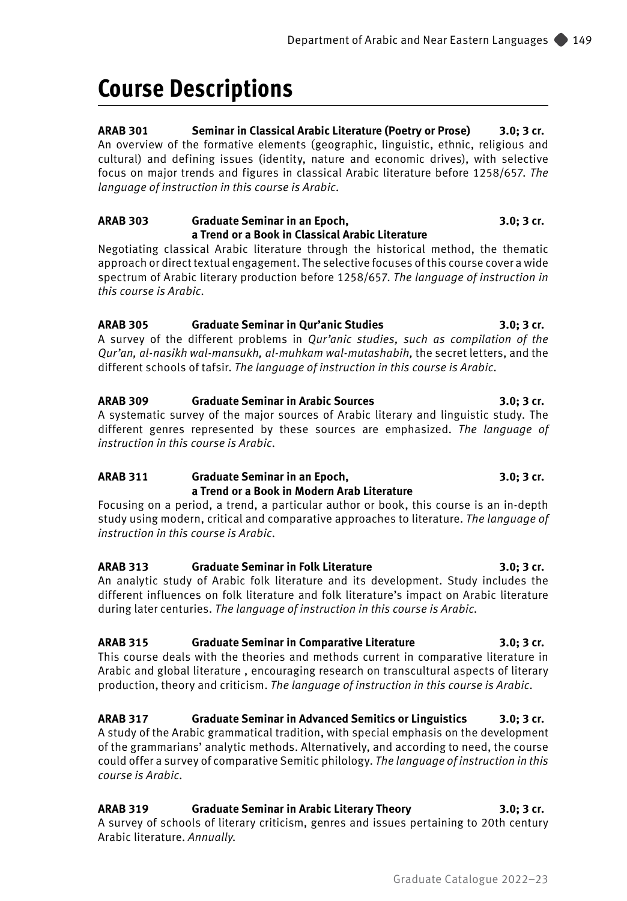# Course Descriptions

**ARAB 301 Seminar in Classical Arabic Literature (Poetry or Prose) 3.0; 3 cr.**
An overview of the formative elements (geographic, linguistic, ethnic, religious and cultural) and defining issues (identity, nature and economic drives), with selective focus on major trends and figures in classical Arabic literature before 1258/657. *The language of instruction in this course is Arabic.*

**ARAB 303 Graduate Seminar in an Epoch, a Trend or a Book in Classical Arabic Literature 3.0; 3 cr.**
Negotiating classical Arabic literature through the historical method, the thematic approach or direct textual engagement. The selective focuses of this course cover a wide spectrum of Arabic literary production before 1258/657. *The language of instruction in this course is Arabic.*

**ARAB 305 Graduate Seminar in Qur'anic Studies 3.0; 3 cr.**
A survey of the different problems in *Qur'anic studies, such as compilation of the Qur'an, al-nasikh wal-mansukh, al-muhkam wal-mutashabih,* the secret letters, and the different schools of tafsir. *The language of instruction in this course is Arabic.*

**ARAB 309 Graduate Seminar in Arabic Sources 3.0; 3 cr.**
A systematic survey of the major sources of Arabic literary and linguistic study. The different genres represented by these sources are emphasized. *The language of instruction in this course is Arabic.*

**ARAB 311 Graduate Seminar in an Epoch, a Trend or a Book in Modern Arab Literature 3.0; 3 cr.**
Focusing on a period, a trend, a particular author or book, this course is an in-depth study using modern, critical and comparative approaches to literature. *The language of instruction in this course is Arabic.*

**ARAB 313 Graduate Seminar in Folk Literature 3.0; 3 cr.**
An analytic study of Arabic folk literature and its development. Study includes the different influences on folk literature and folk literature's impact on Arabic literature during later centuries. *The language of instruction in this course is Arabic.*

**ARAB 315 Graduate Seminar in Comparative Literature 3.0; 3 cr.**
This course deals with the theories and methods current in comparative literature in Arabic and global literature , encouraging research on transcultural aspects of literary production, theory and criticism. *The language of instruction in this course is Arabic.*

**ARAB 317 Graduate Seminar in Advanced Semitics or Linguistics 3.0; 3 cr.**
A study of the Arabic grammatical tradition, with special emphasis on the development of the grammarians' analytic methods. Alternatively, and according to need, the course could offer a survey of comparative Semitic philology. *The language of instruction in this course is Arabic.*

**ARAB 319 Graduate Seminar in Arabic Literary Theory 3.0; 3 cr.**
A survey of schools of literary criticism, genres and issues pertaining to 20th century Arabic literature. *Annually.*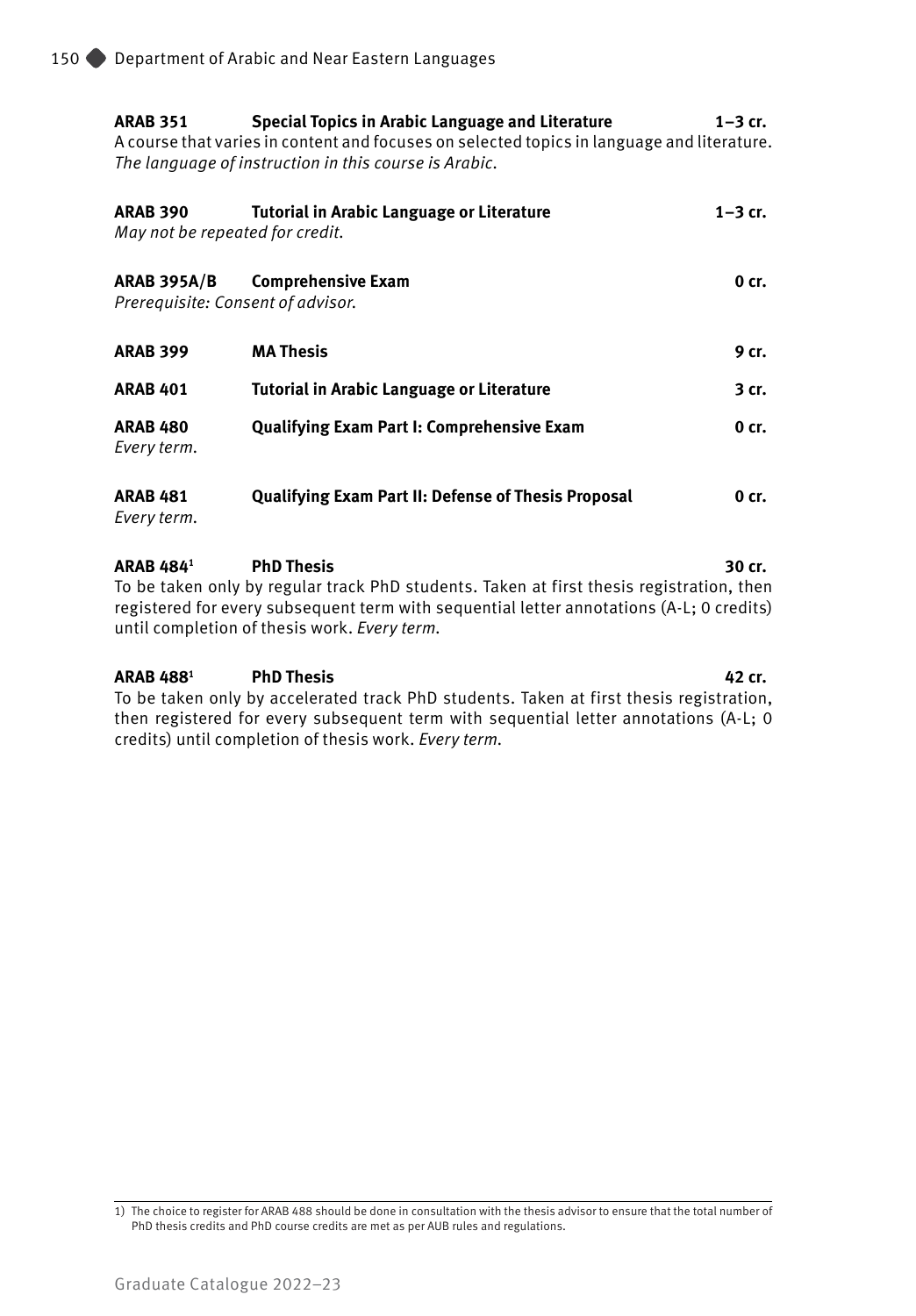**ARAB 351 Special Topics in Arabic Language and Literature 1–3 cr.**
A course that varies in content and focuses on selected topics in language and literature. *The language of instruction in this course is Arabic.*

**ARAB 390 Tutorial in Arabic Language or Literature 1–3 cr.**
*May not be repeated for credit.*

**ARAB 395A/B Comprehensive Exam 0 cr.**
*Prerequisite: Consent of advisor.*

**ARAB 399 MA Thesis 9 cr.**

**ARAB 401 Tutorial in Arabic Language or Literature 3 cr.**

**ARAB 480 Qualifying Exam Part I: Comprehensive Exam 0 cr.**
*Every term.*

**ARAB 481 Qualifying Exam Part II: Defense of Thesis Proposal 0 cr.**
*Every term.*

**ARAB 484[1] PhD Thesis 30 cr.**
To be taken only by regular track PhD students. Taken at first thesis registration, then registered for every subsequent term with sequential letter annotations (A-L; 0 credits) until completion of thesis work. *Every term.*

**ARAB 488[1] PhD Thesis 42 cr.**
To be taken only by accelerated track PhD students. Taken at first thesis registration, then registered for every subsequent term with sequential letter annotations (A-L; 0 credits) until completion of thesis work. *Every term.*

1) The choice to register for ARAB 488 should be done in consultation with the thesis advisor to ensure that the total number of PhD thesis credits and PhD course credits are met as per AUB rules and regulations.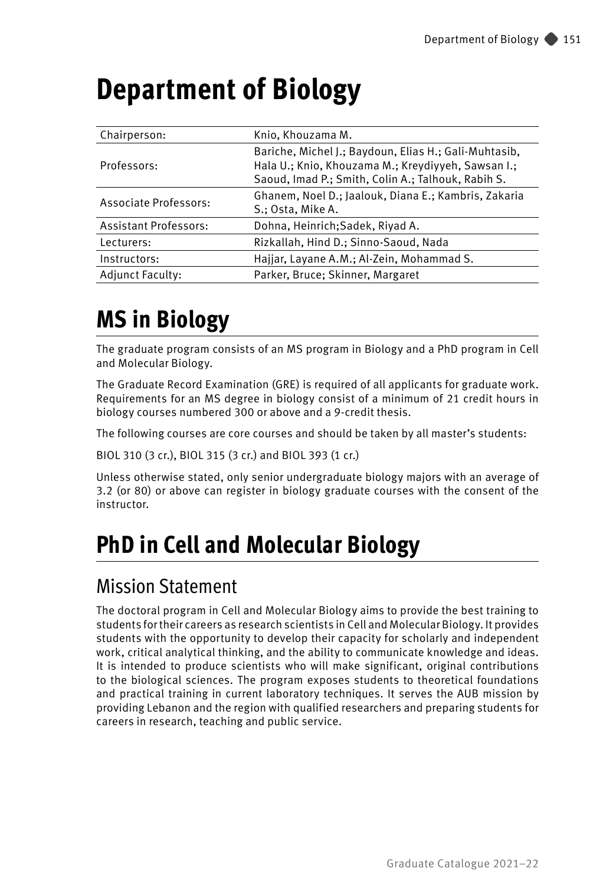# Department of Biology

| | |
|---|---|
| Chairperson: | Knio, Khouzama M. |
| Professors: | Bariche, Michel J.; Baydoun, Elias H.; Gali-Muhtasib, Hala U.; Knio, Khouzama M.; Kreydiyyeh, Sawsan I.; Saoud, Imad P.; Smith, Colin A.; Talhouk, Rabih S. |
| Associate Professors: | Ghanem, Noel D.; Jaalouk, Diana E.; Kambris, Zakaria S.; Osta, Mike A. |
| Assistant Professors: | Dohna, Heinrich;Sadek, Riyad A. |
| Lecturers: | Rizkallah, Hind D.; Sinno-Saoud, Nada |
| Instructors: | Hajjar, Layane A.M.; Al-Zein, Mohammad S. |
| Adjunct Faculty: | Parker, Bruce; Skinner, Margaret |

# MS in Biology

The graduate program consists of an MS program in Biology and a PhD program in Cell and Molecular Biology.

The Graduate Record Examination (GRE) is required of all applicants for graduate work. Requirements for an MS degree in biology consist of a minimum of 21 credit hours in biology courses numbered 300 or above and a 9-credit thesis.

The following courses are core courses and should be taken by all master's students:

BIOL 310 (3 cr.), BIOL 315 (3 cr.) and BIOL 393 (1 cr.)

Unless otherwise stated, only senior undergraduate biology majors with an average of 3.2 (or 80) or above can register in biology graduate courses with the consent of the instructor.

# PhD in Cell and Molecular Biology

## Mission Statement

The doctoral program in Cell and Molecular Biology aims to provide the best training to students for their careers as research scientists in Cell and Molecular Biology. It provides students with the opportunity to develop their capacity for scholarly and independent work, critical analytical thinking, and the ability to communicate knowledge and ideas. It is intended to produce scientists who will make significant, original contributions to the biological sciences. The program exposes students to theoretical foundations and practical training in current laboratory techniques. It serves the AUB mission by providing Lebanon and the region with qualified researchers and preparing students for careers in research, teaching and public service.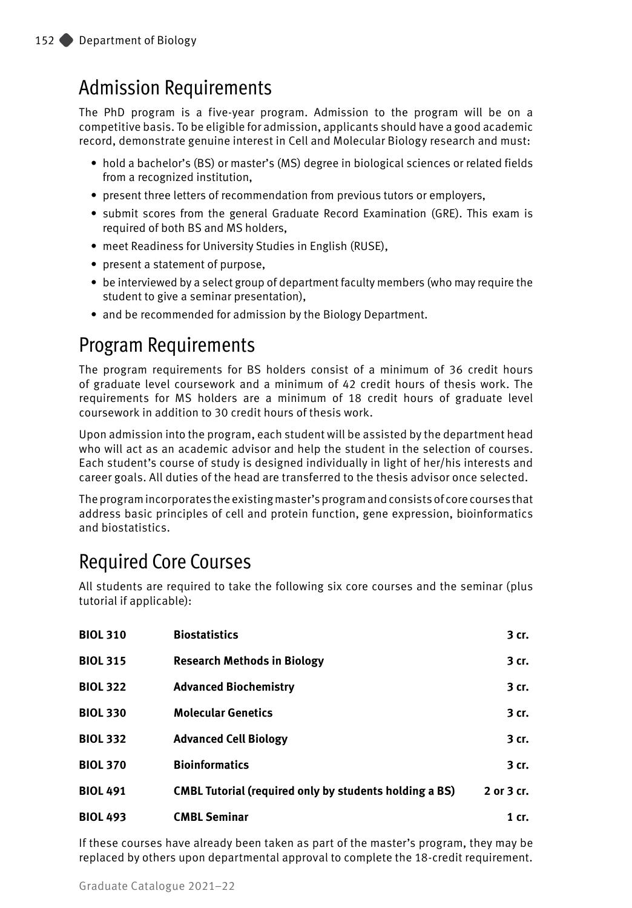## Admission Requirements

The PhD program is a five-year program. Admission to the program will be on a competitive basis. To be eligible for admission, applicants should have a good academic record, demonstrate genuine interest in Cell and Molecular Biology research and must:

- hold a bachelor's (BS) or master's (MS) degree in biological sciences or related fields from a recognized institution,
- present three letters of recommendation from previous tutors or employers,
- submit scores from the general Graduate Record Examination (GRE). This exam is required of both BS and MS holders,
- meet Readiness for University Studies in English (RUSE),
- present a statement of purpose,
- be interviewed by a select group of department faculty members (who may require the student to give a seminar presentation),
- and be recommended for admission by the Biology Department.

## Program Requirements

The program requirements for BS holders consist of a minimum of 36 credit hours of graduate level coursework and a minimum of 42 credit hours of thesis work. The requirements for MS holders are a minimum of 18 credit hours of graduate level coursework in addition to 30 credit hours of thesis work.

Upon admission into the program, each student will be assisted by the department head who will act as an academic advisor and help the student in the selection of courses. Each student's course of study is designed individually in light of her/his interests and career goals. All duties of the head are transferred to the thesis advisor once selected.

The program incorporates the existing master's program and consists of core courses that address basic principles of cell and protein function, gene expression, bioinformatics and biostatistics.

## Required Core Courses

All students are required to take the following six core courses and the seminar (plus tutorial if applicable):

| | | |
|---|---|---|
| **BIOL 310** | **Biostatistics** | **3 cr.** |
| **BIOL 315** | **Research Methods in Biology** | **3 cr.** |
| **BIOL 322** | **Advanced Biochemistry** | **3 cr.** |
| **BIOL 330** | **Molecular Genetics** | **3 cr.** |
| **BIOL 332** | **Advanced Cell Biology** | **3 cr.** |
| **BIOL 370** | **Bioinformatics** | **3 cr.** |
| **BIOL 491** | **CMBL Tutorial (required only by students holding a BS)** | **2 or 3 cr.** |
| **BIOL 493** | **CMBL Seminar** | **1 cr.** |

If these courses have already been taken as part of the master's program, they may be replaced by others upon departmental approval to complete the 18-credit requirement.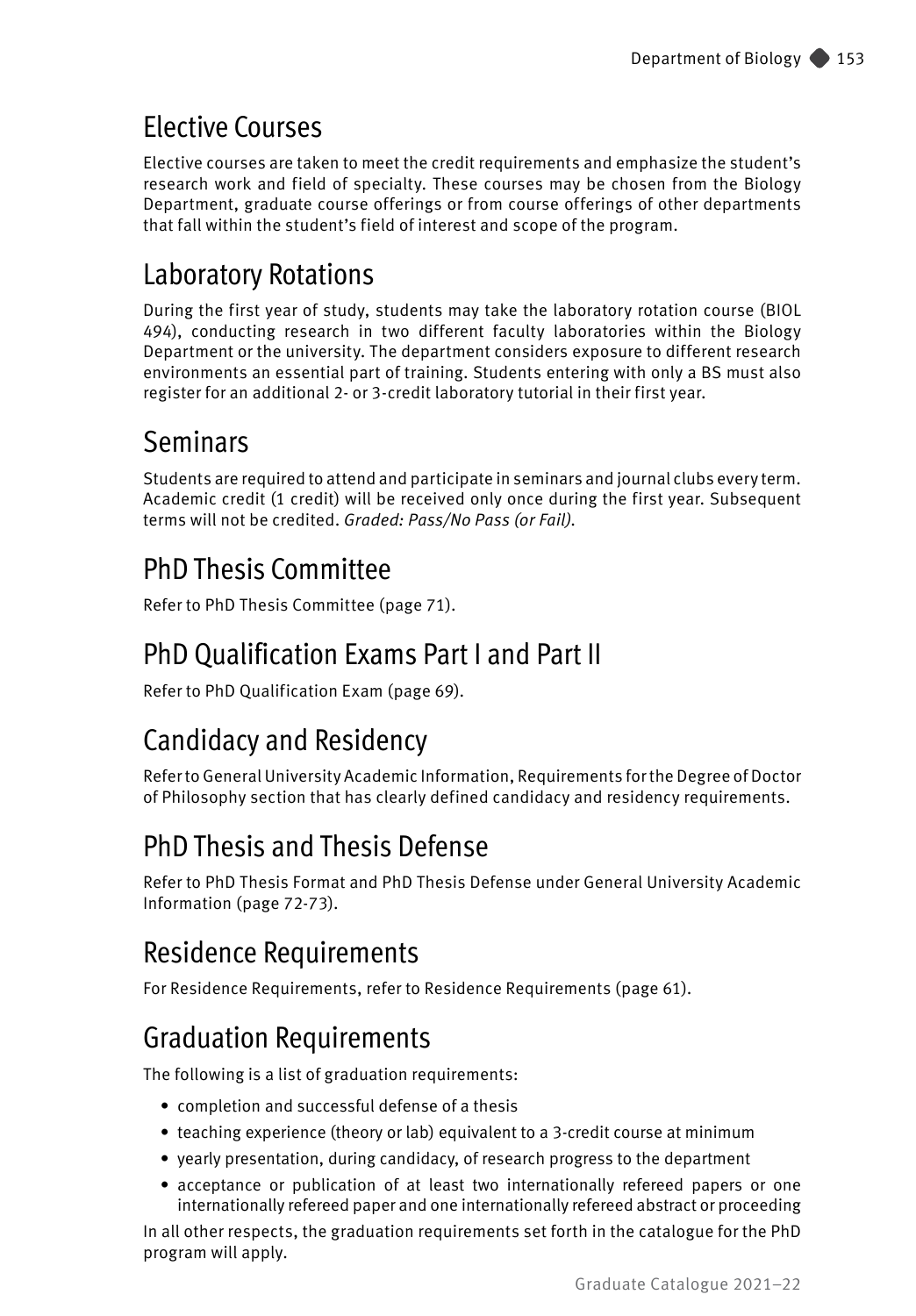## Elective Courses

Elective courses are taken to meet the credit requirements and emphasize the student's research work and field of specialty. These courses may be chosen from the Biology Department, graduate course offerings or from course offerings of other departments that fall within the student's field of interest and scope of the program.

## Laboratory Rotations

During the first year of study, students may take the laboratory rotation course (BIOL 494), conducting research in two different faculty laboratories within the Biology Department or the university. The department considers exposure to different research environments an essential part of training. Students entering with only a BS must also register for an additional 2- or 3-credit laboratory tutorial in their first year.

## Seminars

Students are required to attend and participate in seminars and journal clubs every term. Academic credit (1 credit) will be received only once during the first year. Subsequent terms will not be credited. *Graded: Pass/No Pass (or Fail).*

## PhD Thesis Committee

Refer to PhD Thesis Committee (page 71).

## PhD Qualification Exams Part I and Part II

Refer to PhD Qualification Exam (page 69).

## Candidacy and Residency

Refer to General University Academic Information, Requirements for the Degree of Doctor of Philosophy section that has clearly defined candidacy and residency requirements.

## PhD Thesis and Thesis Defense

Refer to PhD Thesis Format and PhD Thesis Defense under General University Academic Information (page 72-73).

## Residence Requirements

For Residence Requirements, refer to Residence Requirements (page 61).

## Graduation Requirements

The following is a list of graduation requirements:

- completion and successful defense of a thesis
- teaching experience (theory or lab) equivalent to a 3-credit course at minimum
- yearly presentation, during candidacy, of research progress to the department
- acceptance or publication of at least two internationally refereed papers or one internationally refereed paper and one internationally refereed abstract or proceeding

In all other respects, the graduation requirements set forth in the catalogue for the PhD program will apply.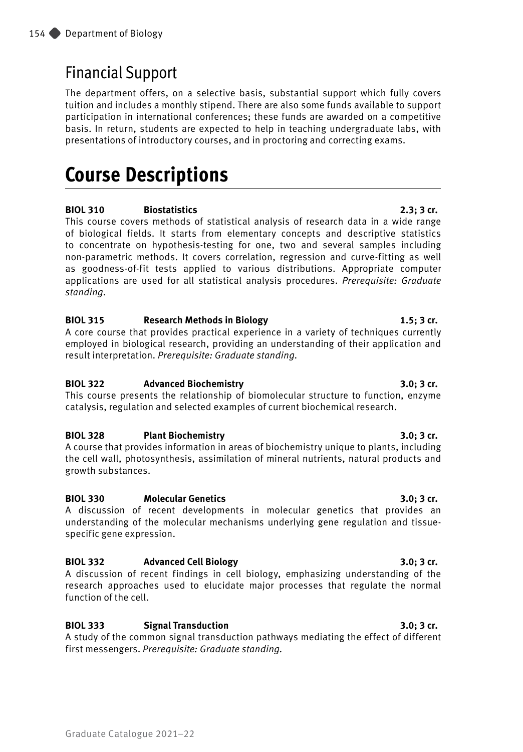## Financial Support

The department offers, on a selective basis, substantial support which fully covers tuition and includes a monthly stipend. There are also some funds available to support participation in international conferences; these funds are awarded on a competitive basis. In return, students are expected to help in teaching undergraduate labs, with presentations of introductory courses, and in proctoring and correcting exams.

# Course Descriptions

**BIOL 310 Biostatistics 2.3; 3 cr.**
This course covers methods of statistical analysis of research data in a wide range of biological fields. It starts from elementary concepts and descriptive statistics to concentrate on hypothesis-testing for one, two and several samples including non-parametric methods. It covers correlation, regression and curve-fitting as well as goodness-of-fit tests applied to various distributions. Appropriate computer applications are used for all statistical analysis procedures. *Prerequisite: Graduate standing.*

**BIOL 315 Research Methods in Biology 1.5; 3 cr.**
A core course that provides practical experience in a variety of techniques currently employed in biological research, providing an understanding of their application and result interpretation. *Prerequisite: Graduate standing.*

**BIOL 322 Advanced Biochemistry 3.0; 3 cr.**
This course presents the relationship of biomolecular structure to function, enzyme catalysis, regulation and selected examples of current biochemical research.

**BIOL 328 Plant Biochemistry 3.0; 3 cr.**
A course that provides information in areas of biochemistry unique to plants, including the cell wall, photosynthesis, assimilation of mineral nutrients, natural products and growth substances.

**BIOL 330 Molecular Genetics 3.0; 3 cr.**
A discussion of recent developments in molecular genetics that provides an understanding of the molecular mechanisms underlying gene regulation and tissue-specific gene expression.

**BIOL 332 Advanced Cell Biology 3.0; 3 cr.**
A discussion of recent findings in cell biology, emphasizing understanding of the research approaches used to elucidate major processes that regulate the normal function of the cell.

**BIOL 333 Signal Transduction 3.0; 3 cr.**
A study of the common signal transduction pathways mediating the effect of different first messengers. *Prerequisite: Graduate standing.*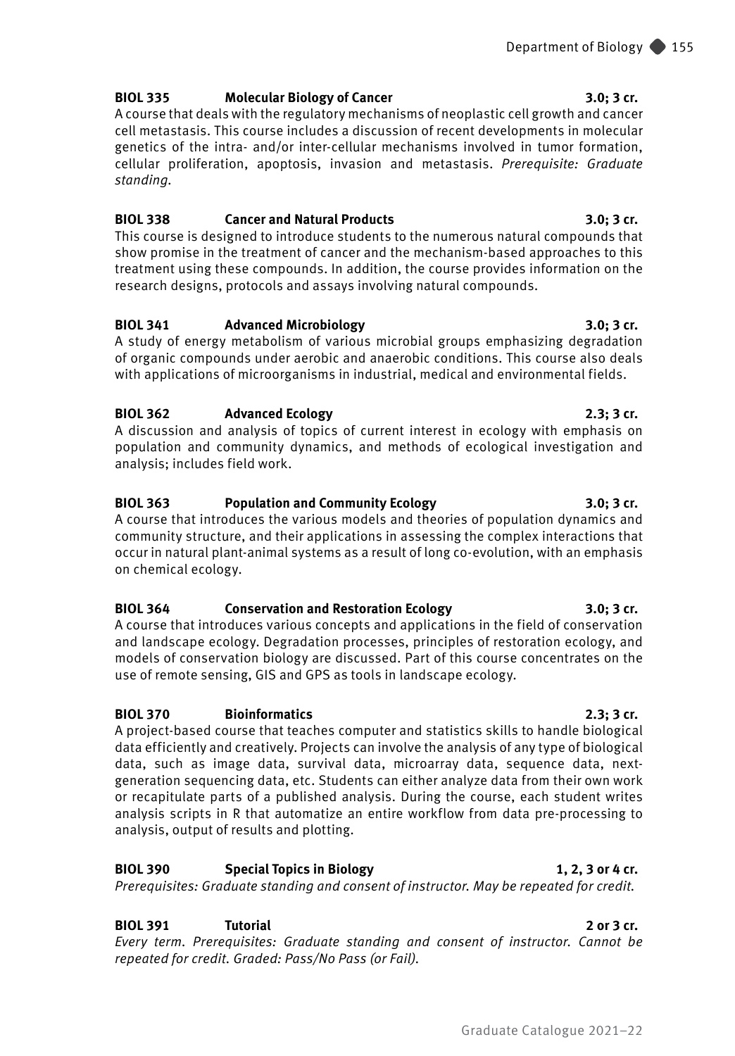**BIOL 335 Molecular Biology of Cancer 3.0; 3 cr.**
A course that deals with the regulatory mechanisms of neoplastic cell growth and cancer cell metastasis. This course includes a discussion of recent developments in molecular genetics of the intra- and/or inter-cellular mechanisms involved in tumor formation, cellular proliferation, apoptosis, invasion and metastasis. *Prerequisite: Graduate standing.*

**BIOL 338 Cancer and Natural Products 3.0; 3 cr.**
This course is designed to introduce students to the numerous natural compounds that show promise in the treatment of cancer and the mechanism-based approaches to this treatment using these compounds. In addition, the course provides information on the research designs, protocols and assays involving natural compounds.

**BIOL 341 Advanced Microbiology 3.0; 3 cr.**
A study of energy metabolism of various microbial groups emphasizing degradation of organic compounds under aerobic and anaerobic conditions. This course also deals with applications of microorganisms in industrial, medical and environmental fields.

**BIOL 362 Advanced Ecology 2.3; 3 cr.**
A discussion and analysis of topics of current interest in ecology with emphasis on population and community dynamics, and methods of ecological investigation and analysis; includes field work.

**BIOL 363 Population and Community Ecology 3.0; 3 cr.**
A course that introduces the various models and theories of population dynamics and community structure, and their applications in assessing the complex interactions that occur in natural plant-animal systems as a result of long co-evolution, with an emphasis on chemical ecology.

**BIOL 364 Conservation and Restoration Ecology 3.0; 3 cr.**
A course that introduces various concepts and applications in the field of conservation and landscape ecology. Degradation processes, principles of restoration ecology, and models of conservation biology are discussed. Part of this course concentrates on the use of remote sensing, GIS and GPS as tools in landscape ecology.

**BIOL 370 Bioinformatics 2.3; 3 cr.**
A project-based course that teaches computer and statistics skills to handle biological data efficiently and creatively. Projects can involve the analysis of any type of biological data, such as image data, survival data, microarray data, sequence data, next-generation sequencing data, etc. Students can either analyze data from their own work or recapitulate parts of a published analysis. During the course, each student writes analysis scripts in R that automatize an entire workflow from data pre-processing to analysis, output of results and plotting.

**BIOL 390 Special Topics in Biology 1, 2, 3 or 4 cr.**
*Prerequisites: Graduate standing and consent of instructor. May be repeated for credit.*

**BIOL 391 Tutorial 2 or 3 cr.**
*Every term. Prerequisites: Graduate standing and consent of instructor. Cannot be repeated for credit. Graded: Pass/No Pass (or Fail).*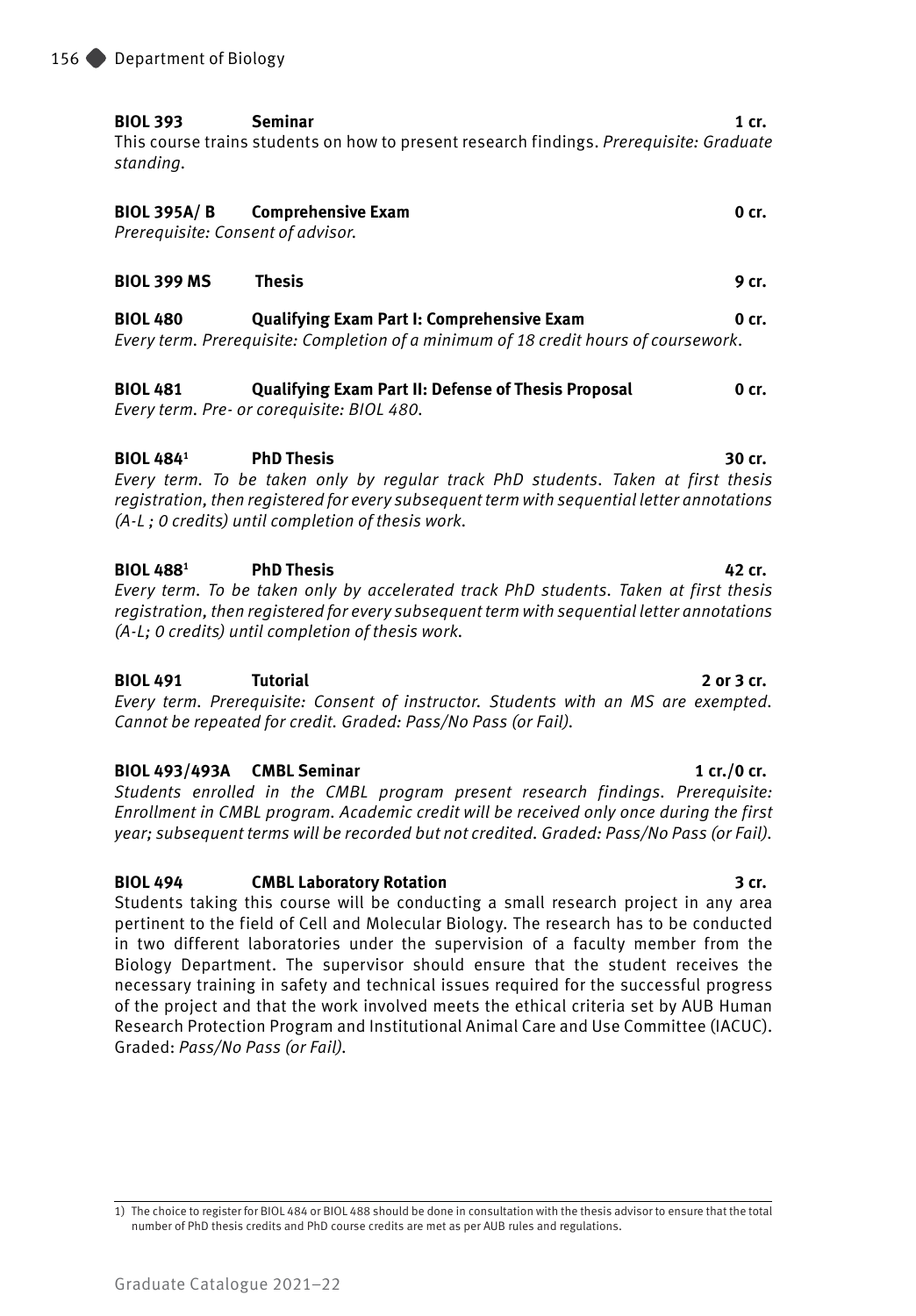**BIOL 393 Seminar 1 cr.**
This course trains students on how to present research findings. *Prerequisite: Graduate standing.*

**BIOL 395A/ B Comprehensive Exam 0 cr.**
*Prerequisite: Consent of advisor.*

**BIOL 399 MS Thesis 9 cr.**

**BIOL 480 Qualifying Exam Part I: Comprehensive Exam 0 cr.**
*Every term. Prerequisite: Completion of a minimum of 18 credit hours of coursework.*

**BIOL 481 Qualifying Exam Part II: Defense of Thesis Proposal 0 cr.**
*Every term. Pre- or corequisite: BIOL 480.*

**BIOL 484[1] PhD Thesis 30 cr.**
*Every term. To be taken only by regular track PhD students. Taken at first thesis registration, then registered for every subsequent term with sequential letter annotations (A-L ; 0 credits) until completion of thesis work.*

**BIOL 488[1] PhD Thesis 42 cr.**
*Every term. To be taken only by accelerated track PhD students. Taken at first thesis registration, then registered for every subsequent term with sequential letter annotations (A-L; 0 credits) until completion of thesis work.*

**BIOL 491 Tutorial 2 or 3 cr.**
*Every term. Prerequisite: Consent of instructor. Students with an MS are exempted. Cannot be repeated for credit. Graded: Pass/No Pass (or Fail).*

**BIOL 493/493A CMBL Seminar 1 cr./0 cr.**
*Students enrolled in the CMBL program present research findings. Prerequisite: Enrollment in CMBL program. Academic credit will be received only once during the first year; subsequent terms will be recorded but not credited. Graded: Pass/No Pass (or Fail).*

**BIOL 494 CMBL Laboratory Rotation 3 cr.**
Students taking this course will be conducting a small research project in any area pertinent to the field of Cell and Molecular Biology. The research has to be conducted in two different laboratories under the supervision of a faculty member from the Biology Department. The supervisor should ensure that the student receives the necessary training in safety and technical issues required for the successful progress of the project and that the work involved meets the ethical criteria set by AUB Human Research Protection Program and Institutional Animal Care and Use Committee (IACUC). Graded: *Pass/No Pass (or Fail).*

---

1) The choice to register for BIOL 484 or BIOL 488 should be done in consultation with the thesis advisor to ensure that the total number of PhD thesis credits and PhD course credits are met as per AUB rules and regulations.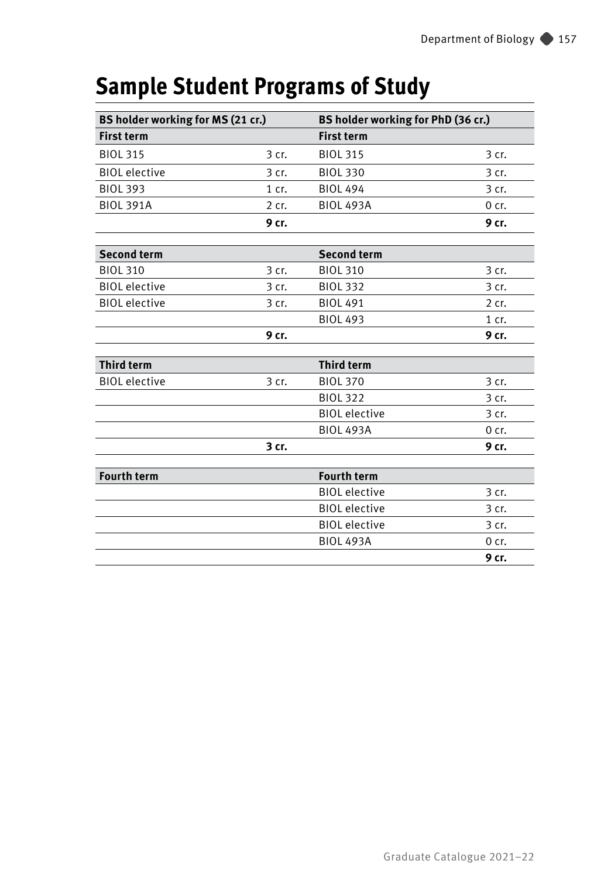# Sample Student Programs of Study

| BS holder working for MS (21 cr.) | | BS holder working for PhD (36 cr.) | |
|---|---|---|---|
| **First term** | | **First term** | |
| BIOL 315 | 3 cr. | BIOL 315 | 3 cr. |
| BIOL elective | 3 cr. | BIOL 330 | 3 cr. |
| BIOL 393 | 1 cr. | BIOL 494 | 3 cr. |
| BIOL 391A | 2 cr. | BIOL 493A | 0 cr. |
| | **9 cr.** | | **9 cr.** |
| **Second term** | | **Second term** | |
| BIOL 310 | 3 cr. | BIOL 310 | 3 cr. |
| BIOL elective | 3 cr. | BIOL 332 | 3 cr. |
| BIOL elective | 3 cr. | BIOL 491 | 2 cr. |
| | | BIOL 493 | 1 cr. |
| | **9 cr.** | | **9 cr.** |
| **Third term** | | **Third term** | |
| BIOL elective | 3 cr. | BIOL 370 | 3 cr. |
| | | BIOL 322 | 3 cr. |
| | | BIOL elective | 3 cr. |
| | | BIOL 493A | 0 cr. |
| | **3 cr.** | | **9 cr.** |
| **Fourth term** | | **Fourth term** | |
| | | BIOL elective | 3 cr. |
| | | BIOL elective | 3 cr. |
| | | BIOL elective | 3 cr. |
| | | BIOL 493A | 0 cr. |
| | | | **9 cr.** |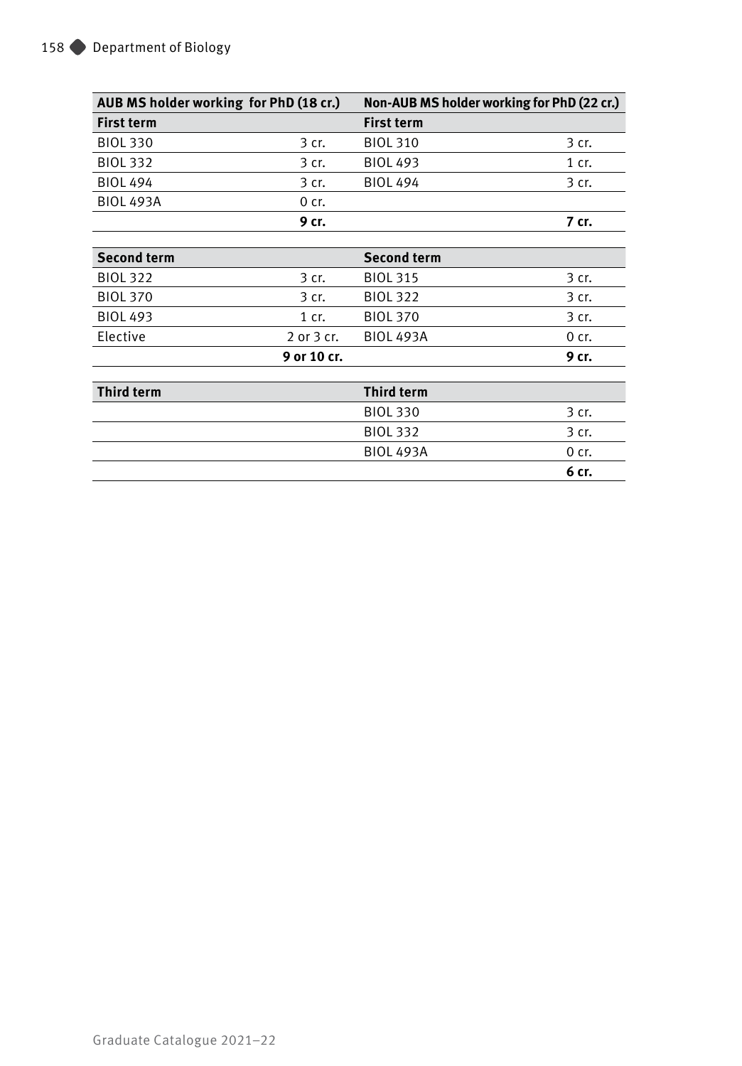| AUB MS holder working for PhD (18 cr.) | | Non-AUB MS holder working for PhD (22 cr.) | |
|---|---|---|---|
| **First term** | | **First term** | |
| BIOL 330 | 3 cr. | BIOL 310 | 3 cr. |
| BIOL 332 | 3 cr. | BIOL 493 | 1 cr. |
| BIOL 494 | 3 cr. | BIOL 494 | 3 cr. |
| BIOL 493A | 0 cr. | | |
| | **9 cr.** | | **7 cr.** |
| **Second term** | | **Second term** | |
| BIOL 322 | 3 cr. | BIOL 315 | 3 cr. |
| BIOL 370 | 3 cr. | BIOL 322 | 3 cr. |
| BIOL 493 | 1 cr. | BIOL 370 | 3 cr. |
| Elective | 2 or 3 cr. | BIOL 493A | 0 cr. |
| | **9 or 10 cr.** | | **9 cr.** |
| **Third term** | | **Third term** | |
| | | BIOL 330 | 3 cr. |
| | | BIOL 332 | 3 cr. |
| | | BIOL 493A | 0 cr. |
| | | | **6 cr.** |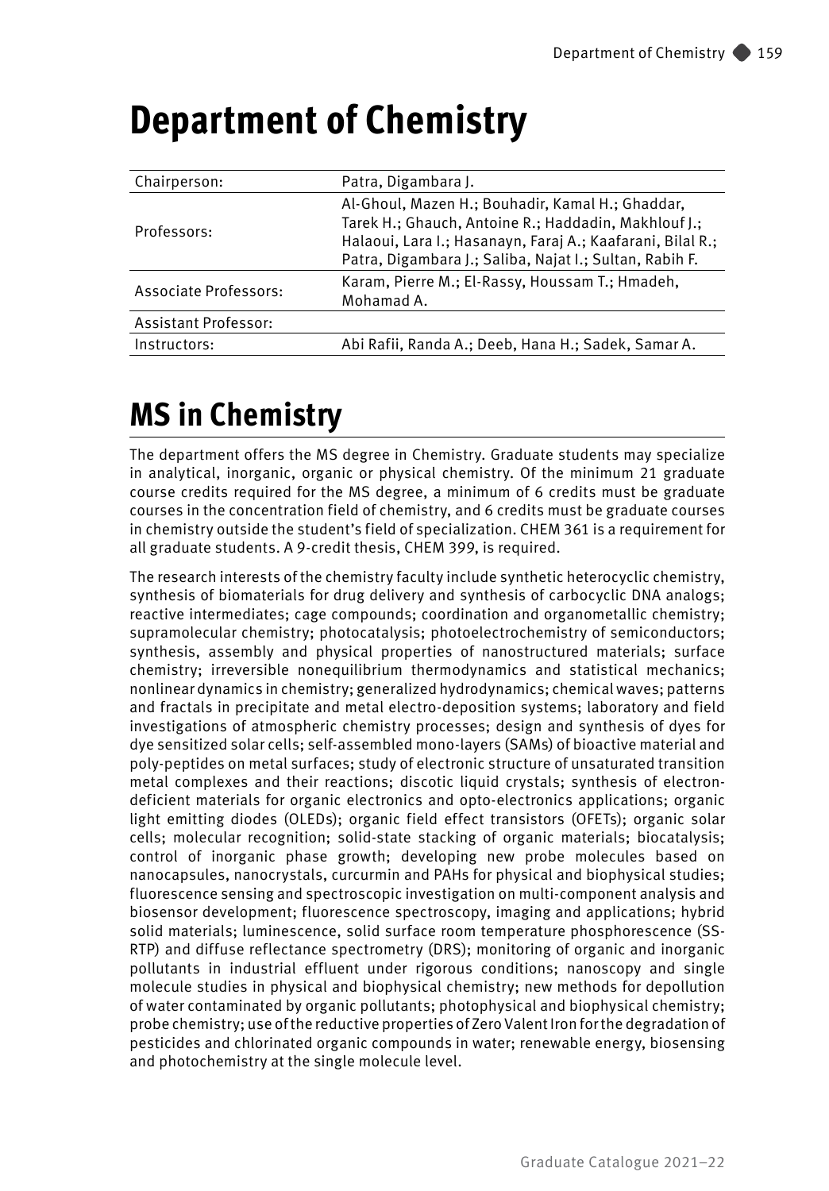# Department of Chemistry

| Chairperson: | Patra, Digambara J. |
|---|---|
| Professors: | Al-Ghoul, Mazen H.; Bouhadir, Kamal H.; Ghaddar, Tarek H.; Ghauch, Antoine R.; Haddadin, Makhlouf J.; Halaoui, Lara I.; Hasanayn, Faraj A.; Kaafarani, Bilal R.; Patra, Digambara J.; Saliba, Najat I.; Sultan, Rabih F. |
| Associate Professors: | Karam, Pierre M.; El-Rassy, Houssam T.; Hmadeh, Mohamad A. |
| Assistant Professor: | |
| Instructors: | Abi Rafii, Randa A.; Deeb, Hana H.; Sadek, Samar A. |

# MS in Chemistry

The department offers the MS degree in Chemistry. Graduate students may specialize in analytical, inorganic, organic or physical chemistry. Of the minimum 21 graduate course credits required for the MS degree, a minimum of 6 credits must be graduate courses in the concentration field of chemistry, and 6 credits must be graduate courses in chemistry outside the student's field of specialization. CHEM 361 is a requirement for all graduate students. A 9-credit thesis, CHEM 399, is required.

The research interests of the chemistry faculty include synthetic heterocyclic chemistry, synthesis of biomaterials for drug delivery and synthesis of carbocyclic DNA analogs; reactive intermediates; cage compounds; coordination and organometallic chemistry; supramolecular chemistry; photocatalysis; photoelectrochemistry of semiconductors; synthesis, assembly and physical properties of nanostructured materials; surface chemistry; irreversible nonequilibrium thermodynamics and statistical mechanics; nonlinear dynamics in chemistry; generalized hydrodynamics; chemical waves; patterns and fractals in precipitate and metal electro-deposition systems; laboratory and field investigations of atmospheric chemistry processes; design and synthesis of dyes for dye sensitized solar cells; self-assembled mono-layers (SAMs) of bioactive material and poly-peptides on metal surfaces; study of electronic structure of unsaturated transition metal complexes and their reactions; discotic liquid crystals; synthesis of electron-deficient materials for organic electronics and opto-electronics applications; organic light emitting diodes (OLEDs); organic field effect transistors (OFETs); organic solar cells; molecular recognition; solid-state stacking of organic materials; biocatalysis; control of inorganic phase growth; developing new probe molecules based on nanocapsules, nanocrystals, curcurmin and PAHs for physical and biophysical studies; fluorescence sensing and spectroscopic investigation on multi-component analysis and biosensor development; fluorescence spectroscopy, imaging and applications; hybrid solid materials; luminescence, solid surface room temperature phosphorescence (SS-RTP) and diffuse reflectance spectrometry (DRS); monitoring of organic and inorganic pollutants in industrial effluent under rigorous conditions; nanoscopy and single molecule studies in physical and biophysical chemistry; new methods for depollution of water contaminated by organic pollutants; photophysical and biophysical chemistry; probe chemistry; use of the reductive properties of Zero Valent Iron for the degradation of pesticides and chlorinated organic compounds in water; renewable energy, biosensing and photochemistry at the single molecule level.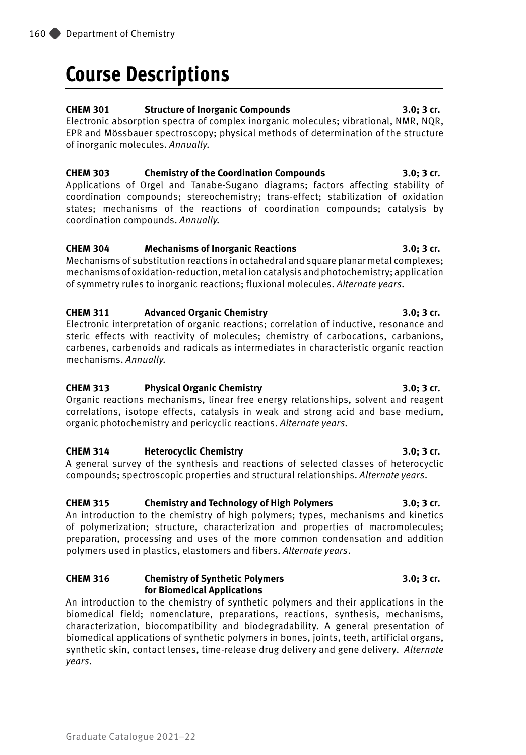# Course Descriptions

**CHEM 301 Structure of Inorganic Compounds 3.0; 3 cr.**

Electronic absorption spectra of complex inorganic molecules; vibrational, NMR, NQR, EPR and Mössbauer spectroscopy; physical methods of determination of the structure of inorganic molecules. *Annually.*

**CHEM 303 Chemistry of the Coordination Compounds 3.0; 3 cr.**

Applications of Orgel and Tanabe-Sugano diagrams; factors affecting stability of coordination compounds; stereochemistry; trans-effect; stabilization of oxidation states; mechanisms of the reactions of coordination compounds; catalysis by coordination compounds. *Annually.*

**CHEM 304 Mechanisms of Inorganic Reactions 3.0; 3 cr.**

Mechanisms of substitution reactions in octahedral and square planar metal complexes; mechanisms of oxidation-reduction, metal ion catalysis and photochemistry; application of symmetry rules to inorganic reactions; fluxional molecules. *Alternate years.*

**CHEM 311 Advanced Organic Chemistry 3.0; 3 cr.**

Electronic interpretation of organic reactions; correlation of inductive, resonance and steric effects with reactivity of molecules; chemistry of carbocations, carbanions, carbenes, carbenoids and radicals as intermediates in characteristic organic reaction mechanisms. *Annually.*

**CHEM 313 Physical Organic Chemistry 3.0; 3 cr.**

Organic reactions mechanisms, linear free energy relationships, solvent and reagent correlations, isotope effects, catalysis in weak and strong acid and base medium, organic photochemistry and pericyclic reactions. *Alternate years.*

**CHEM 314 Heterocyclic Chemistry 3.0; 3 cr.**

A general survey of the synthesis and reactions of selected classes of heterocyclic compounds; spectroscopic properties and structural relationships. *Alternate years.*

**CHEM 315 Chemistry and Technology of High Polymers 3.0; 3 cr.**

An introduction to the chemistry of high polymers; types, mechanisms and kinetics of polymerization; structure, characterization and properties of macromolecules; preparation, processing and uses of the more common condensation and addition polymers used in plastics, elastomers and fibers. *Alternate years.*

**CHEM 316 Chemistry of Synthetic Polymers for Biomedical Applications 3.0; 3 cr.**

An introduction to the chemistry of synthetic polymers and their applications in the biomedical field; nomenclature, preparations, reactions, synthesis, mechanisms, characterization, biocompatibility and biodegradability. A general presentation of biomedical applications of synthetic polymers in bones, joints, teeth, artificial organs, synthetic skin, contact lenses, time-release drug delivery and gene delivery. *Alternate years.*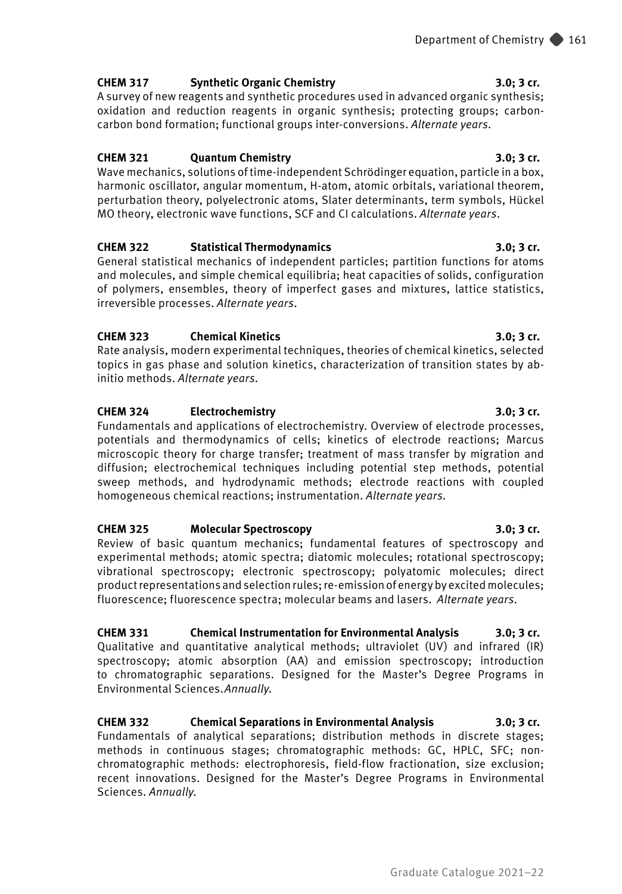**CHEM 317 Synthetic Organic Chemistry 3.0; 3 cr.**
A survey of new reagents and synthetic procedures used in advanced organic synthesis; oxidation and reduction reagents in organic synthesis; protecting groups; carbon-carbon bond formation; functional groups inter-conversions. *Alternate years.*

**CHEM 321 Quantum Chemistry 3.0; 3 cr.**
Wave mechanics, solutions of time-independent Schrödinger equation, particle in a box, harmonic oscillator, angular momentum, H-atom, atomic orbitals, variational theorem, perturbation theory, polyelectronic atoms, Slater determinants, term symbols, Hückel MO theory, electronic wave functions, SCF and CI calculations. *Alternate years.*

**CHEM 322 Statistical Thermodynamics 3.0; 3 cr.**
General statistical mechanics of independent particles; partition functions for atoms and molecules, and simple chemical equilibria; heat capacities of solids, configuration of polymers, ensembles, theory of imperfect gases and mixtures, lattice statistics, irreversible processes. *Alternate years.*

**CHEM 323 Chemical Kinetics 3.0; 3 cr.**
Rate analysis, modern experimental techniques, theories of chemical kinetics, selected topics in gas phase and solution kinetics, characterization of transition states by ab-initio methods. *Alternate years.*

**CHEM 324 Electrochemistry 3.0; 3 cr.**
Fundamentals and applications of electrochemistry. Overview of electrode processes, potentials and thermodynamics of cells; kinetics of electrode reactions; Marcus microscopic theory for charge transfer; treatment of mass transfer by migration and diffusion; electrochemical techniques including potential step methods, potential sweep methods, and hydrodynamic methods; electrode reactions with coupled homogeneous chemical reactions; instrumentation. *Alternate years.*

**CHEM 325 Molecular Spectroscopy 3.0; 3 cr.**
Review of basic quantum mechanics; fundamental features of spectroscopy and experimental methods; atomic spectra; diatomic molecules; rotational spectroscopy; vibrational spectroscopy; electronic spectroscopy; polyatomic molecules; direct product representations and selection rules; re-emission of energy by excited molecules; fluorescence; fluorescence spectra; molecular beams and lasers. *Alternate years.*

**CHEM 331 Chemical Instrumentation for Environmental Analysis 3.0; 3 cr.**
Qualitative and quantitative analytical methods; ultraviolet (UV) and infrared (IR) spectroscopy; atomic absorption (AA) and emission spectroscopy; introduction to chromatographic separations. Designed for the Master's Degree Programs in Environmental Sciences. *Annually.*

**CHEM 332 Chemical Separations in Environmental Analysis 3.0; 3 cr.**
Fundamentals of analytical separations; distribution methods in discrete stages; methods in continuous stages; chromatographic methods: GC, HPLC, SFC; non-chromatographic methods: electrophoresis, field-flow fractionation, size exclusion; recent innovations. Designed for the Master's Degree Programs in Environmental Sciences. *Annually.*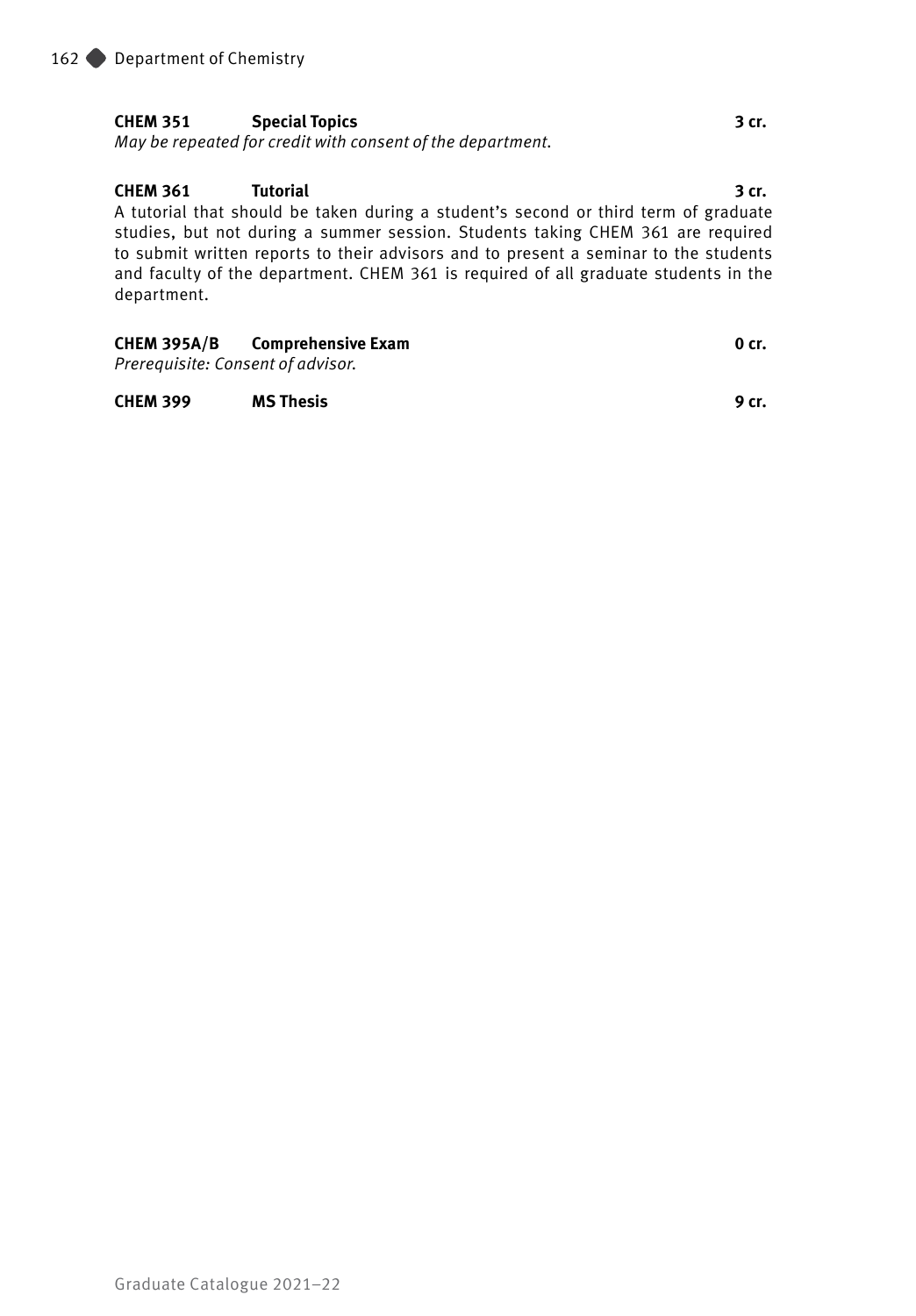**CHEM 351 Special Topics 3 cr.**

*May be repeated for credit with consent of the department.*

**CHEM 361 Tutorial 3 cr.**

A tutorial that should be taken during a student's second or third term of graduate studies, but not during a summer session. Students taking CHEM 361 are required to submit written reports to their advisors and to present a seminar to the students and faculty of the department. CHEM 361 is required of all graduate students in the department.

**CHEM 395A/B Comprehensive Exam 0 cr.**

*Prerequisite: Consent of advisor.*

**CHEM 399 MS Thesis 9 cr.**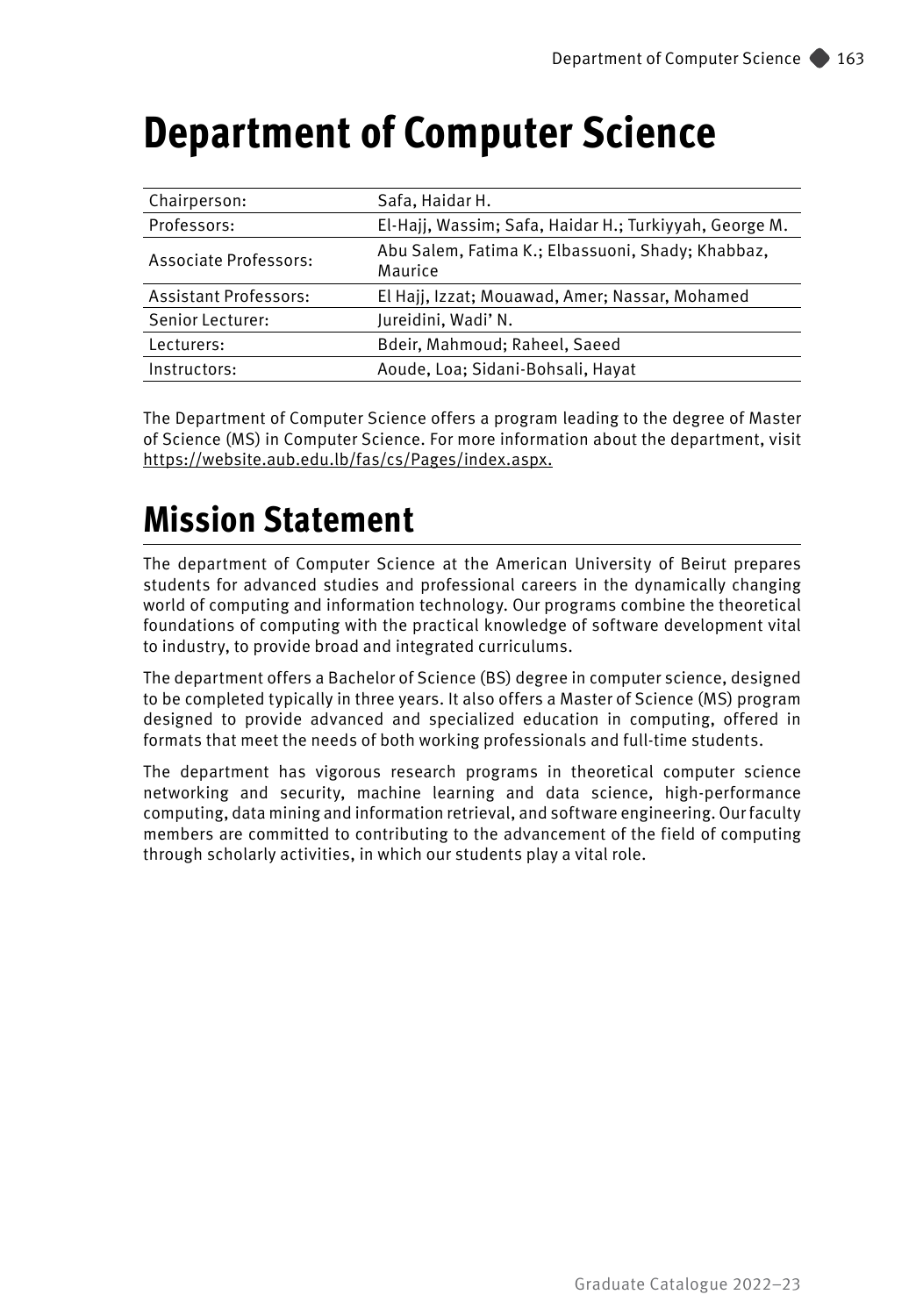# Department of Computer Science

| | |
|---|---|
| Chairperson: | Safa, Haidar H. |
| Professors: | El-Hajj, Wassim; Safa, Haidar H.; Turkiyyah, George M. |
| Associate Professors: | Abu Salem, Fatima K.; Elbassuoni, Shady; Khabbaz, Maurice |
| Assistant Professors: | El Hajj, Izzat; Mouawad, Amer; Nassar, Mohamed |
| Senior Lecturer: | Jureidini, Wadi' N. |
| Lecturers: | Bdeir, Mahmoud; Raheel, Saeed |
| Instructors: | Aoude, Loa; Sidani-Bohsali, Hayat |

The Department of Computer Science offers a program leading to the degree of Master of Science (MS) in Computer Science. For more information about the department, visit https://website.aub.edu.lb/fas/cs/Pages/index.aspx.

# Mission Statement

The department of Computer Science at the American University of Beirut prepares students for advanced studies and professional careers in the dynamically changing world of computing and information technology. Our programs combine the theoretical foundations of computing with the practical knowledge of software development vital to industry, to provide broad and integrated curriculums.

The department offers a Bachelor of Science (BS) degree in computer science, designed to be completed typically in three years. It also offers a Master of Science (MS) program designed to provide advanced and specialized education in computing, offered in formats that meet the needs of both working professionals and full-time students.

The department has vigorous research programs in theoretical computer science networking and security, machine learning and data science, high-performance computing, data mining and information retrieval, and software engineering. Our faculty members are committed to contributing to the advancement of the field of computing through scholarly activities, in which our students play a vital role.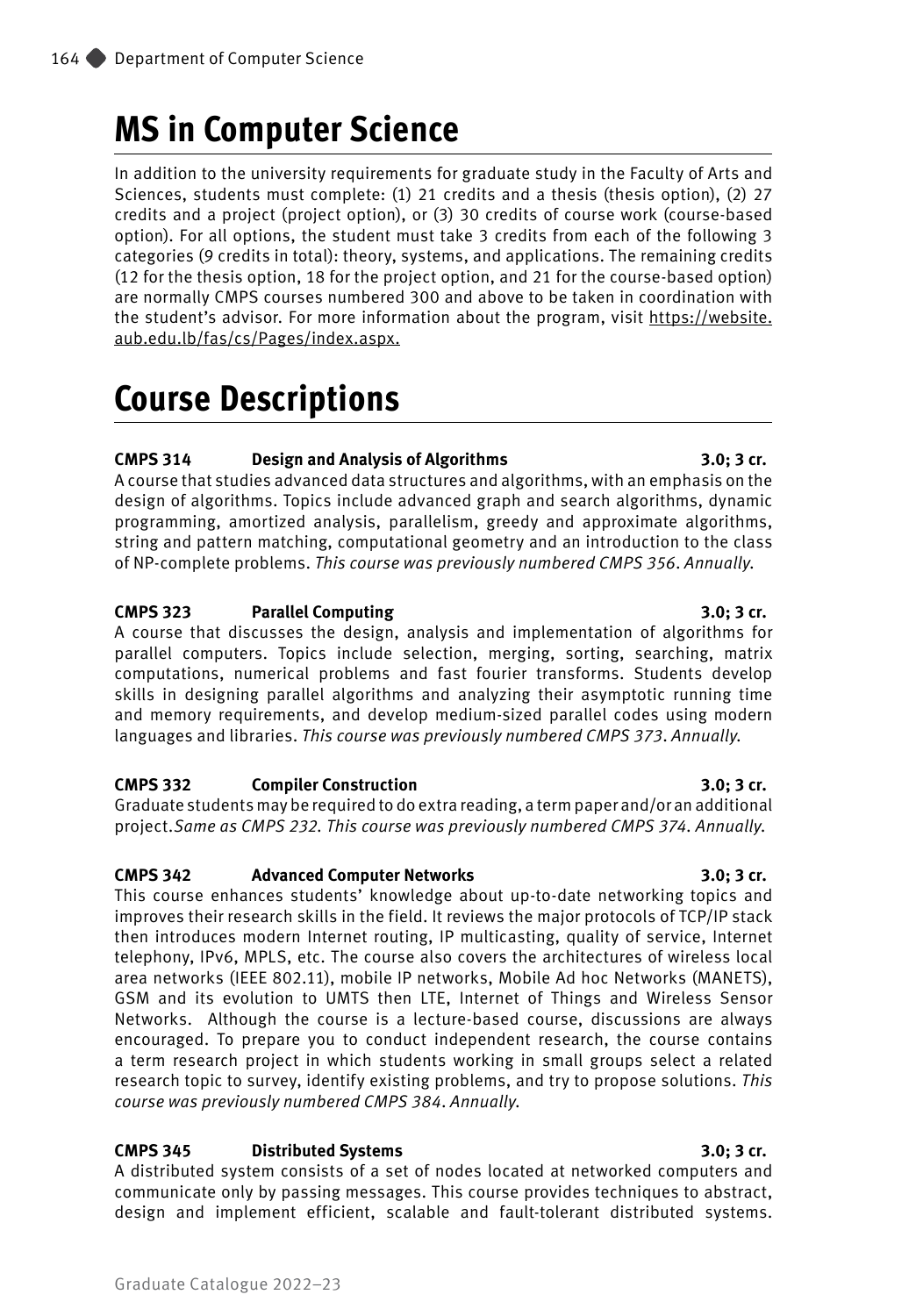# MS in Computer Science

In addition to the university requirements for graduate study in the Faculty of Arts and Sciences, students must complete: (1) 21 credits and a thesis (thesis option), (2) 27 credits and a project (project option), or (3) 30 credits of course work (course-based option). For all options, the student must take 3 credits from each of the following 3 categories (9 credits in total): theory, systems, and applications. The remaining credits (12 for the thesis option, 18 for the project option, and 21 for the course-based option) are normally CMPS courses numbered 300 and above to be taken in coordination with the student's advisor. For more information about the program, visit https://website.aub.edu.lb/fas/cs/Pages/index.aspx.

# Course Descriptions

**CMPS 314 Design and Analysis of Algorithms 3.0; 3 cr.**
A course that studies advanced data structures and algorithms, with an emphasis on the design of algorithms. Topics include advanced graph and search algorithms, dynamic programming, amortized analysis, parallelism, greedy and approximate algorithms, string and pattern matching, computational geometry and an introduction to the class of NP-complete problems. *This course was previously numbered CMPS 356. Annually.*

**CMPS 323 Parallel Computing 3.0; 3 cr.**
A course that discusses the design, analysis and implementation of algorithms for parallel computers. Topics include selection, merging, sorting, searching, matrix computations, numerical problems and fast fourier transforms. Students develop skills in designing parallel algorithms and analyzing their asymptotic running time and memory requirements, and develop medium-sized parallel codes using modern languages and libraries. *This course was previously numbered CMPS 373. Annually.*

**CMPS 332 Compiler Construction 3.0; 3 cr.**
Graduate students may be required to do extra reading, a term paper and/or an additional project.*Same as CMPS 232. This course was previously numbered CMPS 374. Annually.*

**CMPS 342 Advanced Computer Networks 3.0; 3 cr.**
This course enhances students' knowledge about up-to-date networking topics and improves their research skills in the field. It reviews the major protocols of TCP/IP stack then introduces modern Internet routing, IP multicasting, quality of service, Internet telephony, IPv6, MPLS, etc. The course also covers the architectures of wireless local area networks (IEEE 802.11), mobile IP networks, Mobile Ad hoc Networks (MANETS), GSM and its evolution to UMTS then LTE, Internet of Things and Wireless Sensor Networks. Although the course is a lecture-based course, discussions are always encouraged. To prepare you to conduct independent research, the course contains a term research project in which students working in small groups select a related research topic to survey, identify existing problems, and try to propose solutions. *This course was previously numbered CMPS 384. Annually.*

**CMPS 345 Distributed Systems 3.0; 3 cr.**
A distributed system consists of a set of nodes located at networked computers and communicate only by passing messages. This course provides techniques to abstract, design and implement efficient, scalable and fault-tolerant distributed systems.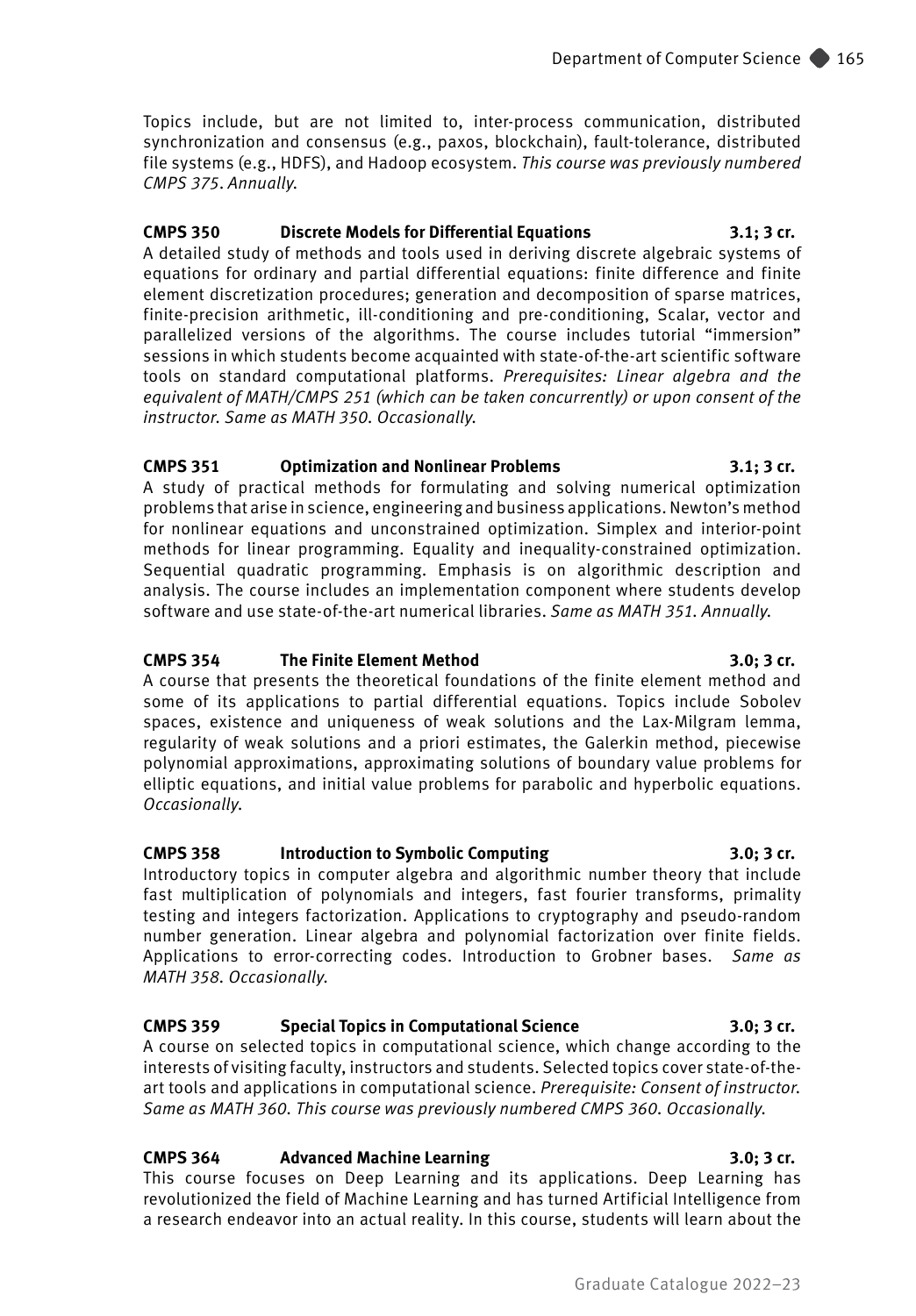Topics include, but are not limited to, inter-process communication, distributed synchronization and consensus (e.g., paxos, blockchain), fault-tolerance, distributed file systems (e.g., HDFS), and Hadoop ecosystem. *This course was previously numbered CMPS 375. Annually.*

**CMPS 350 Discrete Models for Differential Equations 3.1; 3 cr.**
A detailed study of methods and tools used in deriving discrete algebraic systems of equations for ordinary and partial differential equations: finite difference and finite element discretization procedures; generation and decomposition of sparse matrices, finite-precision arithmetic, ill-conditioning and pre-conditioning, Scalar, vector and parallelized versions of the algorithms. The course includes tutorial "immersion" sessions in which students become acquainted with state-of-the-art scientific software tools on standard computational platforms. *Prerequisites: Linear algebra and the equivalent of MATH/CMPS 251 (which can be taken concurrently) or upon consent of the instructor. Same as MATH 350. Occasionally.*

**CMPS 351 Optimization and Nonlinear Problems 3.1; 3 cr.**
A study of practical methods for formulating and solving numerical optimization problems that arise in science, engineering and business applications. Newton's method for nonlinear equations and unconstrained optimization. Simplex and interior-point methods for linear programming. Equality and inequality-constrained optimization. Sequential quadratic programming. Emphasis is on algorithmic description and analysis. The course includes an implementation component where students develop software and use state-of-the-art numerical libraries. *Same as MATH 351. Annually.*

**CMPS 354 The Finite Element Method 3.0; 3 cr.**
A course that presents the theoretical foundations of the finite element method and some of its applications to partial differential equations. Topics include Sobolev spaces, existence and uniqueness of weak solutions and the Lax-Milgram lemma, regularity of weak solutions and a priori estimates, the Galerkin method, piecewise polynomial approximations, approximating solutions of boundary value problems for elliptic equations, and initial value problems for parabolic and hyperbolic equations. *Occasionally.*

**CMPS 358 Introduction to Symbolic Computing 3.0; 3 cr.**
Introductory topics in computer algebra and algorithmic number theory that include fast multiplication of polynomials and integers, fast fourier transforms, primality testing and integers factorization. Applications to cryptography and pseudo-random number generation. Linear algebra and polynomial factorization over finite fields. Applications to error-correcting codes. Introduction to Grobner bases. *Same as MATH 358. Occasionally.*

**CMPS 359 Special Topics in Computational Science 3.0; 3 cr.**
A course on selected topics in computational science, which change according to the interests of visiting faculty, instructors and students. Selected topics cover state-of-the-art tools and applications in computational science. *Prerequisite: Consent of instructor. Same as MATH 360. This course was previously numbered CMPS 360. Occasionally.*

**CMPS 364 Advanced Machine Learning 3.0; 3 cr.**
This course focuses on Deep Learning and its applications. Deep Learning has revolutionized the field of Machine Learning and has turned Artificial Intelligence from a research endeavor into an actual reality. In this course, students will learn about the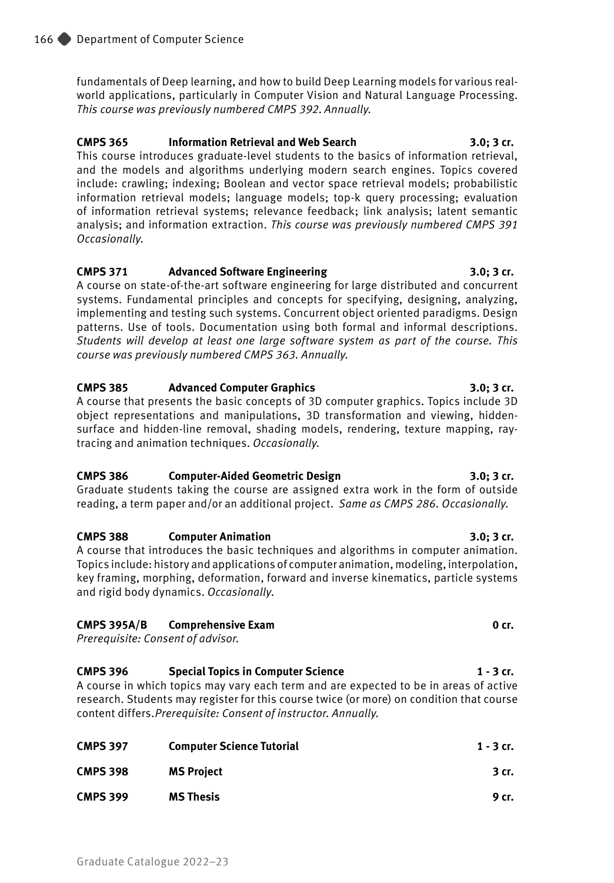fundamentals of Deep learning, and how to build Deep Learning models for various real-world applications, particularly in Computer Vision and Natural Language Processing. *This course was previously numbered CMPS 392. Annually.*

**CMPS 365 Information Retrieval and Web Search 3.0; 3 cr.**
This course introduces graduate-level students to the basics of information retrieval, and the models and algorithms underlying modern search engines. Topics covered include: crawling; indexing; Boolean and vector space retrieval models; probabilistic information retrieval models; language models; top-k query processing; evaluation of information retrieval systems; relevance feedback; link analysis; latent semantic analysis; and information extraction. *This course was previously numbered CMPS 391 Occasionally.*

**CMPS 371 Advanced Software Engineering 3.0; 3 cr.**
A course on state-of-the-art software engineering for large distributed and concurrent systems. Fundamental principles and concepts for specifying, designing, analyzing, implementing and testing such systems. Concurrent object oriented paradigms. Design patterns. Use of tools. Documentation using both formal and informal descriptions. *Students will develop at least one large software system as part of the course. This course was previously numbered CMPS 363. Annually.*

**CMPS 385 Advanced Computer Graphics 3.0; 3 cr.**
A course that presents the basic concepts of 3D computer graphics. Topics include 3D object representations and manipulations, 3D transformation and viewing, hidden-surface and hidden-line removal, shading models, rendering, texture mapping, ray-tracing and animation techniques. *Occasionally.*

**CMPS 386 Computer-Aided Geometric Design 3.0; 3 cr.**
Graduate students taking the course are assigned extra work in the form of outside reading, a term paper and/or an additional project. *Same as CMPS 286. Occasionally.*

**CMPS 388 Computer Animation 3.0; 3 cr.**
A course that introduces the basic techniques and algorithms in computer animation. Topics include: history and applications of computer animation, modeling, interpolation, key framing, morphing, deformation, forward and inverse kinematics, particle systems and rigid body dynamics. *Occasionally.*

**CMPS 395A/B Comprehensive Exam 0 cr.**
*Prerequisite: Consent of advisor.*

**CMPS 396 Special Topics in Computer Science 1 - 3 cr.**
A course in which topics may vary each term and are expected to be in areas of active research. Students may register for this course twice (or more) on condition that course content differs. *Prerequisite: Consent of instructor. Annually.*

**CMPS 397 Computer Science Tutorial 1 - 3 cr.**

**CMPS 398 MS Project 3 cr.**

**CMPS 399 MS Thesis 9 cr.**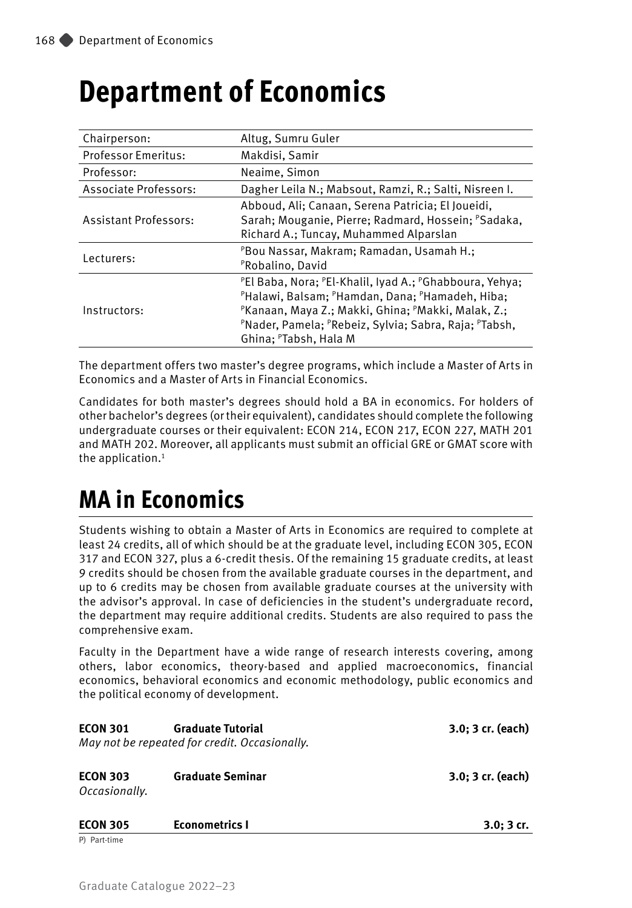# Department of Economics

| | |
|---|---|
| Chairperson: | Altug, Sumru Guler |
| Professor Emeritus: | Makdisi, Samir |
| Professor: | Neaime, Simon |
| Associate Professors: | Dagher Leila N.; Mabsout, Ramzi, R.; Salti, Nisreen I. |
| Assistant Professors: | Abboud, Ali; Canaan, Serena Patricia; El Joueidi, Sarah; Mouganie, Pierre; Radmard, Hossein; [P]Sadaka, Richard A.; Tuncay, Muhammed Alparslan |
| Lecturers: | [P]Bou Nassar, Makram; Ramadan, Usamah H.; [P]Robalino, David |
| Instructors: | [P]El Baba, Nora; [P]El-Khalil, Iyad A.; [P]Ghabboura, Yehya; [P]Halawi, Balsam; [P]Hamdan, Dana; [P]Hamadeh, Hiba; [P]Kanaan, Maya Z.; Makki, Ghina; [P]Makki, Malak, Z.; [P]Nader, Pamela; [P]Rebeiz, Sylvia; Sabra, Raja; [P]Tabsh, Ghina; [P]Tabsh, Hala M |

The department offers two master's degree programs, which include a Master of Arts in Economics and a Master of Arts in Financial Economics.

Candidates for both master's degrees should hold a BA in economics. For holders of other bachelor's degrees (or their equivalent), candidates should complete the following undergraduate courses or their equivalent: ECON 214, ECON 217, ECON 227, MATH 201 and MATH 202. Moreover, all applicants must submit an official GRE or GMAT score with the application.[1]

# MA in Economics

Students wishing to obtain a Master of Arts in Economics are required to complete at least 24 credits, all of which should be at the graduate level, including ECON 305, ECON 317 and ECON 327, plus a 6-credit thesis. Of the remaining 15 graduate credits, at least 9 credits should be chosen from the available graduate courses in the department, and up to 6 credits may be chosen from available graduate courses at the university with the advisor's approval. In case of deficiencies in the student's undergraduate record, the department may require additional credits. Students are also required to pass the comprehensive exam.

Faculty in the Department have a wide range of research interests covering, among others, labor economics, theory-based and applied macroeconomics, financial economics, behavioral economics and economic methodology, public economics and the political economy of development.

**ECON 301 Graduate Tutorial 3.0; 3 cr. (each)**
*May not be repeated for credit. Occasionally.*

**ECON 303 Graduate Seminar 3.0; 3 cr. (each)**
*Occasionally.*

**ECON 305 Econometrics I 3.0; 3 cr.**

P) Part-time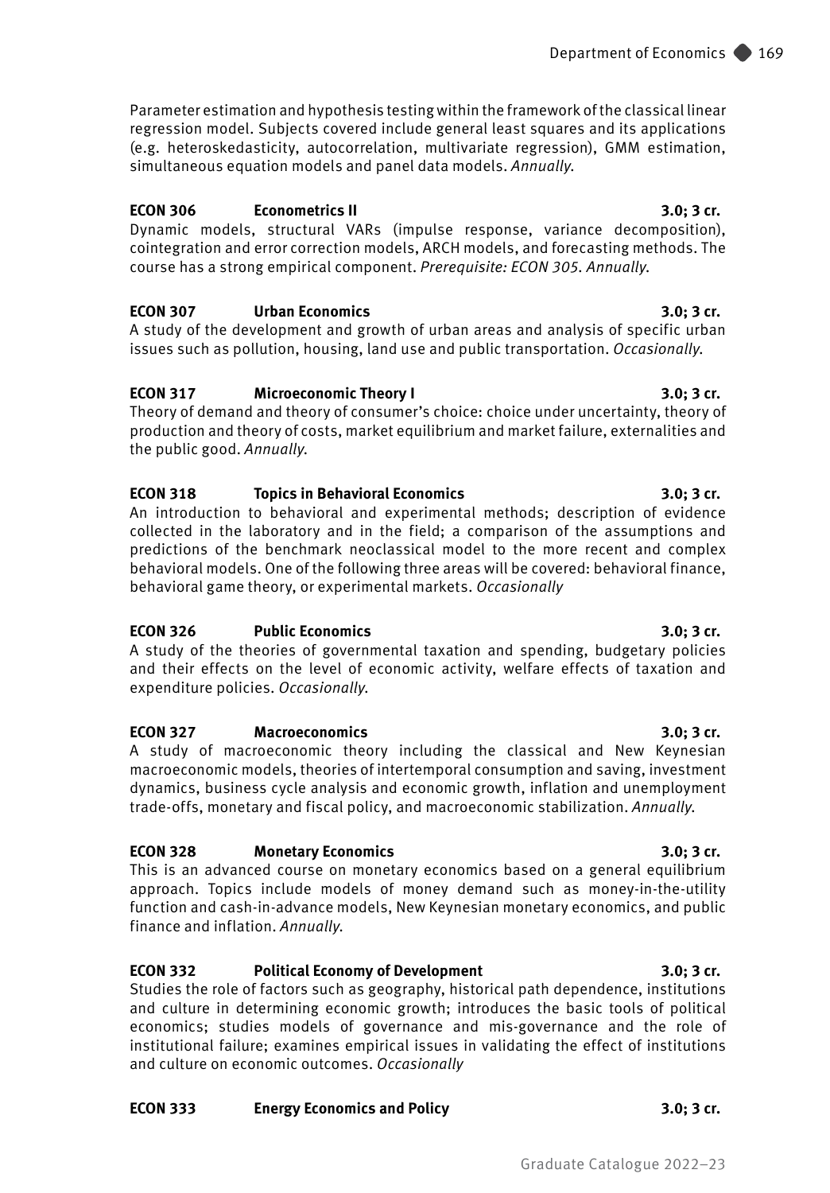Parameter estimation and hypothesis testing within the framework of the classical linear regression model. Subjects covered include general least squares and its applications (e.g. heteroskedasticity, autocorrelation, multivariate regression), GMM estimation, simultaneous equation models and panel data models. *Annually.*

**ECON 306 Econometrics II 3.0; 3 cr.**
Dynamic models, structural VARs (impulse response, variance decomposition), cointegration and error correction models, ARCH models, and forecasting methods. The course has a strong empirical component. *Prerequisite: ECON 305. Annually.*

**ECON 307 Urban Economics 3.0; 3 cr.**
A study of the development and growth of urban areas and analysis of specific urban issues such as pollution, housing, land use and public transportation. *Occasionally.*

**ECON 317 Microeconomic Theory I 3.0; 3 cr.**
Theory of demand and theory of consumer's choice: choice under uncertainty, theory of production and theory of costs, market equilibrium and market failure, externalities and the public good. *Annually.*

**ECON 318 Topics in Behavioral Economics 3.0; 3 cr.**
An introduction to behavioral and experimental methods; description of evidence collected in the laboratory and in the field; a comparison of the assumptions and predictions of the benchmark neoclassical model to the more recent and complex behavioral models. One of the following three areas will be covered: behavioral finance, behavioral game theory, or experimental markets. *Occasionally*

**ECON 326 Public Economics 3.0; 3 cr.**
A study of the theories of governmental taxation and spending, budgetary policies and their effects on the level of economic activity, welfare effects of taxation and expenditure policies. *Occasionally.*

**ECON 327 Macroeconomics 3.0; 3 cr.**
A study of macroeconomic theory including the classical and New Keynesian macroeconomic models, theories of intertemporal consumption and saving, investment dynamics, business cycle analysis and economic growth, inflation and unemployment trade-offs, monetary and fiscal policy, and macroeconomic stabilization. *Annually.*

**ECON 328 Monetary Economics 3.0; 3 cr.**
This is an advanced course on monetary economics based on a general equilibrium approach. Topics include models of money demand such as money-in-the-utility function and cash-in-advance models, New Keynesian monetary economics, and public finance and inflation. *Annually.*

**ECON 332 Political Economy of Development 3.0; 3 cr.**
Studies the role of factors such as geography, historical path dependence, institutions and culture in determining economic growth; introduces the basic tools of political economics; studies models of governance and mis-governance and the role of institutional failure; examines empirical issues in validating the effect of institutions and culture on economic outcomes. *Occasionally*

**ECON 333 Energy Economics and Policy 3.0; 3 cr.**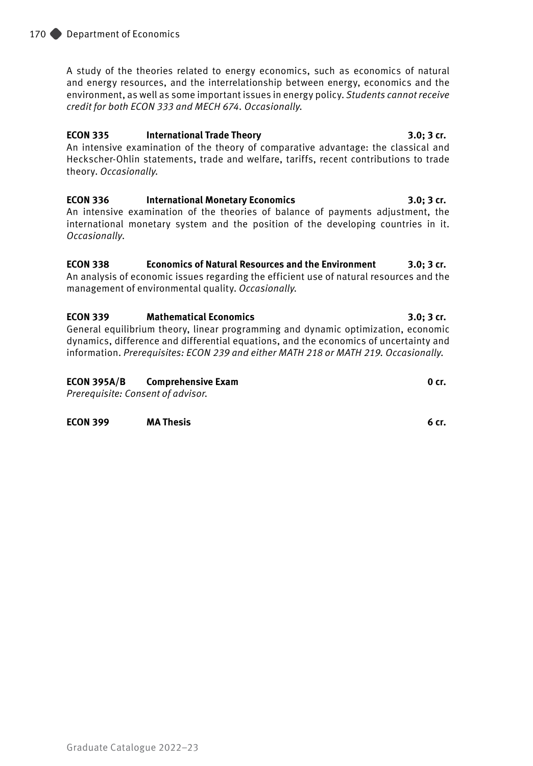A study of the theories related to energy economics, such as economics of natural and energy resources, and the interrelationship between energy, economics and the environment, as well as some important issues in energy policy. *Students cannot receive credit for both ECON 333 and MECH 674. Occasionally.*

**ECON 335 International Trade Theory 3.0; 3 cr.**
An intensive examination of the theory of comparative advantage: the classical and Heckscher-Ohlin statements, trade and welfare, tariffs, recent contributions to trade theory. *Occasionally.*

**ECON 336 International Monetary Economics 3.0; 3 cr.**
An intensive examination of the theories of balance of payments adjustment, the international monetary system and the position of the developing countries in it. *Occasionally.*

**ECON 338 Economics of Natural Resources and the Environment 3.0; 3 cr.**
An analysis of economic issues regarding the efficient use of natural resources and the management of environmental quality. *Occasionally.*

**ECON 339 Mathematical Economics 3.0; 3 cr.**
General equilibrium theory, linear programming and dynamic optimization, economic dynamics, difference and differential equations, and the economics of uncertainty and information. *Prerequisites: ECON 239 and either MATH 218 or MATH 219. Occasionally.*

**ECON 395A/B Comprehensive Exam 0 cr.**
*Prerequisite: Consent of advisor.*

**ECON 399 MA Thesis 6 cr.**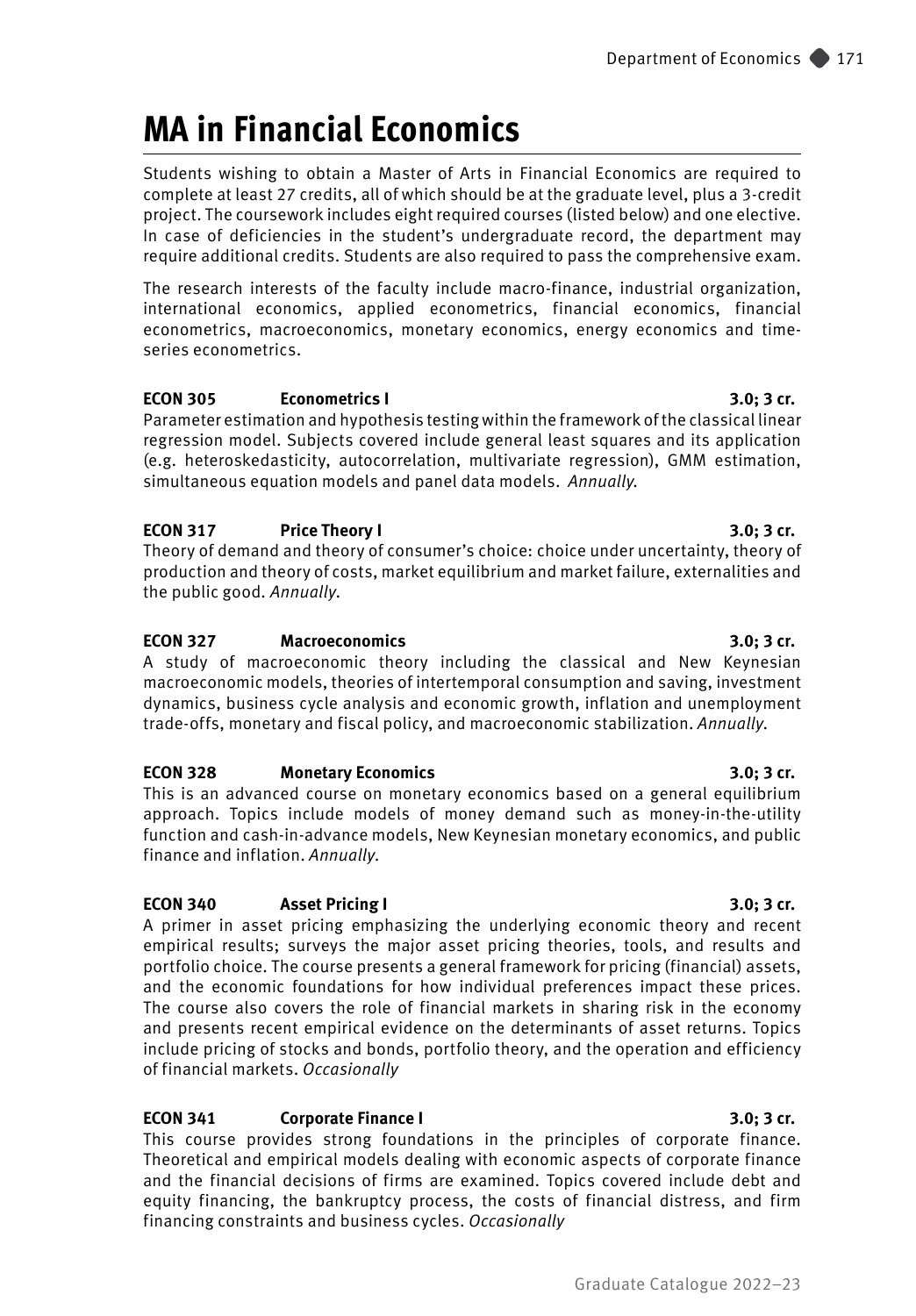# MA in Financial Economics

Students wishing to obtain a Master of Arts in Financial Economics are required to complete at least 27 credits, all of which should be at the graduate level, plus a 3-credit project. The coursework includes eight required courses (listed below) and one elective. In case of deficiencies in the student's undergraduate record, the department may require additional credits. Students are also required to pass the comprehensive exam.

The research interests of the faculty include macro-finance, industrial organization, international economics, applied econometrics, financial economics, financial econometrics, macroeconomics, monetary economics, energy economics and time-series econometrics.

**ECON 305 Econometrics I 3.0; 3 cr.**
Parameter estimation and hypothesis testing within the framework of the classical linear regression model. Subjects covered include general least squares and its application (e.g. heteroskedasticity, autocorrelation, multivariate regression), GMM estimation, simultaneous equation models and panel data models. *Annually.*

**ECON 317 Price Theory I 3.0; 3 cr.**
Theory of demand and theory of consumer's choice: choice under uncertainty, theory of production and theory of costs, market equilibrium and market failure, externalities and the public good. *Annually.*

**ECON 327 Macroeconomics 3.0; 3 cr.**
A study of macroeconomic theory including the classical and New Keynesian macroeconomic models, theories of intertemporal consumption and saving, investment dynamics, business cycle analysis and economic growth, inflation and unemployment trade-offs, monetary and fiscal policy, and macroeconomic stabilization. *Annually.*

**ECON 328 Monetary Economics 3.0; 3 cr.**
This is an advanced course on monetary economics based on a general equilibrium approach. Topics include models of money demand such as money-in-the-utility function and cash-in-advance models, New Keynesian monetary economics, and public finance and inflation. *Annually.*

**ECON 340 Asset Pricing I 3.0; 3 cr.**
A primer in asset pricing emphasizing the underlying economic theory and recent empirical results; surveys the major asset pricing theories, tools, and results and portfolio choice. The course presents a general framework for pricing (financial) assets, and the economic foundations for how individual preferences impact these prices. The course also covers the role of financial markets in sharing risk in the economy and presents recent empirical evidence on the determinants of asset returns. Topics include pricing of stocks and bonds, portfolio theory, and the operation and efficiency of financial markets. *Occasionally*

**ECON 341 Corporate Finance I 3.0; 3 cr.**
This course provides strong foundations in the principles of corporate finance. Theoretical and empirical models dealing with economic aspects of corporate finance and the financial decisions of firms are examined. Topics covered include debt and equity financing, the bankruptcy process, the costs of financial distress, and firm financing constraints and business cycles. *Occasionally*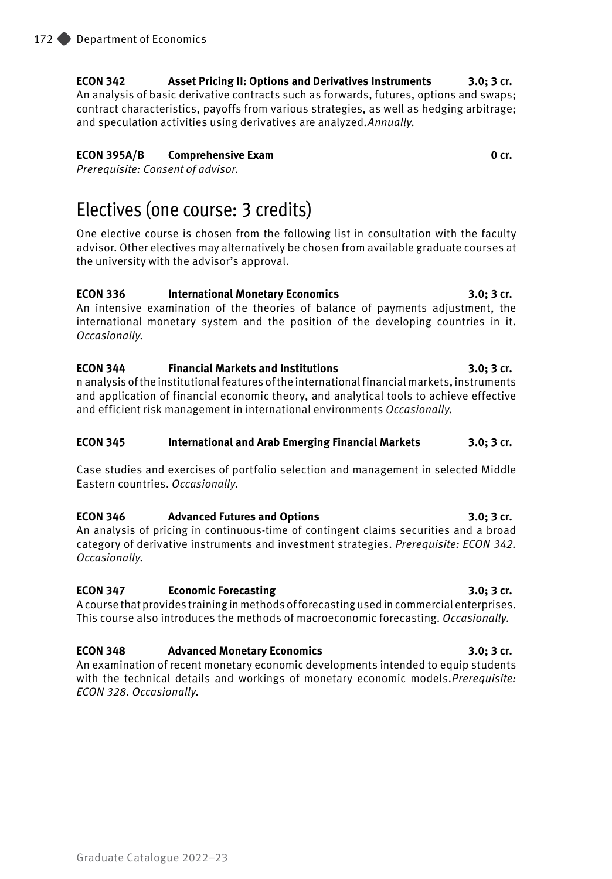**ECON 342 Asset Pricing II: Options and Derivatives Instruments 3.0; 3 cr.**
An analysis of basic derivative contracts such as forwards, futures, options and swaps; contract characteristics, payoffs from various strategies, as well as hedging arbitrage; and speculation activities using derivatives are analyzed.*Annually.*

**ECON 395A/B Comprehensive Exam 0 cr.**
*Prerequisite: Consent of advisor.*

## Electives (one course: 3 credits)

One elective course is chosen from the following list in consultation with the faculty advisor. Other electives may alternatively be chosen from available graduate courses at the university with the advisor's approval.

**ECON 336 International Monetary Economics 3.0; 3 cr.**
An intensive examination of the theories of balance of payments adjustment, the international monetary system and the position of the developing countries in it. *Occasionally.*

**ECON 344 Financial Markets and Institutions 3.0; 3 cr.**
n analysis of the institutional features of the international financial markets, instruments and application of financial economic theory, and analytical tools to achieve effective and efficient risk management in international environments *Occasionally.*

**ECON 345 International and Arab Emerging Financial Markets 3.0; 3 cr.**

Case studies and exercises of portfolio selection and management in selected Middle Eastern countries. *Occasionally.*

**ECON 346 Advanced Futures and Options 3.0; 3 cr.**
An analysis of pricing in continuous-time of contingent claims securities and a broad category of derivative instruments and investment strategies. *Prerequisite: ECON 342. Occasionally.*

**ECON 347 Economic Forecasting 3.0; 3 cr.**
A course that provides training in methods of forecasting used in commercial enterprises. This course also introduces the methods of macroeconomic forecasting. *Occasionally.*

**ECON 348 Advanced Monetary Economics 3.0; 3 cr.**
An examination of recent monetary economic developments intended to equip students with the technical details and workings of monetary economic models.*Prerequisite: ECON 328. Occasionally.*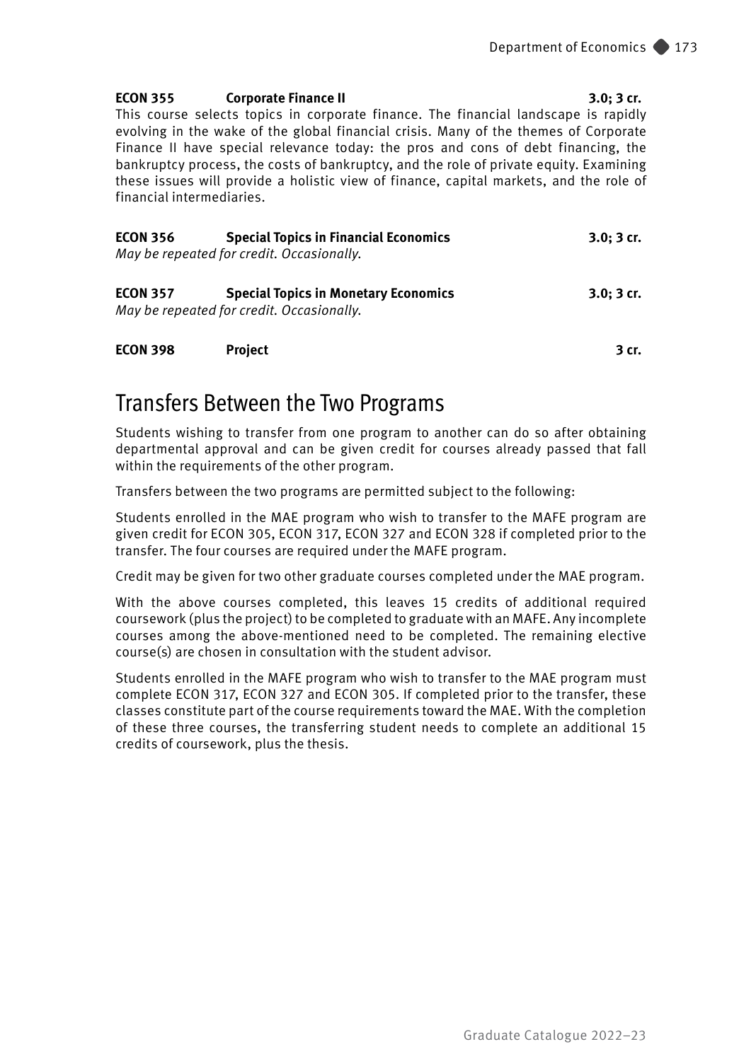**ECON 355 Corporate Finance II 3.0; 3 cr.**

This course selects topics in corporate finance. The financial landscape is rapidly evolving in the wake of the global financial crisis. Many of the themes of Corporate Finance II have special relevance today: the pros and cons of debt financing, the bankruptcy process, the costs of bankruptcy, and the role of private equity. Examining these issues will provide a holistic view of finance, capital markets, and the role of financial intermediaries.

**ECON 356 Special Topics in Financial Economics 3.0; 3 cr.**

*May be repeated for credit. Occasionally.*

**ECON 357 Special Topics in Monetary Economics 3.0; 3 cr.**

*May be repeated for credit. Occasionally.*

**ECON 398 Project 3 cr.**

## Transfers Between the Two Programs

Students wishing to transfer from one program to another can do so after obtaining departmental approval and can be given credit for courses already passed that fall within the requirements of the other program.

Transfers between the two programs are permitted subject to the following:

Students enrolled in the MAE program who wish to transfer to the MAFE program are given credit for ECON 305, ECON 317, ECON 327 and ECON 328 if completed prior to the transfer. The four courses are required under the MAFE program.

Credit may be given for two other graduate courses completed under the MAE program.

With the above courses completed, this leaves 15 credits of additional required coursework (plus the project) to be completed to graduate with an MAFE. Any incomplete courses among the above-mentioned need to be completed. The remaining elective course(s) are chosen in consultation with the student advisor.

Students enrolled in the MAFE program who wish to transfer to the MAE program must complete ECON 317, ECON 327 and ECON 305. If completed prior to the transfer, these classes constitute part of the course requirements toward the MAE. With the completion of these three courses, the transferring student needs to complete an additional 15 credits of coursework, plus the thesis.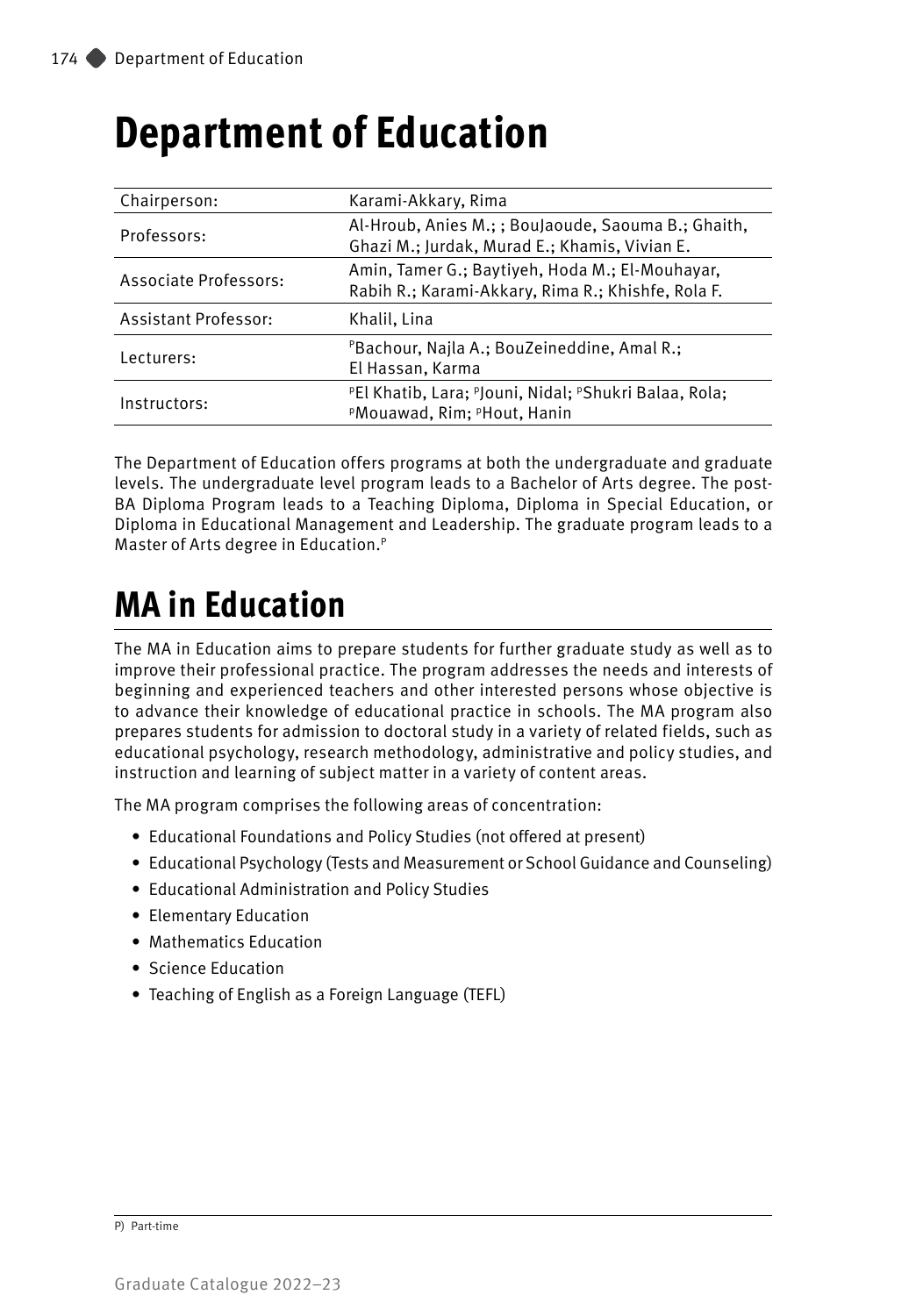# Department of Education

| Chairperson: | Karami-Akkary, Rima |
|---|---|
| Professors: | Al-Hroub, Anies M.; ; BouJaoude, Saouma B.; Ghaith, Ghazi M.; Jurdak, Murad E.; Khamis, Vivian E. |
| Associate Professors: | Amin, Tamer G.; Baytiyeh, Hoda M.; El-Mouhayar, Rabih R.; Karami-Akkary, Rima R.; Khishfe, Rola F. |
| Assistant Professor: | Khalil, Lina |
| Lecturers: | [P]Bachour, Najla A.; BouZeineddine, Amal R.; El Hassan, Karma |
| Instructors: | [P]El Khatib, Lara; [P]Jouni, Nidal; [P]Shukri Balaa, Rola; [P]Mouawad, Rim; [P]Hout, Hanin |

The Department of Education offers programs at both the undergraduate and graduate levels. The undergraduate level program leads to a Bachelor of Arts degree. The post-BA Diploma Program leads to a Teaching Diploma, Diploma in Special Education, or Diploma in Educational Management and Leadership. The graduate program leads to a Master of Arts degree in Education.[P]

## MA in Education

The MA in Education aims to prepare students for further graduate study as well as to improve their professional practice. The program addresses the needs and interests of beginning and experienced teachers and other interested persons whose objective is to advance their knowledge of educational practice in schools. The MA program also prepares students for admission to doctoral study in a variety of related fields, such as educational psychology, research methodology, administrative and policy studies, and instruction and learning of subject matter in a variety of content areas.

The MA program comprises the following areas of concentration:

- Educational Foundations and Policy Studies (not offered at present)
- Educational Psychology (Tests and Measurement or School Guidance and Counseling)
- Educational Administration and Policy Studies
- Elementary Education
- Mathematics Education
- Science Education
- Teaching of English as a Foreign Language (TEFL)

P) Part-time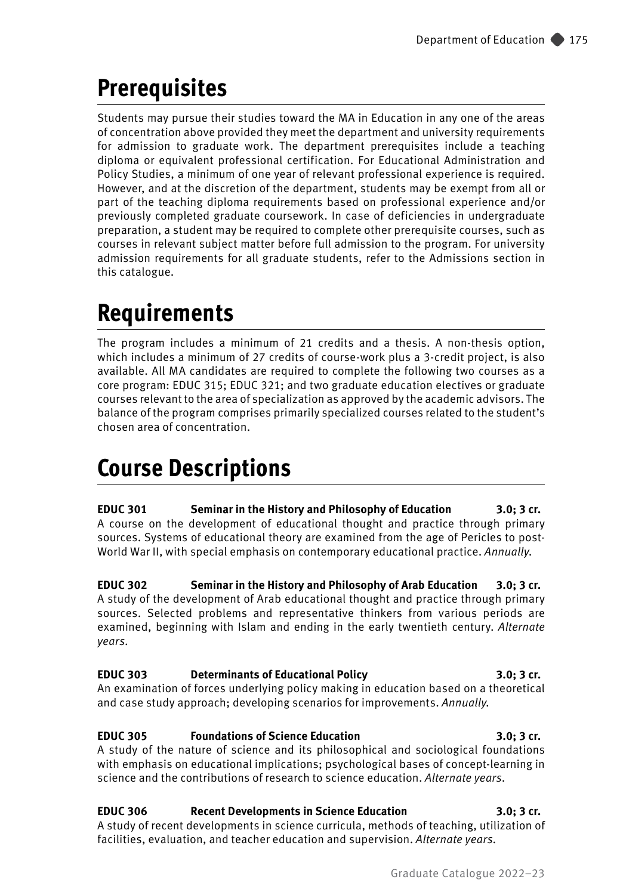## Prerequisites

Students may pursue their studies toward the MA in Education in any one of the areas of concentration above provided they meet the department and university requirements for admission to graduate work. The department prerequisites include a teaching diploma or equivalent professional certification. For Educational Administration and Policy Studies, a minimum of one year of relevant professional experience is required. However, and at the discretion of the department, students may be exempt from all or part of the teaching diploma requirements based on professional experience and/or previously completed graduate coursework. In case of deficiencies in undergraduate preparation, a student may be required to complete other prerequisite courses, such as courses in relevant subject matter before full admission to the program. For university admission requirements for all graduate students, refer to the Admissions section in this catalogue.

## Requirements

The program includes a minimum of 21 credits and a thesis. A non-thesis option, which includes a minimum of 27 credits of course-work plus a 3-credit project, is also available. All MA candidates are required to complete the following two courses as a core program: EDUC 315; EDUC 321; and two graduate education electives or graduate courses relevant to the area of specialization as approved by the academic advisors. The balance of the program comprises primarily specialized courses related to the student's chosen area of concentration.

## Course Descriptions

**EDUC 301 Seminar in the History and Philosophy of Education 3.0; 3 cr.**
A course on the development of educational thought and practice through primary sources. Systems of educational theory are examined from the age of Pericles to post-World War II, with special emphasis on contemporary educational practice. *Annually.*

**EDUC 302 Seminar in the History and Philosophy of Arab Education 3.0; 3 cr.**
A study of the development of Arab educational thought and practice through primary sources. Selected problems and representative thinkers from various periods are examined, beginning with Islam and ending in the early twentieth century. *Alternate years.*

**EDUC 303 Determinants of Educational Policy 3.0; 3 cr.**
An examination of forces underlying policy making in education based on a theoretical and case study approach; developing scenarios for improvements. *Annually.*

**EDUC 305 Foundations of Science Education 3.0; 3 cr.**
A study of the nature of science and its philosophical and sociological foundations with emphasis on educational implications; psychological bases of concept-learning in science and the contributions of research to science education. *Alternate years.*

**EDUC 306 Recent Developments in Science Education 3.0; 3 cr.**
A study of recent developments in science curricula, methods of teaching, utilization of facilities, evaluation, and teacher education and supervision. *Alternate years.*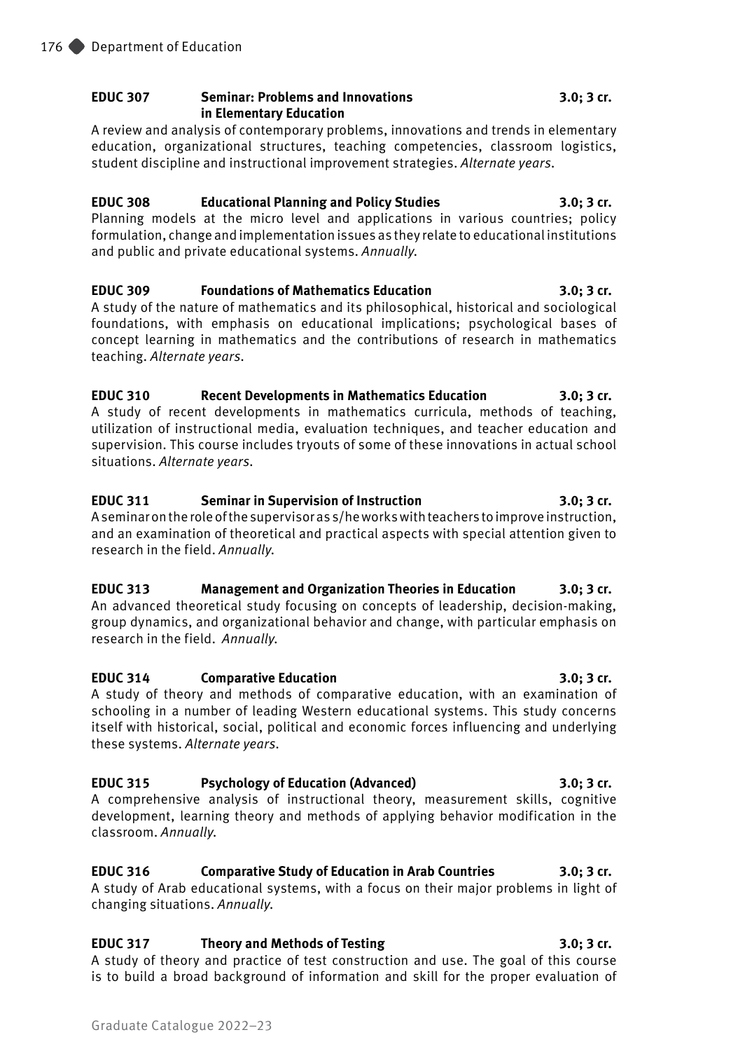**EDUC 307 Seminar: Problems and Innovations in Elementary Education 3.0; 3 cr.**

A review and analysis of contemporary problems, innovations and trends in elementary education, organizational structures, teaching competencies, classroom logistics, student discipline and instructional improvement strategies. *Alternate years.*

**EDUC 308 Educational Planning and Policy Studies 3.0; 3 cr.**

Planning models at the micro level and applications in various countries; policy formulation, change and implementation issues as they relate to educational institutions and public and private educational systems. *Annually.*

**EDUC 309 Foundations of Mathematics Education 3.0; 3 cr.**

A study of the nature of mathematics and its philosophical, historical and sociological foundations, with emphasis on educational implications; psychological bases of concept learning in mathematics and the contributions of research in mathematics teaching. *Alternate years.*

**EDUC 310 Recent Developments in Mathematics Education 3.0; 3 cr.**

A study of recent developments in mathematics curricula, methods of teaching, utilization of instructional media, evaluation techniques, and teacher education and supervision. This course includes tryouts of some of these innovations in actual school situations. *Alternate years.*

**EDUC 311 Seminar in Supervision of Instruction 3.0; 3 cr.**

A seminar on the role of the supervisor as s/he works with teachers to improve instruction, and an examination of theoretical and practical aspects with special attention given to research in the field. *Annually.*

**EDUC 313 Management and Organization Theories in Education 3.0; 3 cr.**

An advanced theoretical study focusing on concepts of leadership, decision-making, group dynamics, and organizational behavior and change, with particular emphasis on research in the field. *Annually.*

**EDUC 314 Comparative Education 3.0; 3 cr.**

A study of theory and methods of comparative education, with an examination of schooling in a number of leading Western educational systems. This study concerns itself with historical, social, political and economic forces influencing and underlying these systems. *Alternate years.*

**EDUC 315 Psychology of Education (Advanced) 3.0; 3 cr.**

A comprehensive analysis of instructional theory, measurement skills, cognitive development, learning theory and methods of applying behavior modification in the classroom. *Annually.*

**EDUC 316 Comparative Study of Education in Arab Countries 3.0; 3 cr.**

A study of Arab educational systems, with a focus on their major problems in light of changing situations. *Annually.*

**EDUC 317 Theory and Methods of Testing 3.0; 3 cr.**

A study of theory and practice of test construction and use. The goal of this course is to build a broad background of information and skill for the proper evaluation of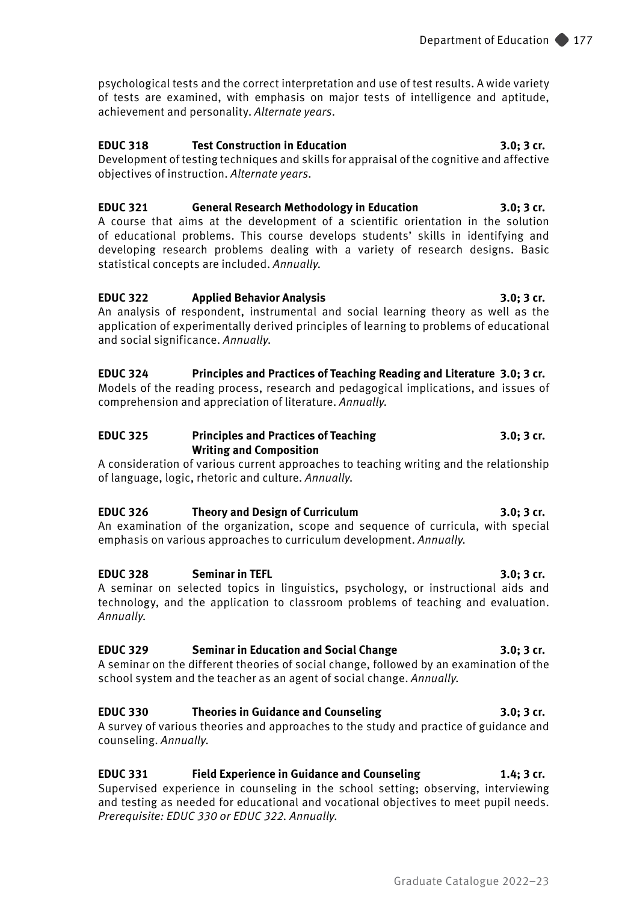psychological tests and the correct interpretation and use of test results. A wide variety of tests are examined, with emphasis on major tests of intelligence and aptitude, achievement and personality. *Alternate years.*

**EDUC 318 Test Construction in Education 3.0; 3 cr.**
Development of testing techniques and skills for appraisal of the cognitive and affective objectives of instruction. *Alternate years.*

**EDUC 321 General Research Methodology in Education 3.0; 3 cr.**
A course that aims at the development of a scientific orientation in the solution of educational problems. This course develops students' skills in identifying and developing research problems dealing with a variety of research designs. Basic statistical concepts are included. *Annually.*

**EDUC 322 Applied Behavior Analysis 3.0; 3 cr.**
An analysis of respondent, instrumental and social learning theory as well as the application of experimentally derived principles of learning to problems of educational and social significance. *Annually.*

**EDUC 324 Principles and Practices of Teaching Reading and Literature 3.0; 3 cr.**
Models of the reading process, research and pedagogical implications, and issues of comprehension and appreciation of literature. *Annually.*

**EDUC 325 Principles and Practices of Teaching Writing and Composition 3.0; 3 cr.**
A consideration of various current approaches to teaching writing and the relationship of language, logic, rhetoric and culture. *Annually.*

**EDUC 326 Theory and Design of Curriculum 3.0; 3 cr.**
An examination of the organization, scope and sequence of curricula, with special emphasis on various approaches to curriculum development. *Annually.*

**EDUC 328 Seminar in TEFL 3.0; 3 cr.**
A seminar on selected topics in linguistics, psychology, or instructional aids and technology, and the application to classroom problems of teaching and evaluation. *Annually.*

**EDUC 329 Seminar in Education and Social Change 3.0; 3 cr.**
A seminar on the different theories of social change, followed by an examination of the school system and the teacher as an agent of social change. *Annually.*

**EDUC 330 Theories in Guidance and Counseling 3.0; 3 cr.**
A survey of various theories and approaches to the study and practice of guidance and counseling. *Annually.*

**EDUC 331 Field Experience in Guidance and Counseling 1.4; 3 cr.**
Supervised experience in counseling in the school setting; observing, interviewing and testing as needed for educational and vocational objectives to meet pupil needs. *Prerequisite: EDUC 330 or EDUC 322. Annually.*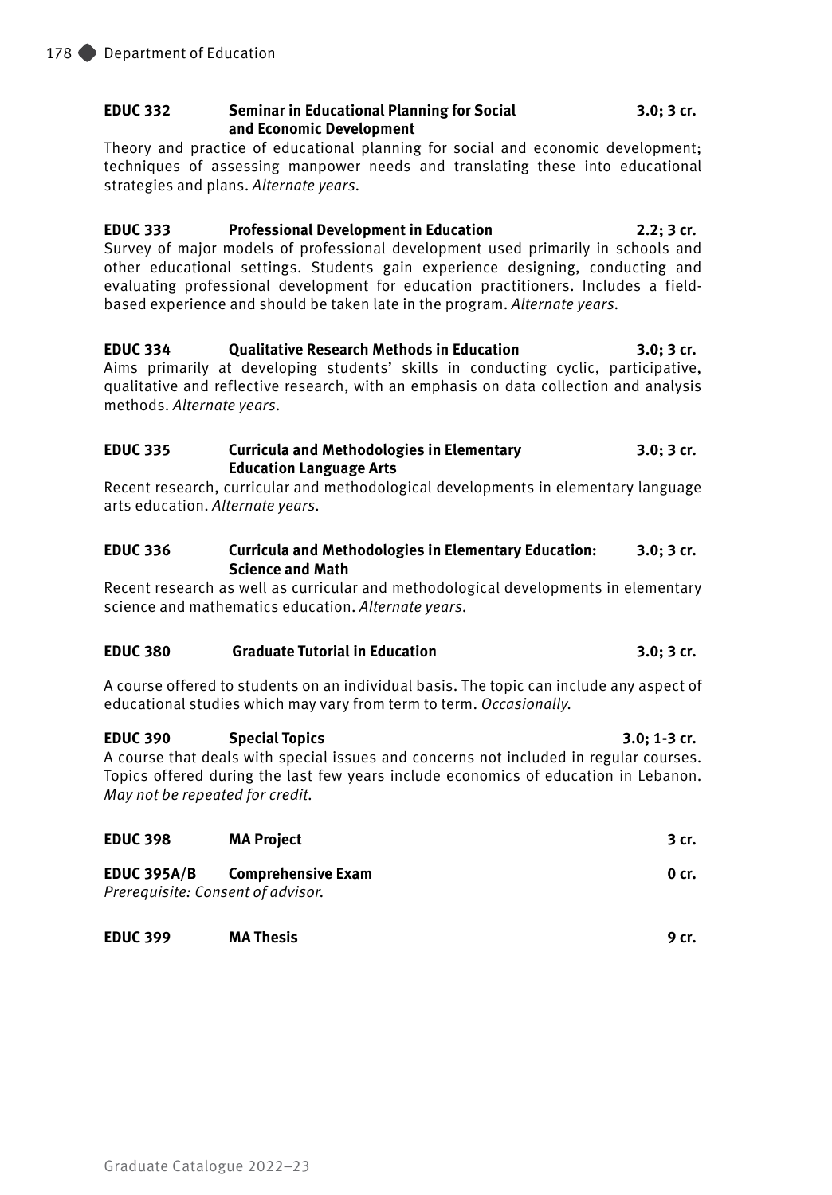**EDUC 332 Seminar in Educational Planning for Social and Economic Development 3.0; 3 cr.**

Theory and practice of educational planning for social and economic development; techniques of assessing manpower needs and translating these into educational strategies and plans. *Alternate years.*

**EDUC 333 Professional Development in Education 2.2; 3 cr.**

Survey of major models of professional development used primarily in schools and other educational settings. Students gain experience designing, conducting and evaluating professional development for education practitioners. Includes a field-based experience and should be taken late in the program. *Alternate years.*

**EDUC 334 Qualitative Research Methods in Education 3.0; 3 cr.**

Aims primarily at developing students' skills in conducting cyclic, participative, qualitative and reflective research, with an emphasis on data collection and analysis methods. *Alternate years.*

**EDUC 335 Curricula and Methodologies in Elementary Education Language Arts 3.0; 3 cr.**

Recent research, curricular and methodological developments in elementary language arts education. *Alternate years.*

**EDUC 336 Curricula and Methodologies in Elementary Education: Science and Math 3.0; 3 cr.**

Recent research as well as curricular and methodological developments in elementary science and mathematics education. *Alternate years.*

**EDUC 380 Graduate Tutorial in Education 3.0; 3 cr.**

A course offered to students on an individual basis. The topic can include any aspect of educational studies which may vary from term to term. *Occasionally.*

**EDUC 390 Special Topics 3.0; 1-3 cr.**

A course that deals with special issues and concerns not included in regular courses. Topics offered during the last few years include economics of education in Lebanon. *May not be repeated for credit.*

**EDUC 398 MA Project 3 cr.**

**EDUC 395A/B Comprehensive Exam 0 cr.**

*Prerequisite: Consent of advisor.*

**EDUC 399 MA Thesis 9 cr.**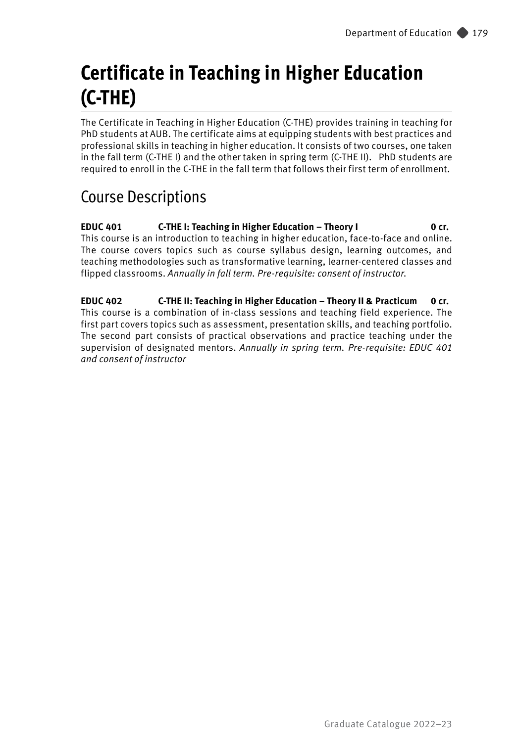# Certificate in Teaching in Higher Education (C-THE)

The Certificate in Teaching in Higher Education (C-THE) provides training in teaching for PhD students at AUB. The certificate aims at equipping students with best practices and professional skills in teaching in higher education. It consists of two courses, one taken in the fall term (C-THE I) and the other taken in spring term (C-THE II). PhD students are required to enroll in the C-THE in the fall term that follows their first term of enrollment.

## Course Descriptions

**EDUC 401 C-THE I: Teaching in Higher Education – Theory I 0 cr.**
This course is an introduction to teaching in higher education, face-to-face and online. The course covers topics such as course syllabus design, learning outcomes, and teaching methodologies such as transformative learning, learner-centered classes and flipped classrooms. *Annually in fall term. Pre-requisite: consent of instructor.*

**EDUC 402 C-THE II: Teaching in Higher Education – Theory II & Practicum 0 cr.**
This course is a combination of in-class sessions and teaching field experience. The first part covers topics such as assessment, presentation skills, and teaching portfolio. The second part consists of practical observations and practice teaching under the supervision of designated mentors. *Annually in spring term. Pre-requisite: EDUC 401 and consent of instructor*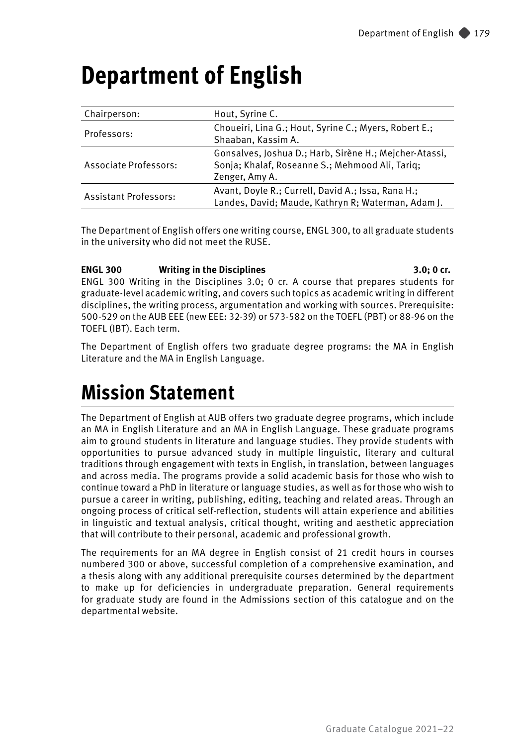# Department of English

| Chairperson: | Hout, Syrine C. |
|---|---|
| Professors: | Choueiri, Lina G.; Hout, Syrine C.; Myers, Robert E.; Shaaban, Kassim A. |
| Associate Professors: | Gonsalves, Joshua D.; Harb, Sirène H.; Mejcher-Atassi, Sonja; Khalaf, Roseanne S.; Mehmood Ali, Tariq; Zenger, Amy A. |
| Assistant Professors: | Avant, Doyle R.; Currell, David A.; Issa, Rana H.; Landes, David; Maude, Kathryn R; Waterman, Adam J. |

The Department of English offers one writing course, ENGL 300, to all graduate students in the university who did not meet the RUSE.

**ENGL 300 Writing in the Disciplines 3.0; 0 cr.**
ENGL 300 Writing in the Disciplines 3.0; 0 cr. A course that prepares students for graduate-level academic writing, and covers such topics as academic writing in different disciplines, the writing process, argumentation and working with sources. Prerequisite: 500-529 on the AUB EEE (new EEE: 32-39) or 573-582 on the TOEFL (PBT) or 88-96 on the TOEFL (IBT). Each term.

The Department of English offers two graduate degree programs: the MA in English Literature and the MA in English Language.

# Mission Statement

The Department of English at AUB offers two graduate degree programs, which include an MA in English Literature and an MA in English Language. These graduate programs aim to ground students in literature and language studies. They provide students with opportunities to pursue advanced study in multiple linguistic, literary and cultural traditions through engagement with texts in English, in translation, between languages and across media. The programs provide a solid academic basis for those who wish to continue toward a PhD in literature or language studies, as well as for those who wish to pursue a career in writing, publishing, editing, teaching and related areas. Through an ongoing process of critical self-reflection, students will attain experience and abilities in linguistic and textual analysis, critical thought, writing and aesthetic appreciation that will contribute to their personal, academic and professional growth.

The requirements for an MA degree in English consist of 21 credit hours in courses numbered 300 or above, successful completion of a comprehensive examination, and a thesis along with any additional prerequisite courses determined by the department to make up for deficiencies in undergraduate preparation. General requirements for graduate study are found in the Admissions section of this catalogue and on the departmental website.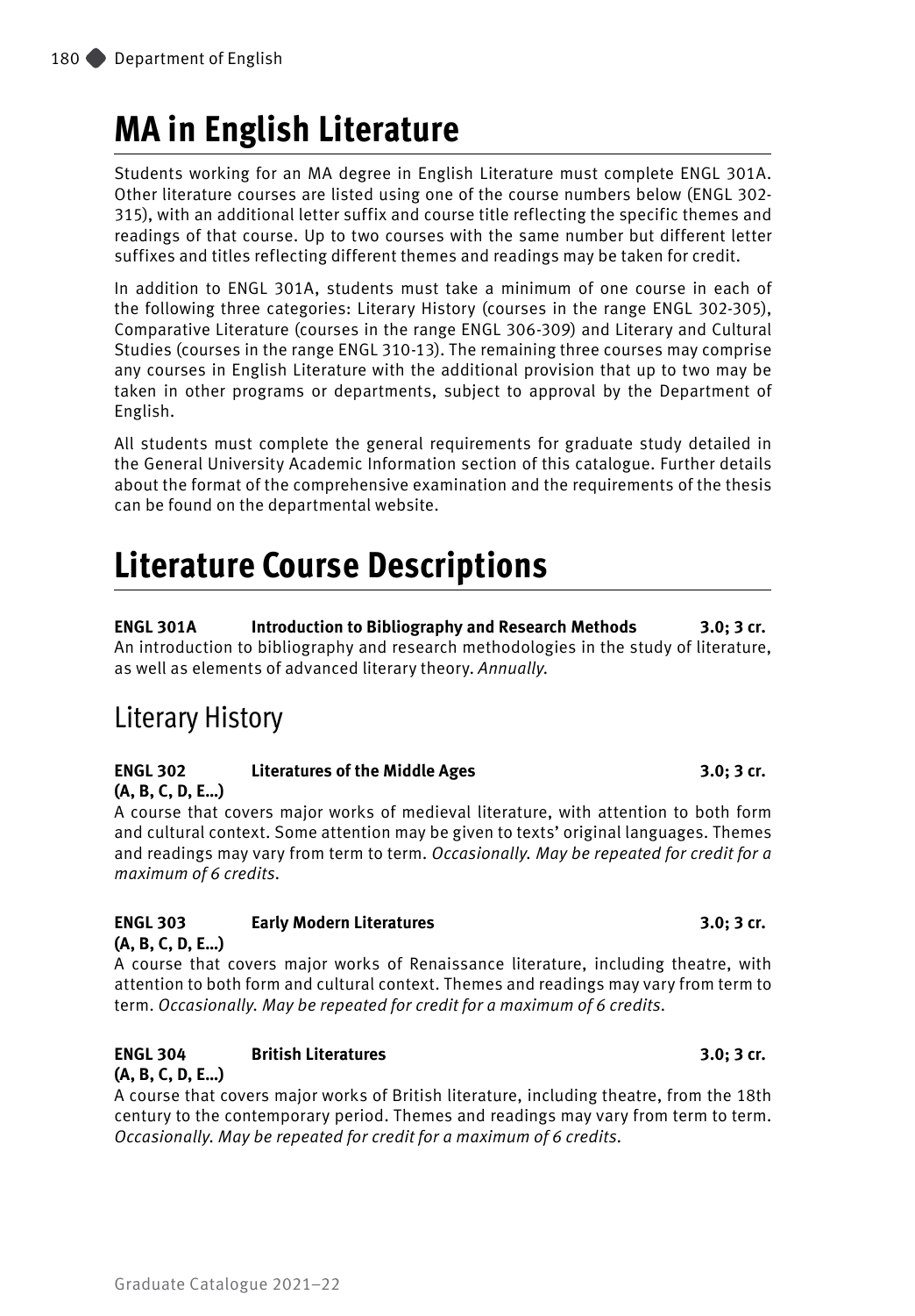# MA in English Literature

Students working for an MA degree in English Literature must complete ENGL 301A. Other literature courses are listed using one of the course numbers below (ENGL 302-315), with an additional letter suffix and course title reflecting the specific themes and readings of that course. Up to two courses with the same number but different letter suffixes and titles reflecting different themes and readings may be taken for credit.

In addition to ENGL 301A, students must take a minimum of one course in each of the following three categories: Literary History (courses in the range ENGL 302-305), Comparative Literature (courses in the range ENGL 306-309) and Literary and Cultural Studies (courses in the range ENGL 310-13). The remaining three courses may comprise any courses in English Literature with the additional provision that up to two may be taken in other programs or departments, subject to approval by the Department of English.

All students must complete the general requirements for graduate study detailed in the General University Academic Information section of this catalogue. Further details about the format of the comprehensive examination and the requirements of the thesis can be found on the departmental website.

# Literature Course Descriptions

**ENGL 301A Introduction to Bibliography and Research Methods 3.0; 3 cr.**
An introduction to bibliography and research methodologies in the study of literature, as well as elements of advanced literary theory. *Annually.*

## Literary History

**ENGL 302 Literatures of the Middle Ages 3.0; 3 cr.**
**(A, B, C, D, E…)**
A course that covers major works of medieval literature, with attention to both form and cultural context. Some attention may be given to texts' original languages. Themes and readings may vary from term to term. *Occasionally. May be repeated for credit for a maximum of 6 credits.*

**ENGL 303 Early Modern Literatures 3.0; 3 cr.**
**(A, B, C, D, E…)**
A course that covers major works of Renaissance literature, including theatre, with attention to both form and cultural context. Themes and readings may vary from term to term. *Occasionally. May be repeated for credit for a maximum of 6 credits.*

**ENGL 304 British Literatures 3.0; 3 cr.**
**(A, B, C, D, E…)**
A course that covers major works of British literature, including theatre, from the 18th century to the contemporary period. Themes and readings may vary from term to term. *Occasionally. May be repeated for credit for a maximum of 6 credits.*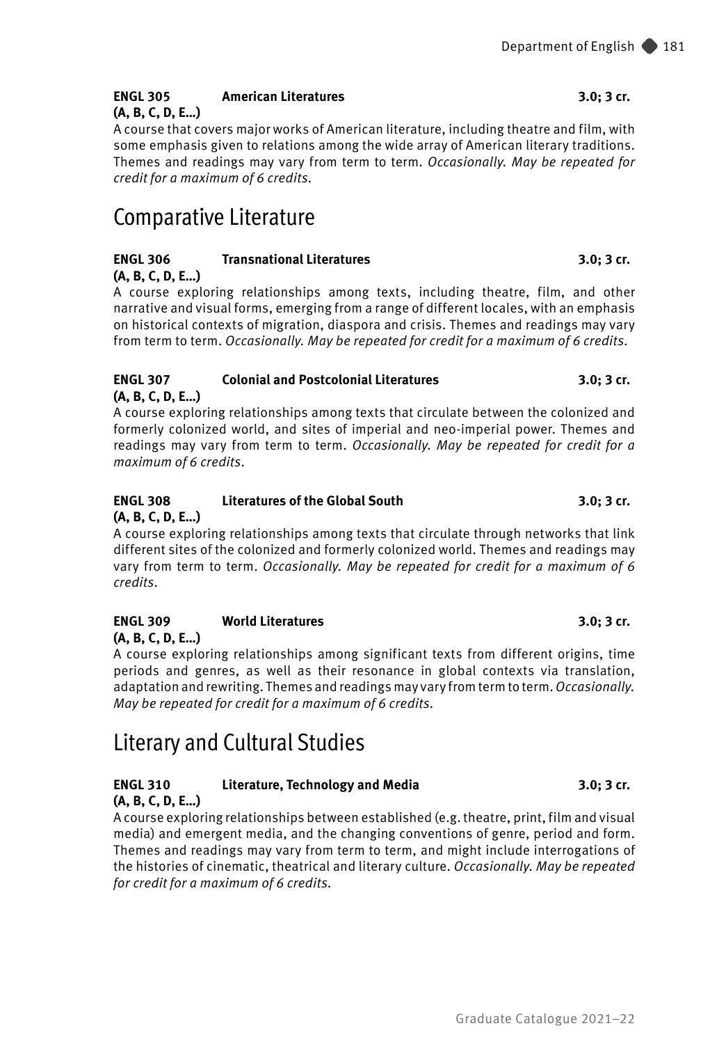**ENGL 305 American Literatures 3.0; 3 cr.**
**(A, B, C, D, E…)**

A course that covers major works of American literature, including theatre and film, with some emphasis given to relations among the wide array of American literary traditions. Themes and readings may vary from term to term. *Occasionally. May be repeated for credit for a maximum of 6 credits.*

## Comparative Literature

**ENGL 306 Transnational Literatures 3.0; 3 cr.**
**(A, B, C, D, E…)**

A course exploring relationships among texts, including theatre, film, and other narrative and visual forms, emerging from a range of different locales, with an emphasis on historical contexts of migration, diaspora and crisis. Themes and readings may vary from term to term. *Occasionally. May be repeated for credit for a maximum of 6 credits.*

**ENGL 307 Colonial and Postcolonial Literatures 3.0; 3 cr.**
**(A, B, C, D, E…)**

A course exploring relationships among texts that circulate between the colonized and formerly colonized world, and sites of imperial and neo-imperial power. Themes and readings may vary from term to term. *Occasionally. May be repeated for credit for a maximum of 6 credits.*

**ENGL 308 Literatures of the Global South 3.0; 3 cr.**
**(A, B, C, D, E…)**

A course exploring relationships among texts that circulate through networks that link different sites of the colonized and formerly colonized world. Themes and readings may vary from term to term. *Occasionally. May be repeated for credit for a maximum of 6 credits.*

**ENGL 309 World Literatures 3.0; 3 cr.**
**(A, B, C, D, E…)**

A course exploring relationships among significant texts from different origins, time periods and genres, as well as their resonance in global contexts via translation, adaptation and rewriting. Themes and readings may vary from term to term. *Occasionally. May be repeated for credit for a maximum of 6 credits.*

## Literary and Cultural Studies

**ENGL 310 Literature, Technology and Media 3.0; 3 cr.**
**(A, B, C, D, E…)**

A course exploring relationships between established (e.g. theatre, print, film and visual media) and emergent media, and the changing conventions of genre, period and form. Themes and readings may vary from term to term, and might include interrogations of the histories of cinematic, theatrical and literary culture. *Occasionally. May be repeated for credit for a maximum of 6 credits.*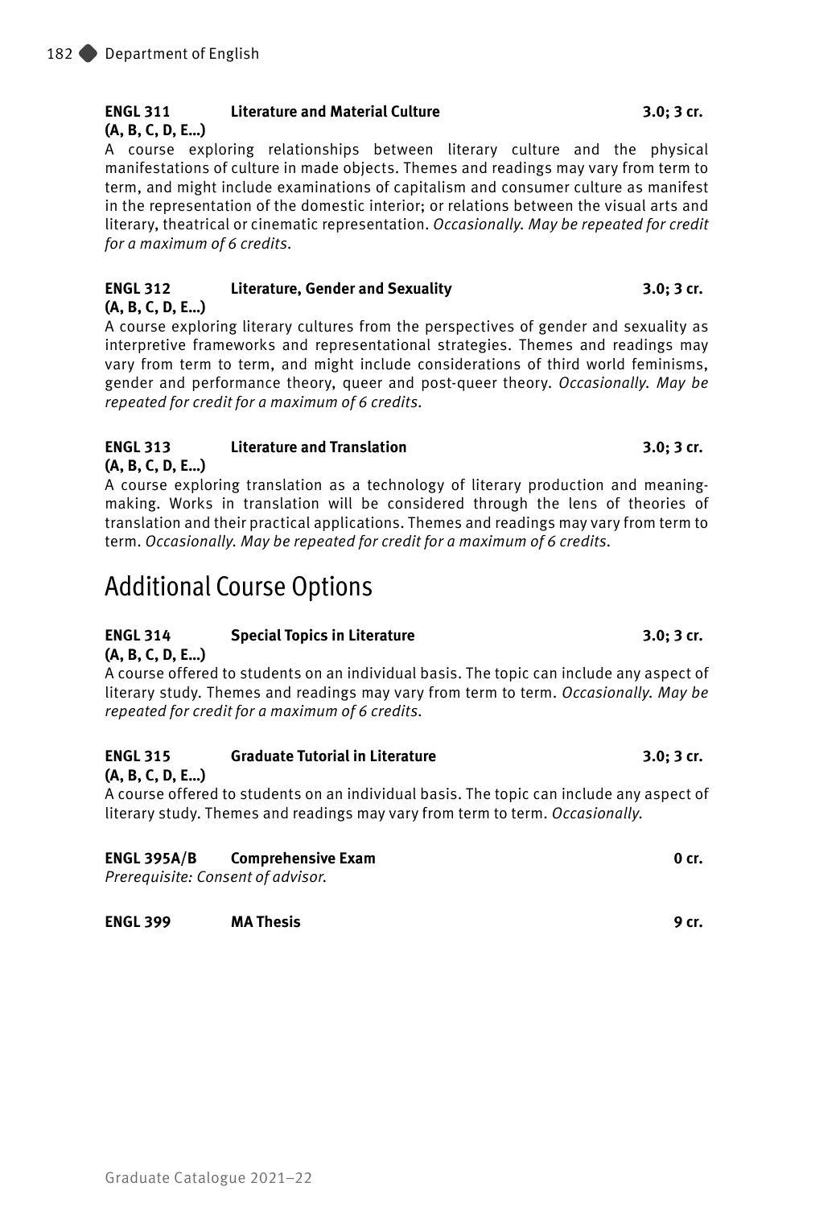**ENGL 311 (A, B, C, D, E…)** **Literature and Material Culture** **3.0; 3 cr.**

A course exploring relationships between literary culture and the physical manifestations of culture in made objects. Themes and readings may vary from term to term, and might include examinations of capitalism and consumer culture as manifest in the representation of the domestic interior; or relations between the visual arts and literary, theatrical or cinematic representation. *Occasionally. May be repeated for credit for a maximum of 6 credits.*

**ENGL 312 (A, B, C, D, E…)** **Literature, Gender and Sexuality** **3.0; 3 cr.**

A course exploring literary cultures from the perspectives of gender and sexuality as interpretive frameworks and representational strategies. Themes and readings may vary from term to term, and might include considerations of third world feminisms, gender and performance theory, queer and post-queer theory. *Occasionally. May be repeated for credit for a maximum of 6 credits.*

**ENGL 313 (A, B, C, D, E…)** **Literature and Translation** **3.0; 3 cr.**

A course exploring translation as a technology of literary production and meaning-making. Works in translation will be considered through the lens of theories of translation and their practical applications. Themes and readings may vary from term to term. *Occasionally. May be repeated for credit for a maximum of 6 credits.*

## Additional Course Options

**ENGL 314 (A, B, C, D, E…)** **Special Topics in Literature** **3.0; 3 cr.**

A course offered to students on an individual basis. The topic can include any aspect of literary study. Themes and readings may vary from term to term. *Occasionally. May be repeated for credit for a maximum of 6 credits.*

**ENGL 315 (A, B, C, D, E…)** **Graduate Tutorial in Literature** **3.0; 3 cr.**

A course offered to students on an individual basis. The topic can include any aspect of literary study. Themes and readings may vary from term to term. *Occasionally.*

**ENGL 395A/B** **Comprehensive Exam** **0 cr.**

*Prerequisite: Consent of advisor.*

**ENGL 399** **MA Thesis** **9 cr.**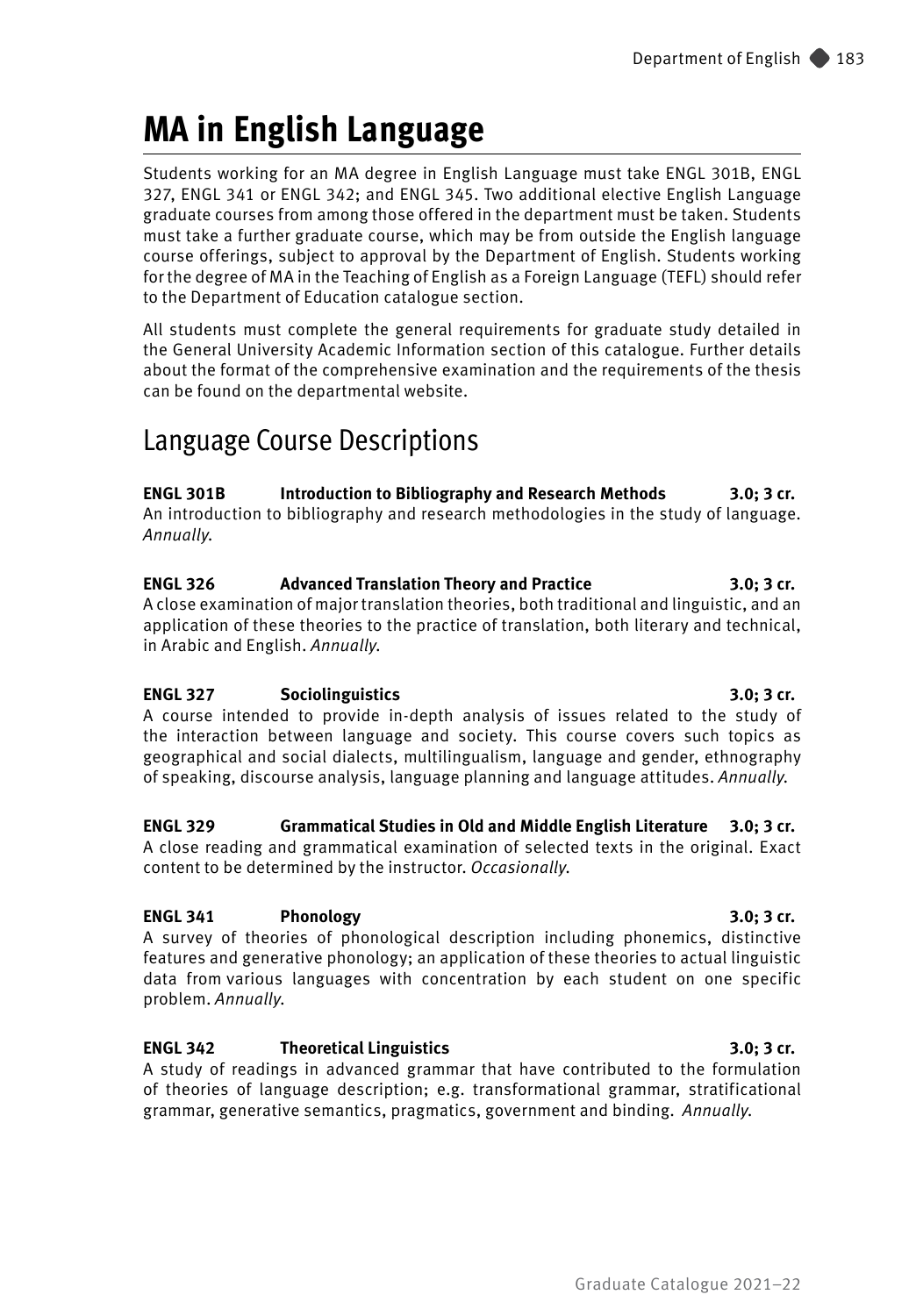# MA in English Language

Students working for an MA degree in English Language must take ENGL 301B, ENGL 327, ENGL 341 or ENGL 342; and ENGL 345. Two additional elective English Language graduate courses from among those offered in the department must be taken. Students must take a further graduate course, which may be from outside the English language course offerings, subject to approval by the Department of English. Students working for the degree of MA in the Teaching of English as a Foreign Language (TEFL) should refer to the Department of Education catalogue section.

All students must complete the general requirements for graduate study detailed in the General University Academic Information section of this catalogue. Further details about the format of the comprehensive examination and the requirements of the thesis can be found on the departmental website.

## Language Course Descriptions

**ENGL 301B Introduction to Bibliography and Research Methods 3.0; 3 cr.**
An introduction to bibliography and research methodologies in the study of language. *Annually.*

**ENGL 326 Advanced Translation Theory and Practice 3.0; 3 cr.**
A close examination of major translation theories, both traditional and linguistic, and an application of these theories to the practice of translation, both literary and technical, in Arabic and English. *Annually.*

**ENGL 327 Sociolinguistics 3.0; 3 cr.**
A course intended to provide in-depth analysis of issues related to the study of the interaction between language and society. This course covers such topics as geographical and social dialects, multilingualism, language and gender, ethnography of speaking, discourse analysis, language planning and language attitudes. *Annually.*

**ENGL 329 Grammatical Studies in Old and Middle English Literature 3.0; 3 cr.**
A close reading and grammatical examination of selected texts in the original. Exact content to be determined by the instructor. *Occasionally.*

**ENGL 341 Phonology 3.0; 3 cr.**
A survey of theories of phonological description including phonemics, distinctive features and generative phonology; an application of these theories to actual linguistic data from various languages with concentration by each student on one specific problem. *Annually.*

**ENGL 342 Theoretical Linguistics 3.0; 3 cr.**
A study of readings in advanced grammar that have contributed to the formulation of theories of language description; e.g. transformational grammar, stratificational grammar, generative semantics, pragmatics, government and binding. *Annually.*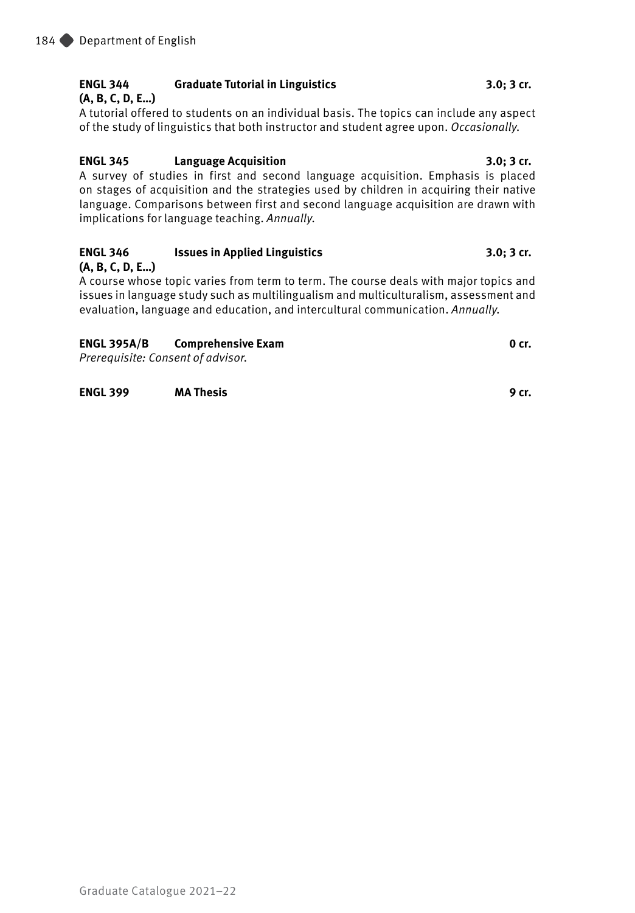**ENGL 344 (A, B, C, D, E…)** **Graduate Tutorial in Linguistics** **3.0; 3 cr.**

A tutorial offered to students on an individual basis. The topics can include any aspect of the study of linguistics that both instructor and student agree upon. *Occasionally.*

**ENGL 345** **Language Acquisition** **3.0; 3 cr.**

A survey of studies in first and second language acquisition. Emphasis is placed on stages of acquisition and the strategies used by children in acquiring their native language. Comparisons between first and second language acquisition are drawn with implications for language teaching. *Annually.*

**ENGL 346 (A, B, C, D, E…)** **Issues in Applied Linguistics** **3.0; 3 cr.**

A course whose topic varies from term to term. The course deals with major topics and issues in language study such as multilingualism and multiculturalism, assessment and evaluation, language and education, and intercultural communication. *Annually.*

**ENGL 395A/B** **Comprehensive Exam** **0 cr.**

*Prerequisite: Consent of advisor.*

**ENGL 399** **MA Thesis** **9 cr.**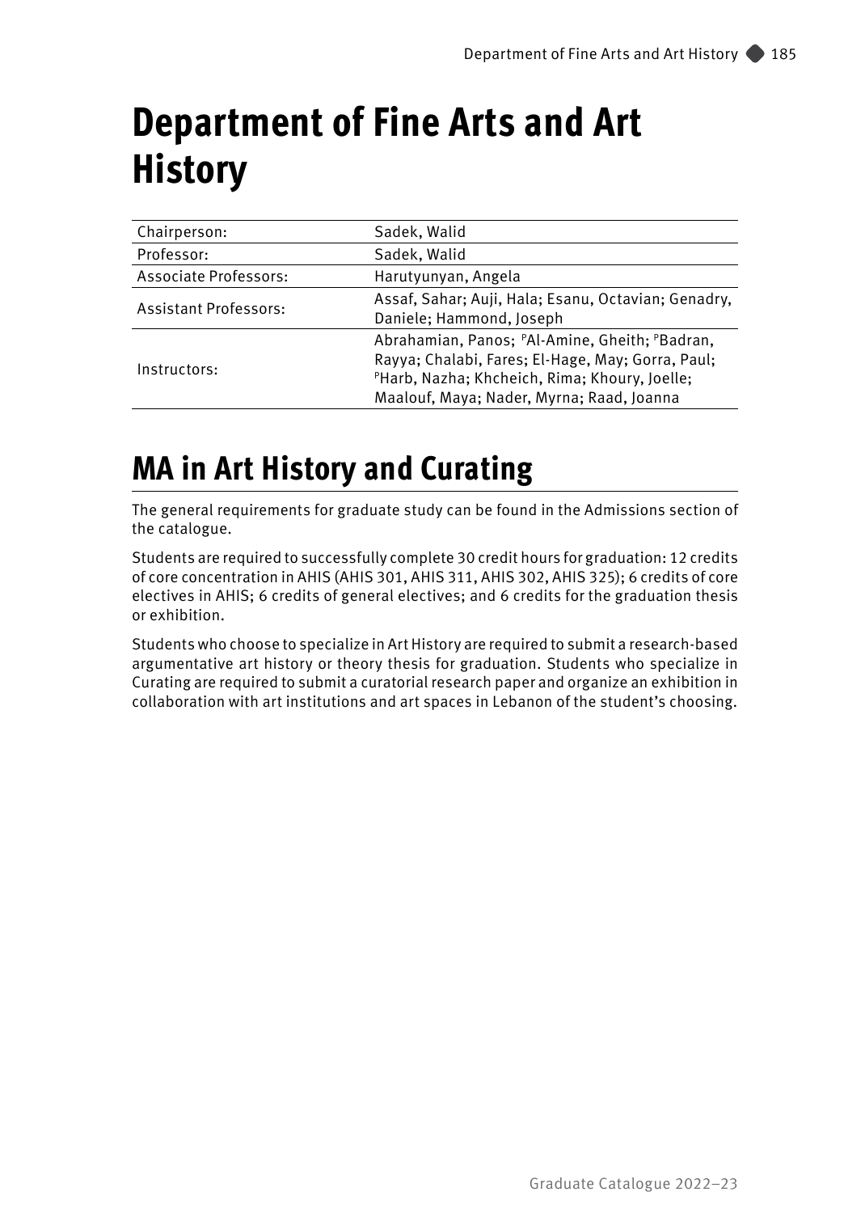# Department of Fine Arts and Art History

| | |
|---|---|
| Chairperson: | Sadek, Walid |
| Professor: | Sadek, Walid |
| Associate Professors: | Harutyunyan, Angela |
| Assistant Professors: | Assaf, Sahar; Auji, Hala; Esanu, Octavian; Genadry, Daniele; Hammond, Joseph |
| Instructors: | Abrahamian, Panos; [P]Al-Amine, Gheith; [P]Badran, Rayya; Chalabi, Fares; El-Hage, May; Gorra, Paul; [P]Harb, Nazha; Khcheich, Rima; Khoury, Joelle; Maalouf, Maya; Nader, Myrna; Raad, Joanna |

## MA in Art History and Curating

The general requirements for graduate study can be found in the Admissions section of the catalogue.

Students are required to successfully complete 30 credit hours for graduation: 12 credits of core concentration in AHIS (AHIS 301, AHIS 311, AHIS 302, AHIS 325); 6 credits of core electives in AHIS; 6 credits of general electives; and 6 credits for the graduation thesis or exhibition.

Students who choose to specialize in Art History are required to submit a research-based argumentative art history or theory thesis for graduation. Students who specialize in Curating are required to submit a curatorial research paper and organize an exhibition in collaboration with art institutions and art spaces in Lebanon of the student's choosing.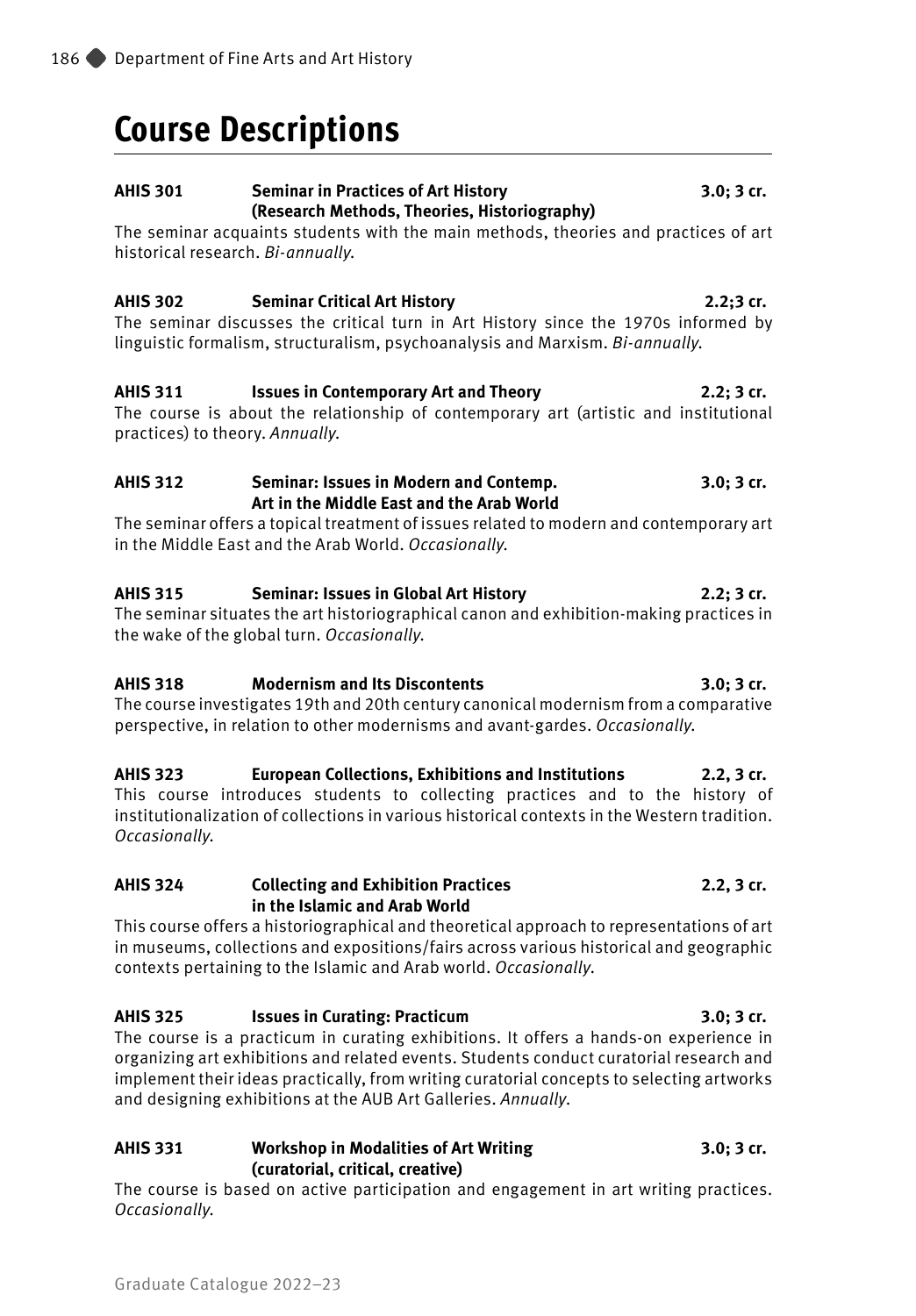# Course Descriptions

**AHIS 301 Seminar in Practices of Art History (Research Methods, Theories, Historiography) 3.0; 3 cr.**

The seminar acquaints students with the main methods, theories and practices of art historical research. *Bi-annually.*

**AHIS 302 Seminar Critical Art History 2.2;3 cr.**

The seminar discusses the critical turn in Art History since the 1970s informed by linguistic formalism, structuralism, psychoanalysis and Marxism. *Bi-annually.*

**AHIS 311 Issues in Contemporary Art and Theory 2.2; 3 cr.**

The course is about the relationship of contemporary art (artistic and institutional practices) to theory. *Annually.*

**AHIS 312 Seminar: Issues in Modern and Contemp. Art in the Middle East and the Arab World 3.0; 3 cr.**

The seminar offers a topical treatment of issues related to modern and contemporary art in the Middle East and the Arab World. *Occasionally.*

**AHIS 315 Seminar: Issues in Global Art History 2.2; 3 cr.**

The seminar situates the art historiographical canon and exhibition-making practices in the wake of the global turn. *Occasionally.*

**AHIS 318 Modernism and Its Discontents 3.0; 3 cr.**

The course investigates 19th and 20th century canonical modernism from a comparative perspective, in relation to other modernisms and avant-gardes. *Occasionally.*

**AHIS 323 European Collections, Exhibitions and Institutions 2.2, 3 cr.**

This course introduces students to collecting practices and to the history of institutionalization of collections in various historical contexts in the Western tradition. *Occasionally.*

**AHIS 324 Collecting and Exhibition Practices in the Islamic and Arab World 2.2, 3 cr.**

This course offers a historiographical and theoretical approach to representations of art in museums, collections and expositions/fairs across various historical and geographic contexts pertaining to the Islamic and Arab world. *Occasionally.*

**AHIS 325 Issues in Curating: Practicum 3.0; 3 cr.**

The course is a practicum in curating exhibitions. It offers a hands-on experience in organizing art exhibitions and related events. Students conduct curatorial research and implement their ideas practically, from writing curatorial concepts to selecting artworks and designing exhibitions at the AUB Art Galleries. *Annually.*

**AHIS 331 Workshop in Modalities of Art Writing (curatorial, critical, creative) 3.0; 3 cr.**

The course is based on active participation and engagement in art writing practices. *Occasionally.*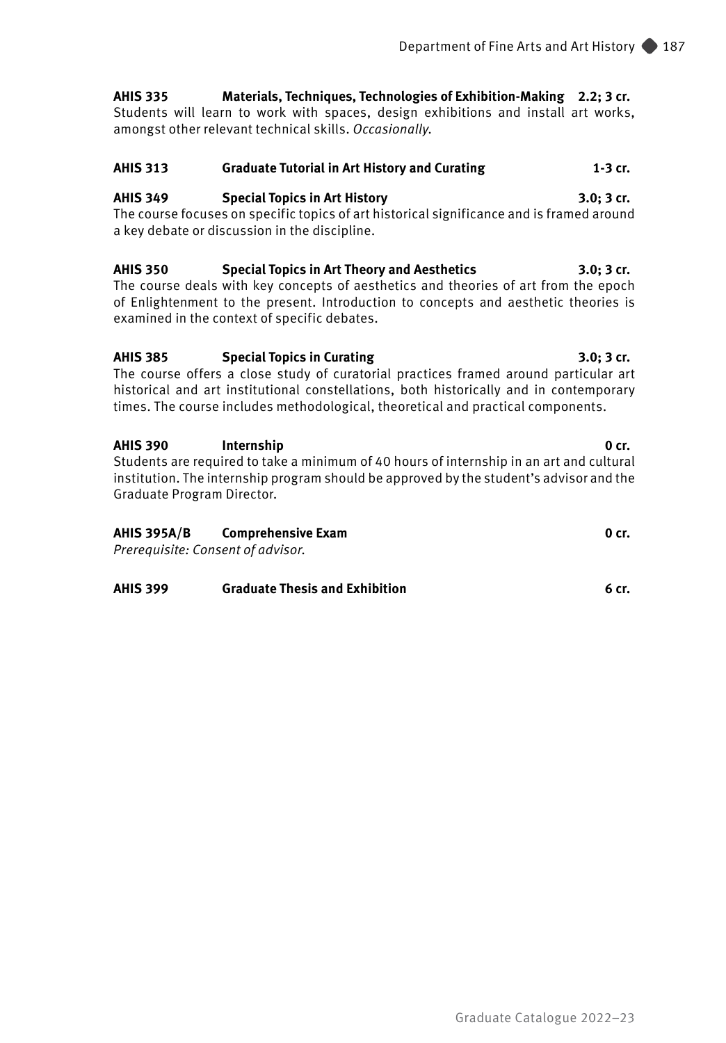**AHIS 335 Materials, Techniques, Technologies of Exhibition-Making 2.2; 3 cr.**
Students will learn to work with spaces, design exhibitions and install art works, amongst other relevant technical skills. *Occasionally.*

**AHIS 313 Graduate Tutorial in Art History and Curating 1-3 cr.**

**AHIS 349 Special Topics in Art History 3.0; 3 cr.**
The course focuses on specific topics of art historical significance and is framed around a key debate or discussion in the discipline.

**AHIS 350 Special Topics in Art Theory and Aesthetics 3.0; 3 cr.**
The course deals with key concepts of aesthetics and theories of art from the epoch of Enlightenment to the present. Introduction to concepts and aesthetic theories is examined in the context of specific debates.

**AHIS 385 Special Topics in Curating 3.0; 3 cr.**
The course offers a close study of curatorial practices framed around particular art historical and art institutional constellations, both historically and in contemporary times. The course includes methodological, theoretical and practical components.

**AHIS 390 Internship 0 cr.**
Students are required to take a minimum of 40 hours of internship in an art and cultural institution. The internship program should be approved by the student's advisor and the Graduate Program Director.

**AHIS 395A/B Comprehensive Exam 0 cr.**
*Prerequisite: Consent of advisor.*

**AHIS 399 Graduate Thesis and Exhibition 6 cr.**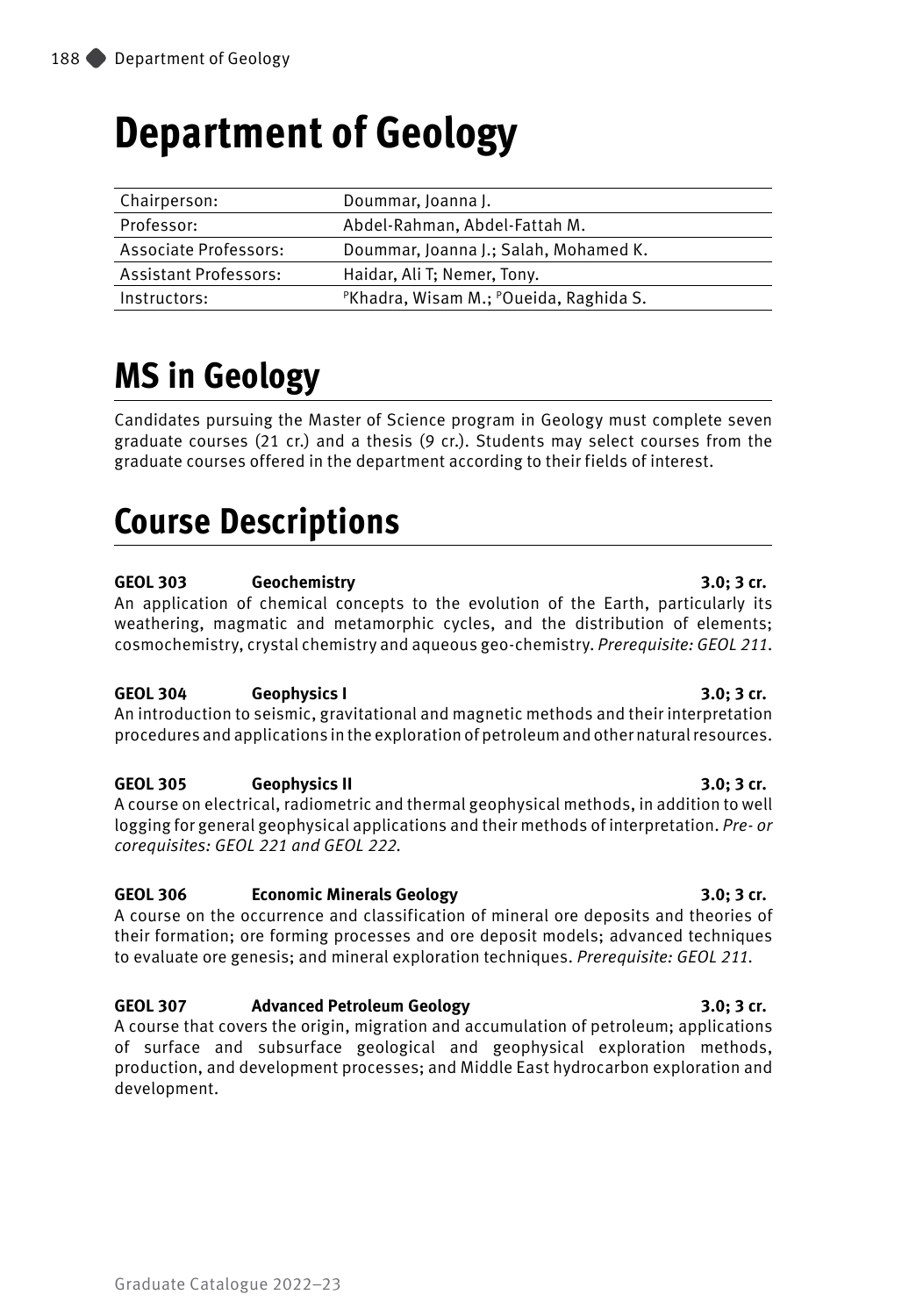# Department of Geology

| Chairperson: | Doummar, Joanna J. |
|---|---|
| Professor: | Abdel-Rahman, Abdel-Fattah M. |
| Associate Professors: | Doummar, Joanna J.; Salah, Mohamed K. |
| Assistant Professors: | Haidar, Ali T; Nemer, Tony. |
| Instructors: | [P]Khadra, Wisam M.; [P]Oueida, Raghida S. |

# MS in Geology

Candidates pursuing the Master of Science program in Geology must complete seven graduate courses (21 cr.) and a thesis (9 cr.). Students may select courses from the graduate courses offered in the department according to their fields of interest.

# Course Descriptions

**GEOL 303 Geochemistry 3.0; 3 cr.**
An application of chemical concepts to the evolution of the Earth, particularly its weathering, magmatic and metamorphic cycles, and the distribution of elements; cosmochemistry, crystal chemistry and aqueous geo-chemistry. *Prerequisite: GEOL 211.*

**GEOL 304 Geophysics I 3.0; 3 cr.**
An introduction to seismic, gravitational and magnetic methods and their interpretation procedures and applications in the exploration of petroleum and other natural resources.

**GEOL 305 Geophysics II 3.0; 3 cr.**
A course on electrical, radiometric and thermal geophysical methods, in addition to well logging for general geophysical applications and their methods of interpretation. *Pre- or corequisites: GEOL 221 and GEOL 222.*

**GEOL 306 Economic Minerals Geology 3.0; 3 cr.**
A course on the occurrence and classification of mineral ore deposits and theories of their formation; ore forming processes and ore deposit models; advanced techniques to evaluate ore genesis; and mineral exploration techniques. *Prerequisite: GEOL 211.*

**GEOL 307 Advanced Petroleum Geology 3.0; 3 cr.**
A course that covers the origin, migration and accumulation of petroleum; applications of surface and subsurface geological and geophysical exploration methods, production, and development processes; and Middle East hydrocarbon exploration and development.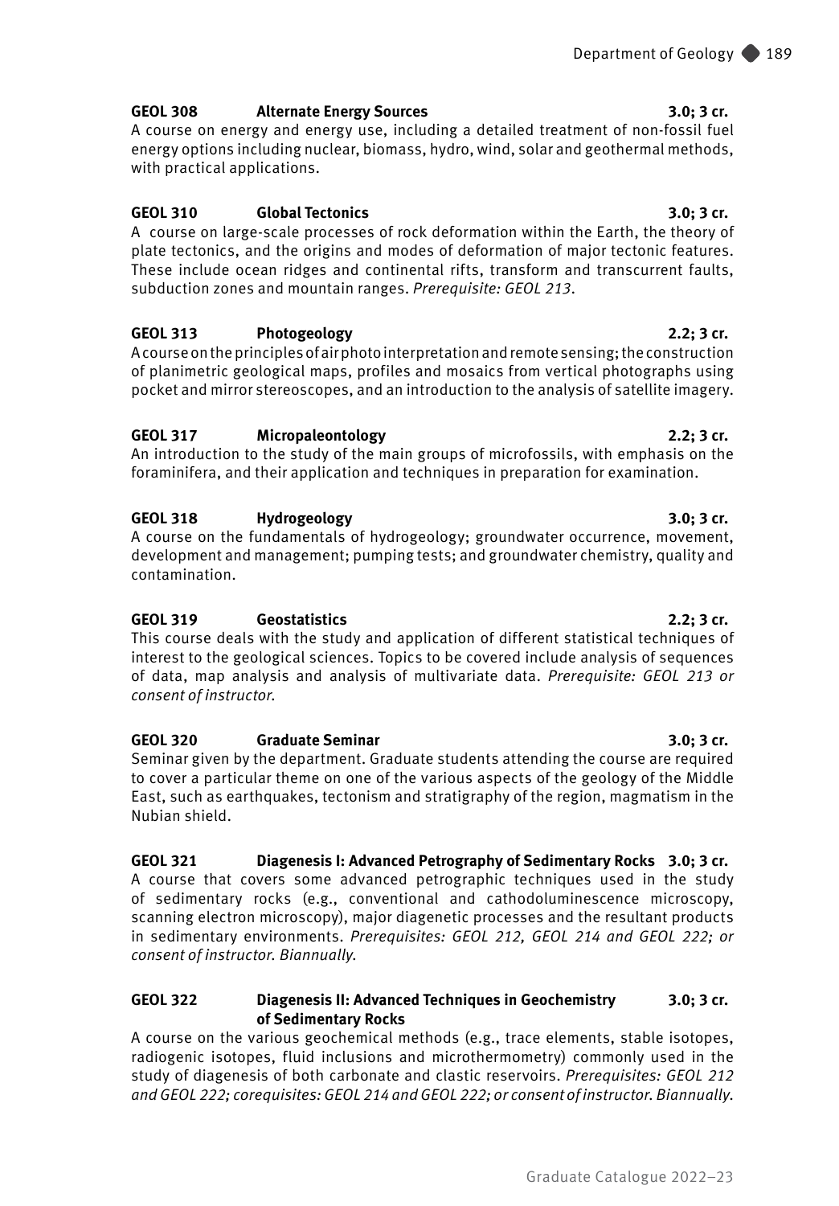**GEOL 308 Alternate Energy Sources 3.0; 3 cr.**

A course on energy and energy use, including a detailed treatment of non-fossil fuel energy options including nuclear, biomass, hydro, wind, solar and geothermal methods, with practical applications.

**GEOL 310 Global Tectonics 3.0; 3 cr.**

A course on large-scale processes of rock deformation within the Earth, the theory of plate tectonics, and the origins and modes of deformation of major tectonic features. These include ocean ridges and continental rifts, transform and transcurrent faults, subduction zones and mountain ranges. *Prerequisite: GEOL 213.*

**GEOL 313 Photogeology 2.2; 3 cr.**

A course on the principles of air photo interpretation and remote sensing; the construction of planimetric geological maps, profiles and mosaics from vertical photographs using pocket and mirror stereoscopes, and an introduction to the analysis of satellite imagery.

**GEOL 317 Micropaleontology 2.2; 3 cr.**

An introduction to the study of the main groups of microfossils, with emphasis on the foraminifera, and their application and techniques in preparation for examination.

**GEOL 318 Hydrogeology 3.0; 3 cr.**

A course on the fundamentals of hydrogeology; groundwater occurrence, movement, development and management; pumping tests; and groundwater chemistry, quality and contamination.

**GEOL 319 Geostatistics 2.2; 3 cr.**

This course deals with the study and application of different statistical techniques of interest to the geological sciences. Topics to be covered include analysis of sequences of data, map analysis and analysis of multivariate data. *Prerequisite: GEOL 213 or consent of instructor.*

**GEOL 320 Graduate Seminar 3.0; 3 cr.**

Seminar given by the department. Graduate students attending the course are required to cover a particular theme on one of the various aspects of the geology of the Middle East, such as earthquakes, tectonism and stratigraphy of the region, magmatism in the Nubian shield.

**GEOL 321 Diagenesis I: Advanced Petrography of Sedimentary Rocks 3.0; 3 cr.**

A course that covers some advanced petrographic techniques used in the study of sedimentary rocks (e.g., conventional and cathodoluminescence microscopy, scanning electron microscopy), major diagenetic processes and the resultant products in sedimentary environments. *Prerequisites: GEOL 212, GEOL 214 and GEOL 222; or consent of instructor. Biannually.*

**GEOL 322 Diagenesis II: Advanced Techniques in Geochemistry of Sedimentary Rocks 3.0; 3 cr.**

A course on the various geochemical methods (e.g., trace elements, stable isotopes, radiogenic isotopes, fluid inclusions and microthermometry) commonly used in the study of diagenesis of both carbonate and clastic reservoirs. *Prerequisites: GEOL 212 and GEOL 222; corequisites: GEOL 214 and GEOL 222; or consent of instructor. Biannually.*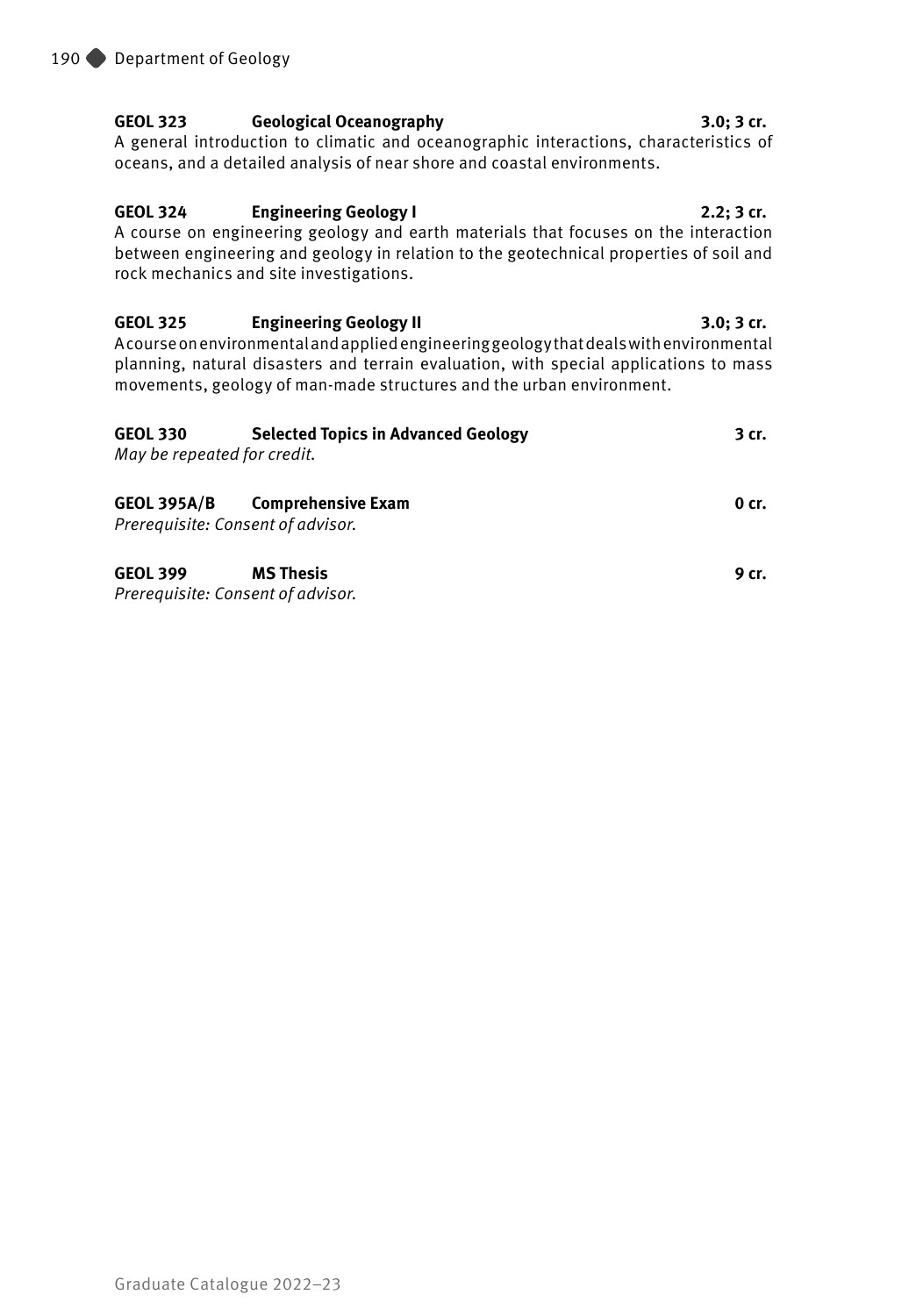**GEOL 323 Geological Oceanography 3.0; 3 cr.**
A general introduction to climatic and oceanographic interactions, characteristics of oceans, and a detailed analysis of near shore and coastal environments.

**GEOL 324 Engineering Geology I 2.2; 3 cr.**
A course on engineering geology and earth materials that focuses on the interaction between engineering and geology in relation to the geotechnical properties of soil and rock mechanics and site investigations.

**GEOL 325 Engineering Geology II 3.0; 3 cr.**
A course on environmental and applied engineering geology that deals with environmental planning, natural disasters and terrain evaluation, with special applications to mass movements, geology of man-made structures and the urban environment.

**GEOL 330 Selected Topics in Advanced Geology 3 cr.**
*May be repeated for credit.*

**GEOL 395A/B Comprehensive Exam 0 cr.**
*Prerequisite: Consent of advisor.*

**GEOL 399 MS Thesis 9 cr.**
*Prerequisite: Consent of advisor.*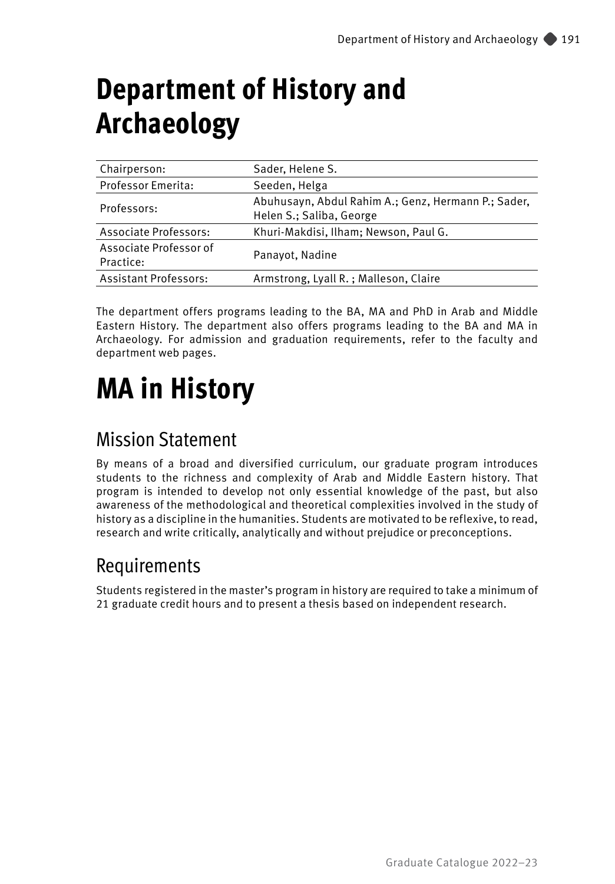# Department of History and Archaeology

| | |
|---|---|
| Chairperson: | Sader, Helene S. |
| Professor Emerita: | Seeden, Helga |
| Professors: | Abuhusayn, Abdul Rahim A.; Genz, Hermann P.; Sader, Helen S.; Saliba, George |
| Associate Professors: | Khuri-Makdisi, Ilham; Newson, Paul G. |
| Associate Professor of Practice: | Panayot, Nadine |
| Assistant Professors: | Armstrong, Lyall R. ; Malleson, Claire |

The department offers programs leading to the BA, MA and PhD in Arab and Middle Eastern History. The department also offers programs leading to the BA and MA in Archaeology. For admission and graduation requirements, refer to the faculty and department web pages.

# MA in History

## Mission Statement

By means of a broad and diversified curriculum, our graduate program introduces students to the richness and complexity of Arab and Middle Eastern history. That program is intended to develop not only essential knowledge of the past, but also awareness of the methodological and theoretical complexities involved in the study of history as a discipline in the humanities. Students are motivated to be reflexive, to read, research and write critically, analytically and without prejudice or preconceptions.

## Requirements

Students registered in the master's program in history are required to take a minimum of 21 graduate credit hours and to present a thesis based on independent research.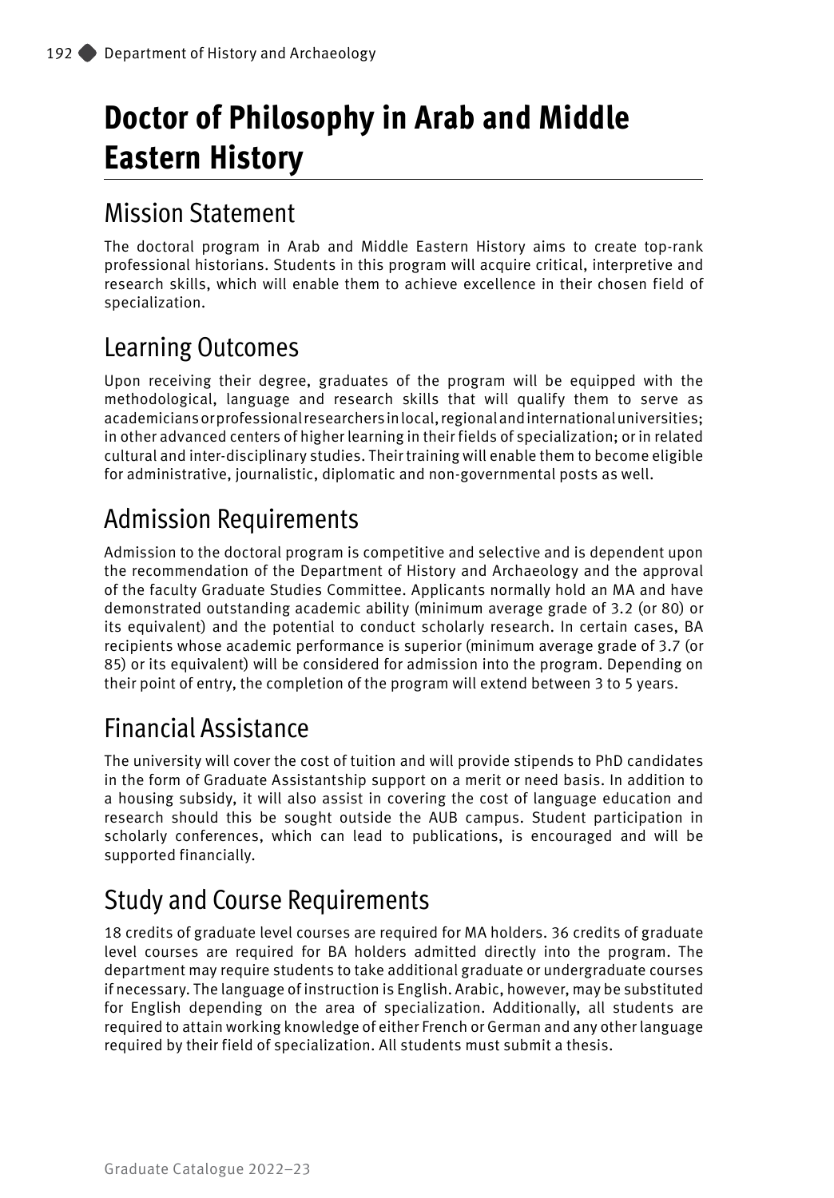# Doctor of Philosophy in Arab and Middle Eastern History

## Mission Statement

The doctoral program in Arab and Middle Eastern History aims to create top-rank professional historians. Students in this program will acquire critical, interpretive and research skills, which will enable them to achieve excellence in their chosen field of specialization.

## Learning Outcomes

Upon receiving their degree, graduates of the program will be equipped with the methodological, language and research skills that will qualify them to serve as academicians or professional researchers in local, regional and international universities; in other advanced centers of higher learning in their fields of specialization; or in related cultural and inter-disciplinary studies. Their training will enable them to become eligible for administrative, journalistic, diplomatic and non-governmental posts as well.

## Admission Requirements

Admission to the doctoral program is competitive and selective and is dependent upon the recommendation of the Department of History and Archaeology and the approval of the faculty Graduate Studies Committee. Applicants normally hold an MA and have demonstrated outstanding academic ability (minimum average grade of 3.2 (or 80) or its equivalent) and the potential to conduct scholarly research. In certain cases, BA recipients whose academic performance is superior (minimum average grade of 3.7 (or 85) or its equivalent) will be considered for admission into the program. Depending on their point of entry, the completion of the program will extend between 3 to 5 years.

## Financial Assistance

The university will cover the cost of tuition and will provide stipends to PhD candidates in the form of Graduate Assistantship support on a merit or need basis. In addition to a housing subsidy, it will also assist in covering the cost of language education and research should this be sought outside the AUB campus. Student participation in scholarly conferences, which can lead to publications, is encouraged and will be supported financially.

## Study and Course Requirements

18 credits of graduate level courses are required for MA holders. 36 credits of graduate level courses are required for BA holders admitted directly into the program. The department may require students to take additional graduate or undergraduate courses if necessary. The language of instruction is English. Arabic, however, may be substituted for English depending on the area of specialization. Additionally, all students are required to attain working knowledge of either French or German and any other language required by their field of specialization. All students must submit a thesis.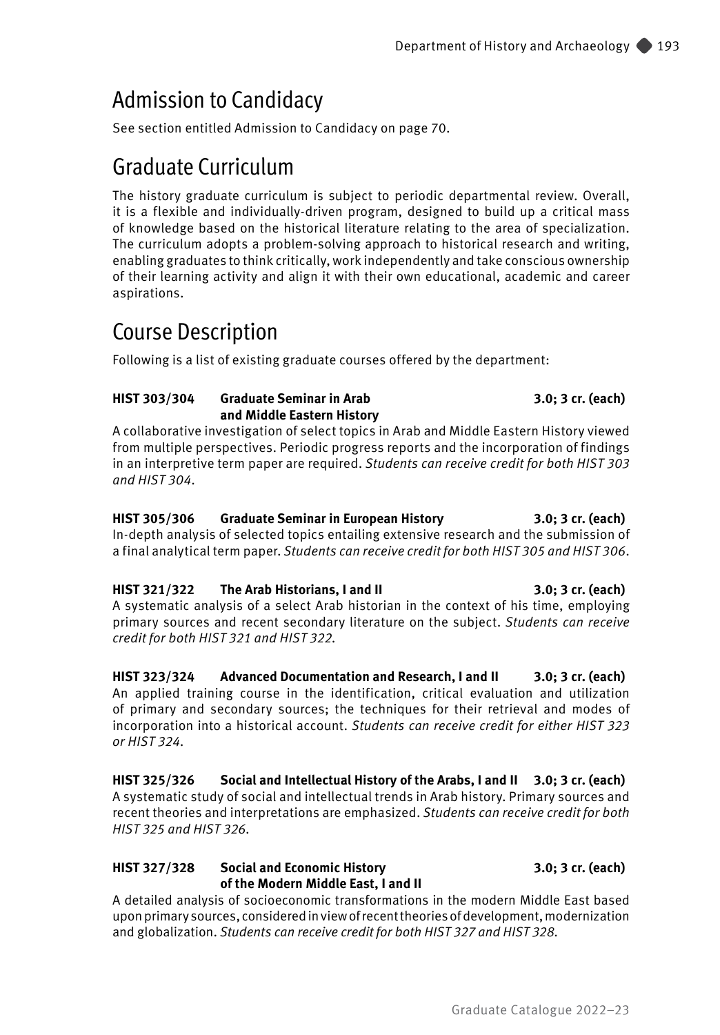## Admission to Candidacy

See section entitled Admission to Candidacy on page 70.

## Graduate Curriculum

The history graduate curriculum is subject to periodic departmental review. Overall, it is a flexible and individually-driven program, designed to build up a critical mass of knowledge based on the historical literature relating to the area of specialization. The curriculum adopts a problem-solving approach to historical research and writing, enabling graduates to think critically, work independently and take conscious ownership of their learning activity and align it with their own educational, academic and career aspirations.

## Course Description

Following is a list of existing graduate courses offered by the department:

**HIST 303/304 Graduate Seminar in Arab and Middle Eastern History 3.0; 3 cr. (each)**
A collaborative investigation of select topics in Arab and Middle Eastern History viewed from multiple perspectives. Periodic progress reports and the incorporation of findings in an interpretive term paper are required. *Students can receive credit for both HIST 303 and HIST 304.*

**HIST 305/306 Graduate Seminar in European History 3.0; 3 cr. (each)**
In-depth analysis of selected topics entailing extensive research and the submission of a final analytical term paper. *Students can receive credit for both HIST 305 and HIST 306.*

**HIST 321/322 The Arab Historians, I and II 3.0; 3 cr. (each)**
A systematic analysis of a select Arab historian in the context of his time, employing primary sources and recent secondary literature on the subject. *Students can receive credit for both HIST 321 and HIST 322.*

**HIST 323/324 Advanced Documentation and Research, I and II 3.0; 3 cr. (each)**
An applied training course in the identification, critical evaluation and utilization of primary and secondary sources; the techniques for their retrieval and modes of incorporation into a historical account. *Students can receive credit for either HIST 323 or HIST 324.*

**HIST 325/326 Social and Intellectual History of the Arabs, I and II 3.0; 3 cr. (each)**
A systematic study of social and intellectual trends in Arab history. Primary sources and recent theories and interpretations are emphasized. *Students can receive credit for both HIST 325 and HIST 326.*

**HIST 327/328 Social and Economic History of the Modern Middle East, I and II 3.0; 3 cr. (each)**
A detailed analysis of socioeconomic transformations in the modern Middle East based upon primary sources, considered in view of recent theories of development, modernization and globalization. *Students can receive credit for both HIST 327 and HIST 328.*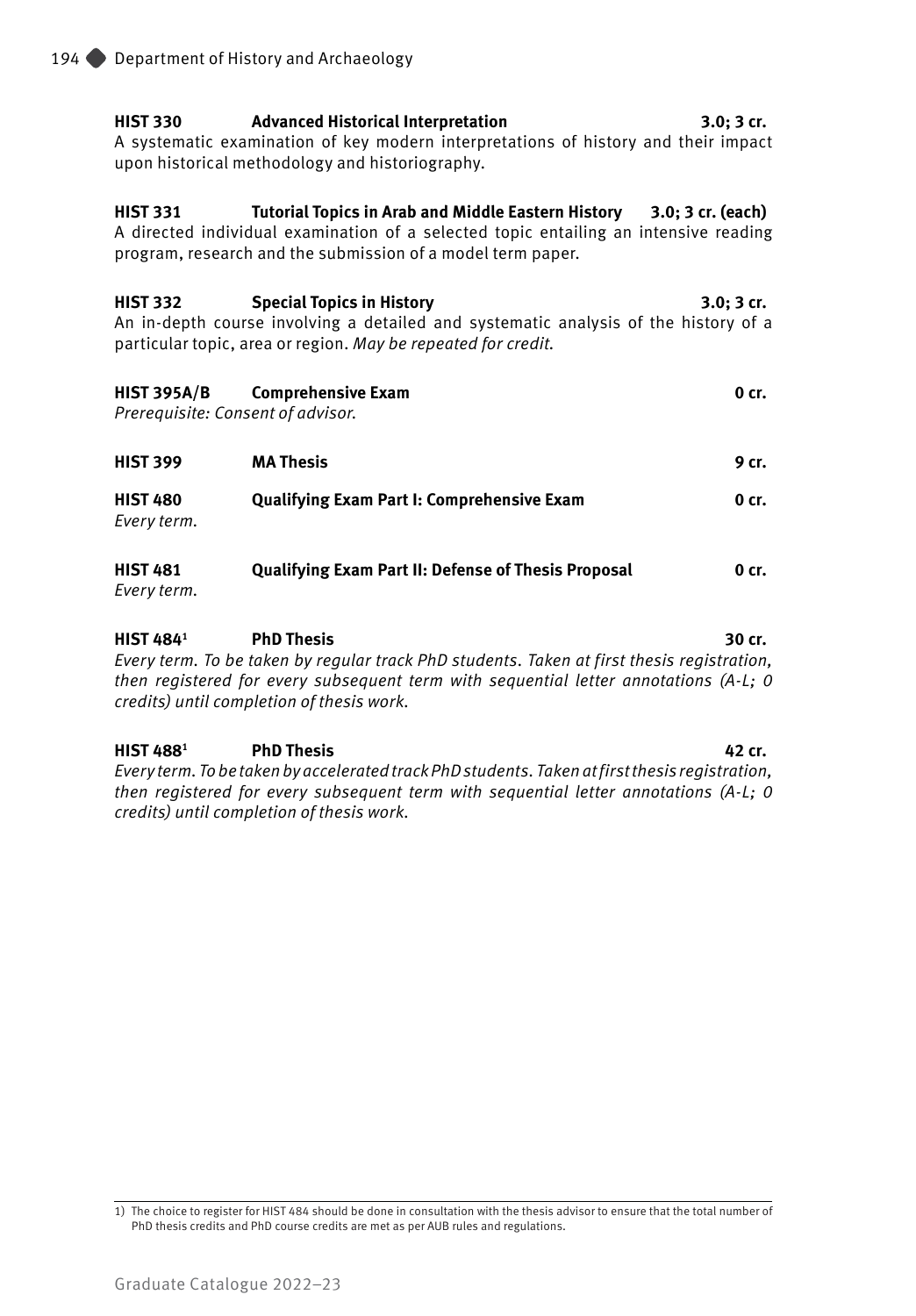**HIST 330 Advanced Historical Interpretation 3.0; 3 cr.**
A systematic examination of key modern interpretations of history and their impact upon historical methodology and historiography.

**HIST 331 Tutorial Topics in Arab and Middle Eastern History 3.0; 3 cr. (each)**
A directed individual examination of a selected topic entailing an intensive reading program, research and the submission of a model term paper.

**HIST 332 Special Topics in History 3.0; 3 cr.**
An in-depth course involving a detailed and systematic analysis of the history of a particular topic, area or region. *May be repeated for credit.*

**HIST 395A/B Comprehensive Exam 0 cr.**
*Prerequisite: Consent of advisor.*

**HIST 399 MA Thesis 9 cr.**

**HIST 480 Qualifying Exam Part I: Comprehensive Exam 0 cr.**
*Every term.*

**HIST 481 Qualifying Exam Part II: Defense of Thesis Proposal 0 cr.**
*Every term.*

**HIST 484[1] PhD Thesis 30 cr.**
*Every term. To be taken by regular track PhD students. Taken at first thesis registration, then registered for every subsequent term with sequential letter annotations (A-L; 0 credits) until completion of thesis work.*

**HIST 488[1] PhD Thesis 42 cr.**
*Every term. To be taken by accelerated track PhD students. Taken at first thesis registration, then registered for every subsequent term with sequential letter annotations (A-L; 0 credits) until completion of thesis work.*

---

1) The choice to register for HIST 484 should be done in consultation with the thesis advisor to ensure that the total number of PhD thesis credits and PhD course credits are met as per AUB rules and regulations.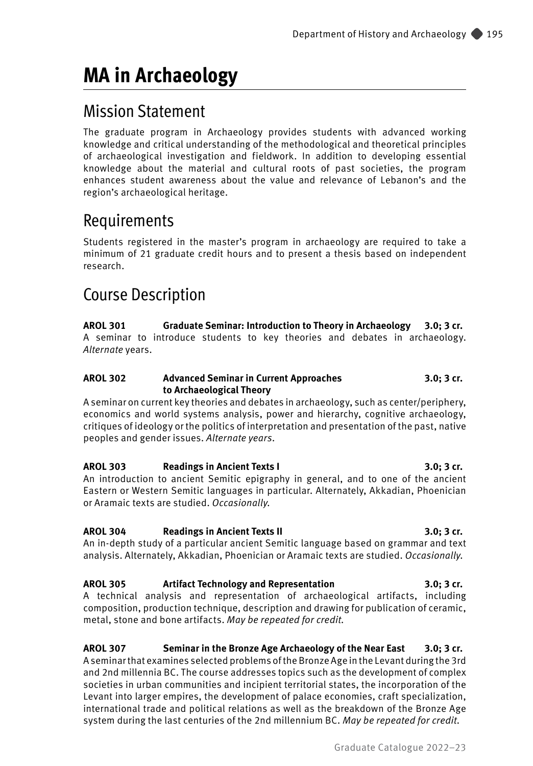# MA in Archaeology

## Mission Statement

The graduate program in Archaeology provides students with advanced working knowledge and critical understanding of the methodological and theoretical principles of archaeological investigation and fieldwork. In addition to developing essential knowledge about the material and cultural roots of past societies, the program enhances student awareness about the value and relevance of Lebanon's and the region's archaeological heritage.

## Requirements

Students registered in the master's program in archaeology are required to take a minimum of 21 graduate credit hours and to present a thesis based on independent research.

## Course Description

**AROL 301 Graduate Seminar: Introduction to Theory in Archaeology 3.0; 3 cr.**
A seminar to introduce students to key theories and debates in archaeology. *Alternate* years.

**AROL 302 Advanced Seminar in Current Approaches to Archaeological Theory 3.0; 3 cr.**
A seminar on current key theories and debates in archaeology, such as center/periphery, economics and world systems analysis, power and hierarchy, cognitive archaeology, critiques of ideology or the politics of interpretation and presentation of the past, native peoples and gender issues. *Alternate years.*

**AROL 303 Readings in Ancient Texts I 3.0; 3 cr.**
An introduction to ancient Semitic epigraphy in general, and to one of the ancient Eastern or Western Semitic languages in particular. Alternately, Akkadian, Phoenician or Aramaic texts are studied. *Occasionally.*

**AROL 304 Readings in Ancient Texts II 3.0; 3 cr.**
An in-depth study of a particular ancient Semitic language based on grammar and text analysis. Alternately, Akkadian, Phoenician or Aramaic texts are studied. *Occasionally.*

**AROL 305 Artifact Technology and Representation 3.0; 3 cr.**
A technical analysis and representation of archaeological artifacts, including composition, production technique, description and drawing for publication of ceramic, metal, stone and bone artifacts. *May be repeated for credit.*

**AROL 307 Seminar in the Bronze Age Archaeology of the Near East 3.0; 3 cr.**
A seminar that examines selected problems of the Bronze Age in the Levant during the 3rd and 2nd millennia BC. The course addresses topics such as the development of complex societies in urban communities and incipient territorial states, the incorporation of the Levant into larger empires, the development of palace economies, craft specialization, international trade and political relations as well as the breakdown of the Bronze Age system during the last centuries of the 2nd millennium BC. *May be repeated for credit.*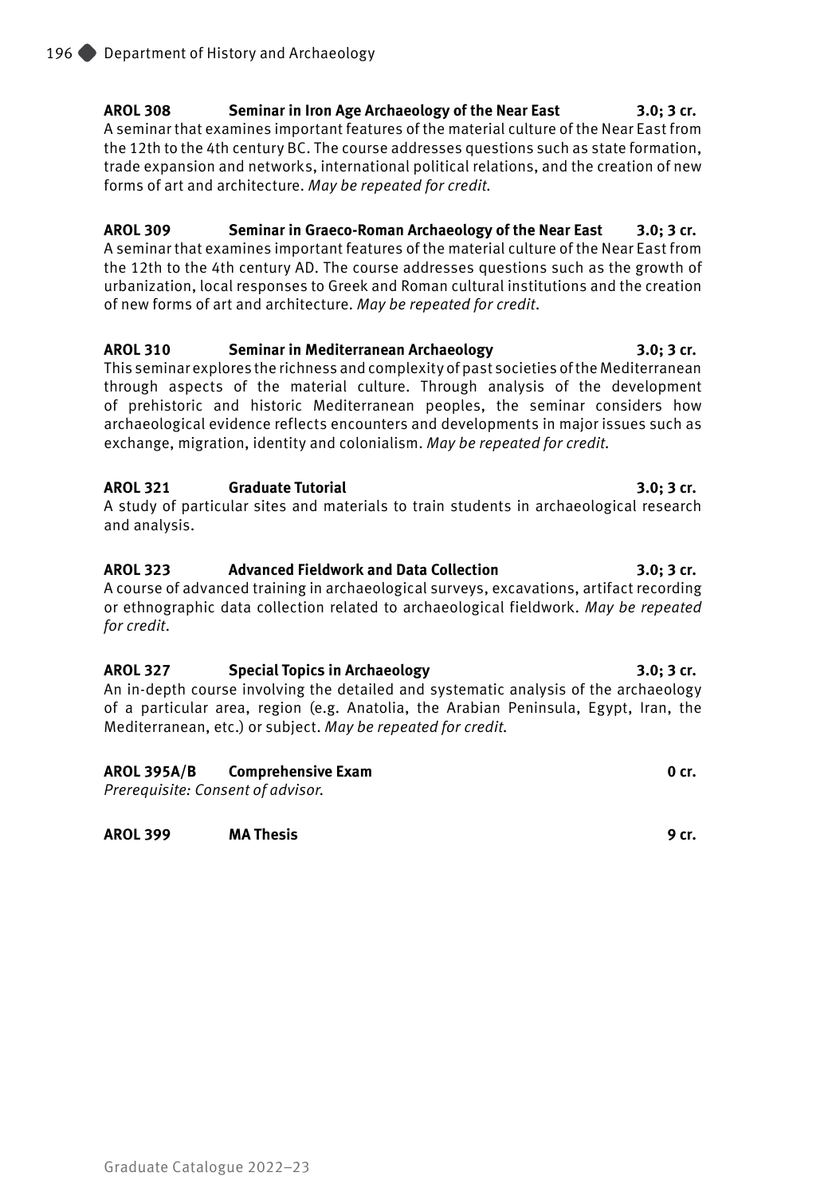**AROL 308 Seminar in Iron Age Archaeology of the Near East 3.0; 3 cr.**
A seminar that examines important features of the material culture of the Near East from the 12th to the 4th century BC. The course addresses questions such as state formation, trade expansion and networks, international political relations, and the creation of new forms of art and architecture. *May be repeated for credit.*

**AROL 309 Seminar in Graeco-Roman Archaeology of the Near East 3.0; 3 cr.**
A seminar that examines important features of the material culture of the Near East from the 12th to the 4th century AD. The course addresses questions such as the growth of urbanization, local responses to Greek and Roman cultural institutions and the creation of new forms of art and architecture. *May be repeated for credit.*

**AROL 310 Seminar in Mediterranean Archaeology 3.0; 3 cr.**
This seminar explores the richness and complexity of past societies of the Mediterranean through aspects of the material culture. Through analysis of the development of prehistoric and historic Mediterranean peoples, the seminar considers how archaeological evidence reflects encounters and developments in major issues such as exchange, migration, identity and colonialism. *May be repeated for credit.*

**AROL 321 Graduate Tutorial 3.0; 3 cr.**
A study of particular sites and materials to train students in archaeological research and analysis.

**AROL 323 Advanced Fieldwork and Data Collection 3.0; 3 cr.**
A course of advanced training in archaeological surveys, excavations, artifact recording or ethnographic data collection related to archaeological fieldwork. *May be repeated for credit.*

**AROL 327 Special Topics in Archaeology 3.0; 3 cr.**
An in-depth course involving the detailed and systematic analysis of the archaeology of a particular area, region (e.g. Anatolia, the Arabian Peninsula, Egypt, Iran, the Mediterranean, etc.) or subject. *May be repeated for credit.*

**AROL 395A/B Comprehensive Exam 0 cr.**
*Prerequisite: Consent of advisor.*

**AROL 399 MA Thesis 9 cr.**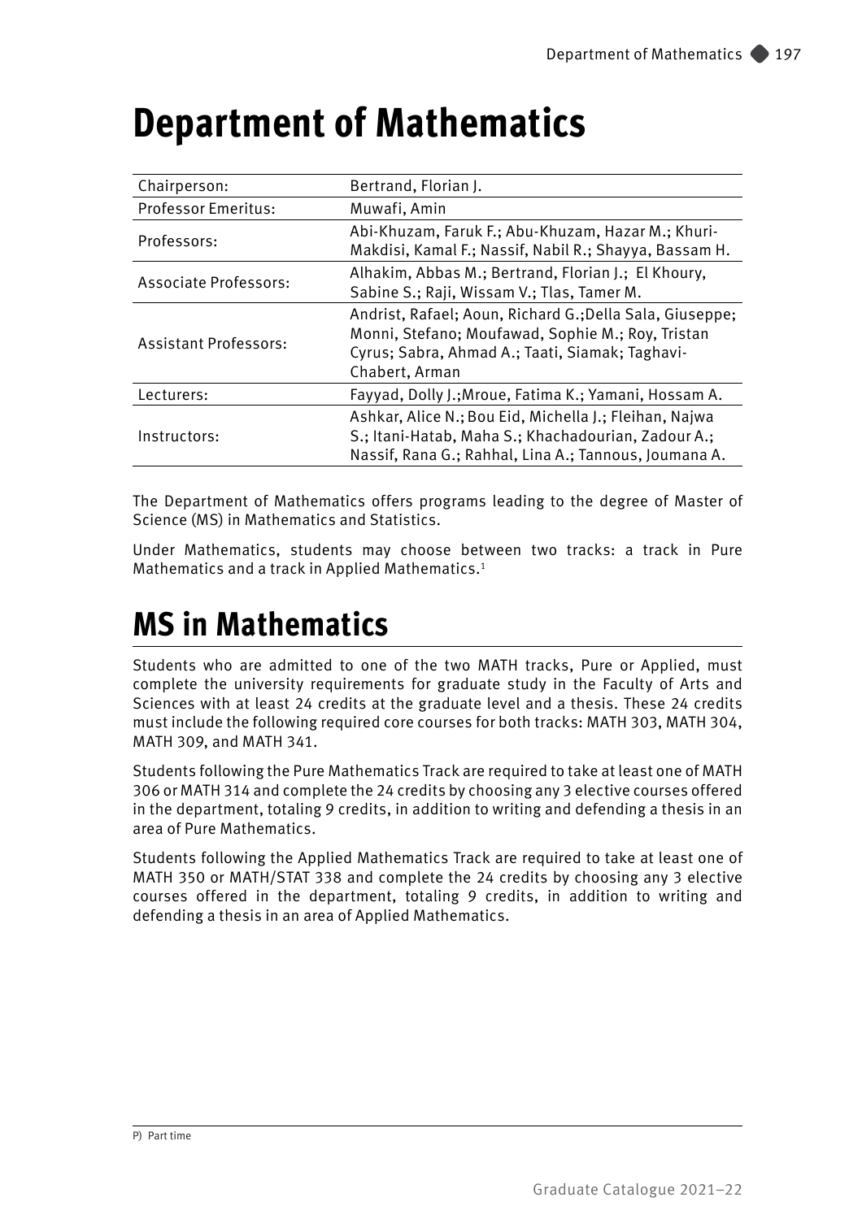# Department of Mathematics

| Chairperson: | Bertrand, Florian J. |
|---|---|
| Professor Emeritus: | Muwafi, Amin |
| Professors: | Abi-Khuzam, Faruk F.; Abu-Khuzam, Hazar M.; Khuri-Makdisi, Kamal F.; Nassif, Nabil R.; Shayya, Bassam H. |
| Associate Professors: | Alhakim, Abbas M.; Bertrand, Florian J.; El Khoury, Sabine S.; Raji, Wissam V.; Tlas, Tamer M. |
| Assistant Professors: | Andrist, Rafael; Aoun, Richard G.;Della Sala, Giuseppe; Monni, Stefano; Moufawad, Sophie M.; Roy, Tristan Cyrus; Sabra, Ahmad A.; Taati, Siamak; Taghavi-Chabert, Arman |
| Lecturers: | Fayyad, Dolly J.;Mroue, Fatima K.; Yamani, Hossam A. |
| Instructors: | Ashkar, Alice N.; Bou Eid, Michella J.; Fleihan, Najwa S.; Itani-Hatab, Maha S.; Khachadourian, Zadour A.; Nassif, Rana G.; Rahhal, Lina A.; Tannous, Joumana A. |

The Department of Mathematics offers programs leading to the degree of Master of Science (MS) in Mathematics and Statistics.

Under Mathematics, students may choose between two tracks: a track in Pure Mathematics and a track in Applied Mathematics.[1]

# MS in Mathematics

Students who are admitted to one of the two MATH tracks, Pure or Applied, must complete the university requirements for graduate study in the Faculty of Arts and Sciences with at least 24 credits at the graduate level and a thesis. These 24 credits must include the following required core courses for both tracks: MATH 303, MATH 304, MATH 309, and MATH 341.

Students following the Pure Mathematics Track are required to take at least one of MATH 306 or MATH 314 and complete the 24 credits by choosing any 3 elective courses offered in the department, totaling 9 credits, in addition to writing and defending a thesis in an area of Pure Mathematics.

Students following the Applied Mathematics Track are required to take at least one of MATH 350 or MATH/STAT 338 and complete the 24 credits by choosing any 3 elective courses offered in the department, totaling 9 credits, in addition to writing and defending a thesis in an area of Applied Mathematics.

P) Part time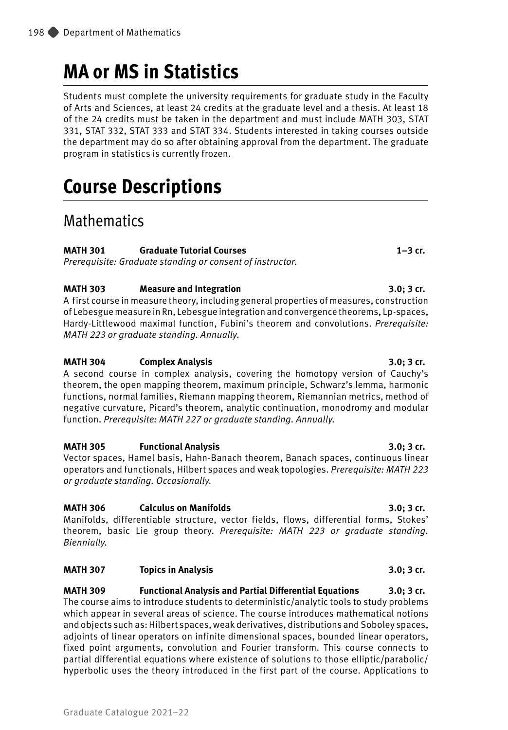# MA or MS in Statistics

Students must complete the university requirements for graduate study in the Faculty of Arts and Sciences, at least 24 credits at the graduate level and a thesis. At least 18 of the 24 credits must be taken in the department and must include MATH 303, STAT 331, STAT 332, STAT 333 and STAT 334. Students interested in taking courses outside the department may do so after obtaining approval from the department. The graduate program in statistics is currently frozen.

# Course Descriptions

## Mathematics

**MATH 301 Graduate Tutorial Courses 1–3 cr.**
*Prerequisite: Graduate standing or consent of instructor.*

**MATH 303 Measure and Integration 3.0; 3 cr.**
A first course in measure theory, including general properties of measures, construction of Lebesgue measure in Rn, Lebesgue integration and convergence theorems, Lp-spaces, Hardy-Littlewood maximal function, Fubini's theorem and convolutions. *Prerequisite: MATH 223 or graduate standing. Annually.*

**MATH 304 Complex Analysis 3.0; 3 cr.**
A second course in complex analysis, covering the homotopy version of Cauchy's theorem, the open mapping theorem, maximum principle, Schwarz's lemma, harmonic functions, normal families, Riemann mapping theorem, Riemannian metrics, method of negative curvature, Picard's theorem, analytic continuation, monodromy and modular function. *Prerequisite: MATH 227 or graduate standing. Annually.*

**MATH 305 Functional Analysis 3.0; 3 cr.**
Vector spaces, Hamel basis, Hahn-Banach theorem, Banach spaces, continuous linear operators and functionals, Hilbert spaces and weak topologies. *Prerequisite: MATH 223 or graduate standing. Occasionally.*

**MATH 306 Calculus on Manifolds 3.0; 3 cr.**
Manifolds, differentiable structure, vector fields, flows, differential forms, Stokes' theorem, basic Lie group theory. *Prerequisite: MATH 223 or graduate standing. Biennially.*

**MATH 307 Topics in Analysis 3.0; 3 cr.**

**MATH 309 Functional Analysis and Partial Differential Equations 3.0; 3 cr.**
The course aims to introduce students to deterministic/analytic tools to study problems which appear in several areas of science. The course introduces mathematical notions and objects such as: Hilbert spaces, weak derivatives, distributions and Soboley spaces, adjoints of linear operators on infinite dimensional spaces, bounded linear operators, fixed point arguments, convolution and Fourier transform. This course connects to partial differential equations where existence of solutions to those elliptic/parabolic/hyperbolic uses the theory introduced in the first part of the course. Applications to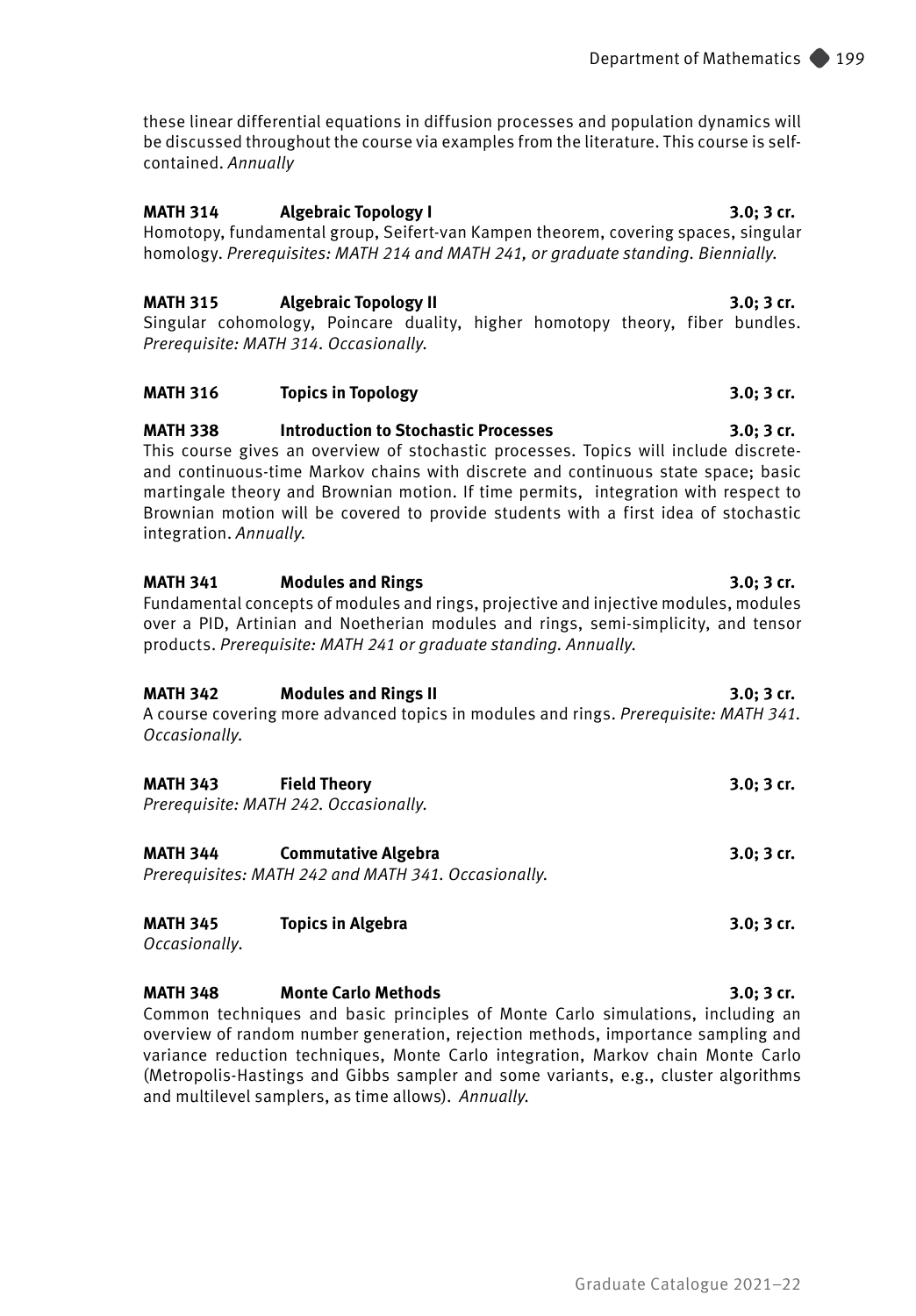these linear differential equations in diffusion processes and population dynamics will be discussed throughout the course via examples from the literature. This course is self-contained. *Annually*

**MATH 314 Algebraic Topology I 3.0; 3 cr.**
Homotopy, fundamental group, Seifert-van Kampen theorem, covering spaces, singular homology. *Prerequisites: MATH 214 and MATH 241, or graduate standing. Biennially.*

**MATH 315 Algebraic Topology II 3.0; 3 cr.**
Singular cohomology, Poincare duality, higher homotopy theory, fiber bundles. *Prerequisite: MATH 314. Occasionally.*

**MATH 316 Topics in Topology 3.0; 3 cr.**

**MATH 338 Introduction to Stochastic Processes 3.0; 3 cr.**
This course gives an overview of stochastic processes. Topics will include discrete- and continuous-time Markov chains with discrete and continuous state space; basic martingale theory and Brownian motion. If time permits, integration with respect to Brownian motion will be covered to provide students with a first idea of stochastic integration. *Annually.*

**MATH 341 Modules and Rings 3.0; 3 cr.**
Fundamental concepts of modules and rings, projective and injective modules, modules over a PID, Artinian and Noetherian modules and rings, semi-simplicity, and tensor products. *Prerequisite: MATH 241 or graduate standing. Annually.*

**MATH 342 Modules and Rings II 3.0; 3 cr.**
A course covering more advanced topics in modules and rings. *Prerequisite: MATH 341. Occasionally.*

**MATH 343 Field Theory 3.0; 3 cr.**
*Prerequisite: MATH 242. Occasionally.*

**MATH 344 Commutative Algebra 3.0; 3 cr.**
*Prerequisites: MATH 242 and MATH 341. Occasionally.*

**MATH 345 Topics in Algebra 3.0; 3 cr.**
*Occasionally.*

**MATH 348 Monte Carlo Methods 3.0; 3 cr.**
Common techniques and basic principles of Monte Carlo simulations, including an overview of random number generation, rejection methods, importance sampling and variance reduction techniques, Monte Carlo integration, Markov chain Monte Carlo (Metropolis-Hastings and Gibbs sampler and some variants, e.g., cluster algorithms and multilevel samplers, as time allows). *Annually.*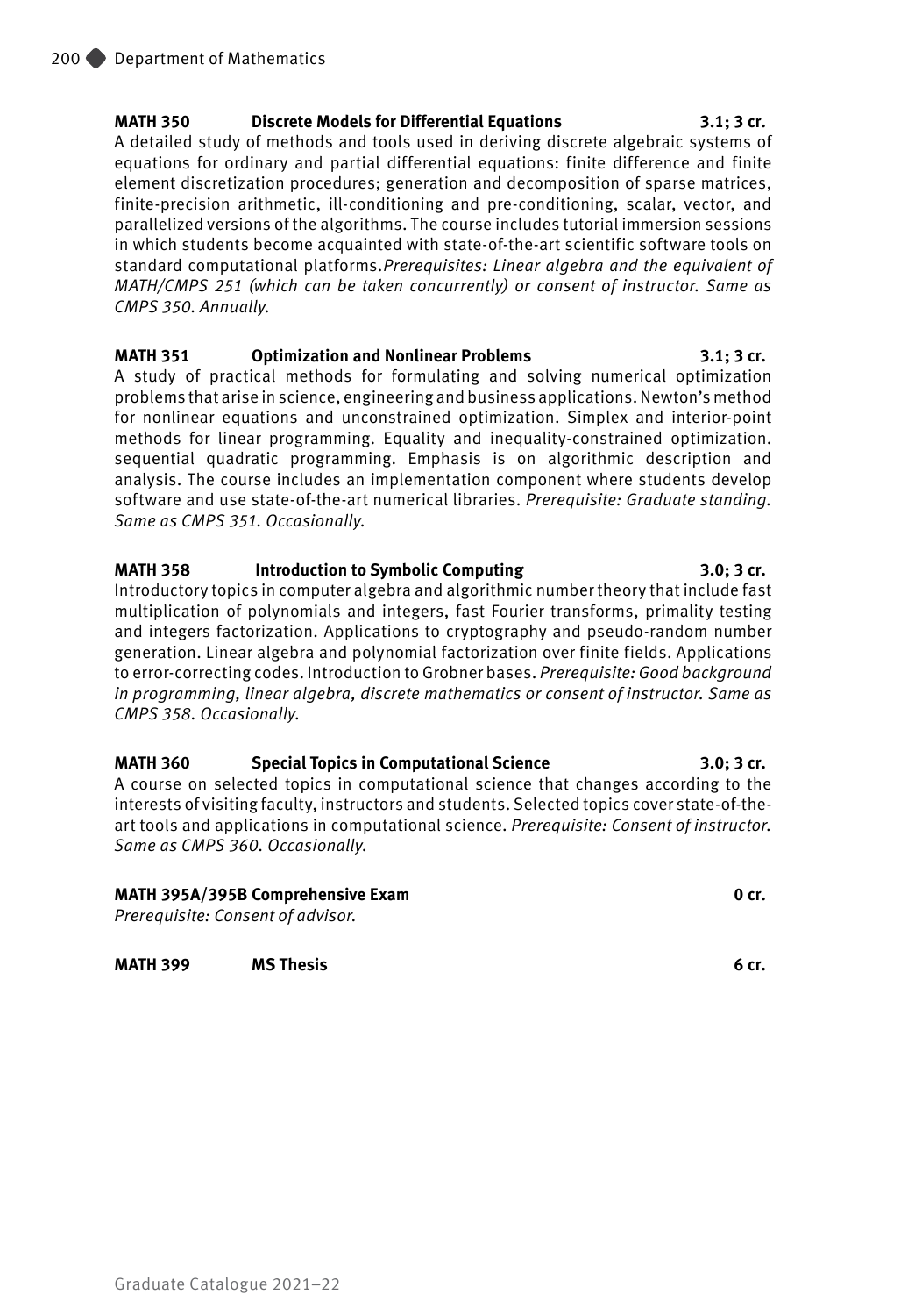**MATH 350 Discrete Models for Differential Equations 3.1; 3 cr.**

A detailed study of methods and tools used in deriving discrete algebraic systems of equations for ordinary and partial differential equations: finite difference and finite element discretization procedures; generation and decomposition of sparse matrices, finite-precision arithmetic, ill-conditioning and pre-conditioning, scalar, vector, and parallelized versions of the algorithms. The course includes tutorial immersion sessions in which students become acquainted with state-of-the-art scientific software tools on standard computational platforms.*Prerequisites: Linear algebra and the equivalent of MATH/CMPS 251 (which can be taken concurrently) or consent of instructor. Same as CMPS 350. Annually.*

**MATH 351 Optimization and Nonlinear Problems 3.1; 3 cr.**

A study of practical methods for formulating and solving numerical optimization problems that arise in science, engineering and business applications. Newton's method for nonlinear equations and unconstrained optimization. Simplex and interior-point methods for linear programming. Equality and inequality-constrained optimization. sequential quadratic programming. Emphasis is on algorithmic description and analysis. The course includes an implementation component where students develop software and use state-of-the-art numerical libraries. *Prerequisite: Graduate standing. Same as CMPS 351. Occasionally.*

**MATH 358 Introduction to Symbolic Computing 3.0; 3 cr.**

Introductory topics in computer algebra and algorithmic number theory that include fast multiplication of polynomials and integers, fast Fourier transforms, primality testing and integers factorization. Applications to cryptography and pseudo-random number generation. Linear algebra and polynomial factorization over finite fields. Applications to error-correcting codes. Introduction to Grobner bases. *Prerequisite: Good background in programming, linear algebra, discrete mathematics or consent of instructor. Same as CMPS 358. Occasionally.*

**MATH 360 Special Topics in Computational Science 3.0; 3 cr.**

A course on selected topics in computational science that changes according to the interests of visiting faculty, instructors and students. Selected topics cover state-of-the-art tools and applications in computational science. *Prerequisite: Consent of instructor. Same as CMPS 360. Occasionally.*

**MATH 395A/395B Comprehensive Exam 0 cr.**

*Prerequisite: Consent of advisor.*

**MATH 399 MS Thesis 6 cr.**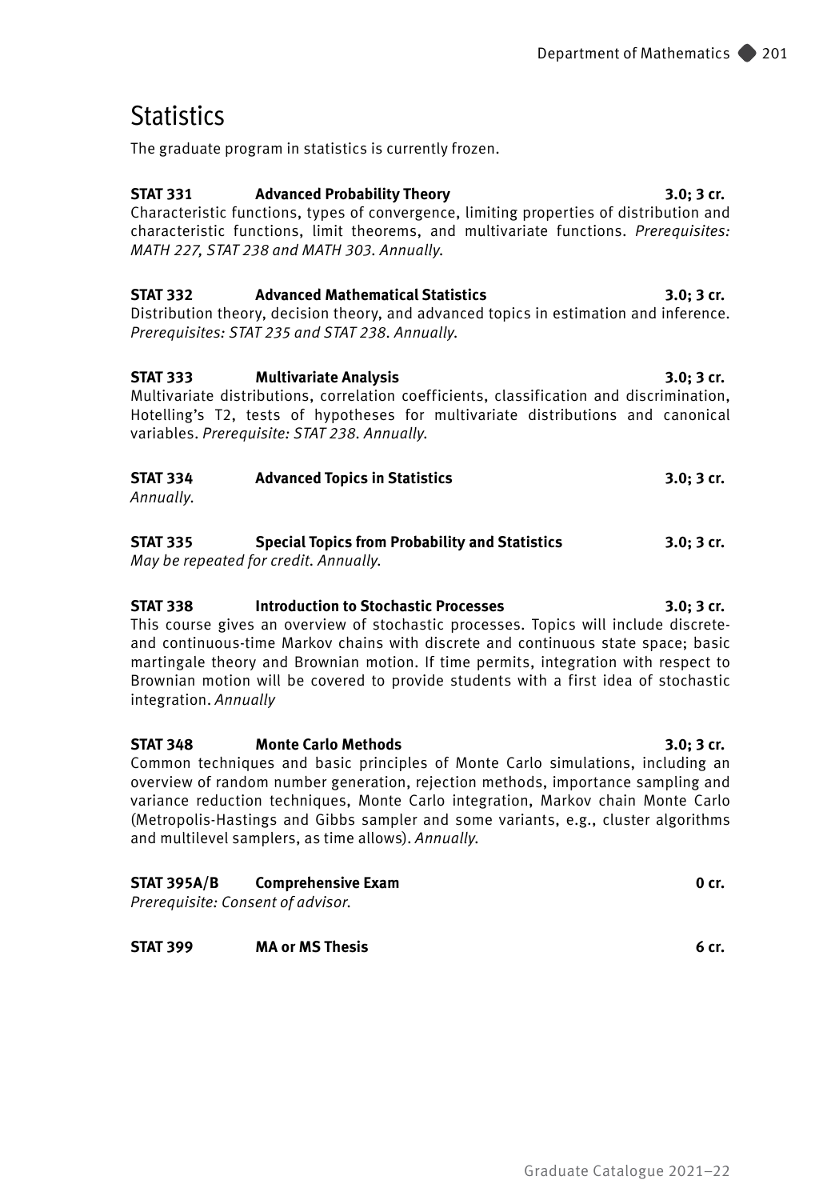# Statistics

The graduate program in statistics is currently frozen.

**STAT 331 Advanced Probability Theory 3.0; 3 cr.**
Characteristic functions, types of convergence, limiting properties of distribution and characteristic functions, limit theorems, and multivariate functions. *Prerequisites: MATH 227, STAT 238 and MATH 303. Annually.*

**STAT 332 Advanced Mathematical Statistics 3.0; 3 cr.**
Distribution theory, decision theory, and advanced topics in estimation and inference. *Prerequisites: STAT 235 and STAT 238. Annually.*

**STAT 333 Multivariate Analysis 3.0; 3 cr.**
Multivariate distributions, correlation coefficients, classification and discrimination, Hotelling's T2, tests of hypotheses for multivariate distributions and canonical variables. *Prerequisite: STAT 238. Annually.*

**STAT 334 Advanced Topics in Statistics 3.0; 3 cr.**
*Annually.*

**STAT 335 Special Topics from Probability and Statistics 3.0; 3 cr.**
*May be repeated for credit. Annually.*

**STAT 338 Introduction to Stochastic Processes 3.0; 3 cr.**
This course gives an overview of stochastic processes. Topics will include discrete- and continuous-time Markov chains with discrete and continuous state space; basic martingale theory and Brownian motion. If time permits, integration with respect to Brownian motion will be covered to provide students with a first idea of stochastic integration. *Annually*

**STAT 348 Monte Carlo Methods 3.0; 3 cr.**
Common techniques and basic principles of Monte Carlo simulations, including an overview of random number generation, rejection methods, importance sampling and variance reduction techniques, Monte Carlo integration, Markov chain Monte Carlo (Metropolis-Hastings and Gibbs sampler and some variants, e.g., cluster algorithms and multilevel samplers, as time allows). *Annually.*

**STAT 395A/B Comprehensive Exam 0 cr.**
*Prerequisite: Consent of advisor.*

**STAT 399 MA or MS Thesis 6 cr.**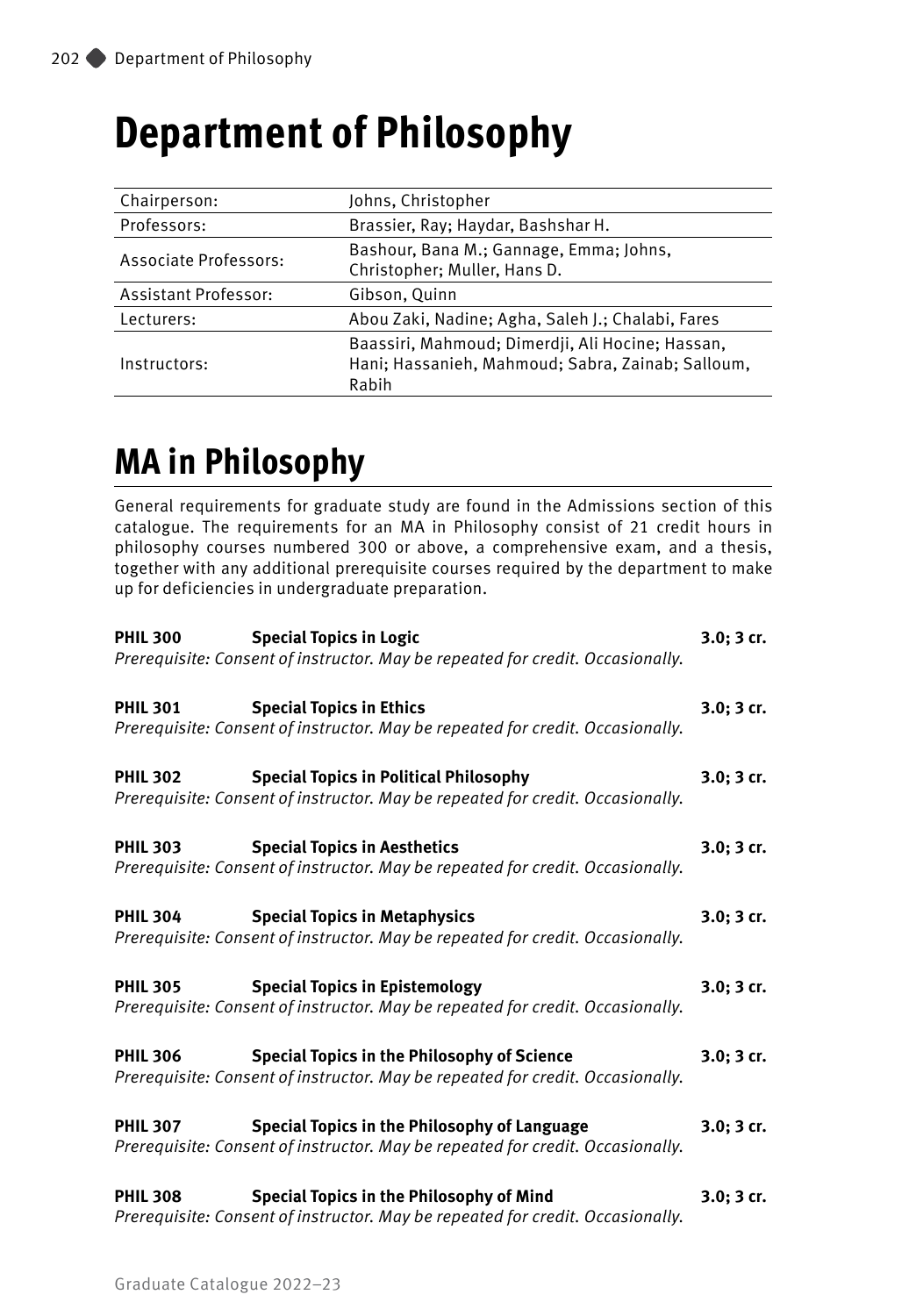# Department of Philosophy

| Chairperson: | Johns, Christopher |
|---|---|
| Professors: | Brassier, Ray; Haydar, Bashshar H. |
| Associate Professors: | Bashour, Bana M.; Gannage, Emma; Johns, Christopher; Muller, Hans D. |
| Assistant Professor: | Gibson, Quinn |
| Lecturers: | Abou Zaki, Nadine; Agha, Saleh J.; Chalabi, Fares |
| Instructors: | Baassiri, Mahmoud; Dimerdji, Ali Hocine; Hassan, Hani; Hassanieh, Mahmoud; Sabra, Zainab; Salloum, Rabih |

## MA in Philosophy

General requirements for graduate study are found in the Admissions section of this catalogue. The requirements for an MA in Philosophy consist of 21 credit hours in philosophy courses numbered 300 or above, a comprehensive exam, and a thesis, together with any additional prerequisite courses required by the department to make up for deficiencies in undergraduate preparation.

**PHIL 300 Special Topics in Logic** **3.0; 3 cr.**
*Prerequisite: Consent of instructor. May be repeated for credit. Occasionally.*

**PHIL 301 Special Topics in Ethics** **3.0; 3 cr.**
*Prerequisite: Consent of instructor. May be repeated for credit. Occasionally.*

**PHIL 302 Special Topics in Political Philosophy** **3.0; 3 cr.**
*Prerequisite: Consent of instructor. May be repeated for credit. Occasionally.*

**PHIL 303 Special Topics in Aesthetics** **3.0; 3 cr.**
*Prerequisite: Consent of instructor. May be repeated for credit. Occasionally.*

**PHIL 304 Special Topics in Metaphysics** **3.0; 3 cr.**
*Prerequisite: Consent of instructor. May be repeated for credit. Occasionally.*

**PHIL 305 Special Topics in Epistemology** **3.0; 3 cr.**
*Prerequisite: Consent of instructor. May be repeated for credit. Occasionally.*

**PHIL 306 Special Topics in the Philosophy of Science** **3.0; 3 cr.**
*Prerequisite: Consent of instructor. May be repeated for credit. Occasionally.*

**PHIL 307 Special Topics in the Philosophy of Language** **3.0; 3 cr.**
*Prerequisite: Consent of instructor. May be repeated for credit. Occasionally.*

**PHIL 308 Special Topics in the Philosophy of Mind** **3.0; 3 cr.**
*Prerequisite: Consent of instructor. May be repeated for credit. Occasionally.*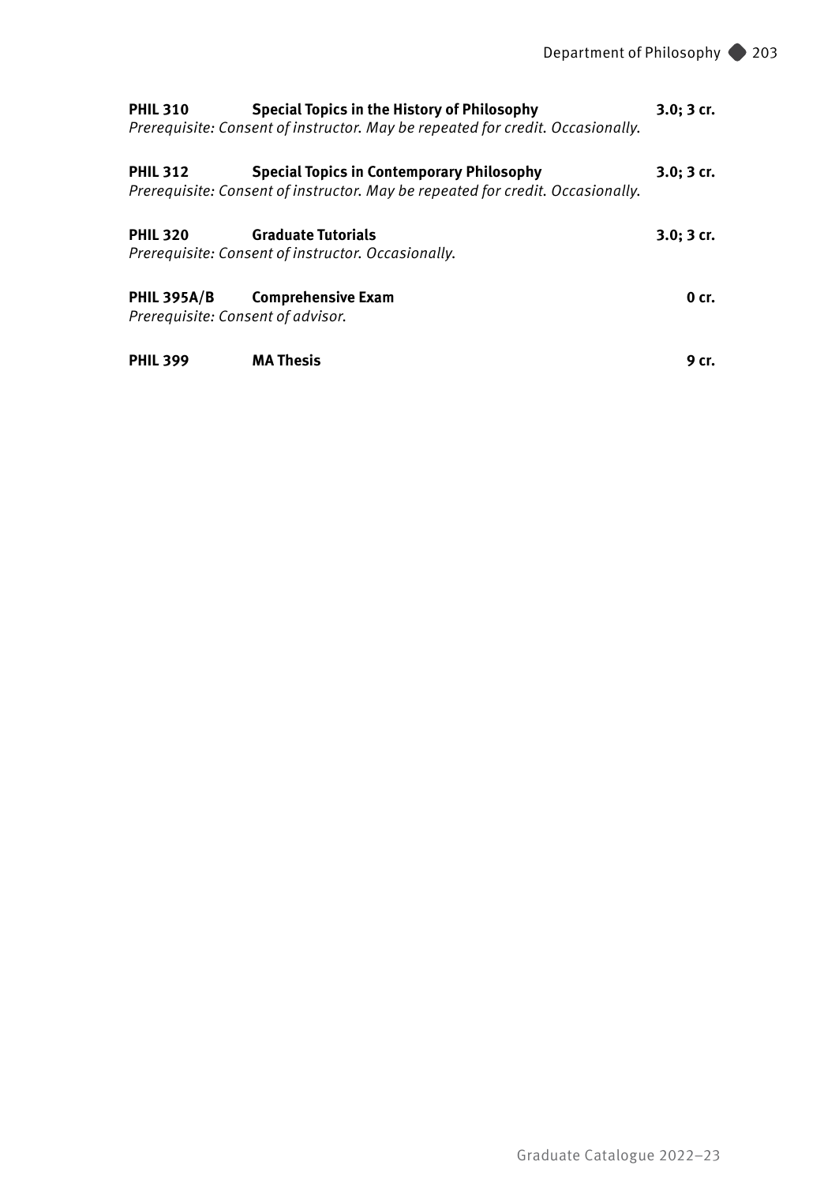**PHIL 310 Special Topics in the History of Philosophy 3.0; 3 cr.**
*Prerequisite: Consent of instructor. May be repeated for credit. Occasionally.*

**PHIL 312 Special Topics in Contemporary Philosophy 3.0; 3 cr.**
*Prerequisite: Consent of instructor. May be repeated for credit. Occasionally.*

**PHIL 320 Graduate Tutorials 3.0; 3 cr.**
*Prerequisite: Consent of instructor. Occasionally.*

**PHIL 395A/B Comprehensive Exam 0 cr.**
*Prerequisite: Consent of advisor.*

**PHIL 399 MA Thesis 9 cr.**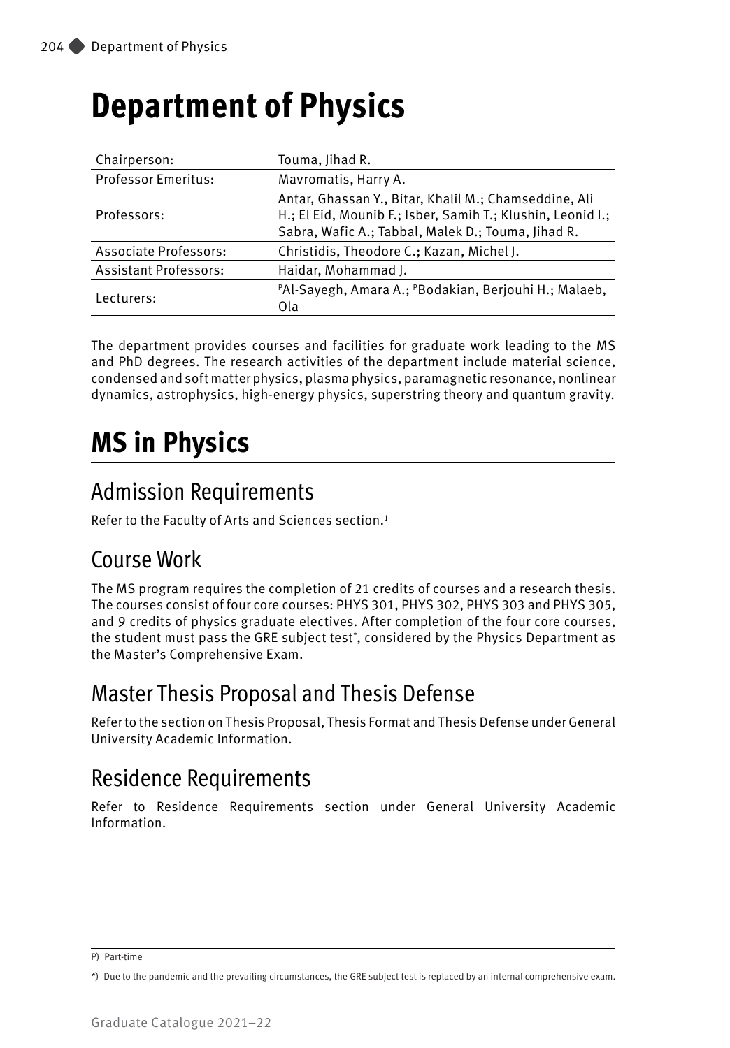# Department of Physics

| | |
|---|---|
| Chairperson: | Touma, Jihad R. |
| Professor Emeritus: | Mavromatis, Harry A. |
| Professors: | Antar, Ghassan Y., Bitar, Khalil M.; Chamseddine, Ali H.; El Eid, Mounib F.; Isber, Samih T.; Klushin, Leonid I.; Sabra, Wafic A.; Tabbal, Malek D.; Touma, Jihad R. |
| Associate Professors: | Christidis, Theodore C.; Kazan, Michel J. |
| Assistant Professors: | Haidar, Mohammad J. |
| Lecturers: | [P]Al-Sayegh, Amara A.; [P]Bodakian, Berjouhi H.; Malaeb, Ola |

The department provides courses and facilities for graduate work leading to the MS and PhD degrees. The research activities of the department include material science, condensed and soft matter physics, plasma physics, paramagnetic resonance, nonlinear dynamics, astrophysics, high-energy physics, superstring theory and quantum gravity.

# MS in Physics

## Admission Requirements

Refer to the Faculty of Arts and Sciences section.[1]

## Course Work

The MS program requires the completion of 21 credits of courses and a research thesis. The courses consist of four core courses: PHYS 301, PHYS 302, PHYS 303 and PHYS 305, and 9 credits of physics graduate electives. After completion of the four core courses, the student must pass the GRE subject test[*], considered by the Physics Department as the Master's Comprehensive Exam.

## Master Thesis Proposal and Thesis Defense

Refer to the section on Thesis Proposal, Thesis Format and Thesis Defense under General University Academic Information.

## Residence Requirements

Refer to Residence Requirements section under General University Academic Information.

---

P) Part-time

*) Due to the pandemic and the prevailing circumstances, the GRE subject test is replaced by an internal comprehensive exam.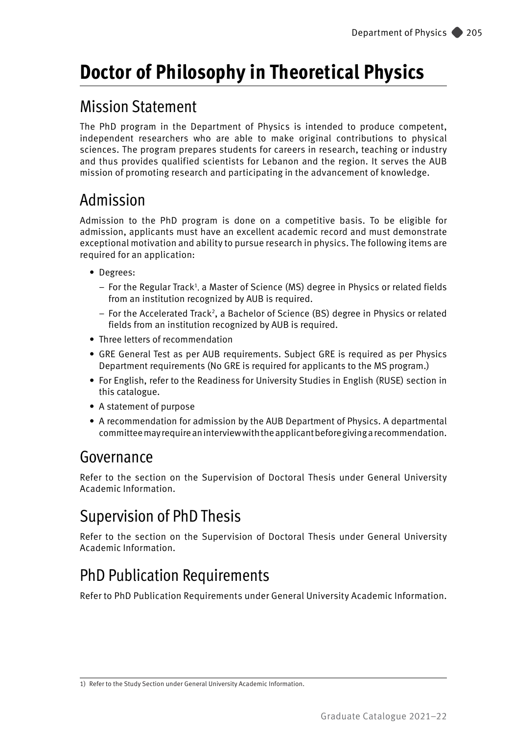# Doctor of Philosophy in Theoretical Physics

## Mission Statement

The PhD program in the Department of Physics is intended to produce competent, independent researchers who are able to make original contributions to physical sciences. The program prepares students for careers in research, teaching or industry and thus provides qualified scientists for Lebanon and the region. It serves the AUB mission of promoting research and participating in the advancement of knowledge.

## Admission

Admission to the PhD program is done on a competitive basis. To be eligible for admission, applicants must have an excellent academic record and must demonstrate exceptional motivation and ability to pursue research in physics. The following items are required for an application:

- Degrees:
  - For the Regular Track[1], a Master of Science (MS) degree in Physics or related fields from an institution recognized by AUB is required.
  - For the Accelerated Track[2], a Bachelor of Science (BS) degree in Physics or related fields from an institution recognized by AUB is required.
- Three letters of recommendation
- GRE General Test as per AUB requirements. Subject GRE is required as per Physics Department requirements (No GRE is required for applicants to the MS program.)
- For English, refer to the Readiness for University Studies in English (RUSE) section in this catalogue.
- A statement of purpose
- A recommendation for admission by the AUB Department of Physics. A departmental committee may require an interview with the applicant before giving a recommendation.

## Governance

Refer to the section on the Supervision of Doctoral Thesis under General University Academic Information.

## Supervision of PhD Thesis

Refer to the section on the Supervision of Doctoral Thesis under General University Academic Information.

## PhD Publication Requirements

Refer to PhD Publication Requirements under General University Academic Information.

1) Refer to the Study Section under General University Academic Information.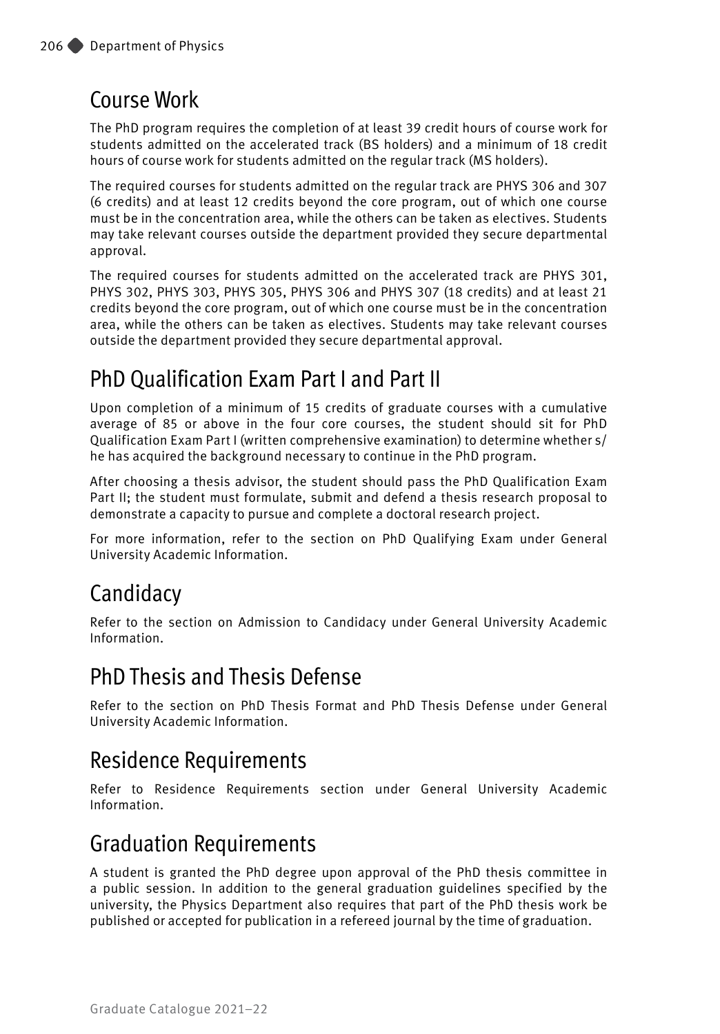## Course Work

The PhD program requires the completion of at least 39 credit hours of course work for students admitted on the accelerated track (BS holders) and a minimum of 18 credit hours of course work for students admitted on the regular track (MS holders).

The required courses for students admitted on the regular track are PHYS 306 and 307 (6 credits) and at least 12 credits beyond the core program, out of which one course must be in the concentration area, while the others can be taken as electives. Students may take relevant courses outside the department provided they secure departmental approval.

The required courses for students admitted on the accelerated track are PHYS 301, PHYS 302, PHYS 303, PHYS 305, PHYS 306 and PHYS 307 (18 credits) and at least 21 credits beyond the core program, out of which one course must be in the concentration area, while the others can be taken as electives. Students may take relevant courses outside the department provided they secure departmental approval.

## PhD Qualification Exam Part I and Part II

Upon completion of a minimum of 15 credits of graduate courses with a cumulative average of 85 or above in the four core courses, the student should sit for PhD Qualification Exam Part I (written comprehensive examination) to determine whether s/he has acquired the background necessary to continue in the PhD program.

After choosing a thesis advisor, the student should pass the PhD Qualification Exam Part II; the student must formulate, submit and defend a thesis research proposal to demonstrate a capacity to pursue and complete a doctoral research project.

For more information, refer to the section on PhD Qualifying Exam under General University Academic Information.

## Candidacy

Refer to the section on Admission to Candidacy under General University Academic Information.

## PhD Thesis and Thesis Defense

Refer to the section on PhD Thesis Format and PhD Thesis Defense under General University Academic Information.

## Residence Requirements

Refer to Residence Requirements section under General University Academic Information.

## Graduation Requirements

A student is granted the PhD degree upon approval of the PhD thesis committee in a public session. In addition to the general graduation guidelines specified by the university, the Physics Department also requires that part of the PhD thesis work be published or accepted for publication in a refereed journal by the time of graduation.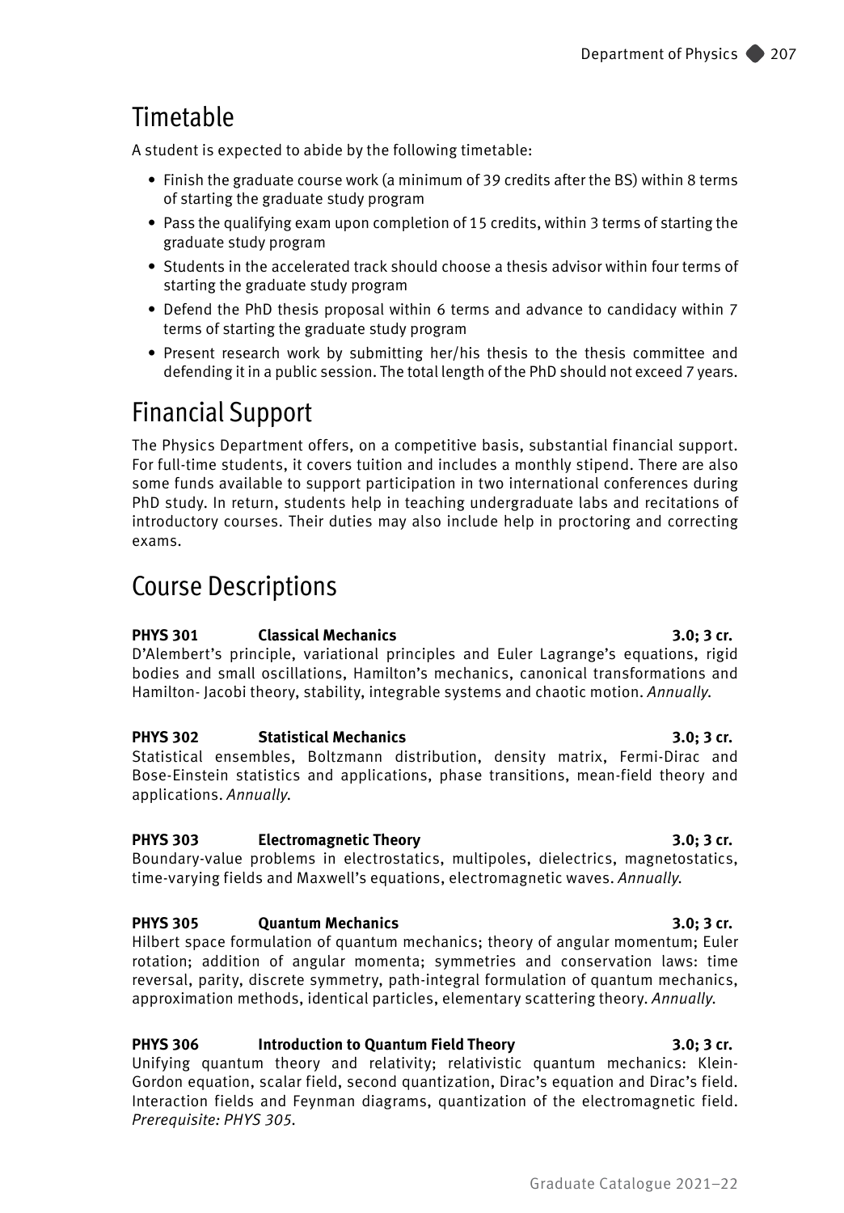## Timetable

A student is expected to abide by the following timetable:

- Finish the graduate course work (a minimum of 39 credits after the BS) within 8 terms of starting the graduate study program
- Pass the qualifying exam upon completion of 15 credits, within 3 terms of starting the graduate study program
- Students in the accelerated track should choose a thesis advisor within four terms of starting the graduate study program
- Defend the PhD thesis proposal within 6 terms and advance to candidacy within 7 terms of starting the graduate study program
- Present research work by submitting her/his thesis to the thesis committee and defending it in a public session. The total length of the PhD should not exceed 7 years.

## Financial Support

The Physics Department offers, on a competitive basis, substantial financial support. For full-time students, it covers tuition and includes a monthly stipend. There are also some funds available to support participation in two international conferences during PhD study. In return, students help in teaching undergraduate labs and recitations of introductory courses. Their duties may also include help in proctoring and correcting exams.

## Course Descriptions

**PHYS 301 Classical Mechanics 3.0; 3 cr.**
D'Alembert's principle, variational principles and Euler Lagrange's equations, rigid bodies and small oscillations, Hamilton's mechanics, canonical transformations and Hamilton- Jacobi theory, stability, integrable systems and chaotic motion. *Annually.*

**PHYS 302 Statistical Mechanics 3.0; 3 cr.**
Statistical ensembles, Boltzmann distribution, density matrix, Fermi-Dirac and Bose-Einstein statistics and applications, phase transitions, mean-field theory and applications. *Annually.*

**PHYS 303 Electromagnetic Theory 3.0; 3 cr.**
Boundary-value problems in electrostatics, multipoles, dielectrics, magnetostatics, time-varying fields and Maxwell's equations, electromagnetic waves. *Annually.*

**PHYS 305 Quantum Mechanics 3.0; 3 cr.**
Hilbert space formulation of quantum mechanics; theory of angular momentum; Euler rotation; addition of angular momenta; symmetries and conservation laws: time reversal, parity, discrete symmetry, path-integral formulation of quantum mechanics, approximation methods, identical particles, elementary scattering theory. *Annually.*

**PHYS 306 Introduction to Quantum Field Theory 3.0; 3 cr.**
Unifying quantum theory and relativity; relativistic quantum mechanics: Klein-Gordon equation, scalar field, second quantization, Dirac's equation and Dirac's field. Interaction fields and Feynman diagrams, quantization of the electromagnetic field. *Prerequisite: PHYS 305.*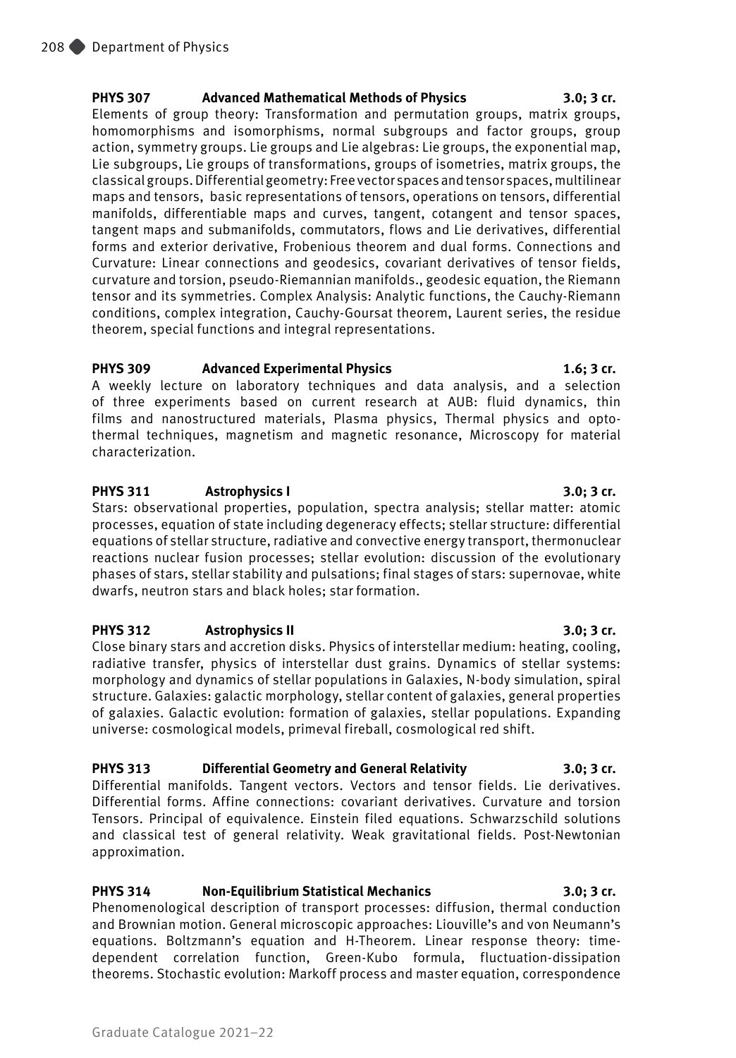**PHYS 307 Advanced Mathematical Methods of Physics 3.0; 3 cr.**
Elements of group theory: Transformation and permutation groups, matrix groups, homomorphisms and isomorphisms, normal subgroups and factor groups, group action, symmetry groups. Lie groups and Lie algebras: Lie groups, the exponential map, Lie subgroups, Lie groups of transformations, groups of isometries, matrix groups, the classical groups. Differential geometry: Free vector spaces and tensor spaces, multilinear maps and tensors, basic representations of tensors, operations on tensors, differential manifolds, differentiable maps and curves, tangent, cotangent and tensor spaces, tangent maps and submanifolds, commutators, flows and Lie derivatives, differential forms and exterior derivative, Frobenious theorem and dual forms. Connections and Curvature: Linear connections and geodesics, covariant derivatives of tensor fields, curvature and torsion, pseudo-Riemannian manifolds., geodesic equation, the Riemann tensor and its symmetries. Complex Analysis: Analytic functions, the Cauchy-Riemann conditions, complex integration, Cauchy-Goursat theorem, Laurent series, the residue theorem, special functions and integral representations.

**PHYS 309 Advanced Experimental Physics 1.6; 3 cr.**
A weekly lecture on laboratory techniques and data analysis, and a selection of three experiments based on current research at AUB: fluid dynamics, thin films and nanostructured materials, Plasma physics, Thermal physics and opto-thermal techniques, magnetism and magnetic resonance, Microscopy for material characterization.

**PHYS 311 Astrophysics I 3.0; 3 cr.**
Stars: observational properties, population, spectra analysis; stellar matter: atomic processes, equation of state including degeneracy effects; stellar structure: differential equations of stellar structure, radiative and convective energy transport, thermonuclear reactions nuclear fusion processes; stellar evolution: discussion of the evolutionary phases of stars, stellar stability and pulsations; final stages of stars: supernovae, white dwarfs, neutron stars and black holes; star formation.

**PHYS 312 Astrophysics II 3.0; 3 cr.**
Close binary stars and accretion disks. Physics of interstellar medium: heating, cooling, radiative transfer, physics of interstellar dust grains. Dynamics of stellar systems: morphology and dynamics of stellar populations in Galaxies, N-body simulation, spiral structure. Galaxies: galactic morphology, stellar content of galaxies, general properties of galaxies. Galactic evolution: formation of galaxies, stellar populations. Expanding universe: cosmological models, primeval fireball, cosmological red shift.

**PHYS 313 Differential Geometry and General Relativity 3.0; 3 cr.**
Differential manifolds. Tangent vectors. Vectors and tensor fields. Lie derivatives. Differential forms. Affine connections: covariant derivatives. Curvature and torsion Tensors. Principal of equivalence. Einstein filed equations. Schwarzschild solutions and classical test of general relativity. Weak gravitational fields. Post-Newtonian approximation.

**PHYS 314 Non-Equilibrium Statistical Mechanics 3.0; 3 cr.**
Phenomenological description of transport processes: diffusion, thermal conduction and Brownian motion. General microscopic approaches: Liouville's and von Neumann's equations. Boltzmann's equation and H-Theorem. Linear response theory: time-dependent correlation function, Green-Kubo formula, fluctuation-dissipation theorems. Stochastic evolution: Markoff process and master equation, correspondence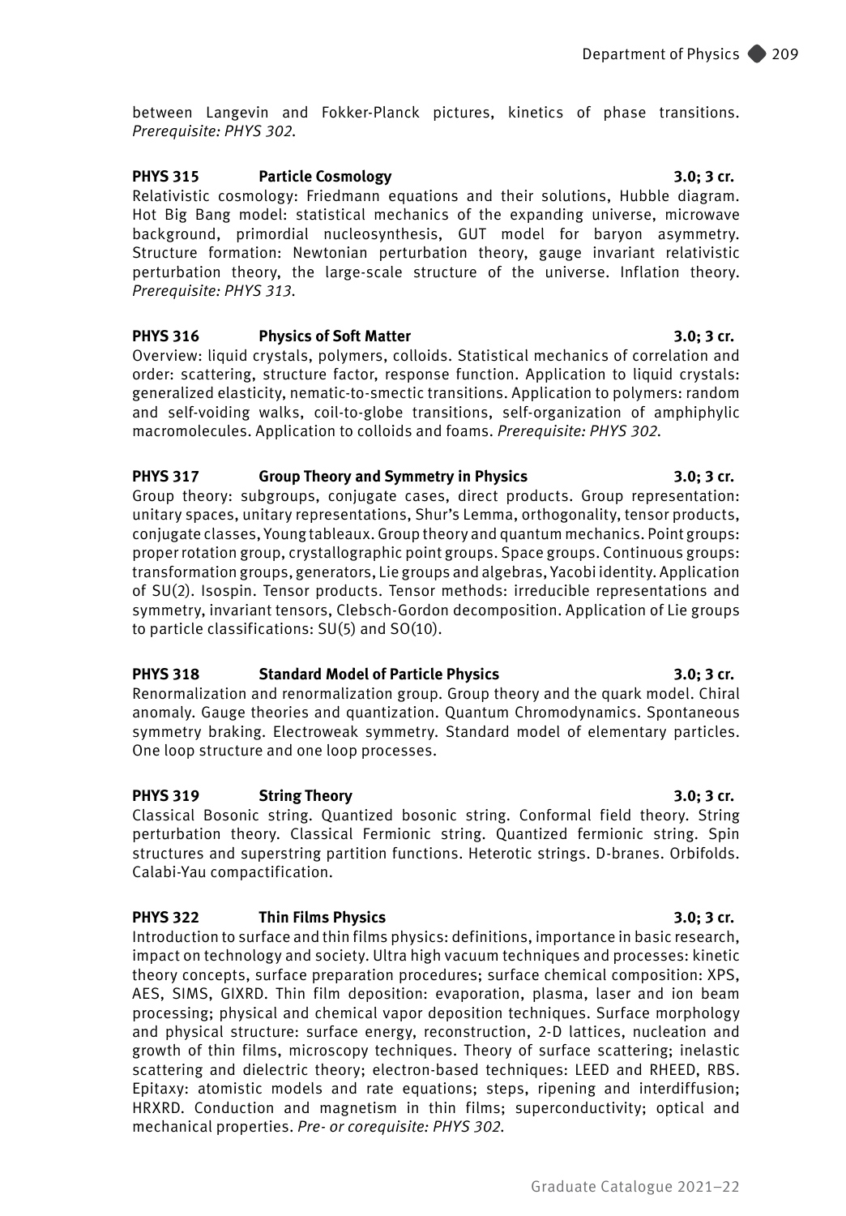between Langevin and Fokker-Planck pictures, kinetics of phase transitions. *Prerequisite: PHYS 302.*

**PHYS 315 Particle Cosmology 3.0; 3 cr.**
Relativistic cosmology: Friedmann equations and their solutions, Hubble diagram. Hot Big Bang model: statistical mechanics of the expanding universe, microwave background, primordial nucleosynthesis, GUT model for baryon asymmetry. Structure formation: Newtonian perturbation theory, gauge invariant relativistic perturbation theory, the large-scale structure of the universe. Inflation theory. *Prerequisite: PHYS 313.*

**PHYS 316 Physics of Soft Matter 3.0; 3 cr.**
Overview: liquid crystals, polymers, colloids. Statistical mechanics of correlation and order: scattering, structure factor, response function. Application to liquid crystals: generalized elasticity, nematic-to-smectic transitions. Application to polymers: random and self-voiding walks, coil-to-globe transitions, self-organization of amphiphylic macromolecules. Application to colloids and foams. *Prerequisite: PHYS 302.*

**PHYS 317 Group Theory and Symmetry in Physics 3.0; 3 cr.**
Group theory: subgroups, conjugate cases, direct products. Group representation: unitary spaces, unitary representations, Shur's Lemma, orthogonality, tensor products, conjugate classes, Young tableaux. Group theory and quantum mechanics. Point groups: proper rotation group, crystallographic point groups. Space groups. Continuous groups: transformation groups, generators, Lie groups and algebras, Yacobi identity. Application of SU(2). Isospin. Tensor products. Tensor methods: irreducible representations and symmetry, invariant tensors, Clebsch-Gordon decomposition. Application of Lie groups to particle classifications: SU(5) and SO(10).

**PHYS 318 Standard Model of Particle Physics 3.0; 3 cr.**
Renormalization and renormalization group. Group theory and the quark model. Chiral anomaly. Gauge theories and quantization. Quantum Chromodynamics. Spontaneous symmetry braking. Electroweak symmetry. Standard model of elementary particles. One loop structure and one loop processes.

**PHYS 319 String Theory 3.0; 3 cr.**
Classical Bosonic string. Quantized bosonic string. Conformal field theory. String perturbation theory. Classical Fermionic string. Quantized fermionic string. Spin structures and superstring partition functions. Heterotic strings. D-branes. Orbifolds. Calabi-Yau compactification.

**PHYS 322 Thin Films Physics 3.0; 3 cr.**
Introduction to surface and thin films physics: definitions, importance in basic research, impact on technology and society. Ultra high vacuum techniques and processes: kinetic theory concepts, surface preparation procedures; surface chemical composition: XPS, AES, SIMS, GIXRD. Thin film deposition: evaporation, plasma, laser and ion beam processing; physical and chemical vapor deposition techniques. Surface morphology and physical structure: surface energy, reconstruction, 2-D lattices, nucleation and growth of thin films, microscopy techniques. Theory of surface scattering; inelastic scattering and dielectric theory; electron-based techniques: LEED and RHEED, RBS. Epitaxy: atomistic models and rate equations; steps, ripening and interdiffusion; HRXRD. Conduction and magnetism in thin films; superconductivity; optical and mechanical properties. *Pre- or corequisite: PHYS 302.*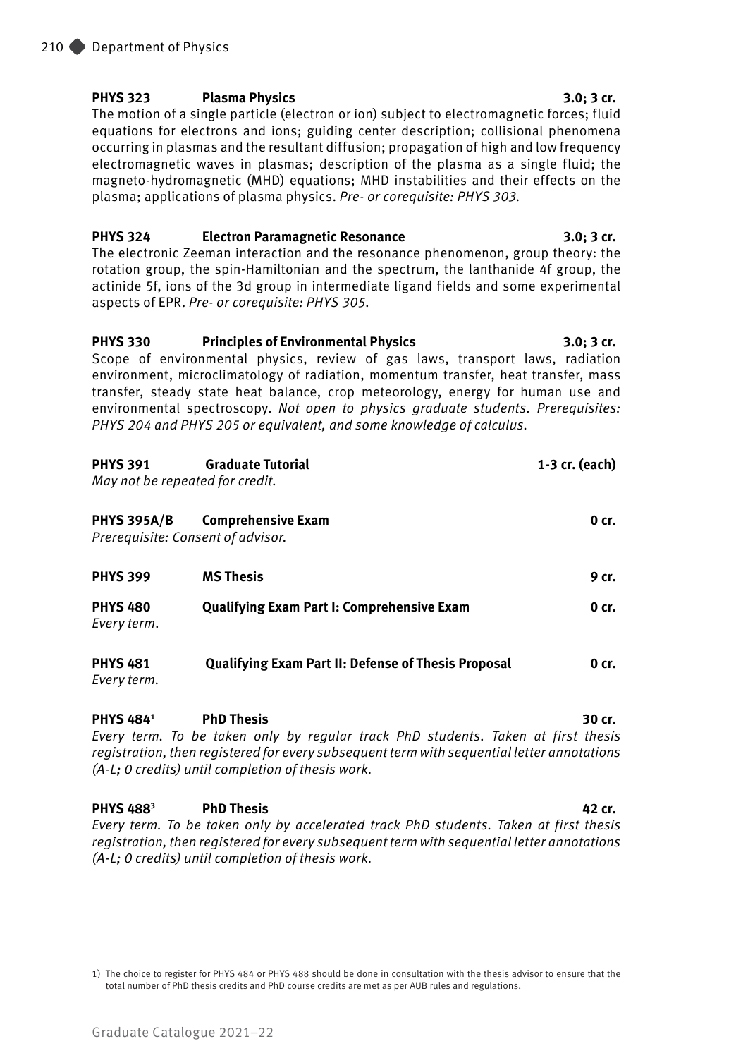**PHYS 323 Plasma Physics 3.0; 3 cr.**
The motion of a single particle (electron or ion) subject to electromagnetic forces; fluid equations for electrons and ions; guiding center description; collisional phenomena occurring in plasmas and the resultant diffusion; propagation of high and low frequency electromagnetic waves in plasmas; description of the plasma as a single fluid; the magneto-hydromagnetic (MHD) equations; MHD instabilities and their effects on the plasma; applications of plasma physics. *Pre- or corequisite: PHYS 303.*

**PHYS 324 Electron Paramagnetic Resonance 3.0; 3 cr.**
The electronic Zeeman interaction and the resonance phenomenon, group theory: the rotation group, the spin-Hamiltonian and the spectrum, the lanthanide 4f group, the actinide 5f, ions of the 3d group in intermediate ligand fields and some experimental aspects of EPR. *Pre- or corequisite: PHYS 305.*

**PHYS 330 Principles of Environmental Physics 3.0; 3 cr.**
Scope of environmental physics, review of gas laws, transport laws, radiation environment, microclimatology of radiation, momentum transfer, heat transfer, mass transfer, steady state heat balance, crop meteorology, energy for human use and environmental spectroscopy. *Not open to physics graduate students. Prerequisites: PHYS 204 and PHYS 205 or equivalent, and some knowledge of calculus.*

**PHYS 391 Graduate Tutorial 1-3 cr. (each)**
*May not be repeated for credit.*

**PHYS 395A/B Comprehensive Exam 0 cr.**
*Prerequisite: Consent of advisor.*

**PHYS 399 MS Thesis 9 cr.**

**PHYS 480 Qualifying Exam Part I: Comprehensive Exam 0 cr.**
*Every term.*

**PHYS 481 Qualifying Exam Part II: Defense of Thesis Proposal 0 cr.**
*Every term.*

**PHYS 484[1] PhD Thesis 30 cr.**
*Every term. To be taken only by regular track PhD students. Taken at first thesis registration, then registered for every subsequent term with sequential letter annotations (A-L; 0 credits) until completion of thesis work.*

**PHYS 488[3] PhD Thesis 42 cr.**
*Every term. To be taken only by accelerated track PhD students. Taken at first thesis registration, then registered for every subsequent term with sequential letter annotations (A-L; 0 credits) until completion of thesis work.*

---

1) The choice to register for PHYS 484 or PHYS 488 should be done in consultation with the thesis advisor to ensure that the total number of PhD thesis credits and PhD course credits are met as per AUB rules and regulations.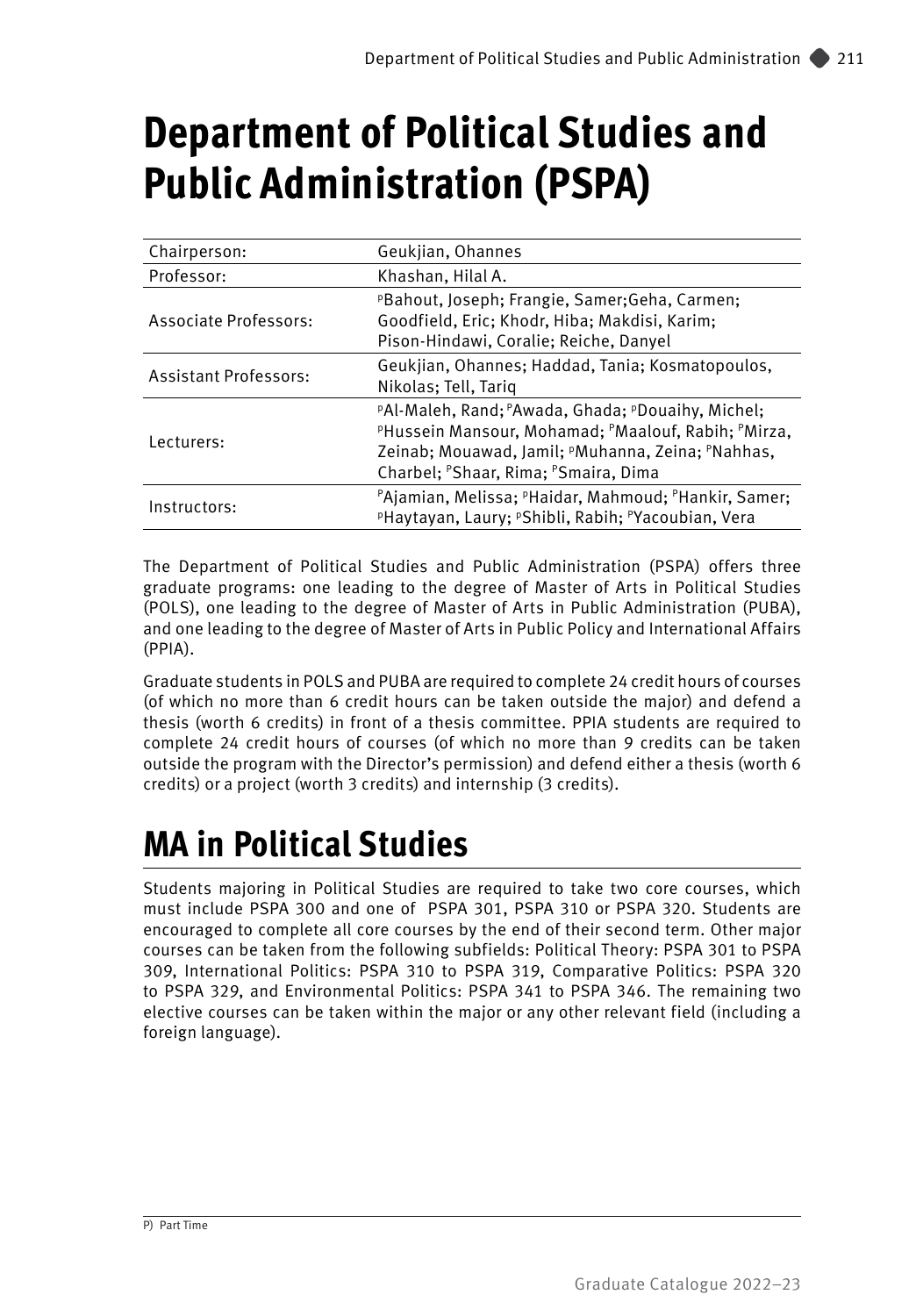# Department of Political Studies and Public Administration (PSPA)

| Chairperson: | Geukjian, Ohannes |
|---|---|
| Professor: | Khashan, Hilal A. |
| Associate Professors: | [P]Bahout, Joseph; Frangie, Samer;Geha, Carmen; Goodfield, Eric; Khodr, Hiba; Makdisi, Karim; Pison-Hindawi, Coralie; Reiche, Danyel |
| Assistant Professors: | Geukjian, Ohannes; Haddad, Tania; Kosmatopoulos, Nikolas; Tell, Tariq |
| Lecturers: | [P]Al-Maleh, Rand; [P]Awada, Ghada; [P]Douaihy, Michel; [P]Hussein Mansour, Mohamad; [P]Maalouf, Rabih; [P]Mirza, Zeinab; Mouawad, Jamil; [P]Muhanna, Zeina; [P]Nahhas, Charbel; [P]Shaar, Rima; [P]Smaira, Dima |
| Instructors: | [P]Ajamian, Melissa; [P]Haidar, Mahmoud; [P]Hankir, Samer; [P]Haytayan, Laury; [P]Shibli, Rabih; [P]Yacoubian, Vera |

The Department of Political Studies and Public Administration (PSPA) offers three graduate programs: one leading to the degree of Master of Arts in Political Studies (POLS), one leading to the degree of Master of Arts in Public Administration (PUBA), and one leading to the degree of Master of Arts in Public Policy and International Affairs (PPIA).

Graduate students in POLS and PUBA are required to complete 24 credit hours of courses (of which no more than 6 credit hours can be taken outside the major) and defend a thesis (worth 6 credits) in front of a thesis committee. PPIA students are required to complete 24 credit hours of courses (of which no more than 9 credits can be taken outside the program with the Director's permission) and defend either a thesis (worth 6 credits) or a project (worth 3 credits) and internship (3 credits).

# MA in Political Studies

Students majoring in Political Studies are required to take two core courses, which must include PSPA 300 and one of PSPA 301, PSPA 310 or PSPA 320. Students are encouraged to complete all core courses by the end of their second term. Other major courses can be taken from the following subfields: Political Theory: PSPA 301 to PSPA 309, International Politics: PSPA 310 to PSPA 319, Comparative Politics: PSPA 320 to PSPA 329, and Environmental Politics: PSPA 341 to PSPA 346. The remaining two elective courses can be taken within the major or any other relevant field (including a foreign language).

P) Part Time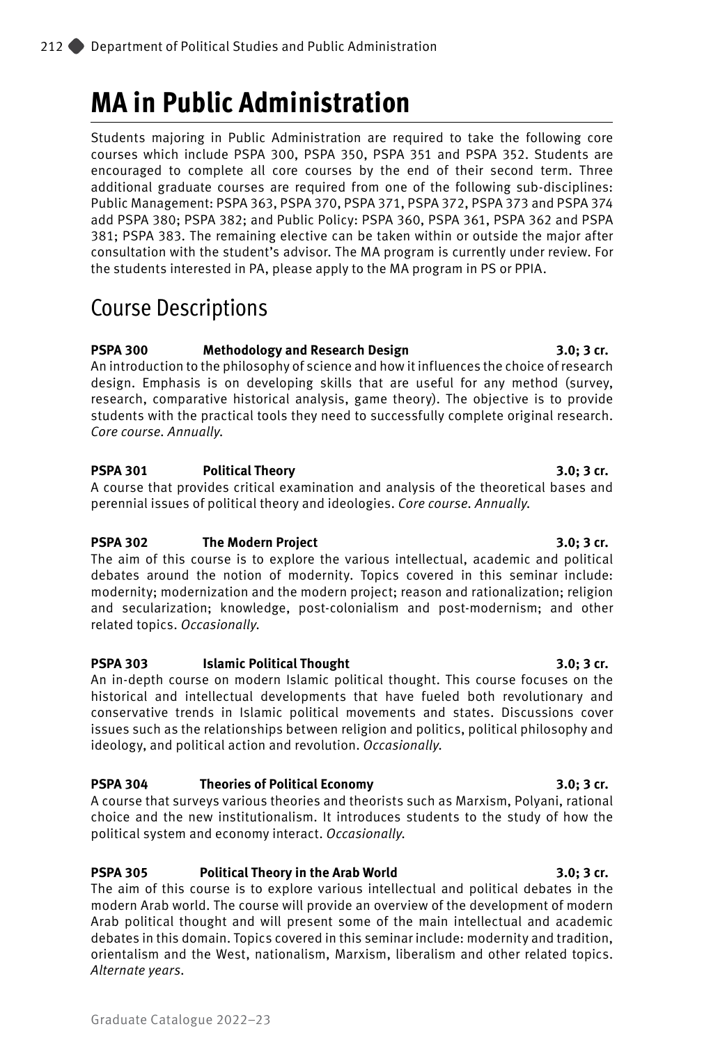# MA in Public Administration

Students majoring in Public Administration are required to take the following core courses which include PSPA 300, PSPA 350, PSPA 351 and PSPA 352. Students are encouraged to complete all core courses by the end of their second term. Three additional graduate courses are required from one of the following sub-disciplines: Public Management: PSPA 363, PSPA 370, PSPA 371, PSPA 372, PSPA 373 and PSPA 374 add PSPA 380; PSPA 382; and Public Policy: PSPA 360, PSPA 361, PSPA 362 and PSPA 381; PSPA 383. The remaining elective can be taken within or outside the major after consultation with the student's advisor. The MA program is currently under review. For the students interested in PA, please apply to the MA program in PS or PPIA.

## Course Descriptions

**PSPA 300 Methodology and Research Design 3.0; 3 cr.**
An introduction to the philosophy of science and how it influences the choice of research design. Emphasis is on developing skills that are useful for any method (survey, research, comparative historical analysis, game theory). The objective is to provide students with the practical tools they need to successfully complete original research. *Core course. Annually.*

**PSPA 301 Political Theory 3.0; 3 cr.**
A course that provides critical examination and analysis of the theoretical bases and perennial issues of political theory and ideologies. *Core course. Annually.*

**PSPA 302 The Modern Project 3.0; 3 cr.**
The aim of this course is to explore the various intellectual, academic and political debates around the notion of modernity. Topics covered in this seminar include: modernity; modernization and the modern project; reason and rationalization; religion and secularization; knowledge, post-colonialism and post-modernism; and other related topics. *Occasionally.*

**PSPA 303 Islamic Political Thought 3.0; 3 cr.**
An in-depth course on modern Islamic political thought. This course focuses on the historical and intellectual developments that have fueled both revolutionary and conservative trends in Islamic political movements and states. Discussions cover issues such as the relationships between religion and politics, political philosophy and ideology, and political action and revolution. *Occasionally.*

**PSPA 304 Theories of Political Economy 3.0; 3 cr.**
A course that surveys various theories and theorists such as Marxism, Polyani, rational choice and the new institutionalism. It introduces students to the study of how the political system and economy interact. *Occasionally.*

**PSPA 305 Political Theory in the Arab World 3.0; 3 cr.**
The aim of this course is to explore various intellectual and political debates in the modern Arab world. The course will provide an overview of the development of modern Arab political thought and will present some of the main intellectual and academic debates in this domain. Topics covered in this seminar include: modernity and tradition, orientalism and the West, nationalism, Marxism, liberalism and other related topics. *Alternate years.*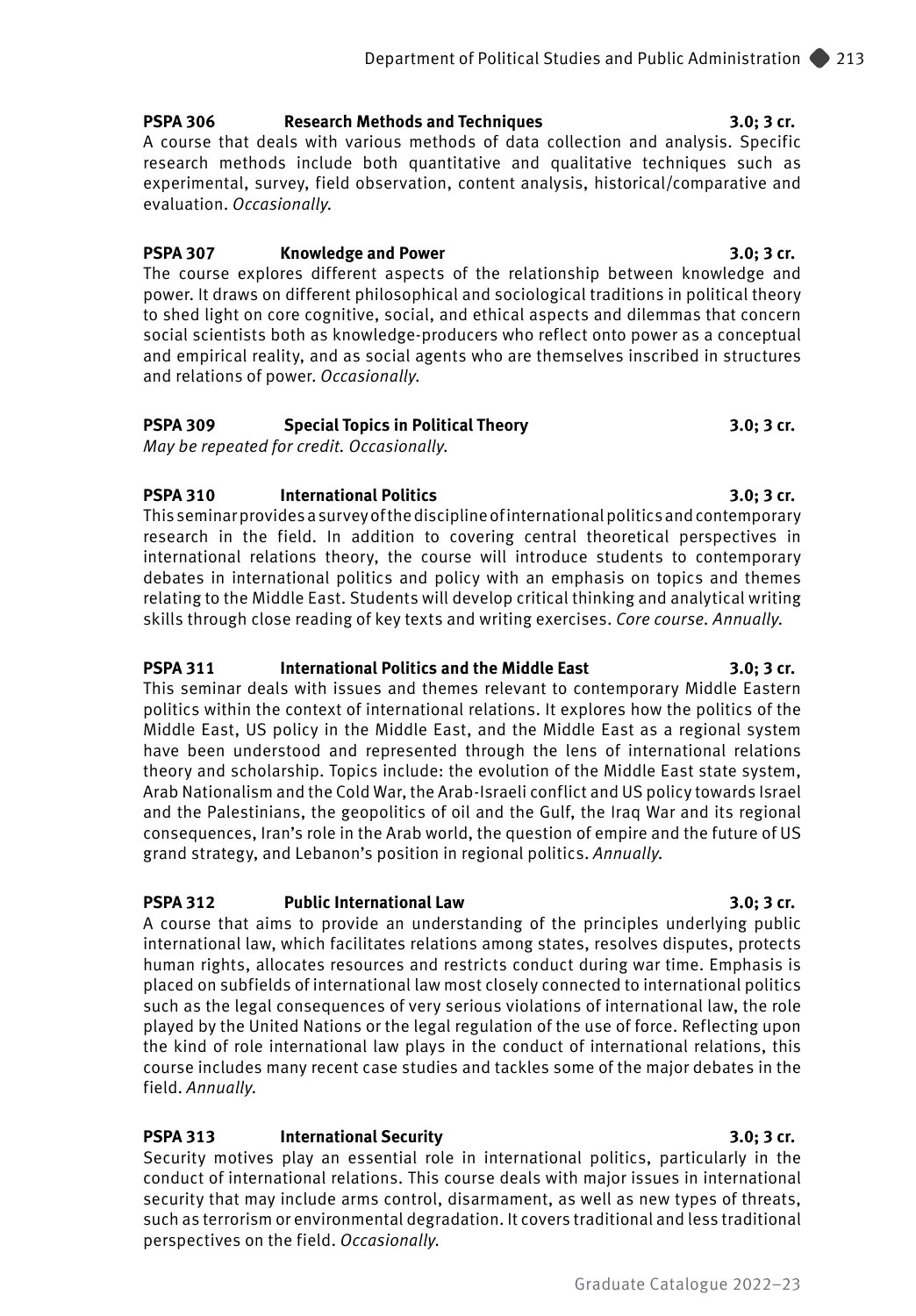**PSPA 306 Research Methods and Techniques 3.0; 3 cr.**
A course that deals with various methods of data collection and analysis. Specific research methods include both quantitative and qualitative techniques such as experimental, survey, field observation, content analysis, historical/comparative and evaluation. *Occasionally.*

**PSPA 307 Knowledge and Power 3.0; 3 cr.**
The course explores different aspects of the relationship between knowledge and power. It draws on different philosophical and sociological traditions in political theory to shed light on core cognitive, social, and ethical aspects and dilemmas that concern social scientists both as knowledge-producers who reflect onto power as a conceptual and empirical reality, and as social agents who are themselves inscribed in structures and relations of power. *Occasionally.*

**PSPA 309 Special Topics in Political Theory 3.0; 3 cr.**
*May be repeated for credit. Occasionally.*

**PSPA 310 International Politics 3.0; 3 cr.**
This seminar provides a survey of the discipline of international politics and contemporary research in the field. In addition to covering central theoretical perspectives in international relations theory, the course will introduce students to contemporary debates in international politics and policy with an emphasis on topics and themes relating to the Middle East. Students will develop critical thinking and analytical writing skills through close reading of key texts and writing exercises. *Core course. Annually.*

**PSPA 311 International Politics and the Middle East 3.0; 3 cr.**
This seminar deals with issues and themes relevant to contemporary Middle Eastern politics within the context of international relations. It explores how the politics of the Middle East, US policy in the Middle East, and the Middle East as a regional system have been understood and represented through the lens of international relations theory and scholarship. Topics include: the evolution of the Middle East state system, Arab Nationalism and the Cold War, the Arab-Israeli conflict and US policy towards Israel and the Palestinians, the geopolitics of oil and the Gulf, the Iraq War and its regional consequences, Iran's role in the Arab world, the question of empire and the future of US grand strategy, and Lebanon's position in regional politics. *Annually.*

**PSPA 312 Public International Law 3.0; 3 cr.**
A course that aims to provide an understanding of the principles underlying public international law, which facilitates relations among states, resolves disputes, protects human rights, allocates resources and restricts conduct during war time. Emphasis is placed on subfields of international law most closely connected to international politics such as the legal consequences of very serious violations of international law, the role played by the United Nations or the legal regulation of the use of force. Reflecting upon the kind of role international law plays in the conduct of international relations, this course includes many recent case studies and tackles some of the major debates in the field. *Annually.*

**PSPA 313 International Security 3.0; 3 cr.**
Security motives play an essential role in international politics, particularly in the conduct of international relations. This course deals with major issues in international security that may include arms control, disarmament, as well as new types of threats, such as terrorism or environmental degradation. It covers traditional and less traditional perspectives on the field. *Occasionally.*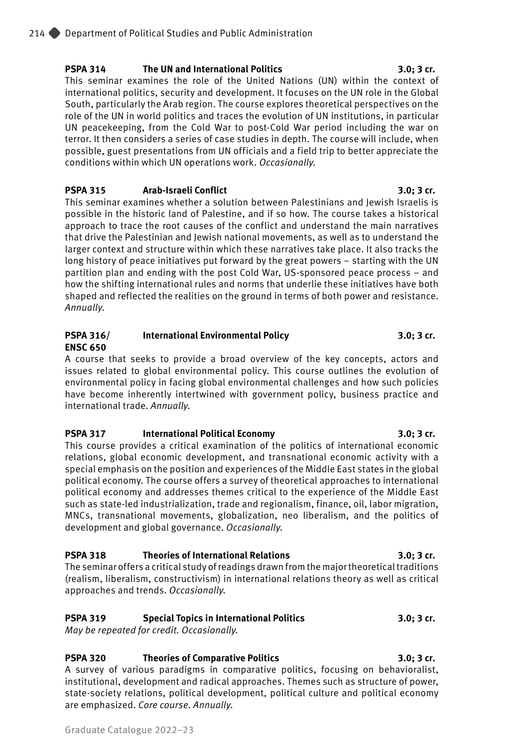**PSPA 314 The UN and International Politics 3.0; 3 cr.**

This seminar examines the role of the United Nations (UN) within the context of international politics, security and development. It focuses on the UN role in the Global South, particularly the Arab region. The course explores theoretical perspectives on the role of the UN in world politics and traces the evolution of UN institutions, in particular UN peacekeeping, from the Cold War to post-Cold War period including the war on terror. It then considers a series of case studies in depth. The course will include, when possible, guest presentations from UN officials and a field trip to better appreciate the conditions within which UN operations work. *Occasionally.*

**PSPA 315 Arab-Israeli Conflict 3.0; 3 cr.**

This seminar examines whether a solution between Palestinians and Jewish Israelis is possible in the historic land of Palestine, and if so how. The course takes a historical approach to trace the root causes of the conflict and understand the main narratives that drive the Palestinian and Jewish national movements, as well as to understand the larger context and structure within which these narratives take place. It also tracks the long history of peace initiatives put forward by the great powers – starting with the UN partition plan and ending with the post Cold War, US-sponsored peace process – and how the shifting international rules and norms that underlie these initiatives have both shaped and reflected the realities on the ground in terms of both power and resistance. *Annually.*

**PSPA 316/ ENSC 650 International Environmental Policy 3.0; 3 cr.**

A course that seeks to provide a broad overview of the key concepts, actors and issues related to global environmental policy. This course outlines the evolution of environmental policy in facing global environmental challenges and how such policies have become inherently intertwined with government policy, business practice and international trade. *Annually.*

**PSPA 317 International Political Economy 3.0; 3 cr.**

This course provides a critical examination of the politics of international economic relations, global economic development, and transnational economic activity with a special emphasis on the position and experiences of the Middle East states in the global political economy. The course offers a survey of theoretical approaches to international political economy and addresses themes critical to the experience of the Middle East such as state-led industrialization, trade and regionalism, finance, oil, labor migration, MNCs, transnational movements, globalization, neo liberalism, and the politics of development and global governance. *Occasionally.*

**PSPA 318 Theories of International Relations 3.0; 3 cr.**

The seminar offers a critical study of readings drawn from the major theoretical traditions (realism, liberalism, constructivism) in international relations theory as well as critical approaches and trends. *Occasionally.*

**PSPA 319 Special Topics in International Politics 3.0; 3 cr.**

*May be repeated for credit. Occasionally.*

**PSPA 320 Theories of Comparative Politics 3.0; 3 cr.**

A survey of various paradigms in comparative politics, focusing on behavioralist, institutional, development and radical approaches. Themes such as structure of power, state-society relations, political development, political culture and political economy are emphasized. *Core course. Annually.*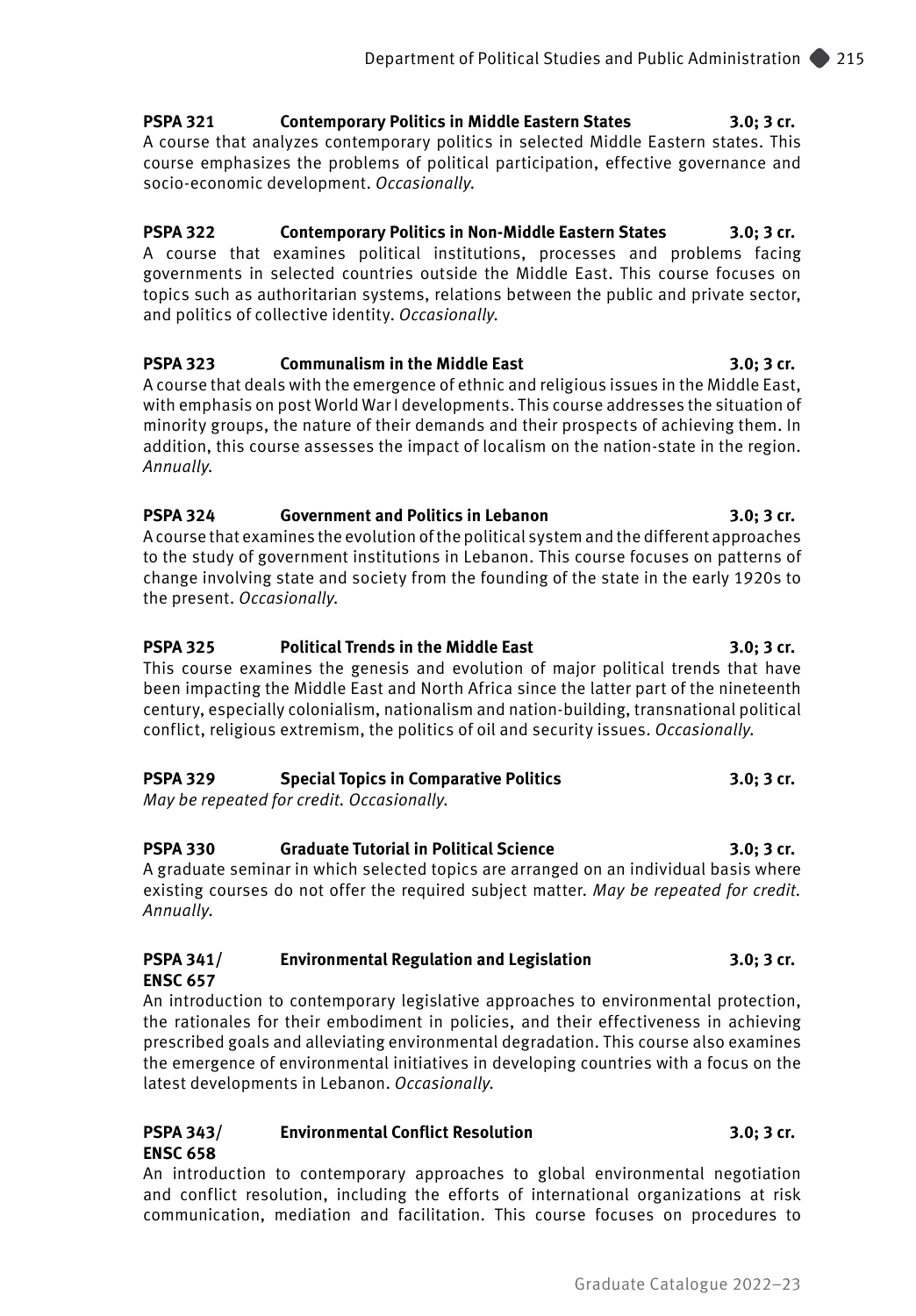**PSPA 321 Contemporary Politics in Middle Eastern States 3.0; 3 cr.**
A course that analyzes contemporary politics in selected Middle Eastern states. This course emphasizes the problems of political participation, effective governance and socio-economic development. *Occasionally.*

**PSPA 322 Contemporary Politics in Non-Middle Eastern States 3.0; 3 cr.**
A course that examines political institutions, processes and problems facing governments in selected countries outside the Middle East. This course focuses on topics such as authoritarian systems, relations between the public and private sector, and politics of collective identity. *Occasionally.*

**PSPA 323 Communalism in the Middle East 3.0; 3 cr.**
A course that deals with the emergence of ethnic and religious issues in the Middle East, with emphasis on post World War I developments. This course addresses the situation of minority groups, the nature of their demands and their prospects of achieving them. In addition, this course assesses the impact of localism on the nation-state in the region. *Annually.*

**PSPA 324 Government and Politics in Lebanon 3.0; 3 cr.**
A course that examines the evolution of the political system and the different approaches to the study of government institutions in Lebanon. This course focuses on patterns of change involving state and society from the founding of the state in the early 1920s to the present. *Occasionally.*

**PSPA 325 Political Trends in the Middle East 3.0; 3 cr.**
This course examines the genesis and evolution of major political trends that have been impacting the Middle East and North Africa since the latter part of the nineteenth century, especially colonialism, nationalism and nation-building, transnational political conflict, religious extremism, the politics of oil and security issues. *Occasionally.*

**PSPA 329 Special Topics in Comparative Politics 3.0; 3 cr.**
*May be repeated for credit. Occasionally.*

**PSPA 330 Graduate Tutorial in Political Science 3.0; 3 cr.**
A graduate seminar in which selected topics are arranged on an individual basis where existing courses do not offer the required subject matter. *May be repeated for credit. Annually.*

**PSPA 341/ ENSC 657 Environmental Regulation and Legislation 3.0; 3 cr.**
An introduction to contemporary legislative approaches to environmental protection, the rationales for their embodiment in policies, and their effectiveness in achieving prescribed goals and alleviating environmental degradation. This course also examines the emergence of environmental initiatives in developing countries with a focus on the latest developments in Lebanon. *Occasionally.*

**PSPA 343/ ENSC 658 Environmental Conflict Resolution 3.0; 3 cr.**
An introduction to contemporary approaches to global environmental negotiation and conflict resolution, including the efforts of international organizations at risk communication, mediation and facilitation. This course focuses on procedures to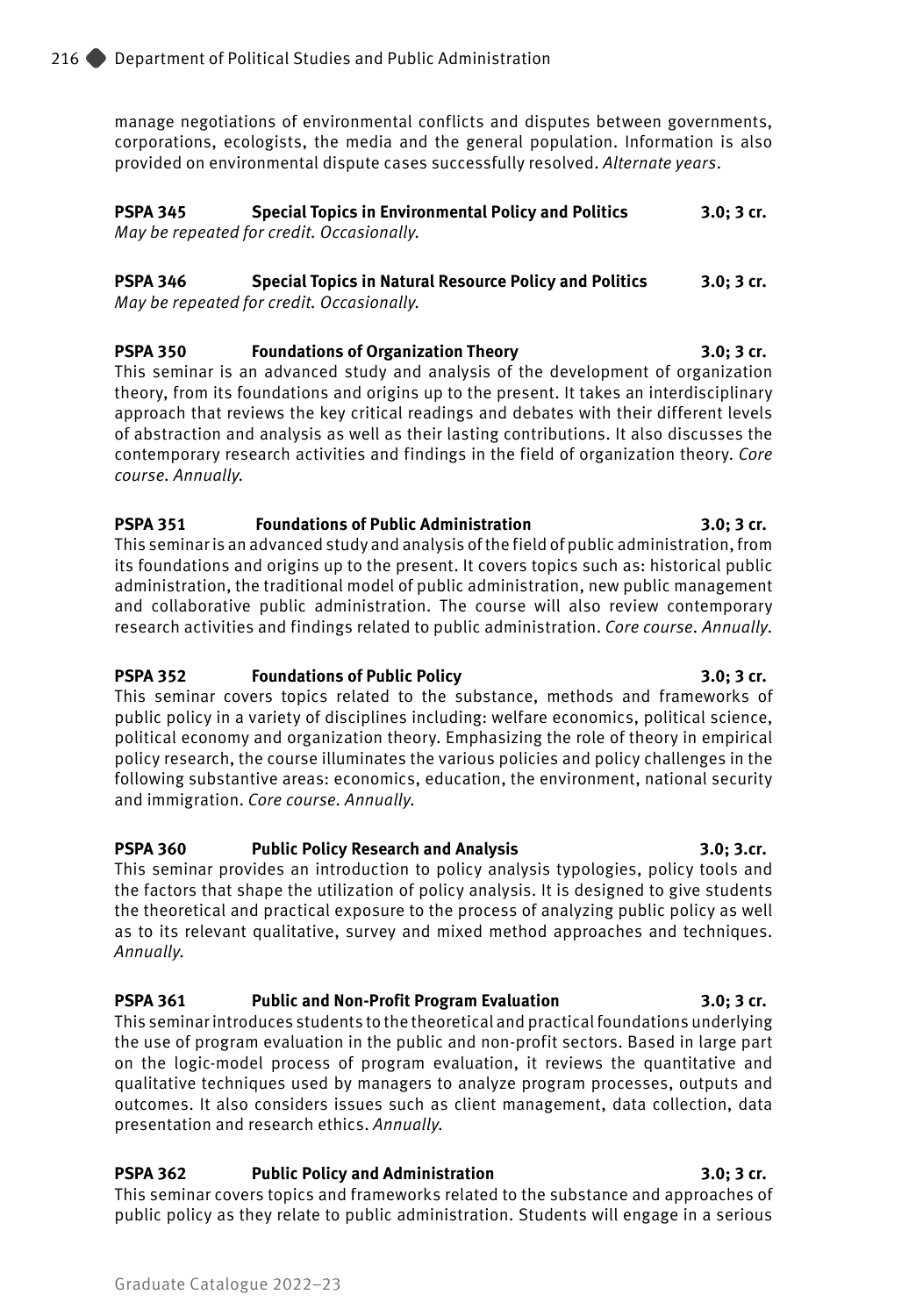manage negotiations of environmental conflicts and disputes between governments, corporations, ecologists, the media and the general population. Information is also provided on environmental dispute cases successfully resolved. *Alternate years.*

**PSPA 345 Special Topics in Environmental Policy and Politics 3.0; 3 cr.**
*May be repeated for credit. Occasionally.*

**PSPA 346 Special Topics in Natural Resource Policy and Politics 3.0; 3 cr.**
*May be repeated for credit. Occasionally.*

**PSPA 350 Foundations of Organization Theory 3.0; 3 cr.**
This seminar is an advanced study and analysis of the development of organization theory, from its foundations and origins up to the present. It takes an interdisciplinary approach that reviews the key critical readings and debates with their different levels of abstraction and analysis as well as their lasting contributions. It also discusses the contemporary research activities and findings in the field of organization theory. *Core course. Annually.*

**PSPA 351 Foundations of Public Administration 3.0; 3 cr.**
This seminar is an advanced study and analysis of the field of public administration, from its foundations and origins up to the present. It covers topics such as: historical public administration, the traditional model of public administration, new public management and collaborative public administration. The course will also review contemporary research activities and findings related to public administration. *Core course. Annually.*

**PSPA 352 Foundations of Public Policy 3.0; 3 cr.**
This seminar covers topics related to the substance, methods and frameworks of public policy in a variety of disciplines including: welfare economics, political science, political economy and organization theory. Emphasizing the role of theory in empirical policy research, the course illuminates the various policies and policy challenges in the following substantive areas: economics, education, the environment, national security and immigration. *Core course. Annually.*

**PSPA 360 Public Policy Research and Analysis 3.0; 3.cr.**
This seminar provides an introduction to policy analysis typologies, policy tools and the factors that shape the utilization of policy analysis. It is designed to give students the theoretical and practical exposure to the process of analyzing public policy as well as to its relevant qualitative, survey and mixed method approaches and techniques. *Annually.*

**PSPA 361 Public and Non-Profit Program Evaluation 3.0; 3 cr.**
This seminar introduces students to the theoretical and practical foundations underlying the use of program evaluation in the public and non-profit sectors. Based in large part on the logic-model process of program evaluation, it reviews the quantitative and qualitative techniques used by managers to analyze program processes, outputs and outcomes. It also considers issues such as client management, data collection, data presentation and research ethics. *Annually.*

**PSPA 362 Public Policy and Administration 3.0; 3 cr.**
This seminar covers topics and frameworks related to the substance and approaches of public policy as they relate to public administration. Students will engage in a serious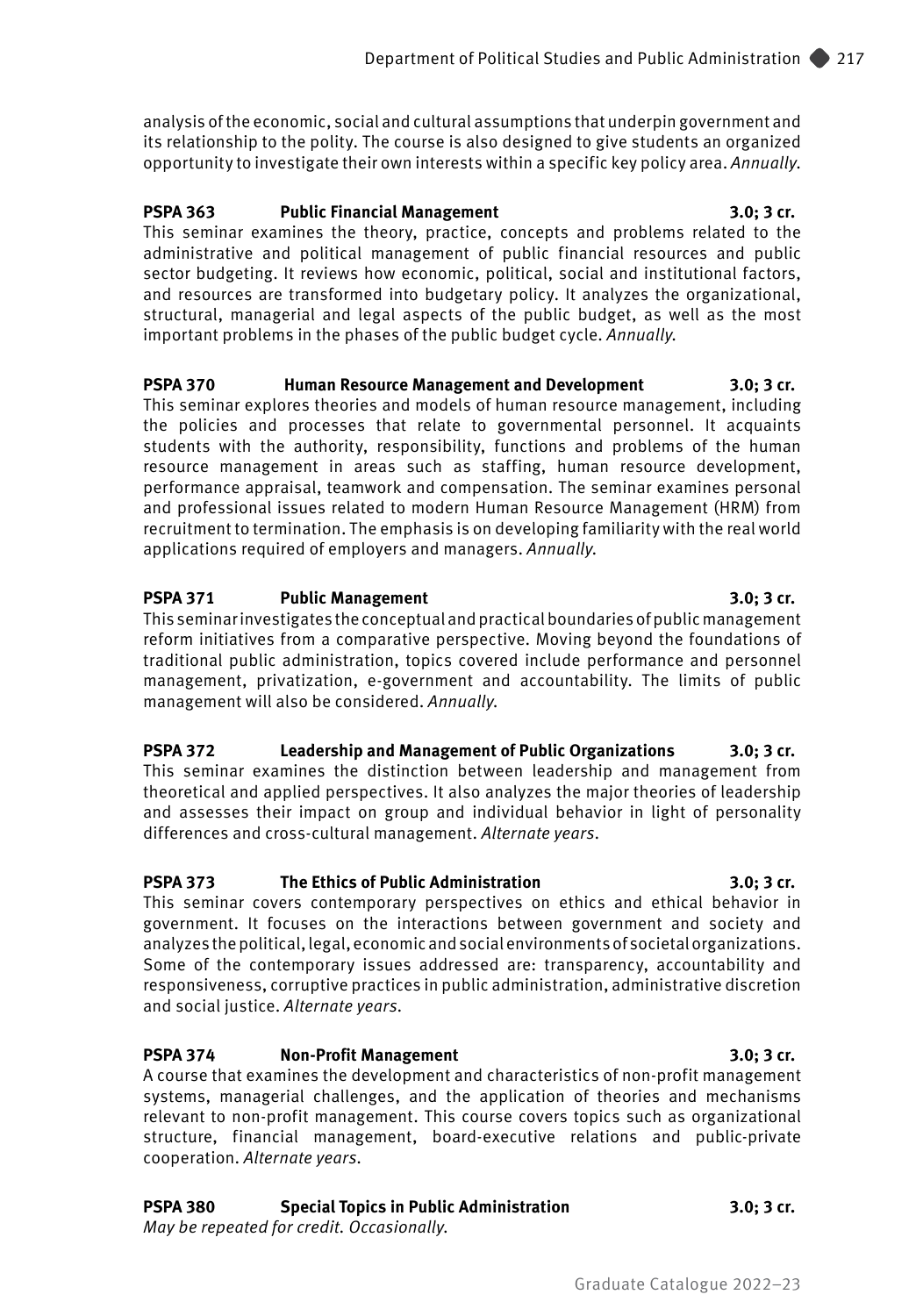analysis of the economic, social and cultural assumptions that underpin government and its relationship to the polity. The course is also designed to give students an organized opportunity to investigate their own interests within a specific key policy area. *Annually.*

**PSPA 363 Public Financial Management 3.0; 3 cr.**
This seminar examines the theory, practice, concepts and problems related to the administrative and political management of public financial resources and public sector budgeting. It reviews how economic, political, social and institutional factors, and resources are transformed into budgetary policy. It analyzes the organizational, structural, managerial and legal aspects of the public budget, as well as the most important problems in the phases of the public budget cycle. *Annually.*

**PSPA 370 Human Resource Management and Development 3.0; 3 cr.**
This seminar explores theories and models of human resource management, including the policies and processes that relate to governmental personnel. It acquaints students with the authority, responsibility, functions and problems of the human resource management in areas such as staffing, human resource development, performance appraisal, teamwork and compensation. The seminar examines personal and professional issues related to modern Human Resource Management (HRM) from recruitment to termination. The emphasis is on developing familiarity with the real world applications required of employers and managers. *Annually.*

**PSPA 371 Public Management 3.0; 3 cr.**
This seminar investigates the conceptual and practical boundaries of public management reform initiatives from a comparative perspective. Moving beyond the foundations of traditional public administration, topics covered include performance and personnel management, privatization, e-government and accountability. The limits of public management will also be considered. *Annually.*

**PSPA 372 Leadership and Management of Public Organizations 3.0; 3 cr.**
This seminar examines the distinction between leadership and management from theoretical and applied perspectives. It also analyzes the major theories of leadership and assesses their impact on group and individual behavior in light of personality differences and cross-cultural management. *Alternate years.*

**PSPA 373 The Ethics of Public Administration 3.0; 3 cr.**
This seminar covers contemporary perspectives on ethics and ethical behavior in government. It focuses on the interactions between government and society and analyzes the political, legal, economic and social environments of societal organizations. Some of the contemporary issues addressed are: transparency, accountability and responsiveness, corruptive practices in public administration, administrative discretion and social justice. *Alternate years.*

**PSPA 374 Non-Profit Management 3.0; 3 cr.**
A course that examines the development and characteristics of non-profit management systems, managerial challenges, and the application of theories and mechanisms relevant to non-profit management. This course covers topics such as organizational structure, financial management, board-executive relations and public-private cooperation. *Alternate years.*

**PSPA 380 Special Topics in Public Administration 3.0; 3 cr.**
*May be repeated for credit. Occasionally.*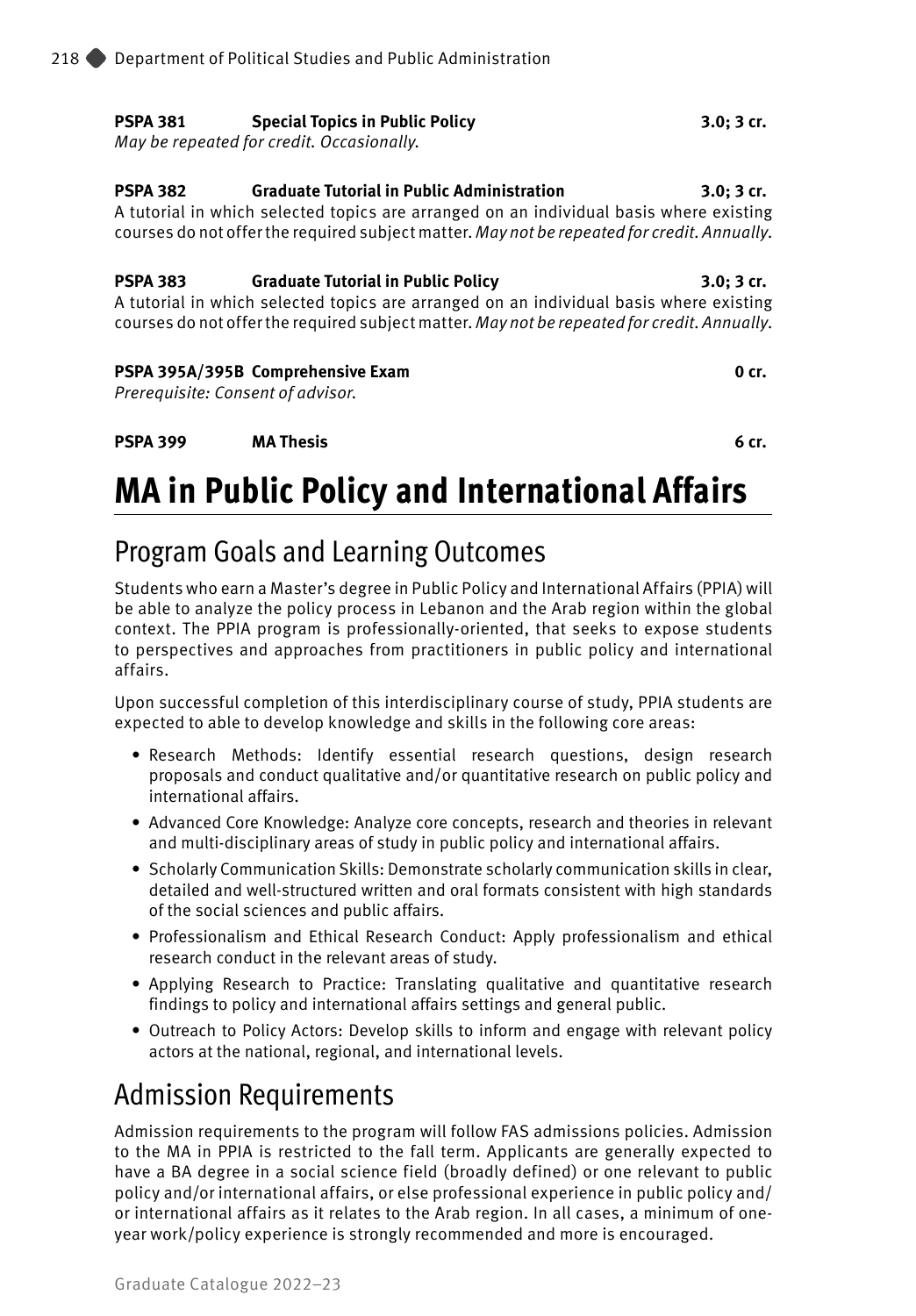**PSPA 381 Special Topics in Public Policy 3.0; 3 cr.**
*May be repeated for credit. Occasionally.*

**PSPA 382 Graduate Tutorial in Public Administration 3.0; 3 cr.**
A tutorial in which selected topics are arranged on an individual basis where existing courses do not offer the required subject matter. *May not be repeated for credit. Annually.*

**PSPA 383 Graduate Tutorial in Public Policy 3.0; 3 cr.**
A tutorial in which selected topics are arranged on an individual basis where existing courses do not offer the required subject matter. *May not be repeated for credit. Annually.*

**PSPA 395A/395B Comprehensive Exam 0 cr.**
*Prerequisite: Consent of advisor.*

**PSPA 399 MA Thesis 6 cr.**

# MA in Public Policy and International Affairs

## Program Goals and Learning Outcomes

Students who earn a Master's degree in Public Policy and International Affairs (PPIA) will be able to analyze the policy process in Lebanon and the Arab region within the global context. The PPIA program is professionally-oriented, that seeks to expose students to perspectives and approaches from practitioners in public policy and international affairs.

Upon successful completion of this interdisciplinary course of study, PPIA students are expected to able to develop knowledge and skills in the following core areas:

- Research Methods: Identify essential research questions, design research proposals and conduct qualitative and/or quantitative research on public policy and international affairs.
- Advanced Core Knowledge: Analyze core concepts, research and theories in relevant and multi-disciplinary areas of study in public policy and international affairs.
- Scholarly Communication Skills: Demonstrate scholarly communication skills in clear, detailed and well-structured written and oral formats consistent with high standards of the social sciences and public affairs.
- Professionalism and Ethical Research Conduct: Apply professionalism and ethical research conduct in the relevant areas of study.
- Applying Research to Practice: Translating qualitative and quantitative research findings to policy and international affairs settings and general public.
- Outreach to Policy Actors: Develop skills to inform and engage with relevant policy actors at the national, regional, and international levels.

## Admission Requirements

Admission requirements to the program will follow FAS admissions policies. Admission to the MA in PPIA is restricted to the fall term. Applicants are generally expected to have a BA degree in a social science field (broadly defined) or one relevant to public policy and/or international affairs, or else professional experience in public policy and/or international affairs as it relates to the Arab region. In all cases, a minimum of one-year work/policy experience is strongly recommended and more is encouraged.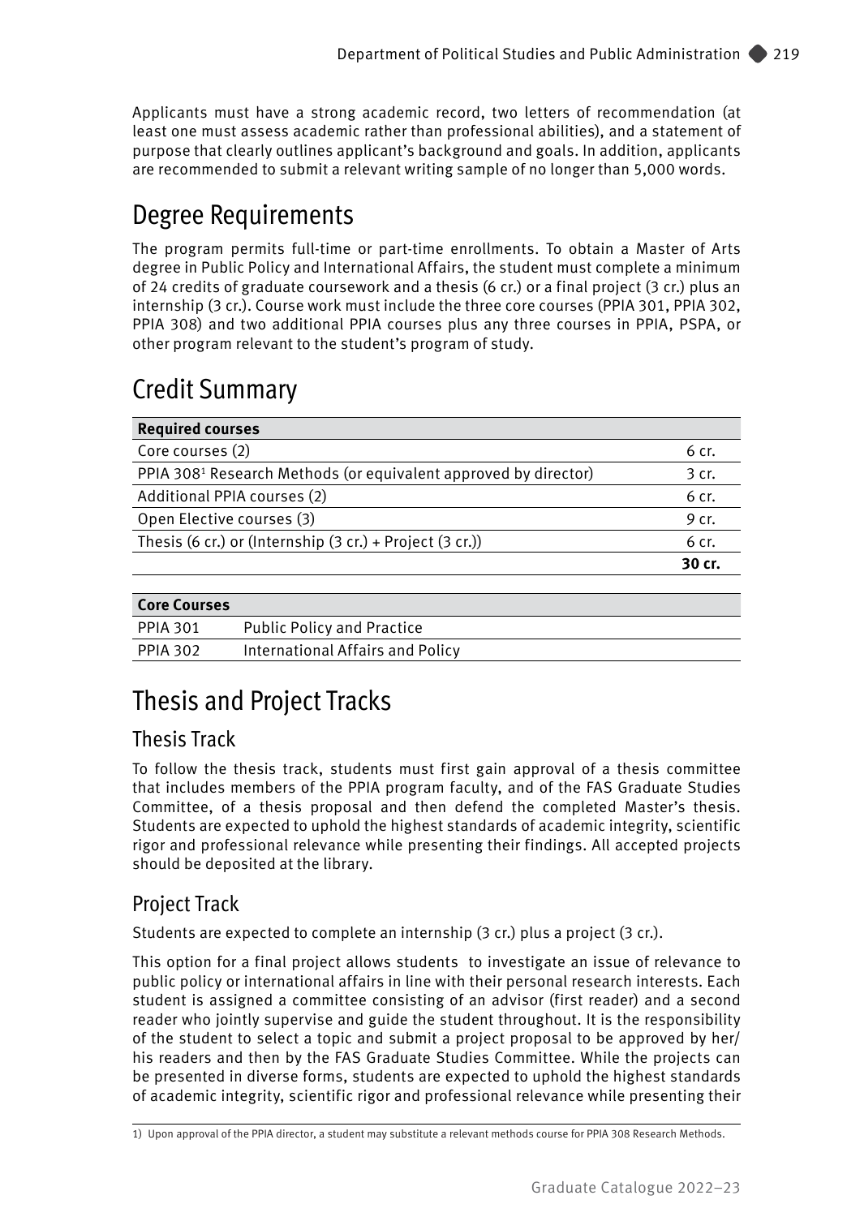Applicants must have a strong academic record, two letters of recommendation (at least one must assess academic rather than professional abilities), and a statement of purpose that clearly outlines applicant's background and goals. In addition, applicants are recommended to submit a relevant writing sample of no longer than 5,000 words.

# Degree Requirements

The program permits full-time or part-time enrollments. To obtain a Master of Arts degree in Public Policy and International Affairs, the student must complete a minimum of 24 credits of graduate coursework and a thesis (6 cr.) or a final project (3 cr.) plus an internship (3 cr.). Course work must include the three core courses (PPIA 301, PPIA 302, PPIA 308) and two additional PPIA courses plus any three courses in PPIA, PSPA, or other program relevant to the student's program of study.

# Credit Summary

| **Required courses** | |
|---|---|
| Core courses (2) | 6 cr. |
| PPIA 308[1] Research Methods (or equivalent approved by director) | 3 cr. |
| Additional PPIA courses (2) | 6 cr. |
| Open Elective courses (3) | 9 cr. |
| Thesis (6 cr.) or (Internship (3 cr.) + Project (3 cr.)) | 6 cr. |
| | **30 cr.** |

| **Core Courses** | |
|---|---|
| PPIA 301 | Public Policy and Practice |
| PPIA 302 | International Affairs and Policy |

# Thesis and Project Tracks

## Thesis Track

To follow the thesis track, students must first gain approval of a thesis committee that includes members of the PPIA program faculty, and of the FAS Graduate Studies Committee, of a thesis proposal and then defend the completed Master's thesis. Students are expected to uphold the highest standards of academic integrity, scientific rigor and professional relevance while presenting their findings. All accepted projects should be deposited at the library.

## Project Track

Students are expected to complete an internship (3 cr.) plus a project (3 cr.).

This option for a final project allows students to investigate an issue of relevance to public policy or international affairs in line with their personal research interests. Each student is assigned a committee consisting of an advisor (first reader) and a second reader who jointly supervise and guide the student throughout. It is the responsibility of the student to select a topic and submit a project proposal to be approved by her/his readers and then by the FAS Graduate Studies Committee. While the projects can be presented in diverse forms, students are expected to uphold the highest standards of academic integrity, scientific rigor and professional relevance while presenting their

1) Upon approval of the PPIA director, a student may substitute a relevant methods course for PPIA 308 Research Methods.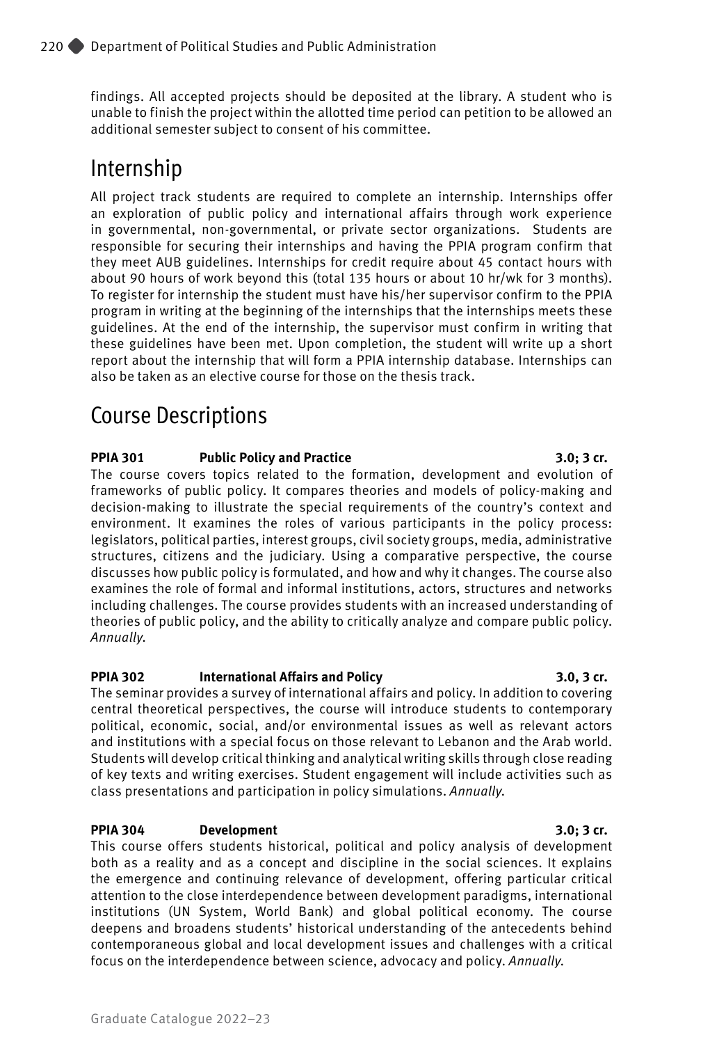findings. All accepted projects should be deposited at the library. A student who is unable to finish the project within the allotted time period can petition to be allowed an additional semester subject to consent of his committee.

## Internship

All project track students are required to complete an internship. Internships offer an exploration of public policy and international affairs through work experience in governmental, non-governmental, or private sector organizations. Students are responsible for securing their internships and having the PPIA program confirm that they meet AUB guidelines. Internships for credit require about 45 contact hours with about 90 hours of work beyond this (total 135 hours or about 10 hr/wk for 3 months). To register for internship the student must have his/her supervisor confirm to the PPIA program in writing at the beginning of the internships that the internships meets these guidelines. At the end of the internship, the supervisor must confirm in writing that these guidelines have been met. Upon completion, the student will write up a short report about the internship that will form a PPIA internship database. Internships can also be taken as an elective course for those on the thesis track.

## Course Descriptions

**PPIA 301 Public Policy and Practice 3.0; 3 cr.**

The course covers topics related to the formation, development and evolution of frameworks of public policy. It compares theories and models of policy-making and decision-making to illustrate the special requirements of the country's context and environment. It examines the roles of various participants in the policy process: legislators, political parties, interest groups, civil society groups, media, administrative structures, citizens and the judiciary. Using a comparative perspective, the course discusses how public policy is formulated, and how and why it changes. The course also examines the role of formal and informal institutions, actors, structures and networks including challenges. The course provides students with an increased understanding of theories of public policy, and the ability to critically analyze and compare public policy. *Annually.*

**PPIA 302 International Affairs and Policy 3.0, 3 cr.**

The seminar provides a survey of international affairs and policy. In addition to covering central theoretical perspectives, the course will introduce students to contemporary political, economic, social, and/or environmental issues as well as relevant actors and institutions with a special focus on those relevant to Lebanon and the Arab world. Students will develop critical thinking and analytical writing skills through close reading of key texts and writing exercises. Student engagement will include activities such as class presentations and participation in policy simulations. *Annually.*

**PPIA 304 Development 3.0; 3 cr.**

This course offers students historical, political and policy analysis of development both as a reality and as a concept and discipline in the social sciences. It explains the emergence and continuing relevance of development, offering particular critical attention to the close interdependence between development paradigms, international institutions (UN System, World Bank) and global political economy. The course deepens and broadens students' historical understanding of the antecedents behind contemporaneous global and local development issues and challenges with a critical focus on the interdependence between science, advocacy and policy. *Annually.*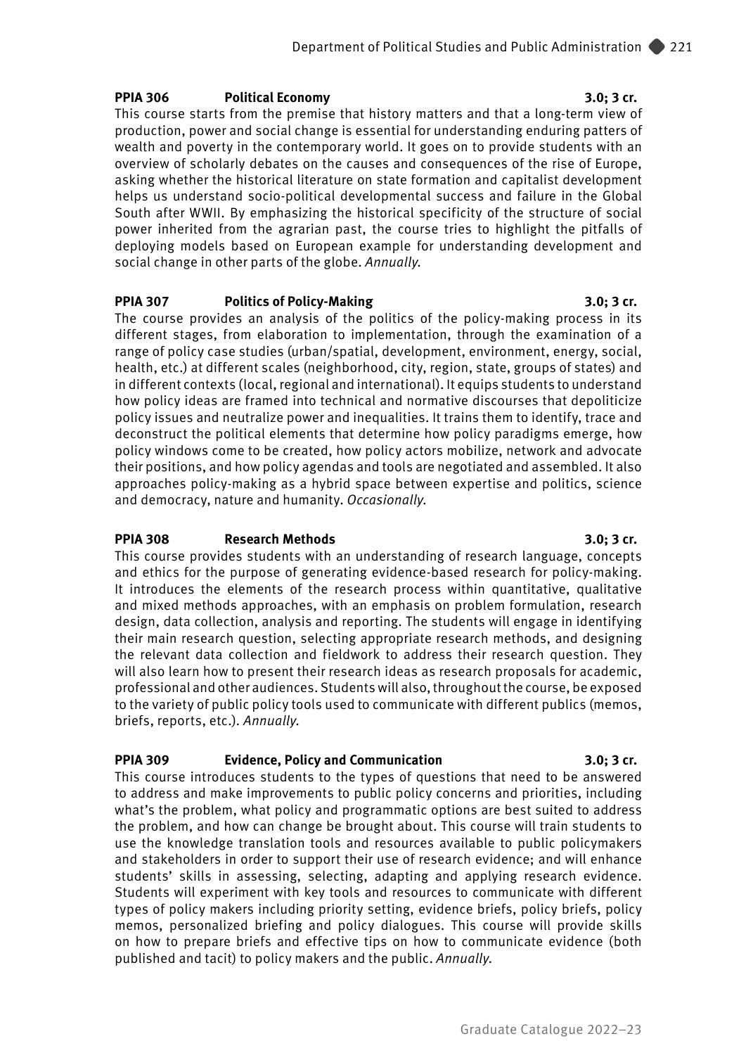**PPIA 306 Political Economy 3.0; 3 cr.**

This course starts from the premise that history matters and that a long-term view of production, power and social change is essential for understanding enduring patters of wealth and poverty in the contemporary world. It goes on to provide students with an overview of scholarly debates on the causes and consequences of the rise of Europe, asking whether the historical literature on state formation and capitalist development helps us understand socio-political developmental success and failure in the Global South after WWII. By emphasizing the historical specificity of the structure of social power inherited from the agrarian past, the course tries to highlight the pitfalls of deploying models based on European example for understanding development and social change in other parts of the globe. *Annually.*

**PPIA 307 Politics of Policy-Making 3.0; 3 cr.**

The course provides an analysis of the politics of the policy-making process in its different stages, from elaboration to implementation, through the examination of a range of policy case studies (urban/spatial, development, environment, energy, social, health, etc.) at different scales (neighborhood, city, region, state, groups of states) and in different contexts (local, regional and international). It equips students to understand how policy ideas are framed into technical and normative discourses that depoliticize policy issues and neutralize power and inequalities. It trains them to identify, trace and deconstruct the political elements that determine how policy paradigms emerge, how policy windows come to be created, how policy actors mobilize, network and advocate their positions, and how policy agendas and tools are negotiated and assembled. It also approaches policy-making as a hybrid space between expertise and politics, science and democracy, nature and humanity. *Occasionally.*

**PPIA 308 Research Methods 3.0; 3 cr.**

This course provides students with an understanding of research language, concepts and ethics for the purpose of generating evidence-based research for policy-making. It introduces the elements of the research process within quantitative, qualitative and mixed methods approaches, with an emphasis on problem formulation, research design, data collection, analysis and reporting. The students will engage in identifying their main research question, selecting appropriate research methods, and designing the relevant data collection and fieldwork to address their research question. They will also learn how to present their research ideas as research proposals for academic, professional and other audiences. Students will also, throughout the course, be exposed to the variety of public policy tools used to communicate with different publics (memos, briefs, reports, etc.). *Annually.*

**PPIA 309 Evidence, Policy and Communication 3.0; 3 cr.**

This course introduces students to the types of questions that need to be answered to address and make improvements to public policy concerns and priorities, including what's the problem, what policy and programmatic options are best suited to address the problem, and how can change be brought about. This course will train students to use the knowledge translation tools and resources available to public policymakers and stakeholders in order to support their use of research evidence; and will enhance students' skills in assessing, selecting, adapting and applying research evidence. Students will experiment with key tools and resources to communicate with different types of policy makers including priority setting, evidence briefs, policy briefs, policy memos, personalized briefing and policy dialogues. This course will provide skills on how to prepare briefs and effective tips on how to communicate evidence (both published and tacit) to policy makers and the public. *Annually.*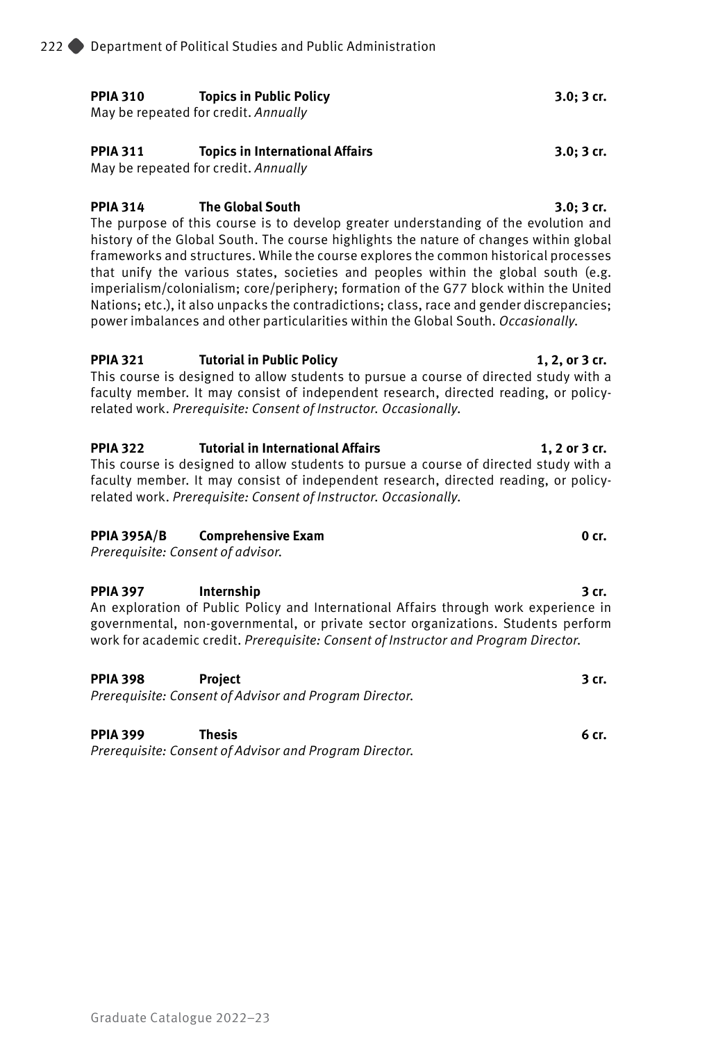**PPIA 310 Topics in Public Policy** **3.0; 3 cr.**
May be repeated for credit. *Annually*

**PPIA 311 Topics in International Affairs** **3.0; 3 cr.**
May be repeated for credit. *Annually*

**PPIA 314 The Global South** **3.0; 3 cr.**
The purpose of this course is to develop greater understanding of the evolution and history of the Global South. The course highlights the nature of changes within global frameworks and structures. While the course explores the common historical processes that unify the various states, societies and peoples within the global south (e.g. imperialism/colonialism; core/periphery; formation of the G77 block within the United Nations; etc.), it also unpacks the contradictions; class, race and gender discrepancies; power imbalances and other particularities within the Global South. *Occasionally.*

**PPIA 321 Tutorial in Public Policy** **1, 2, or 3 cr.**
This course is designed to allow students to pursue a course of directed study with a faculty member. It may consist of independent research, directed reading, or policy-related work. *Prerequisite: Consent of Instructor. Occasionally.*

**PPIA 322 Tutorial in International Affairs** **1, 2 or 3 cr.**
This course is designed to allow students to pursue a course of directed study with a faculty member. It may consist of independent research, directed reading, or policy-related work. *Prerequisite: Consent of Instructor. Occasionally.*

**PPIA 395A/B Comprehensive Exam** **0 cr.**
*Prerequisite: Consent of advisor.*

**PPIA 397 Internship** **3 cr.**
An exploration of Public Policy and International Affairs through work experience in governmental, non-governmental, or private sector organizations. Students perform work for academic credit. *Prerequisite: Consent of Instructor and Program Director.*

**PPIA 398 Project** **3 cr.**
*Prerequisite: Consent of Advisor and Program Director.*

**PPIA 399 Thesis** **6 cr.**
*Prerequisite: Consent of Advisor and Program Director.*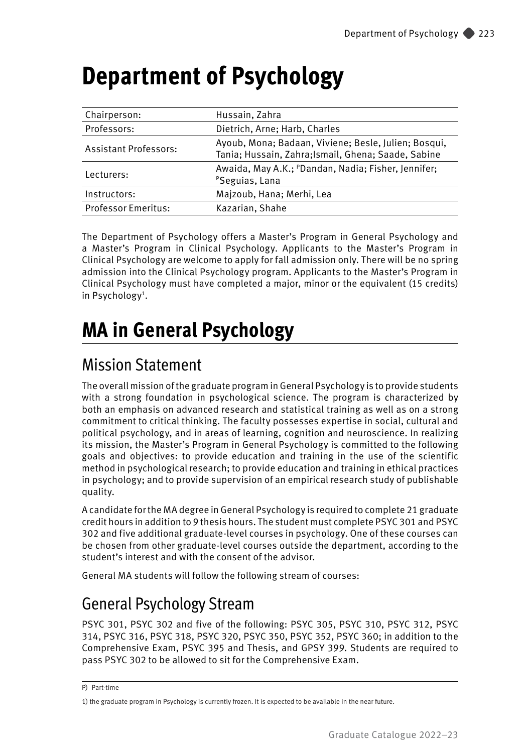# Department of Psychology

| Chairperson: | Hussain, Zahra |
|---|---|
| Professors: | Dietrich, Arne; Harb, Charles |
| Assistant Professors: | Ayoub, Mona; Badaan, Viviene; Besle, Julien; Bosqui, Tania; Hussain, Zahra;Ismail, Ghena; Saade, Sabine |
| Lecturers: | Awaida, May A.K.; [P]Dandan, Nadia; Fisher, Jennifer; [P]Seguias, Lana |
| Instructors: | Majzoub, Hana; Merhi, Lea |
| Professor Emeritus: | Kazarian, Shahe |

The Department of Psychology offers a Master's Program in General Psychology and a Master's Program in Clinical Psychology. Applicants to the Master's Program in Clinical Psychology are welcome to apply for fall admission only. There will be no spring admission into the Clinical Psychology program. Applicants to the Master's Program in Clinical Psychology must have completed a major, minor or the equivalent (15 credits) in Psychology[1].

# MA in General Psychology

## Mission Statement

The overall mission of the graduate program in General Psychology is to provide students with a strong foundation in psychological science. The program is characterized by both an emphasis on advanced research and statistical training as well as on a strong commitment to critical thinking. The faculty possesses expertise in social, cultural and political psychology, and in areas of learning, cognition and neuroscience. In realizing its mission, the Master's Program in General Psychology is committed to the following goals and objectives: to provide education and training in the use of the scientific method in psychological research; to provide education and training in ethical practices in psychology; and to provide supervision of an empirical research study of publishable quality.

A candidate for the MA degree in General Psychology is required to complete 21 graduate credit hours in addition to 9 thesis hours. The student must complete PSYC 301 and PSYC 302 and five additional graduate-level courses in psychology. One of these courses can be chosen from other graduate-level courses outside the department, according to the student's interest and with the consent of the advisor.

General MA students will follow the following stream of courses:

## General Psychology Stream

PSYC 301, PSYC 302 and five of the following: PSYC 305, PSYC 310, PSYC 312, PSYC 314, PSYC 316, PSYC 318, PSYC 320, PSYC 350, PSYC 352, PSYC 360; in addition to the Comprehensive Exam, PSYC 395 and Thesis, and GPSY 399. Students are required to pass PSYC 302 to be allowed to sit for the Comprehensive Exam.

P) Part-time

1) the graduate program in Psychology is currently frozen. It is expected to be available in the near future.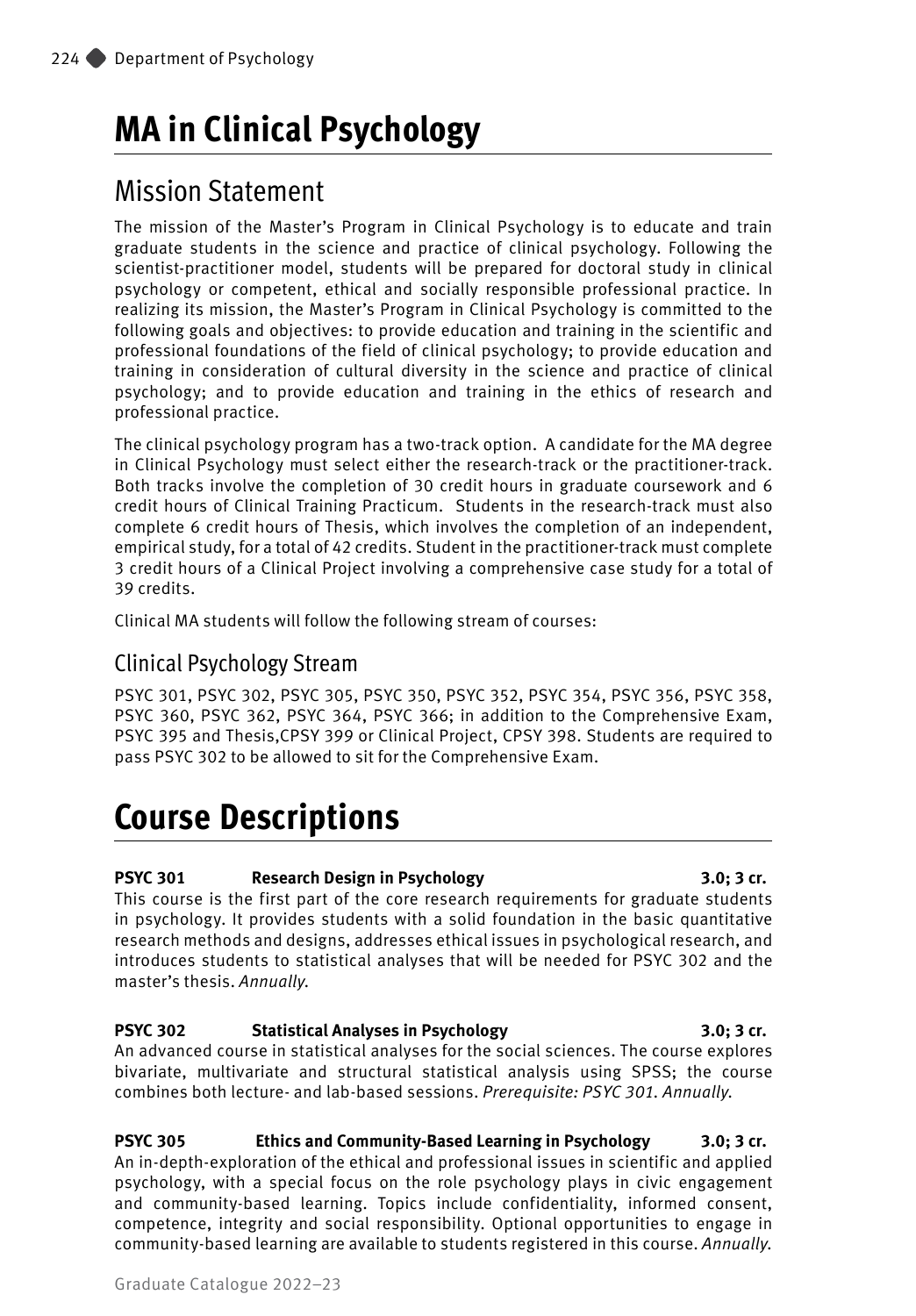# MA in Clinical Psychology

## Mission Statement

The mission of the Master's Program in Clinical Psychology is to educate and train graduate students in the science and practice of clinical psychology. Following the scientist-practitioner model, students will be prepared for doctoral study in clinical psychology or competent, ethical and socially responsible professional practice. In realizing its mission, the Master's Program in Clinical Psychology is committed to the following goals and objectives: to provide education and training in the scientific and professional foundations of the field of clinical psychology; to provide education and training in consideration of cultural diversity in the science and practice of clinical psychology; and to provide education and training in the ethics of research and professional practice.

The clinical psychology program has a two-track option. A candidate for the MA degree in Clinical Psychology must select either the research-track or the practitioner-track. Both tracks involve the completion of 30 credit hours in graduate coursework and 6 credit hours of Clinical Training Practicum. Students in the research-track must also complete 6 credit hours of Thesis, which involves the completion of an independent, empirical study, for a total of 42 credits. Student in the practitioner-track must complete 3 credit hours of a Clinical Project involving a comprehensive case study for a total of 39 credits.

Clinical MA students will follow the following stream of courses:

### Clinical Psychology Stream

PSYC 301, PSYC 302, PSYC 305, PSYC 350, PSYC 352, PSYC 354, PSYC 356, PSYC 358, PSYC 360, PSYC 362, PSYC 364, PSYC 366; in addition to the Comprehensive Exam, PSYC 395 and Thesis,CPSY 399 or Clinical Project, CPSY 398. Students are required to pass PSYC 302 to be allowed to sit for the Comprehensive Exam.

# Course Descriptions

**PSYC 301 Research Design in Psychology 3.0; 3 cr.**
This course is the first part of the core research requirements for graduate students in psychology. It provides students with a solid foundation in the basic quantitative research methods and designs, addresses ethical issues in psychological research, and introduces students to statistical analyses that will be needed for PSYC 302 and the master's thesis. *Annually.*

**PSYC 302 Statistical Analyses in Psychology 3.0; 3 cr.**
An advanced course in statistical analyses for the social sciences. The course explores bivariate, multivariate and structural statistical analysis using SPSS; the course combines both lecture- and lab-based sessions. *Prerequisite: PSYC 301. Annually.*

**PSYC 305 Ethics and Community-Based Learning in Psychology 3.0; 3 cr.**
An in-depth-exploration of the ethical and professional issues in scientific and applied psychology, with a special focus on the role psychology plays in civic engagement and community-based learning. Topics include confidentiality, informed consent, competence, integrity and social responsibility. Optional opportunities to engage in community-based learning are available to students registered in this course. *Annually.*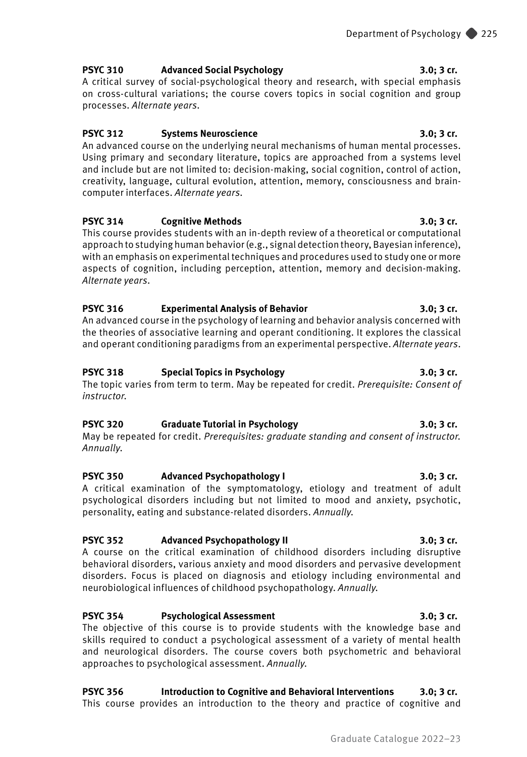**PSYC 310 Advanced Social Psychology 3.0; 3 cr.**
A critical survey of social-psychological theory and research, with special emphasis on cross-cultural variations; the course covers topics in social cognition and group processes. *Alternate years*.

**PSYC 312 Systems Neuroscience 3.0; 3 cr.**
An advanced course on the underlying neural mechanisms of human mental processes. Using primary and secondary literature, topics are approached from a systems level and include but are not limited to: decision-making, social cognition, control of action, creativity, language, cultural evolution, attention, memory, consciousness and brain-computer interfaces. *Alternate years*.

**PSYC 314 Cognitive Methods 3.0; 3 cr.**
This course provides students with an in-depth review of a theoretical or computational approach to studying human behavior (e.g., signal detection theory, Bayesian inference), with an emphasis on experimental techniques and procedures used to study one or more aspects of cognition, including perception, attention, memory and decision-making. *Alternate years*.

**PSYC 316 Experimental Analysis of Behavior 3.0; 3 cr.**
An advanced course in the psychology of learning and behavior analysis concerned with the theories of associative learning and operant conditioning. It explores the classical and operant conditioning paradigms from an experimental perspective. *Alternate years*.

**PSYC 318 Special Topics in Psychology 3.0; 3 cr.**
The topic varies from term to term. May be repeated for credit. *Prerequisite: Consent of instructor*.

**PSYC 320 Graduate Tutorial in Psychology 3.0; 3 cr.**
May be repeated for credit. *Prerequisites: graduate standing and consent of instructor*. *Annually*.

**PSYC 350 Advanced Psychopathology I 3.0; 3 cr.**
A critical examination of the symptomatology, etiology and treatment of adult psychological disorders including but not limited to mood and anxiety, psychotic, personality, eating and substance-related disorders. *Annually*.

**PSYC 352 Advanced Psychopathology II 3.0; 3 cr.**
A course on the critical examination of childhood disorders including disruptive behavioral disorders, various anxiety and mood disorders and pervasive development disorders. Focus is placed on diagnosis and etiology including environmental and neurobiological influences of childhood psychopathology. *Annually*.

**PSYC 354 Psychological Assessment 3.0; 3 cr.**
The objective of this course is to provide students with the knowledge base and skills required to conduct a psychological assessment of a variety of mental health and neurological disorders. The course covers both psychometric and behavioral approaches to psychological assessment. *Annually*.

**PSYC 356 Introduction to Cognitive and Behavioral Interventions 3.0; 3 cr.**
This course provides an introduction to the theory and practice of cognitive and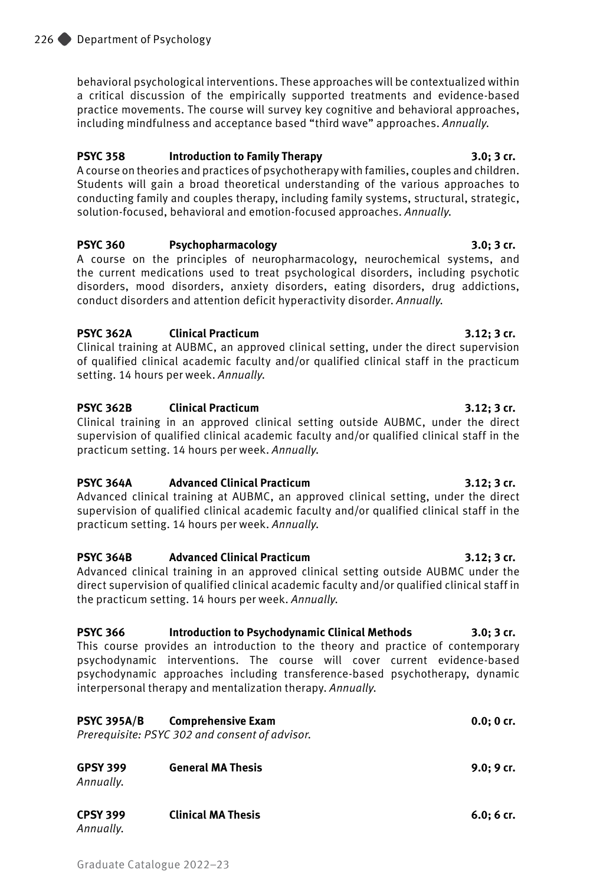behavioral psychological interventions. These approaches will be contextualized within a critical discussion of the empirically supported treatments and evidence-based practice movements. The course will survey key cognitive and behavioral approaches, including mindfulness and acceptance based "third wave" approaches. *Annually.*

**PSYC 358 Introduction to Family Therapy 3.0; 3 cr.**
A course on theories and practices of psychotherapy with families, couples and children. Students will gain a broad theoretical understanding of the various approaches to conducting family and couples therapy, including family systems, structural, strategic, solution-focused, behavioral and emotion-focused approaches. *Annually.*

**PSYC 360 Psychopharmacology 3.0; 3 cr.**
A course on the principles of neuropharmacology, neurochemical systems, and the current medications used to treat psychological disorders, including psychotic disorders, mood disorders, anxiety disorders, eating disorders, drug addictions, conduct disorders and attention deficit hyperactivity disorder. *Annually.*

**PSYC 362A Clinical Practicum 3.12; 3 cr.**
Clinical training at AUBMC, an approved clinical setting, under the direct supervision of qualified clinical academic faculty and/or qualified clinical staff in the practicum setting. 14 hours per week. *Annually.*

**PSYC 362B Clinical Practicum 3.12; 3 cr.**
Clinical training in an approved clinical setting outside AUBMC, under the direct supervision of qualified clinical academic faculty and/or qualified clinical staff in the practicum setting. 14 hours per week. *Annually.*

**PSYC 364A Advanced Clinical Practicum 3.12; 3 cr.**
Advanced clinical training at AUBMC, an approved clinical setting, under the direct supervision of qualified clinical academic faculty and/or qualified clinical staff in the practicum setting. 14 hours per week. *Annually.*

**PSYC 364B Advanced Clinical Practicum 3.12; 3 cr.**
Advanced clinical training in an approved clinical setting outside AUBMC under the direct supervision of qualified clinical academic faculty and/or qualified clinical staff in the practicum setting. 14 hours per week. *Annually.*

**PSYC 366 Introduction to Psychodynamic Clinical Methods 3.0; 3 cr.**
This course provides an introduction to the theory and practice of contemporary psychodynamic interventions. The course will cover current evidence-based psychodynamic approaches including transference-based psychotherapy, dynamic interpersonal therapy and mentalization therapy. *Annually.*

**PSYC 395A/B Comprehensive Exam 0.0; 0 cr.**
*Prerequisite: PSYC 302 and consent of advisor.*

**GPSY 399 General MA Thesis 9.0; 9 cr.**
*Annually.*

**CPSY 399 Clinical MA Thesis 6.0; 6 cr.**
*Annually.*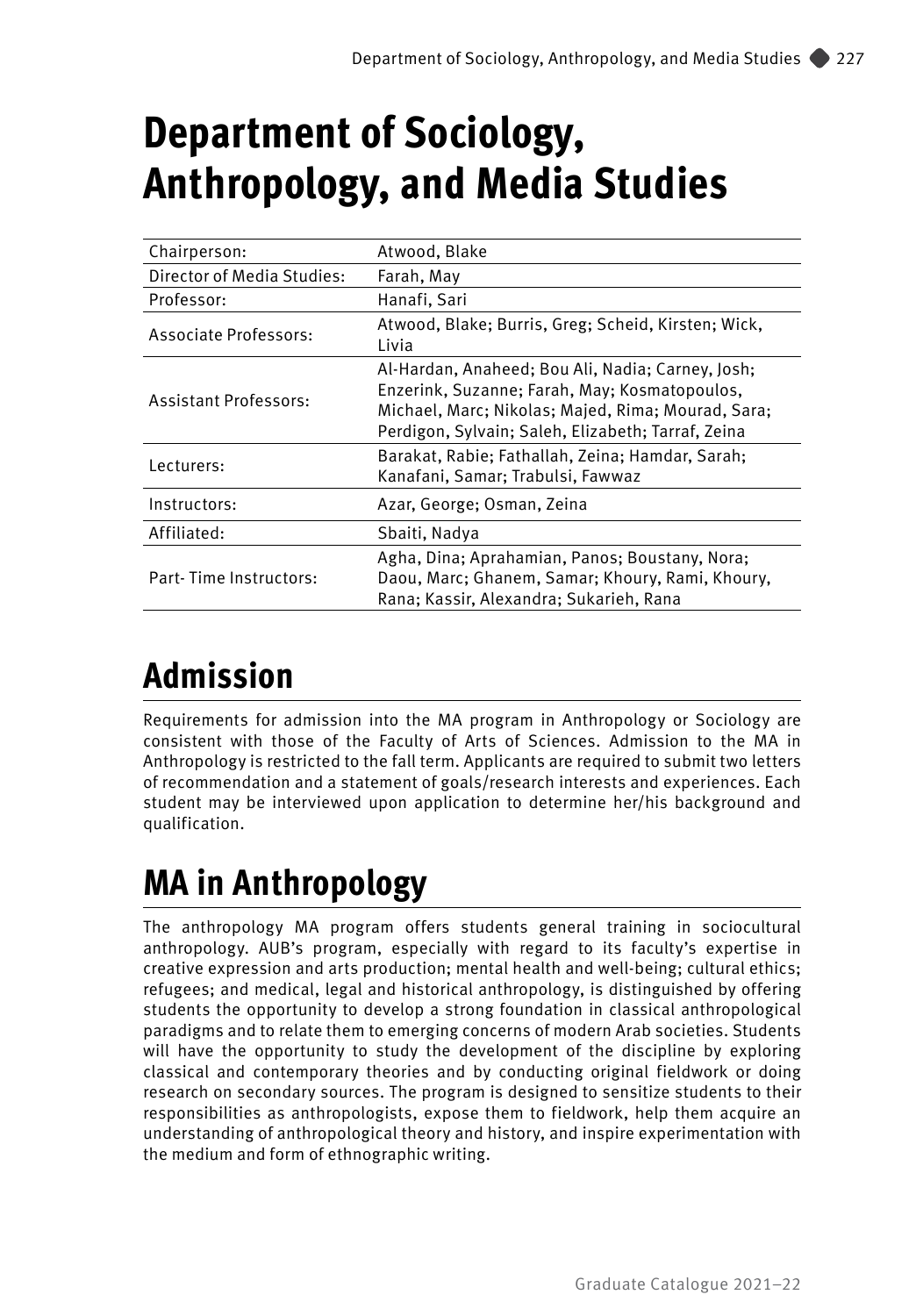# Department of Sociology, Anthropology, and Media Studies

| | |
|---|---|
| Chairperson: | Atwood, Blake |
| Director of Media Studies: | Farah, May |
| Professor: | Hanafi, Sari |
| Associate Professors: | Atwood, Blake; Burris, Greg; Scheid, Kirsten; Wick, Livia |
| Assistant Professors: | Al-Hardan, Anaheed; Bou Ali, Nadia; Carney, Josh; Enzerink, Suzanne; Farah, May; Kosmatopoulos, Michael, Marc; Nikolas; Majed, Rima; Mourad, Sara; Perdigon, Sylvain; Saleh, Elizabeth; Tarraf, Zeina |
| Lecturers: | Barakat, Rabie; Fathallah, Zeina; Hamdar, Sarah; Kanafani, Samar; Trabulsi, Fawwaz |
| Instructors: | Azar, George; Osman, Zeina |
| Affiliated: | Sbaiti, Nadya |
| Part- Time Instructors: | Agha, Dina; Aprahamian, Panos; Boustany, Nora; Daou, Marc; Ghanem, Samar; Khoury, Rami, Khoury, Rana; Kassir, Alexandra; Sukarieh, Rana |

## Admission

Requirements for admission into the MA program in Anthropology or Sociology are consistent with those of the Faculty of Arts of Sciences. Admission to the MA in Anthropology is restricted to the fall term. Applicants are required to submit two letters of recommendation and a statement of goals/research interests and experiences. Each student may be interviewed upon application to determine her/his background and qualification.

## MA in Anthropology

The anthropology MA program offers students general training in sociocultural anthropology. AUB's program, especially with regard to its faculty's expertise in creative expression and arts production; mental health and well-being; cultural ethics; refugees; and medical, legal and historical anthropology, is distinguished by offering students the opportunity to develop a strong foundation in classical anthropological paradigms and to relate them to emerging concerns of modern Arab societies. Students will have the opportunity to study the development of the discipline by exploring classical and contemporary theories and by conducting original fieldwork or doing research on secondary sources. The program is designed to sensitize students to their responsibilities as anthropologists, expose them to fieldwork, help them acquire an understanding of anthropological theory and history, and inspire experimentation with the medium and form of ethnographic writing.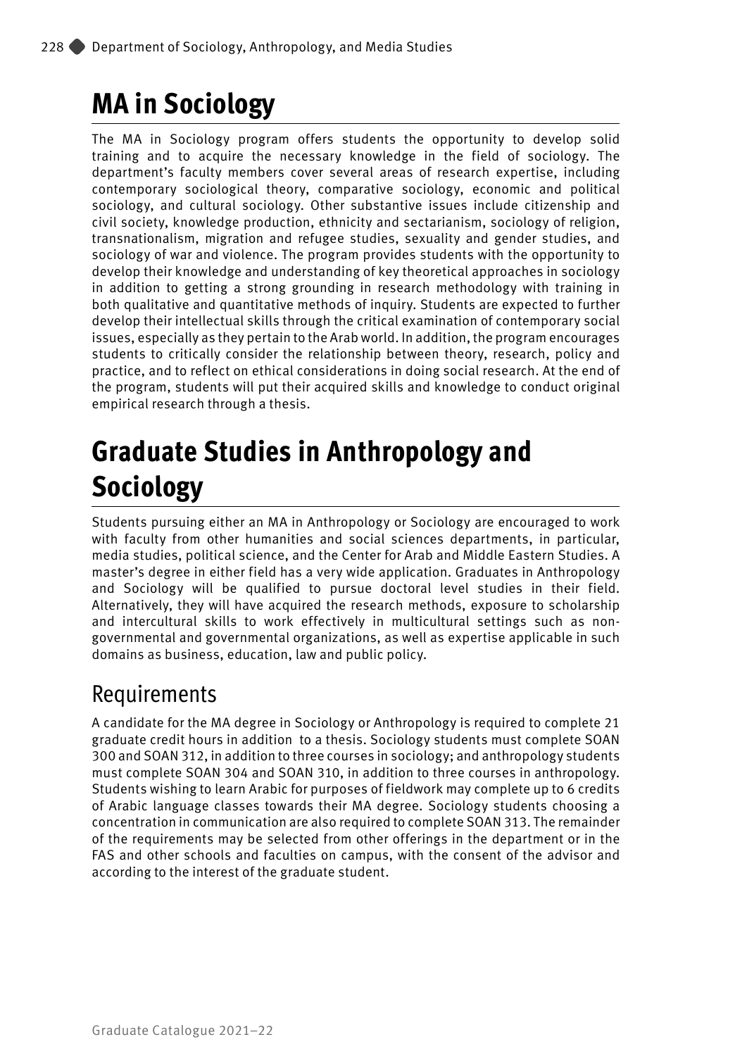# MA in Sociology

The MA in Sociology program offers students the opportunity to develop solid training and to acquire the necessary knowledge in the field of sociology. The department's faculty members cover several areas of research expertise, including contemporary sociological theory, comparative sociology, economic and political sociology, and cultural sociology. Other substantive issues include citizenship and civil society, knowledge production, ethnicity and sectarianism, sociology of religion, transnationalism, migration and refugee studies, sexuality and gender studies, and sociology of war and violence. The program provides students with the opportunity to develop their knowledge and understanding of key theoretical approaches in sociology in addition to getting a strong grounding in research methodology with training in both qualitative and quantitative methods of inquiry. Students are expected to further develop their intellectual skills through the critical examination of contemporary social issues, especially as they pertain to the Arab world. In addition, the program encourages students to critically consider the relationship between theory, research, policy and practice, and to reflect on ethical considerations in doing social research. At the end of the program, students will put their acquired skills and knowledge to conduct original empirical research through a thesis.

# Graduate Studies in Anthropology and Sociology

Students pursuing either an MA in Anthropology or Sociology are encouraged to work with faculty from other humanities and social sciences departments, in particular, media studies, political science, and the Center for Arab and Middle Eastern Studies. A master's degree in either field has a very wide application. Graduates in Anthropology and Sociology will be qualified to pursue doctoral level studies in their field. Alternatively, they will have acquired the research methods, exposure to scholarship and intercultural skills to work effectively in multicultural settings such as non-governmental and governmental organizations, as well as expertise applicable in such domains as business, education, law and public policy.

## Requirements

A candidate for the MA degree in Sociology or Anthropology is required to complete 21 graduate credit hours in addition to a thesis. Sociology students must complete SOAN 300 and SOAN 312, in addition to three courses in sociology; and anthropology students must complete SOAN 304 and SOAN 310, in addition to three courses in anthropology. Students wishing to learn Arabic for purposes of fieldwork may complete up to 6 credits of Arabic language classes towards their MA degree. Sociology students choosing a concentration in communication are also required to complete SOAN 313. The remainder of the requirements may be selected from other offerings in the department or in the FAS and other schools and faculties on campus, with the consent of the advisor and according to the interest of the graduate student.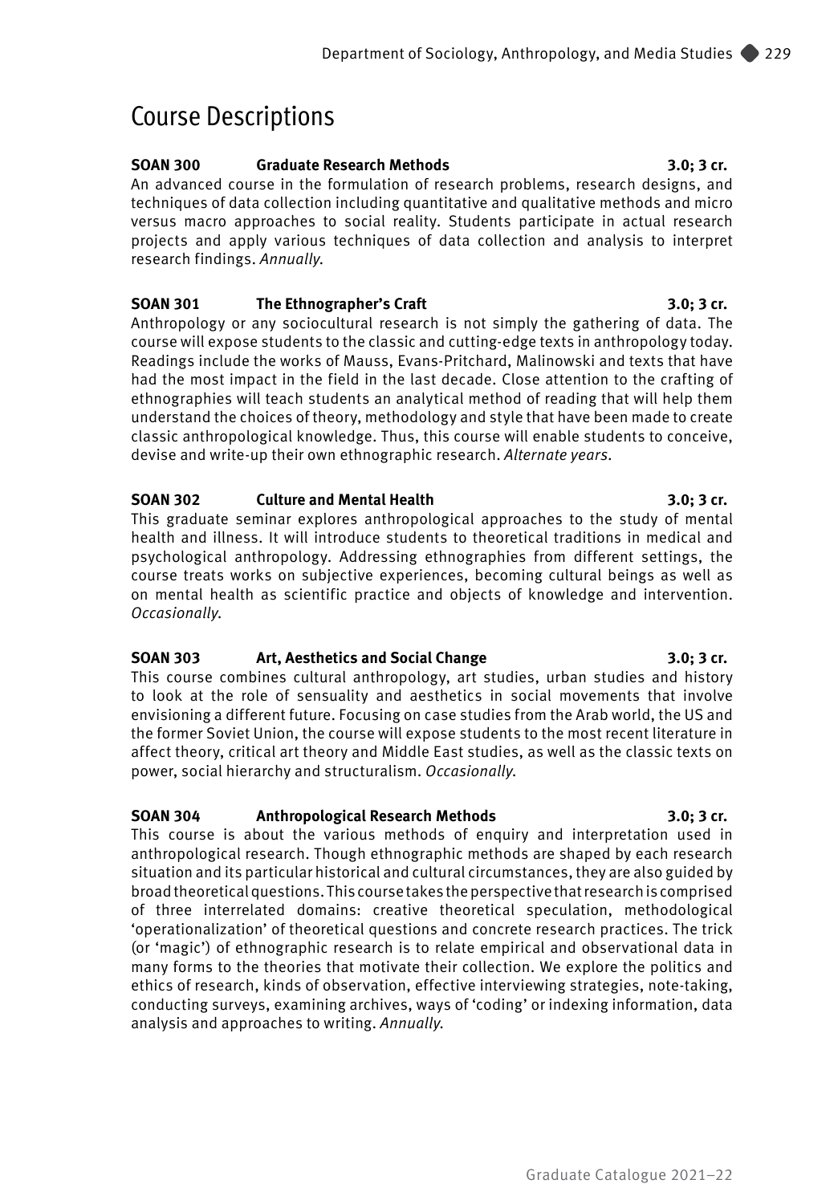# Course Descriptions

**SOAN 300 Graduate Research Methods 3.0; 3 cr.**
An advanced course in the formulation of research problems, research designs, and techniques of data collection including quantitative and qualitative methods and micro versus macro approaches to social reality. Students participate in actual research projects and apply various techniques of data collection and analysis to interpret research findings. *Annually.*

**SOAN 301 The Ethnographer's Craft 3.0; 3 cr.**
Anthropology or any sociocultural research is not simply the gathering of data. The course will expose students to the classic and cutting-edge texts in anthropology today. Readings include the works of Mauss, Evans-Pritchard, Malinowski and texts that have had the most impact in the field in the last decade. Close attention to the crafting of ethnographies will teach students an analytical method of reading that will help them understand the choices of theory, methodology and style that have been made to create classic anthropological knowledge. Thus, this course will enable students to conceive, devise and write-up their own ethnographic research. *Alternate years.*

**SOAN 302 Culture and Mental Health 3.0; 3 cr.**
This graduate seminar explores anthropological approaches to the study of mental health and illness. It will introduce students to theoretical traditions in medical and psychological anthropology. Addressing ethnographies from different settings, the course treats works on subjective experiences, becoming cultural beings as well as on mental health as scientific practice and objects of knowledge and intervention. *Occasionally.*

**SOAN 303 Art, Aesthetics and Social Change 3.0; 3 cr.**
This course combines cultural anthropology, art studies, urban studies and history to look at the role of sensuality and aesthetics in social movements that involve envisioning a different future. Focusing on case studies from the Arab world, the US and the former Soviet Union, the course will expose students to the most recent literature in affect theory, critical art theory and Middle East studies, as well as the classic texts on power, social hierarchy and structuralism. *Occasionally.*

**SOAN 304 Anthropological Research Methods 3.0; 3 cr.**
This course is about the various methods of enquiry and interpretation used in anthropological research. Though ethnographic methods are shaped by each research situation and its particular historical and cultural circumstances, they are also guided by broad theoretical questions. This course takes the perspective that research is comprised of three interrelated domains: creative theoretical speculation, methodological 'operationalization' of theoretical questions and concrete research practices. The trick (or 'magic') of ethnographic research is to relate empirical and observational data in many forms to the theories that motivate their collection. We explore the politics and ethics of research, kinds of observation, effective interviewing strategies, note-taking, conducting surveys, examining archives, ways of 'coding' or indexing information, data analysis and approaches to writing. *Annually.*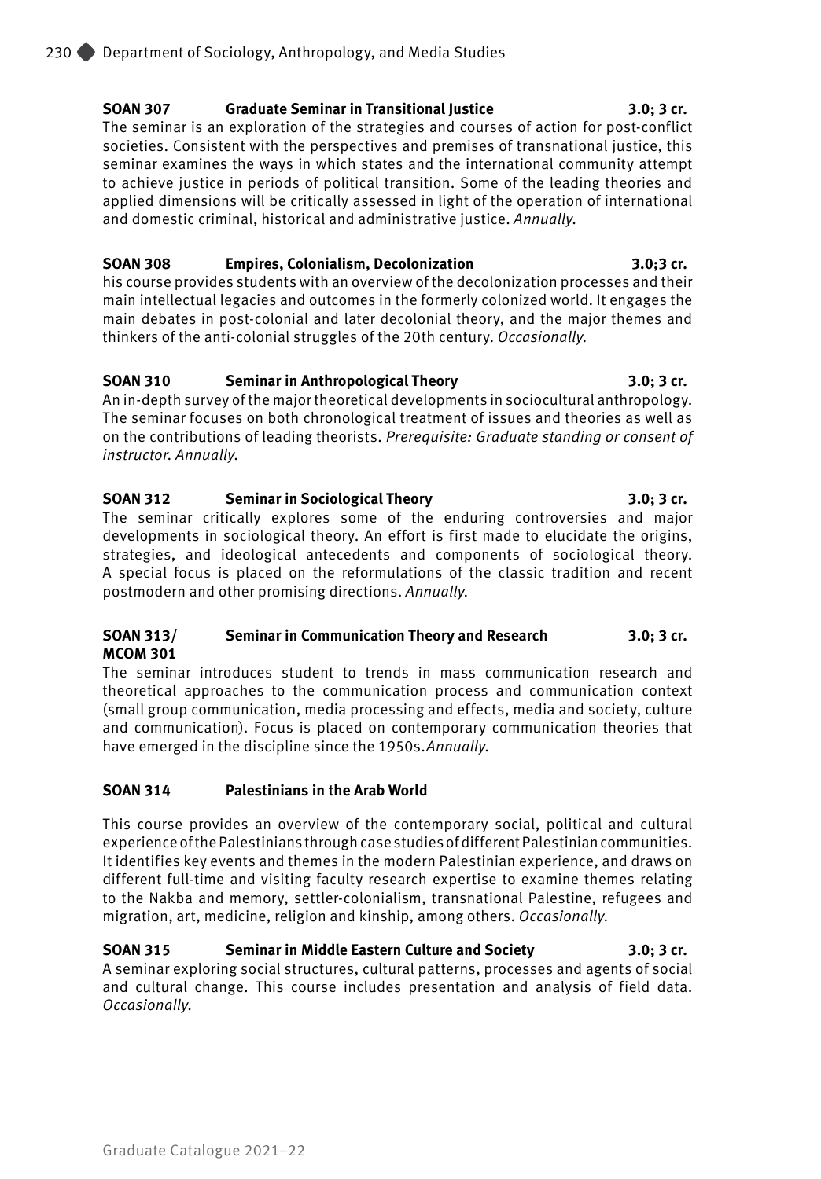**SOAN 307 Graduate Seminar in Transitional Justice 3.0; 3 cr.**
The seminar is an exploration of the strategies and courses of action for post-conflict societies. Consistent with the perspectives and premises of transnational justice, this seminar examines the ways in which states and the international community attempt to achieve justice in periods of political transition. Some of the leading theories and applied dimensions will be critically assessed in light of the operation of international and domestic criminal, historical and administrative justice. *Annually.*

**SOAN 308 Empires, Colonialism, Decolonization 3.0;3 cr.**
his course provides students with an overview of the decolonization processes and their main intellectual legacies and outcomes in the formerly colonized world. It engages the main debates in post-colonial and later decolonial theory, and the major themes and thinkers of the anti-colonial struggles of the 20th century. *Occasionally.*

**SOAN 310 Seminar in Anthropological Theory 3.0; 3 cr.**
An in-depth survey of the major theoretical developments in sociocultural anthropology. The seminar focuses on both chronological treatment of issues and theories as well as on the contributions of leading theorists. *Prerequisite: Graduate standing or consent of instructor. Annually.*

**SOAN 312 Seminar in Sociological Theory 3.0; 3 cr.**
The seminar critically explores some of the enduring controversies and major developments in sociological theory. An effort is first made to elucidate the origins, strategies, and ideological antecedents and components of sociological theory. A special focus is placed on the reformulations of the classic tradition and recent postmodern and other promising directions. *Annually.*

**SOAN 313/ MCOM 301 Seminar in Communication Theory and Research 3.0; 3 cr.**
The seminar introduces student to trends in mass communication research and theoretical approaches to the communication process and communication context (small group communication, media processing and effects, media and society, culture and communication). Focus is placed on contemporary communication theories that have emerged in the discipline since the 1950s.*Annually.*

**SOAN 314 Palestinians in the Arab World**

This course provides an overview of the contemporary social, political and cultural experience of the Palestinians through case studies of different Palestinian communities. It identifies key events and themes in the modern Palestinian experience, and draws on different full-time and visiting faculty research expertise to examine themes relating to the Nakba and memory, settler-colonialism, transnational Palestine, refugees and migration, art, medicine, religion and kinship, among others. *Occasionally.*

**SOAN 315 Seminar in Middle Eastern Culture and Society 3.0; 3 cr.**
A seminar exploring social structures, cultural patterns, processes and agents of social and cultural change. This course includes presentation and analysis of field data. *Occasionally.*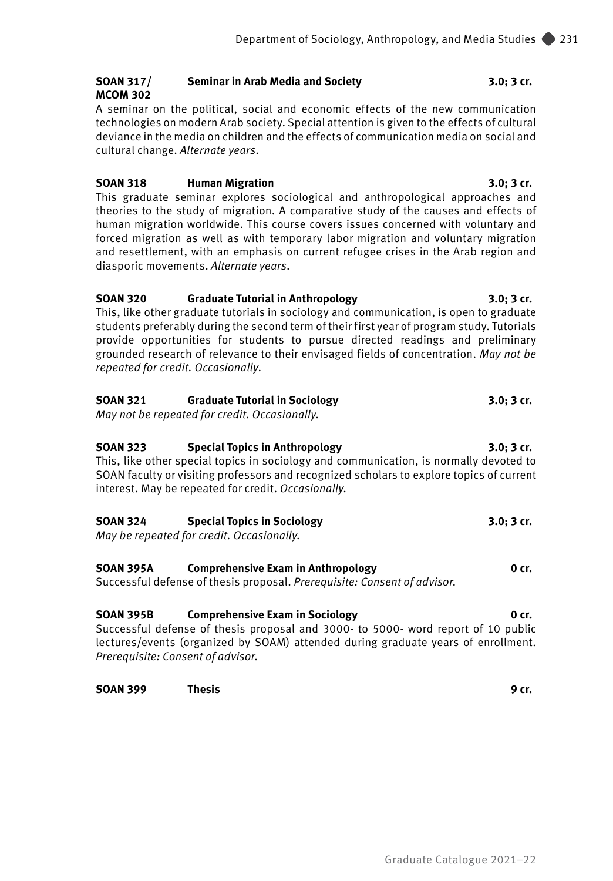**SOAN 317/ MCOM 302 Seminar in Arab Media and Society 3.0; 3 cr.**

A seminar on the political, social and economic effects of the new communication technologies on modern Arab society. Special attention is given to the effects of cultural deviance in the media on children and the effects of communication media on social and cultural change. *Alternate years.*

**SOAN 318 Human Migration 3.0; 3 cr.**

This graduate seminar explores sociological and anthropological approaches and theories to the study of migration. A comparative study of the causes and effects of human migration worldwide. This course covers issues concerned with voluntary and forced migration as well as with temporary labor migration and voluntary migration and resettlement, with an emphasis on current refugee crises in the Arab region and diasporic movements. *Alternate years.*

**SOAN 320 Graduate Tutorial in Anthropology 3.0; 3 cr.**

This, like other graduate tutorials in sociology and communication, is open to graduate students preferably during the second term of their first year of program study. Tutorials provide opportunities for students to pursue directed readings and preliminary grounded research of relevance to their envisaged fields of concentration. *May not be repeated for credit. Occasionally.*

**SOAN 321 Graduate Tutorial in Sociology 3.0; 3 cr.**

*May not be repeated for credit. Occasionally.*

**SOAN 323 Special Topics in Anthropology 3.0; 3 cr.**

This, like other special topics in sociology and communication, is normally devoted to SOAN faculty or visiting professors and recognized scholars to explore topics of current interest. May be repeated for credit. *Occasionally.*

**SOAN 324 Special Topics in Sociology 3.0; 3 cr.**

*May be repeated for credit. Occasionally.*

**SOAN 395A Comprehensive Exam in Anthropology 0 cr.**

Successful defense of thesis proposal. *Prerequisite: Consent of advisor.*

**SOAN 395B Comprehensive Exam in Sociology 0 cr.**

Successful defense of thesis proposal and 3000- to 5000- word report of 10 public lectures/events (organized by SOAM) attended during graduate years of enrollment. *Prerequisite: Consent of advisor.*

**SOAN 399 Thesis 9 cr.**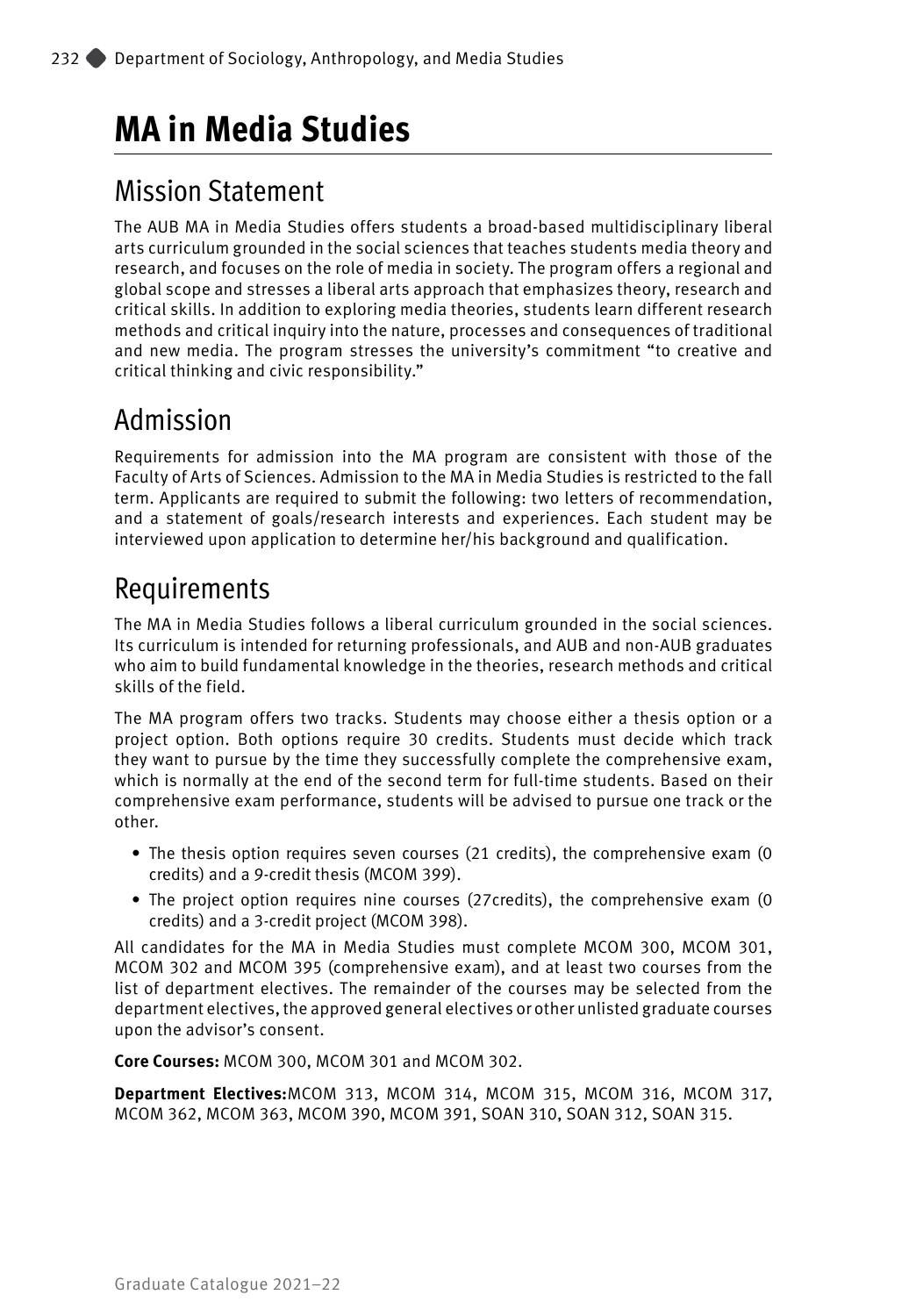# MA in Media Studies

## Mission Statement

The AUB MA in Media Studies offers students a broad-based multidisciplinary liberal arts curriculum grounded in the social sciences that teaches students media theory and research, and focuses on the role of media in society. The program offers a regional and global scope and stresses a liberal arts approach that emphasizes theory, research and critical skills. In addition to exploring media theories, students learn different research methods and critical inquiry into the nature, processes and consequences of traditional and new media. The program stresses the university's commitment "to creative and critical thinking and civic responsibility."

## Admission

Requirements for admission into the MA program are consistent with those of the Faculty of Arts of Sciences. Admission to the MA in Media Studies is restricted to the fall term. Applicants are required to submit the following: two letters of recommendation, and a statement of goals/research interests and experiences. Each student may be interviewed upon application to determine her/his background and qualification.

## Requirements

The MA in Media Studies follows a liberal curriculum grounded in the social sciences. Its curriculum is intended for returning professionals, and AUB and non-AUB graduates who aim to build fundamental knowledge in the theories, research methods and critical skills of the field.

The MA program offers two tracks. Students may choose either a thesis option or a project option. Both options require 30 credits. Students must decide which track they want to pursue by the time they successfully complete the comprehensive exam, which is normally at the end of the second term for full-time students. Based on their comprehensive exam performance, students will be advised to pursue one track or the other.

- The thesis option requires seven courses (21 credits), the comprehensive exam (0 credits) and a 9-credit thesis (MCOM 399).
- The project option requires nine courses (27credits), the comprehensive exam (0 credits) and a 3-credit project (MCOM 398).

All candidates for the MA in Media Studies must complete MCOM 300, MCOM 301, MCOM 302 and MCOM 395 (comprehensive exam), and at least two courses from the list of department electives. The remainder of the courses may be selected from the department electives, the approved general electives or other unlisted graduate courses upon the advisor's consent.

**Core Courses:** MCOM 300, MCOM 301 and MCOM 302.

**Department Electives:**MCOM 313, MCOM 314, MCOM 315, MCOM 316, MCOM 317, MCOM 362, MCOM 363, MCOM 390, MCOM 391, SOAN 310, SOAN 312, SOAN 315.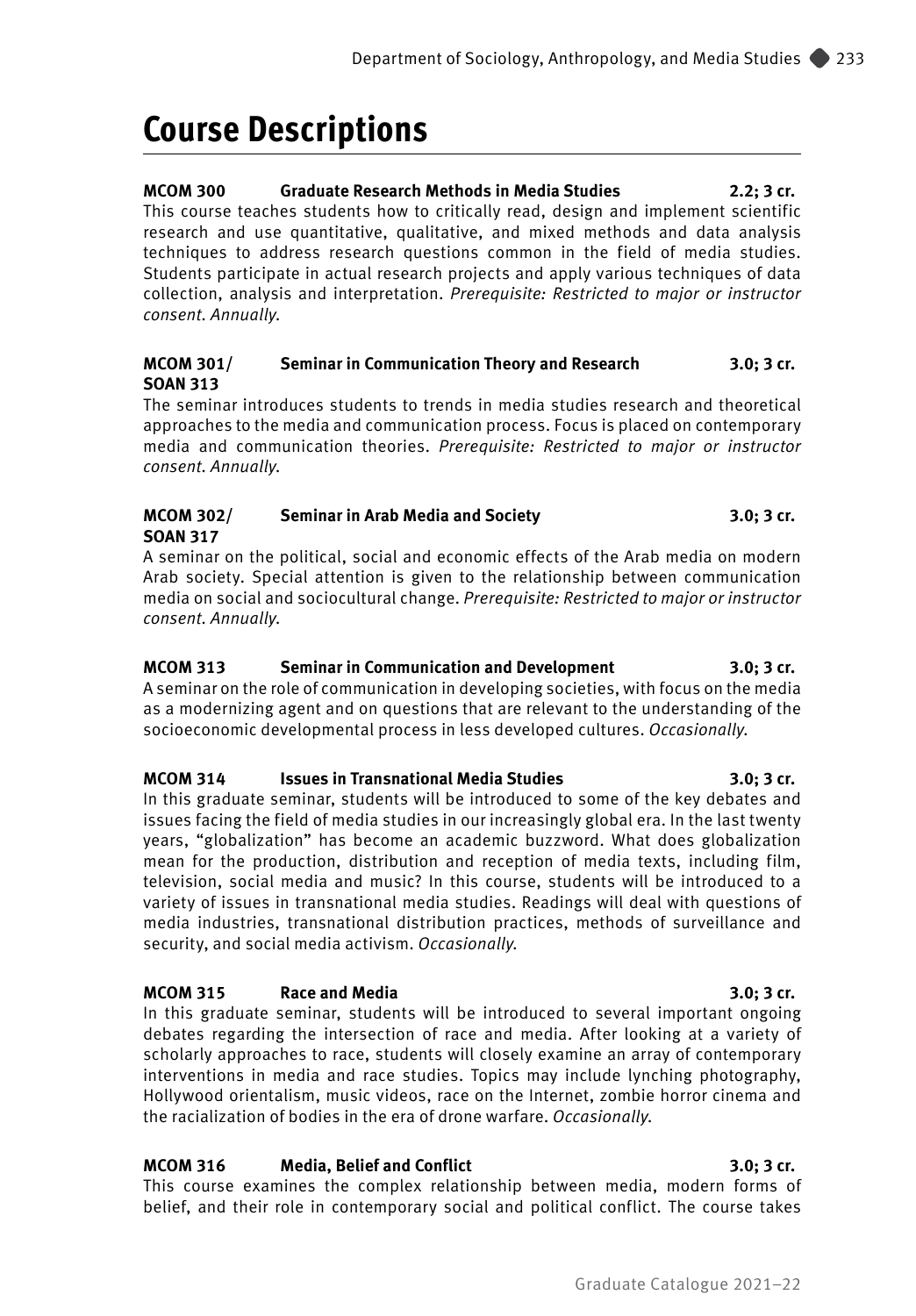# Course Descriptions

**MCOM 300 Graduate Research Methods in Media Studies 2.2; 3 cr.**
This course teaches students how to critically read, design and implement scientific research and use quantitative, qualitative, and mixed methods and data analysis techniques to address research questions common in the field of media studies. Students participate in actual research projects and apply various techniques of data collection, analysis and interpretation. *Prerequisite: Restricted to major or instructor consent. Annually.*

**MCOM 301/ SOAN 313 Seminar in Communication Theory and Research 3.0; 3 cr.**
The seminar introduces students to trends in media studies research and theoretical approaches to the media and communication process. Focus is placed on contemporary media and communication theories. *Prerequisite: Restricted to major or instructor consent. Annually.*

**MCOM 302/ SOAN 317 Seminar in Arab Media and Society 3.0; 3 cr.**
A seminar on the political, social and economic effects of the Arab media on modern Arab society. Special attention is given to the relationship between communication media on social and sociocultural change. *Prerequisite: Restricted to major or instructor consent. Annually.*

**MCOM 313 Seminar in Communication and Development 3.0; 3 cr.**
A seminar on the role of communication in developing societies, with focus on the media as a modernizing agent and on questions that are relevant to the understanding of the socioeconomic developmental process in less developed cultures. *Occasionally.*

**MCOM 314 Issues in Transnational Media Studies 3.0; 3 cr.**
In this graduate seminar, students will be introduced to some of the key debates and issues facing the field of media studies in our increasingly global era. In the last twenty years, "globalization" has become an academic buzzword. What does globalization mean for the production, distribution and reception of media texts, including film, television, social media and music? In this course, students will be introduced to a variety of issues in transnational media studies. Readings will deal with questions of media industries, transnational distribution practices, methods of surveillance and security, and social media activism. *Occasionally.*

**MCOM 315 Race and Media 3.0; 3 cr.**
In this graduate seminar, students will be introduced to several important ongoing debates regarding the intersection of race and media. After looking at a variety of scholarly approaches to race, students will closely examine an array of contemporary interventions in media and race studies. Topics may include lynching photography, Hollywood orientalism, music videos, race on the Internet, zombie horror cinema and the racialization of bodies in the era of drone warfare. *Occasionally.*

**MCOM 316 Media, Belief and Conflict 3.0; 3 cr.**
This course examines the complex relationship between media, modern forms of belief, and their role in contemporary social and political conflict. The course takes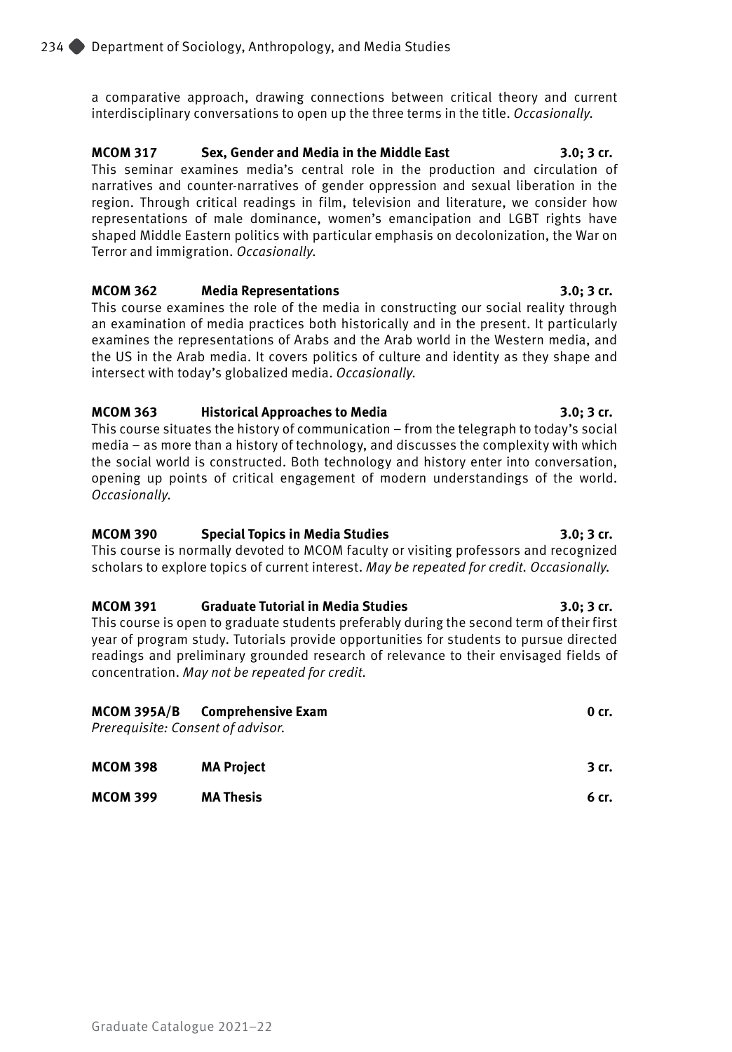a comparative approach, drawing connections between critical theory and current interdisciplinary conversations to open up the three terms in the title. *Occasionally.*

**MCOM 317 Sex, Gender and Media in the Middle East 3.0; 3 cr.**
This seminar examines media's central role in the production and circulation of narratives and counter-narratives of gender oppression and sexual liberation in the region. Through critical readings in film, television and literature, we consider how representations of male dominance, women's emancipation and LGBT rights have shaped Middle Eastern politics with particular emphasis on decolonization, the War on Terror and immigration. *Occasionally.*

**MCOM 362 Media Representations 3.0; 3 cr.**
This course examines the role of the media in constructing our social reality through an examination of media practices both historically and in the present. It particularly examines the representations of Arabs and the Arab world in the Western media, and the US in the Arab media. It covers politics of culture and identity as they shape and intersect with today's globalized media. *Occasionally.*

**MCOM 363 Historical Approaches to Media 3.0; 3 cr.**
This course situates the history of communication – from the telegraph to today's social media – as more than a history of technology, and discusses the complexity with which the social world is constructed. Both technology and history enter into conversation, opening up points of critical engagement of modern understandings of the world. *Occasionally.*

**MCOM 390 Special Topics in Media Studies 3.0; 3 cr.**
This course is normally devoted to MCOM faculty or visiting professors and recognized scholars to explore topics of current interest. *May be repeated for credit. Occasionally.*

**MCOM 391 Graduate Tutorial in Media Studies 3.0; 3 cr.**
This course is open to graduate students preferably during the second term of their first year of program study. Tutorials provide opportunities for students to pursue directed readings and preliminary grounded research of relevance to their envisaged fields of concentration. *May not be repeated for credit.*

**MCOM 395A/B Comprehensive Exam 0 cr.**
*Prerequisite: Consent of advisor.*

**MCOM 398 MA Project 3 cr.**

**MCOM 399 MA Thesis 6 cr.**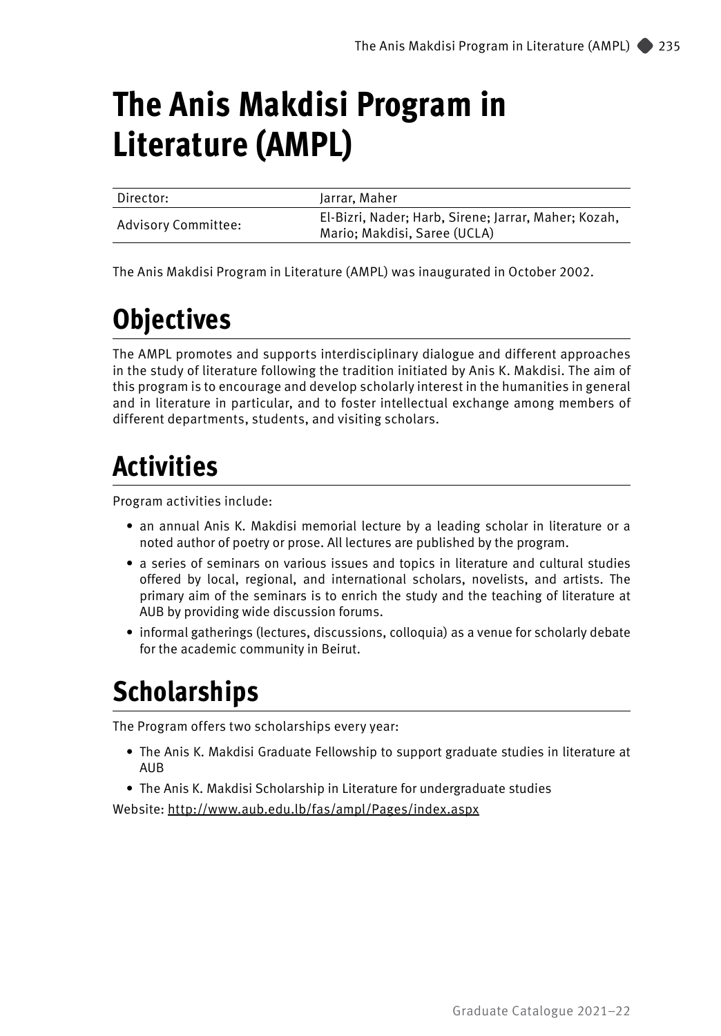# The Anis Makdisi Program in Literature (AMPL)

| Director: | Jarrar, Maher |
| --- | --- |
| Advisory Committee: | El-Bizri, Nader; Harb, Sirene; Jarrar, Maher; Kozah, Mario; Makdisi, Saree (UCLA) |

The Anis Makdisi Program in Literature (AMPL) was inaugurated in October 2002.

## Objectives

The AMPL promotes and supports interdisciplinary dialogue and different approaches in the study of literature following the tradition initiated by Anis K. Makdisi. The aim of this program is to encourage and develop scholarly interest in the humanities in general and in literature in particular, and to foster intellectual exchange among members of different departments, students, and visiting scholars.

## Activities

Program activities include:

- an annual Anis K. Makdisi memorial lecture by a leading scholar in literature or a noted author of poetry or prose. All lectures are published by the program.
- a series of seminars on various issues and topics in literature and cultural studies offered by local, regional, and international scholars, novelists, and artists. The primary aim of the seminars is to enrich the study and the teaching of literature at AUB by providing wide discussion forums.
- informal gatherings (lectures, discussions, colloquia) as a venue for scholarly debate for the academic community in Beirut.

## Scholarships

The Program offers two scholarships every year:

- The Anis K. Makdisi Graduate Fellowship to support graduate studies in literature at AUB
- The Anis K. Makdisi Scholarship in Literature for undergraduate studies

Website: http://www.aub.edu.lb/fas/ampl/Pages/index.aspx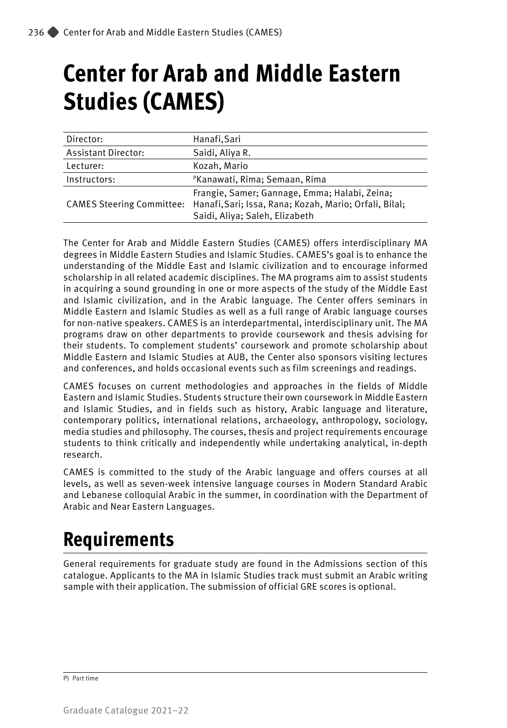# Center for Arab and Middle Eastern Studies (CAMES)

| | |
|---|---|
| Director: | Hanafi,Sari |
| Assistant Director: | Saidi, Aliya R. |
| Lecturer: | Kozah, Mario |
| Instructors: | [P]Kanawati, Rima; Semaan, Rima |
| CAMES Steering Committee: | Frangie, Samer; Gannage, Emma; Halabi, Zeina; Hanafi,Sari; Issa, Rana; Kozah, Mario; Orfali, Bilal; Saidi, Aliya; Saleh, Elizabeth |

The Center for Arab and Middle Eastern Studies (CAMES) offers interdisciplinary MA degrees in Middle Eastern Studies and Islamic Studies. CAMES's goal is to enhance the understanding of the Middle East and Islamic civilization and to encourage informed scholarship in all related academic disciplines. The MA programs aim to assist students in acquiring a sound grounding in one or more aspects of the study of the Middle East and Islamic civilization, and in the Arabic language. The Center offers seminars in Middle Eastern and Islamic Studies as well as a full range of Arabic language courses for non-native speakers. CAMES is an interdepartmental, interdisciplinary unit. The MA programs draw on other departments to provide coursework and thesis advising for their students. To complement students' coursework and promote scholarship about Middle Eastern and Islamic Studies at AUB, the Center also sponsors visiting lectures and conferences, and holds occasional events such as film screenings and readings.

CAMES focuses on current methodologies and approaches in the fields of Middle Eastern and Islamic Studies. Students structure their own coursework in Middle Eastern and Islamic Studies, and in fields such as history, Arabic language and literature, contemporary politics, international relations, archaeology, anthropology, sociology, media studies and philosophy. The courses, thesis and project requirements encourage students to think critically and independently while undertaking analytical, in-depth research.

CAMES is committed to the study of the Arabic language and offers courses at all levels, as well as seven-week intensive language courses in Modern Standard Arabic and Lebanese colloquial Arabic in the summer, in coordination with the Department of Arabic and Near Eastern Languages.

## Requirements

General requirements for graduate study are found in the Admissions section of this catalogue. Applicants to the MA in Islamic Studies track must submit an Arabic writing sample with their application. The submission of official GRE scores is optional.

P) Part time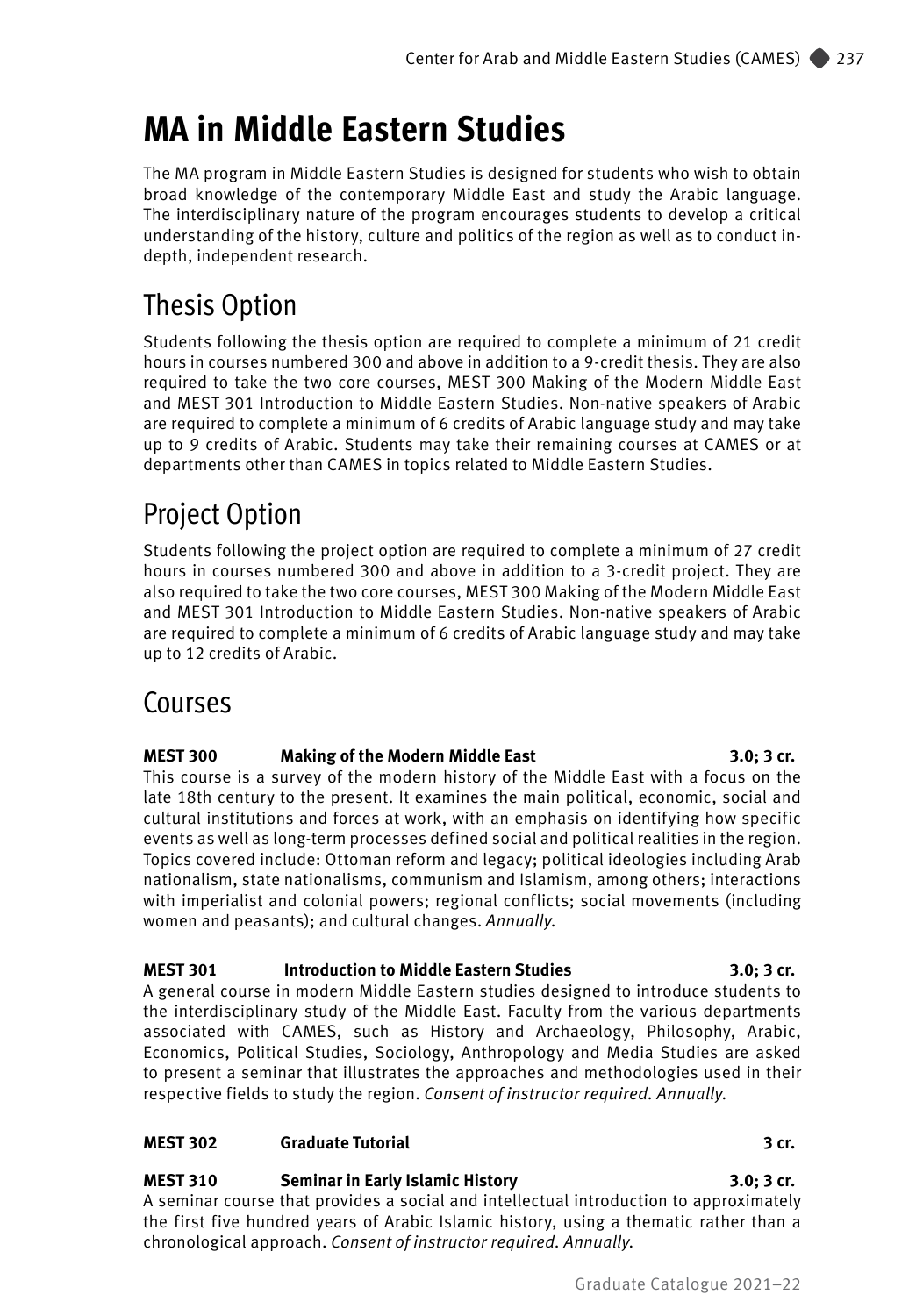# MA in Middle Eastern Studies

The MA program in Middle Eastern Studies is designed for students who wish to obtain broad knowledge of the contemporary Middle East and study the Arabic language. The interdisciplinary nature of the program encourages students to develop a critical understanding of the history, culture and politics of the region as well as to conduct in-depth, independent research.

## Thesis Option

Students following the thesis option are required to complete a minimum of 21 credit hours in courses numbered 300 and above in addition to a 9-credit thesis. They are also required to take the two core courses, MEST 300 Making of the Modern Middle East and MEST 301 Introduction to Middle Eastern Studies. Non-native speakers of Arabic are required to complete a minimum of 6 credits of Arabic language study and may take up to 9 credits of Arabic. Students may take their remaining courses at CAMES or at departments other than CAMES in topics related to Middle Eastern Studies.

## Project Option

Students following the project option are required to complete a minimum of 27 credit hours in courses numbered 300 and above in addition to a 3-credit project. They are also required to take the two core courses, MEST 300 Making of the Modern Middle East and MEST 301 Introduction to Middle Eastern Studies. Non-native speakers of Arabic are required to complete a minimum of 6 credits of Arabic language study and may take up to 12 credits of Arabic.

## Courses

**MEST 300 Making of the Modern Middle East 3.0; 3 cr.**
This course is a survey of the modern history of the Middle East with a focus on the late 18th century to the present. It examines the main political, economic, social and cultural institutions and forces at work, with an emphasis on identifying how specific events as well as long-term processes defined social and political realities in the region. Topics covered include: Ottoman reform and legacy; political ideologies including Arab nationalism, state nationalisms, communism and Islamism, among others; interactions with imperialist and colonial powers; regional conflicts; social movements (including women and peasants); and cultural changes. *Annually.*

**MEST 301 Introduction to Middle Eastern Studies 3.0; 3 cr.**
A general course in modern Middle Eastern studies designed to introduce students to the interdisciplinary study of the Middle East. Faculty from the various departments associated with CAMES, such as History and Archaeology, Philosophy, Arabic, Economics, Political Studies, Sociology, Anthropology and Media Studies are asked to present a seminar that illustrates the approaches and methodologies used in their respective fields to study the region. *Consent of instructor required. Annually.*

**MEST 302 Graduate Tutorial 3 cr.**

**MEST 310 Seminar in Early Islamic History 3.0; 3 cr.**
A seminar course that provides a social and intellectual introduction to approximately the first five hundred years of Arabic Islamic history, using a thematic rather than a chronological approach. *Consent of instructor required. Annually.*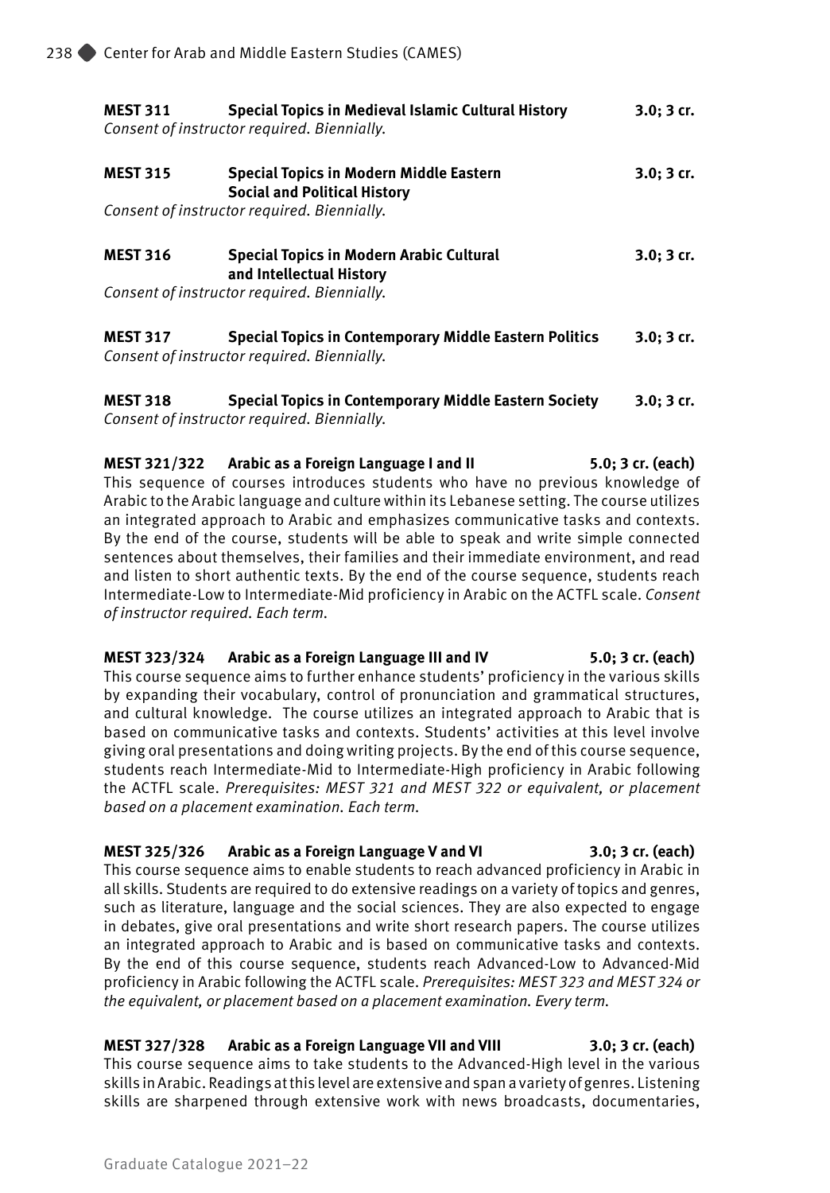**MEST 311 Special Topics in Medieval Islamic Cultural History 3.0; 3 cr.**
*Consent of instructor required. Biennially.*

**MEST 315 Special Topics in Modern Middle Eastern Social and Political History 3.0; 3 cr.**
*Consent of instructor required. Biennially.*

**MEST 316 Special Topics in Modern Arabic Cultural and Intellectual History 3.0; 3 cr.**
*Consent of instructor required. Biennially.*

**MEST 317 Special Topics in Contemporary Middle Eastern Politics 3.0; 3 cr.**
*Consent of instructor required. Biennially.*

**MEST 318 Special Topics in Contemporary Middle Eastern Society 3.0; 3 cr.**
*Consent of instructor required. Biennially.*

**MEST 321/322 Arabic as a Foreign Language I and II 5.0; 3 cr. (each)**
This sequence of courses introduces students who have no previous knowledge of Arabic to the Arabic language and culture within its Lebanese setting. The course utilizes an integrated approach to Arabic and emphasizes communicative tasks and contexts. By the end of the course, students will be able to speak and write simple connected sentences about themselves, their families and their immediate environment, and read and listen to short authentic texts. By the end of the course sequence, students reach Intermediate-Low to Intermediate-Mid proficiency in Arabic on the ACTFL scale. *Consent of instructor required. Each term.*

**MEST 323/324 Arabic as a Foreign Language III and IV 5.0; 3 cr. (each)**
This course sequence aims to further enhance students' proficiency in the various skills by expanding their vocabulary, control of pronunciation and grammatical structures, and cultural knowledge. The course utilizes an integrated approach to Arabic that is based on communicative tasks and contexts. Students' activities at this level involve giving oral presentations and doing writing projects. By the end of this course sequence, students reach Intermediate-Mid to Intermediate-High proficiency in Arabic following the ACTFL scale. *Prerequisites: MEST 321 and MEST 322 or equivalent, or placement based on a placement examination. Each term.*

**MEST 325/326 Arabic as a Foreign Language V and VI 3.0; 3 cr. (each)**
This course sequence aims to enable students to reach advanced proficiency in Arabic in all skills. Students are required to do extensive readings on a variety of topics and genres, such as literature, language and the social sciences. They are also expected to engage in debates, give oral presentations and write short research papers. The course utilizes an integrated approach to Arabic and is based on communicative tasks and contexts. By the end of this course sequence, students reach Advanced-Low to Advanced-Mid proficiency in Arabic following the ACTFL scale. *Prerequisites: MEST 323 and MEST 324 or the equivalent, or placement based on a placement examination. Every term.*

**MEST 327/328 Arabic as a Foreign Language VII and VIII 3.0; 3 cr. (each)**
This course sequence aims to take students to the Advanced-High level in the various skills in Arabic. Readings at this level are extensive and span a variety of genres. Listening skills are sharpened through extensive work with news broadcasts, documentaries,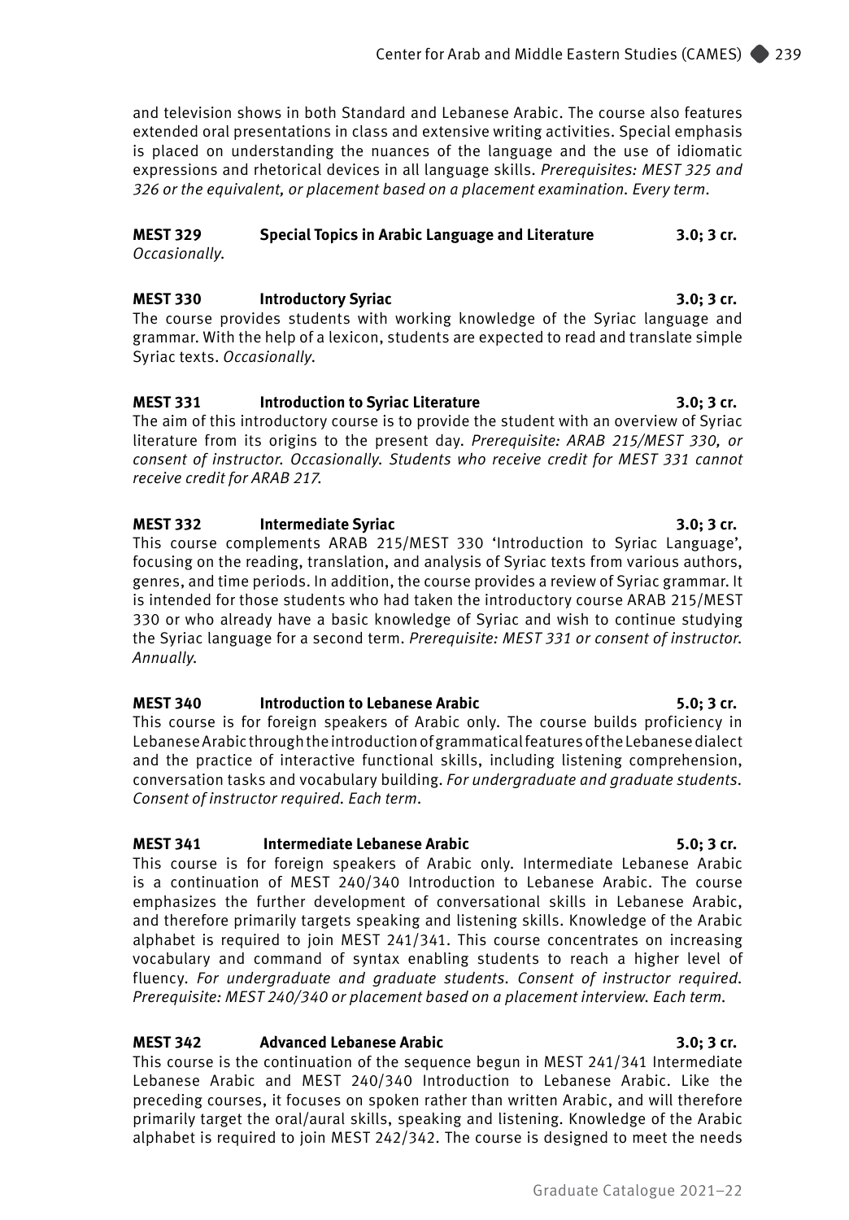and television shows in both Standard and Lebanese Arabic. The course also features extended oral presentations in class and extensive writing activities. Special emphasis is placed on understanding the nuances of the language and the use of idiomatic expressions and rhetorical devices in all language skills. *Prerequisites: MEST 325 and 326 or the equivalent, or placement based on a placement examination. Every term.*

**MEST 329 Special Topics in Arabic Language and Literature 3.0; 3 cr.**
*Occasionally.*

**MEST 330 Introductory Syriac 3.0; 3 cr.**
The course provides students with working knowledge of the Syriac language and grammar. With the help of a lexicon, students are expected to read and translate simple Syriac texts. *Occasionally.*

**MEST 331 Introduction to Syriac Literature 3.0; 3 cr.**
The aim of this introductory course is to provide the student with an overview of Syriac literature from its origins to the present day. *Prerequisite: ARAB 215/MEST 330, or consent of instructor. Occasionally. Students who receive credit for MEST 331 cannot receive credit for ARAB 217.*

**MEST 332 Intermediate Syriac 3.0; 3 cr.**
This course complements ARAB 215/MEST 330 'Introduction to Syriac Language', focusing on the reading, translation, and analysis of Syriac texts from various authors, genres, and time periods. In addition, the course provides a review of Syriac grammar. It is intended for those students who had taken the introductory course ARAB 215/MEST 330 or who already have a basic knowledge of Syriac and wish to continue studying the Syriac language for a second term. *Prerequisite: MEST 331 or consent of instructor. Annually.*

**MEST 340 Introduction to Lebanese Arabic 5.0; 3 cr.**
This course is for foreign speakers of Arabic only. The course builds proficiency in Lebanese Arabic through the introduction of grammatical features of the Lebanese dialect and the practice of interactive functional skills, including listening comprehension, conversation tasks and vocabulary building. *For undergraduate and graduate students. Consent of instructor required. Each term.*

**MEST 341 Intermediate Lebanese Arabic 5.0; 3 cr.**
This course is for foreign speakers of Arabic only. Intermediate Lebanese Arabic is a continuation of MEST 240/340 Introduction to Lebanese Arabic. The course emphasizes the further development of conversational skills in Lebanese Arabic, and therefore primarily targets speaking and listening skills. Knowledge of the Arabic alphabet is required to join MEST 241/341. This course concentrates on increasing vocabulary and command of syntax enabling students to reach a higher level of fluency. *For undergraduate and graduate students. Consent of instructor required. Prerequisite: MEST 240/340 or placement based on a placement interview. Each term.*

**MEST 342 Advanced Lebanese Arabic 3.0; 3 cr.**
This course is the continuation of the sequence begun in MEST 241/341 Intermediate Lebanese Arabic and MEST 240/340 Introduction to Lebanese Arabic. Like the preceding courses, it focuses on spoken rather than written Arabic, and will therefore primarily target the oral/aural skills, speaking and listening. Knowledge of the Arabic alphabet is required to join MEST 242/342. The course is designed to meet the needs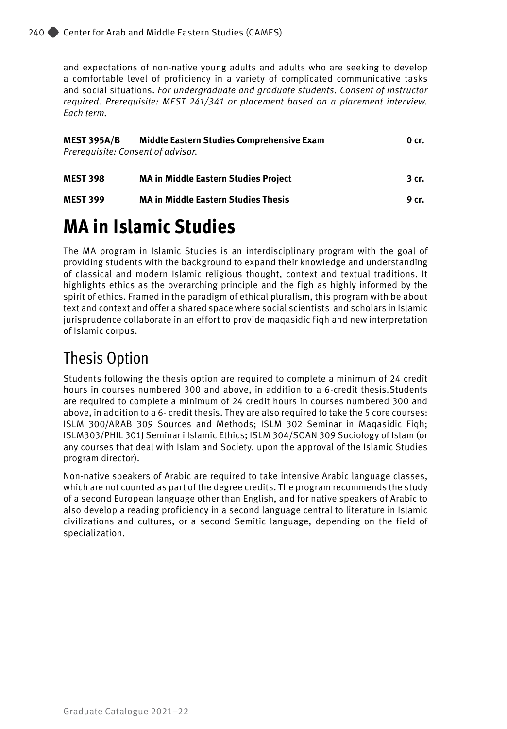and expectations of non-native young adults and adults who are seeking to develop a comfortable level of proficiency in a variety of complicated communicative tasks and social situations. *For undergraduate and graduate students. Consent of instructor required. Prerequisite: MEST 241/341 or placement based on a placement interview. Each term.*

**MEST 395A/B Middle Eastern Studies Comprehensive Exam 0 cr.**
*Prerequisite: Consent of advisor.*

**MEST 398 MA in Middle Eastern Studies Project 3 cr.**

**MEST 399 MA in Middle Eastern Studies Thesis 9 cr.**

# MA in Islamic Studies

The MA program in Islamic Studies is an interdisciplinary program with the goal of providing students with the background to expand their knowledge and understanding of classical and modern Islamic religious thought, context and textual traditions. It highlights ethics as the overarching principle and the figh as highly informed by the spirit of ethics. Framed in the paradigm of ethical pluralism, this program with be about text and context and offer a shared space where social scientists and scholars in Islamic jurisprudence collaborate in an effort to provide maqasidic fiqh and new interpretation of Islamic corpus.

## Thesis Option

Students following the thesis option are required to complete a minimum of 24 credit hours in courses numbered 300 and above, in addition to a 6-credit thesis.Students are required to complete a minimum of 24 credit hours in courses numbered 300 and above, in addition to a 6- credit thesis. They are also required to take the 5 core courses: ISLM 300/ARAB 309 Sources and Methods; ISLM 302 Seminar in Maqasidic Fiqh; ISLM303/PHIL 301J Seminar i Islamic Ethics; ISLM 304/SOAN 309 Sociology of Islam (or any courses that deal with Islam and Society, upon the approval of the Islamic Studies program director).

Non-native speakers of Arabic are required to take intensive Arabic language classes, which are not counted as part of the degree credits. The program recommends the study of a second European language other than English, and for native speakers of Arabic to also develop a reading proficiency in a second language central to literature in Islamic civilizations and cultures, or a second Semitic language, depending on the field of specialization.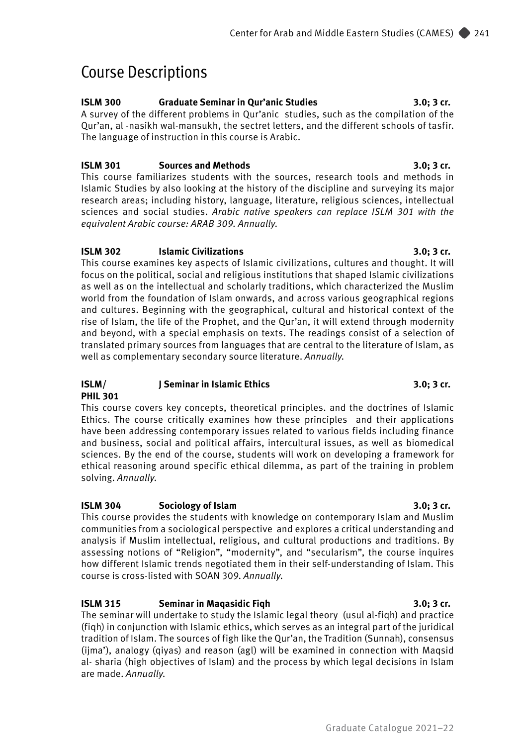# Course Descriptions

**ISLM 300 Graduate Seminar in Qur'anic Studies 3.0; 3 cr.**

A survey of the different problems in Qur'anic studies, such as the compilation of the Qur'an, al -nasikh wal-mansukh, the sectret letters, and the different schools of tasfir. The language of instruction in this course is Arabic.

**ISLM 301 Sources and Methods 3.0; 3 cr.**

This course familiarizes students with the sources, research tools and methods in Islamic Studies by also looking at the history of the discipline and surveying its major research areas; including history, language, literature, religious sciences, intellectual sciences and social studies. *Arabic native speakers can replace ISLM 301 with the equivalent Arabic course: ARAB 309. Annually.*

**ISLM 302 Islamic Civilizations 3.0; 3 cr.**

This course examines key aspects of Islamic civilizations, cultures and thought. It will focus on the political, social and religious institutions that shaped Islamic civilizations as well as on the intellectual and scholarly traditions, which characterized the Muslim world from the foundation of Islam onwards, and across various geographical regions and cultures. Beginning with the geographical, cultural and historical context of the rise of Islam, the life of the Prophet, and the Qur'an, it will extend through modernity and beyond, with a special emphasis on texts. The readings consist of a selection of translated primary sources from languages that are central to the literature of Islam, as well as complementary secondary source literature. *Annually.*

**ISLM/ PHIL 301 J Seminar in Islamic Ethics 3.0; 3 cr.**

This course covers key concepts, theoretical principles. and the doctrines of Islamic Ethics. The course critically examines how these principles and their applications have been addressing contemporary issues related to various fields including finance and business, social and political affairs, intercultural issues, as well as biomedical sciences. By the end of the course, students will work on developing a framework for ethical reasoning around specific ethical dilemma, as part of the training in problem solving. *Annually.*

**ISLM 304 Sociology of Islam 3.0; 3 cr.**

This course provides the students with knowledge on contemporary Islam and Muslim communities from a sociological perspective and explores a critical understanding and analysis if Muslim intellectual, religious, and cultural productions and traditions. By assessing notions of "Religion", "modernity", and "secularism", the course inquires how different Islamic trends negotiated them in their self-understanding of Islam. This course is cross-listed with SOAN 309. *Annually.*

**ISLM 315 Seminar in Maqasidic Fiqh 3.0; 3 cr.**

The seminar will undertake to study the Islamic legal theory (usul al-fiqh) and practice (fiqh) in conjunction with Islamic ethics, which serves as an integral part of the juridical tradition of Islam. The sources of figh like the Qur'an, the Tradition (Sunnah), consensus (ijma'), analogy (qiyas) and reason (agl) will be examined in connection with Maqsid al- sharia (high objectives of Islam) and the process by which legal decisions in Islam are made. *Annually.*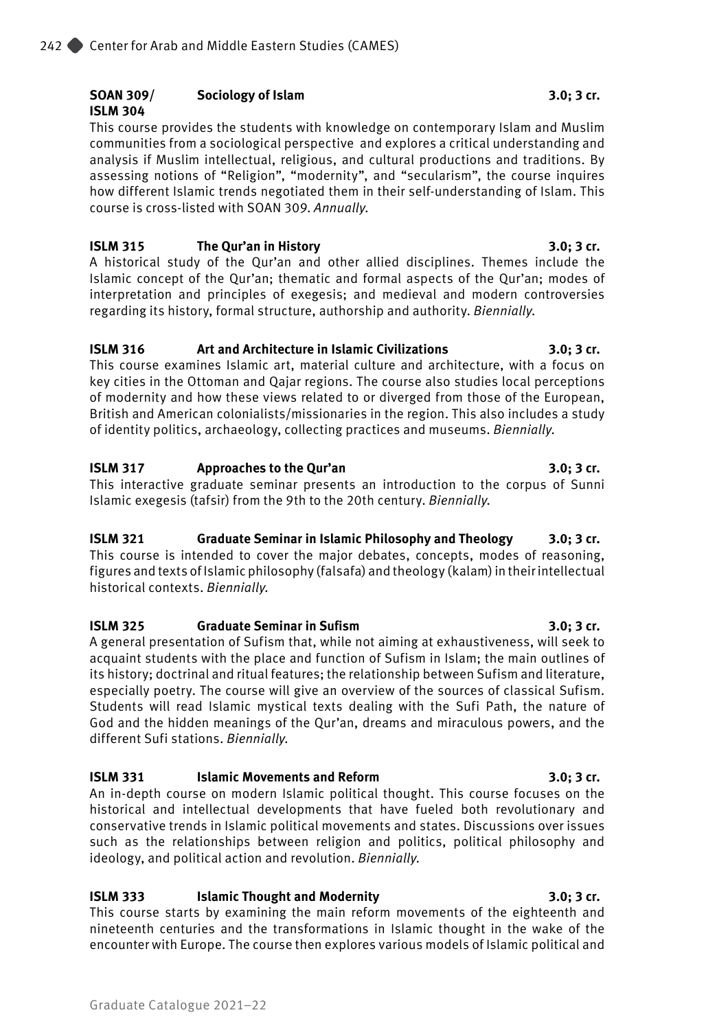**SOAN 309/ ISLM 304** **Sociology of Islam** **3.0; 3 cr.**

This course provides the students with knowledge on contemporary Islam and Muslim communities from a sociological perspective and explores a critical understanding and analysis if Muslim intellectual, religious, and cultural productions and traditions. By assessing notions of "Religion", "modernity", and "secularism", the course inquires how different Islamic trends negotiated them in their self-understanding of Islam. This course is cross-listed with SOAN 309. *Annually.*

**ISLM 315** **The Qur'an in History** **3.0; 3 cr.**

A historical study of the Qur'an and other allied disciplines. Themes include the Islamic concept of the Qur'an; thematic and formal aspects of the Qur'an; modes of interpretation and principles of exegesis; and medieval and modern controversies regarding its history, formal structure, authorship and authority. *Biennially.*

**ISLM 316** **Art and Architecture in Islamic Civilizations** **3.0; 3 cr.**

This course examines Islamic art, material culture and architecture, with a focus on key cities in the Ottoman and Qajar regions. The course also studies local perceptions of modernity and how these views related to or diverged from those of the European, British and American colonialists/missionaries in the region. This also includes a study of identity politics, archaeology, collecting practices and museums. *Biennially.*

**ISLM 317** **Approaches to the Qur'an** **3.0; 3 cr.**

This interactive graduate seminar presents an introduction to the corpus of Sunni Islamic exegesis (tafsir) from the 9th to the 20th century. *Biennially.*

**ISLM 321** **Graduate Seminar in Islamic Philosophy and Theology** **3.0; 3 cr.**

This course is intended to cover the major debates, concepts, modes of reasoning, figures and texts of Islamic philosophy (falsafa) and theology (kalam) in their intellectual historical contexts. *Biennially.*

**ISLM 325** **Graduate Seminar in Sufism** **3.0; 3 cr.**

A general presentation of Sufism that, while not aiming at exhaustiveness, will seek to acquaint students with the place and function of Sufism in Islam; the main outlines of its history; doctrinal and ritual features; the relationship between Sufism and literature, especially poetry. The course will give an overview of the sources of classical Sufism. Students will read Islamic mystical texts dealing with the Sufi Path, the nature of God and the hidden meanings of the Qur'an, dreams and miraculous powers, and the different Sufi stations. *Biennially.*

**ISLM 331** **Islamic Movements and Reform** **3.0; 3 cr.**

An in-depth course on modern Islamic political thought. This course focuses on the historical and intellectual developments that have fueled both revolutionary and conservative trends in Islamic political movements and states. Discussions over issues such as the relationships between religion and politics, political philosophy and ideology, and political action and revolution. *Biennially.*

**ISLM 333** **Islamic Thought and Modernity** **3.0; 3 cr.**

This course starts by examining the main reform movements of the eighteenth and nineteenth centuries and the transformations in Islamic thought in the wake of the encounter with Europe. The course then explores various models of Islamic political and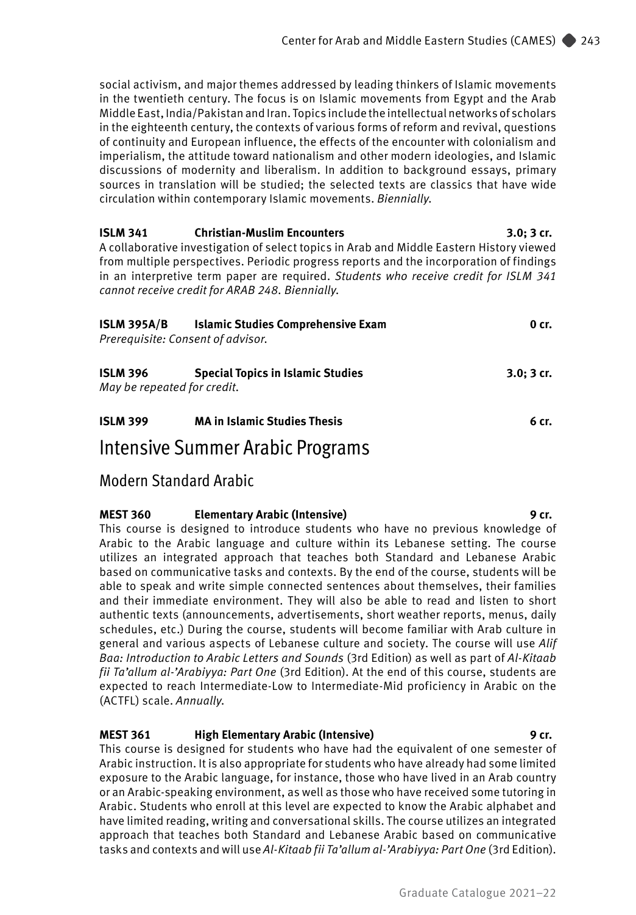social activism, and major themes addressed by leading thinkers of Islamic movements in the twentieth century. The focus is on Islamic movements from Egypt and the Arab Middle East, India/Pakistan and Iran. Topics include the intellectual networks of scholars in the eighteenth century, the contexts of various forms of reform and revival, questions of continuity and European influence, the effects of the encounter with colonialism and imperialism, the attitude toward nationalism and other modern ideologies, and Islamic discussions of modernity and liberalism. In addition to background essays, primary sources in translation will be studied; the selected texts are classics that have wide circulation within contemporary Islamic movements. *Biennially.*

**ISLM 341 Christian-Muslim Encounters 3.0; 3 cr.**
A collaborative investigation of select topics in Arab and Middle Eastern History viewed from multiple perspectives. Periodic progress reports and the incorporation of findings in an interpretive term paper are required. *Students who receive credit for ISLM 341 cannot receive credit for ARAB 248. Biennially.*

**ISLM 395A/B Islamic Studies Comprehensive Exam 0 cr.**
*Prerequisite: Consent of advisor.*

**ISLM 396 Special Topics in Islamic Studies 3.0; 3 cr.**
*May be repeated for credit.*

**ISLM 399 MA in Islamic Studies Thesis 6 cr.**

# Intensive Summer Arabic Programs

## Modern Standard Arabic

**MEST 360 Elementary Arabic (Intensive) 9 cr.**
This course is designed to introduce students who have no previous knowledge of Arabic to the Arabic language and culture within its Lebanese setting. The course utilizes an integrated approach that teaches both Standard and Lebanese Arabic based on communicative tasks and contexts. By the end of the course, students will be able to speak and write simple connected sentences about themselves, their families and their immediate environment. They will also be able to read and listen to short authentic texts (announcements, advertisements, short weather reports, menus, daily schedules, etc.) During the course, students will become familiar with Arab culture in general and various aspects of Lebanese culture and society. The course will use *Alif Baa: Introduction to Arabic Letters and Sounds* (3rd Edition) as well as part of *Al-Kitaab fii Ta'allum al-'Arabiyya: Part One* (3rd Edition). At the end of this course, students are expected to reach Intermediate-Low to Intermediate-Mid proficiency in Arabic on the (ACTFL) scale. *Annually.*

**MEST 361 High Elementary Arabic (Intensive) 9 cr.**
This course is designed for students who have had the equivalent of one semester of Arabic instruction. It is also appropriate for students who have already had some limited exposure to the Arabic language, for instance, those who have lived in an Arab country or an Arabic-speaking environment, as well as those who have received some tutoring in Arabic. Students who enroll at this level are expected to know the Arabic alphabet and have limited reading, writing and conversational skills. The course utilizes an integrated approach that teaches both Standard and Lebanese Arabic based on communicative tasks and contexts and will use *Al-Kitaab fii Ta'allum al-'Arabiyya: Part One* (3rd Edition).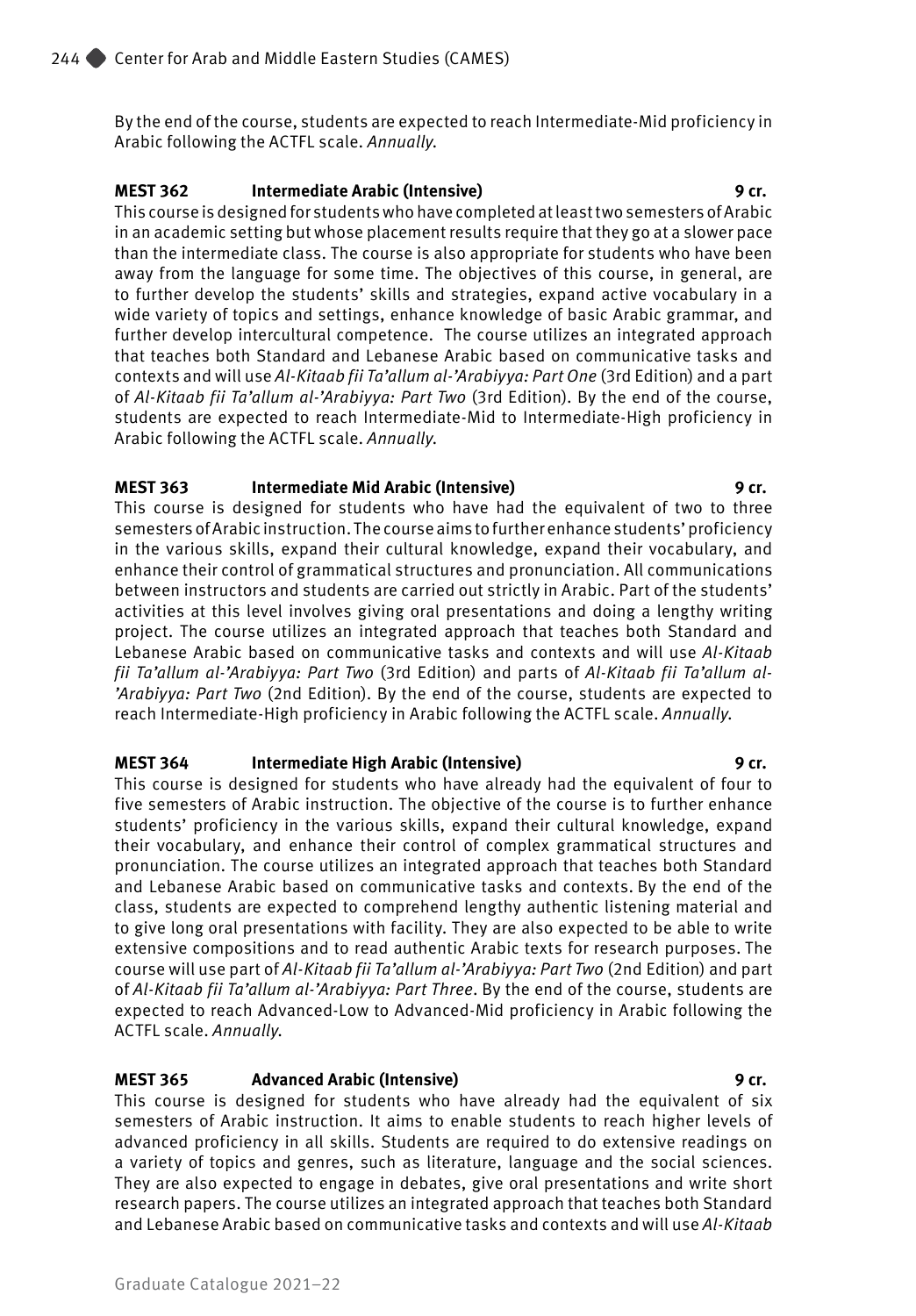By the end of the course, students are expected to reach Intermediate-Mid proficiency in Arabic following the ACTFL scale. *Annually*.

**MEST 362 Intermediate Arabic (Intensive) 9 cr.**

This course is designed for students who have completed at least two semesters of Arabic in an academic setting but whose placement results require that they go at a slower pace than the intermediate class. The course is also appropriate for students who have been away from the language for some time. The objectives of this course, in general, are to further develop the students' skills and strategies, expand active vocabulary in a wide variety of topics and settings, enhance knowledge of basic Arabic grammar, and further develop intercultural competence. The course utilizes an integrated approach that teaches both Standard and Lebanese Arabic based on communicative tasks and contexts and will use *Al-Kitaab fii Ta'allum al-'Arabiyya: Part One* (3rd Edition) and a part of *Al-Kitaab fii Ta'allum al-'Arabiyya: Part Two* (3rd Edition). By the end of the course, students are expected to reach Intermediate-Mid to Intermediate-High proficiency in Arabic following the ACTFL scale. *Annually*.

**MEST 363 Intermediate Mid Arabic (Intensive) 9 cr.**

This course is designed for students who have had the equivalent of two to three semesters of Arabic instruction. The course aims to further enhance students' proficiency in the various skills, expand their cultural knowledge, expand their vocabulary, and enhance their control of grammatical structures and pronunciation. All communications between instructors and students are carried out strictly in Arabic. Part of the students' activities at this level involves giving oral presentations and doing a lengthy writing project. The course utilizes an integrated approach that teaches both Standard and Lebanese Arabic based on communicative tasks and contexts and will use *Al-Kitaab fii Ta'allum al-'Arabiyya: Part Two* (3rd Edition) and parts of *Al-Kitaab fii Ta'allum al-'Arabiyya: Part Two* (2nd Edition). By the end of the course, students are expected to reach Intermediate-High proficiency in Arabic following the ACTFL scale. *Annually*.

**MEST 364 Intermediate High Arabic (Intensive) 9 cr.**

This course is designed for students who have already had the equivalent of four to five semesters of Arabic instruction. The objective of the course is to further enhance students' proficiency in the various skills, expand their cultural knowledge, expand their vocabulary, and enhance their control of complex grammatical structures and pronunciation. The course utilizes an integrated approach that teaches both Standard and Lebanese Arabic based on communicative tasks and contexts. By the end of the class, students are expected to comprehend lengthy authentic listening material and to give long oral presentations with facility. They are also expected to be able to write extensive compositions and to read authentic Arabic texts for research purposes. The course will use part of *Al-Kitaab fii Ta'allum al-'Arabiyya: Part Two* (2nd Edition) and part of *Al-Kitaab fii Ta'allum al-'Arabiyya: Part Three*. By the end of the course, students are expected to reach Advanced-Low to Advanced-Mid proficiency in Arabic following the ACTFL scale. *Annually*.

**MEST 365 Advanced Arabic (Intensive) 9 cr.**

This course is designed for students who have already had the equivalent of six semesters of Arabic instruction. It aims to enable students to reach higher levels of advanced proficiency in all skills. Students are required to do extensive readings on a variety of topics and genres, such as literature, language and the social sciences. They are also expected to engage in debates, give oral presentations and write short research papers. The course utilizes an integrated approach that teaches both Standard and Lebanese Arabic based on communicative tasks and contexts and will use *Al-Kitaab*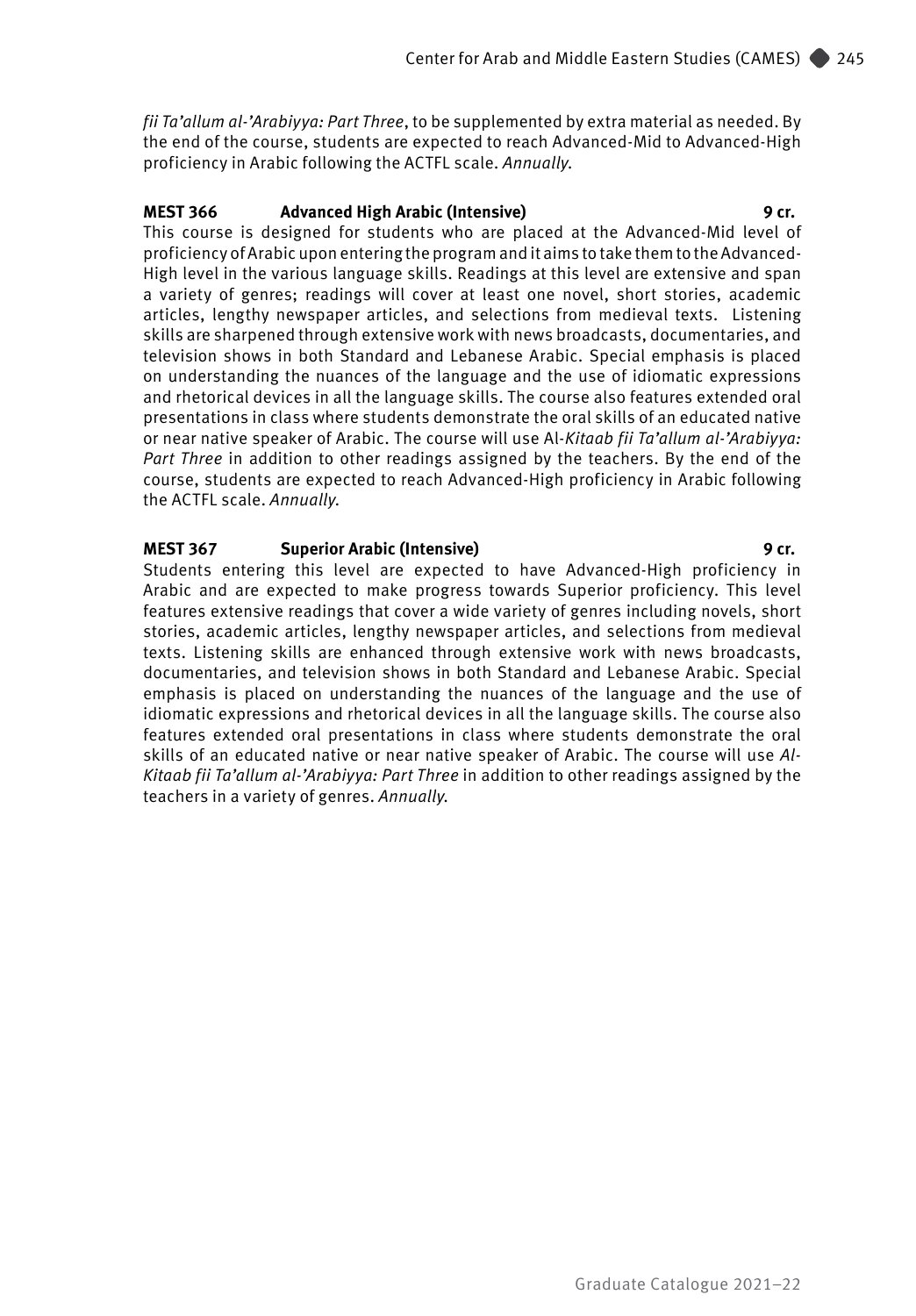*fii Ta'allum al-'Arabiyya: Part Three*, to be supplemented by extra material as needed. By the end of the course, students are expected to reach Advanced-Mid to Advanced-High proficiency in Arabic following the ACTFL scale. *Annually.*

**MEST 366 Advanced High Arabic (Intensive) 9 cr.**

This course is designed for students who are placed at the Advanced-Mid level of proficiency of Arabic upon entering the program and it aims to take them to the Advanced-High level in the various language skills. Readings at this level are extensive and span a variety of genres; readings will cover at least one novel, short stories, academic articles, lengthy newspaper articles, and selections from medieval texts. Listening skills are sharpened through extensive work with news broadcasts, documentaries, and television shows in both Standard and Lebanese Arabic. Special emphasis is placed on understanding the nuances of the language and the use of idiomatic expressions and rhetorical devices in all the language skills. The course also features extended oral presentations in class where students demonstrate the oral skills of an educated native or near native speaker of Arabic. The course will use Al-*Kitaab fii Ta'allum al-'Arabiyya: Part Three* in addition to other readings assigned by the teachers. By the end of the course, students are expected to reach Advanced-High proficiency in Arabic following the ACTFL scale. *Annually.*

**MEST 367 Superior Arabic (Intensive) 9 cr.**

Students entering this level are expected to have Advanced-High proficiency in Arabic and are expected to make progress towards Superior proficiency. This level features extensive readings that cover a wide variety of genres including novels, short stories, academic articles, lengthy newspaper articles, and selections from medieval texts. Listening skills are enhanced through extensive work with news broadcasts, documentaries, and television shows in both Standard and Lebanese Arabic. Special emphasis is placed on understanding the nuances of the language and the use of idiomatic expressions and rhetorical devices in all the language skills. The course also features extended oral presentations in class where students demonstrate the oral skills of an educated native or near native speaker of Arabic. The course will use *Al-Kitaab fii Ta'allum al-'Arabiyya: Part Three* in addition to other readings assigned by the teachers in a variety of genres. *Annually.*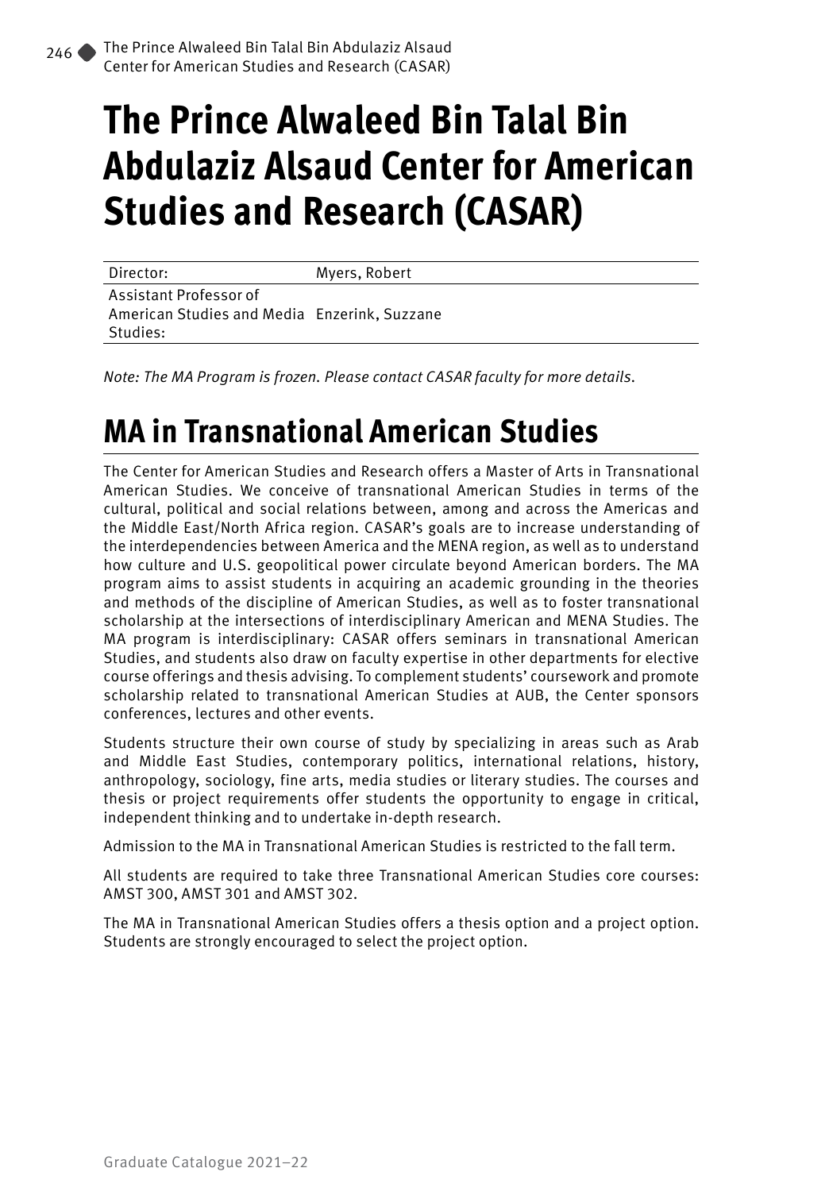# The Prince Alwaleed Bin Talal Bin Abdulaziz Alsaud Center for American Studies and Research (CASAR)

| | |
|---|---|
| Director: | Myers, Robert |
| Assistant Professor of American Studies and Media Studies: | Enzerink, Suzzane |

*Note: The MA Program is frozen. Please contact CASAR faculty for more details.*

## MA in Transnational American Studies

The Center for American Studies and Research offers a Master of Arts in Transnational American Studies. We conceive of transnational American Studies in terms of the cultural, political and social relations between, among and across the Americas and the Middle East/North Africa region. CASAR's goals are to increase understanding of the interdependencies between America and the MENA region, as well as to understand how culture and U.S. geopolitical power circulate beyond American borders. The MA program aims to assist students in acquiring an academic grounding in the theories and methods of the discipline of American Studies, as well as to foster transnational scholarship at the intersections of interdisciplinary American and MENA Studies. The MA program is interdisciplinary: CASAR offers seminars in transnational American Studies, and students also draw on faculty expertise in other departments for elective course offerings and thesis advising. To complement students' coursework and promote scholarship related to transnational American Studies at AUB, the Center sponsors conferences, lectures and other events.

Students structure their own course of study by specializing in areas such as Arab and Middle East Studies, contemporary politics, international relations, history, anthropology, sociology, fine arts, media studies or literary studies. The courses and thesis or project requirements offer students the opportunity to engage in critical, independent thinking and to undertake in-depth research.

Admission to the MA in Transnational American Studies is restricted to the fall term.

All students are required to take three Transnational American Studies core courses: AMST 300, AMST 301 and AMST 302.

The MA in Transnational American Studies offers a thesis option and a project option. Students are strongly encouraged to select the project option.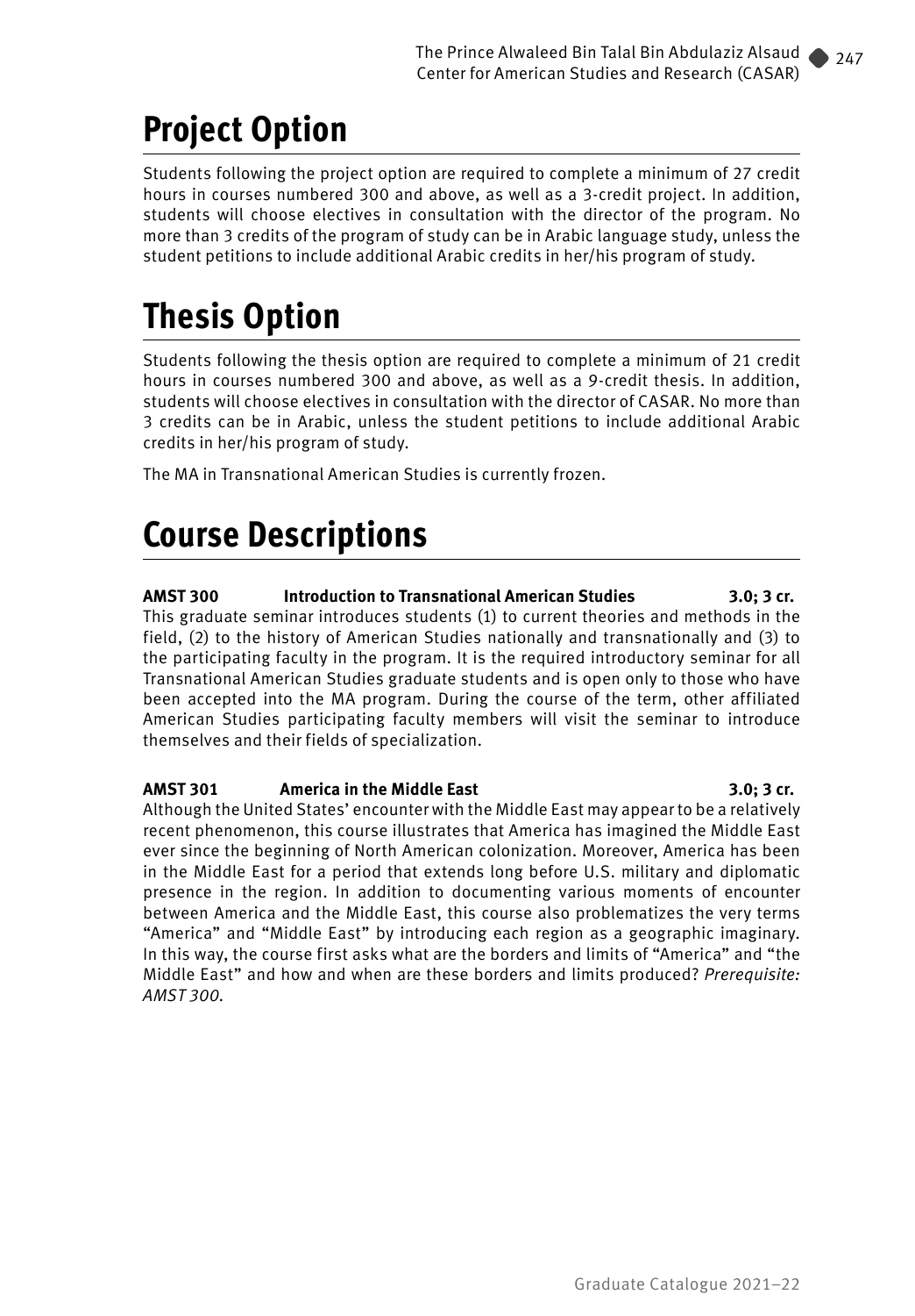# Project Option

Students following the project option are required to complete a minimum of 27 credit hours in courses numbered 300 and above, as well as a 3-credit project. In addition, students will choose electives in consultation with the director of the program. No more than 3 credits of the program of study can be in Arabic language study, unless the student petitions to include additional Arabic credits in her/his program of study.

# Thesis Option

Students following the thesis option are required to complete a minimum of 21 credit hours in courses numbered 300 and above, as well as a 9-credit thesis. In addition, students will choose electives in consultation with the director of CASAR. No more than 3 credits can be in Arabic, unless the student petitions to include additional Arabic credits in her/his program of study.

The MA in Transnational American Studies is currently frozen.

# Course Descriptions

**AMST 300 Introduction to Transnational American Studies 3.0; 3 cr.**
This graduate seminar introduces students (1) to current theories and methods in the field, (2) to the history of American Studies nationally and transnationally and (3) to the participating faculty in the program. It is the required introductory seminar for all Transnational American Studies graduate students and is open only to those who have been accepted into the MA program. During the course of the term, other affiliated American Studies participating faculty members will visit the seminar to introduce themselves and their fields of specialization.

**AMST 301 America in the Middle East 3.0; 3 cr.**
Although the United States' encounter with the Middle East may appear to be a relatively recent phenomenon, this course illustrates that America has imagined the Middle East ever since the beginning of North American colonization. Moreover, America has been in the Middle East for a period that extends long before U.S. military and diplomatic presence in the region. In addition to documenting various moments of encounter between America and the Middle East, this course also problematizes the very terms "America" and "Middle East" by introducing each region as a geographic imaginary. In this way, the course first asks what are the borders and limits of "America" and "the Middle East" and how and when are these borders and limits produced? *Prerequisite: AMST 300.*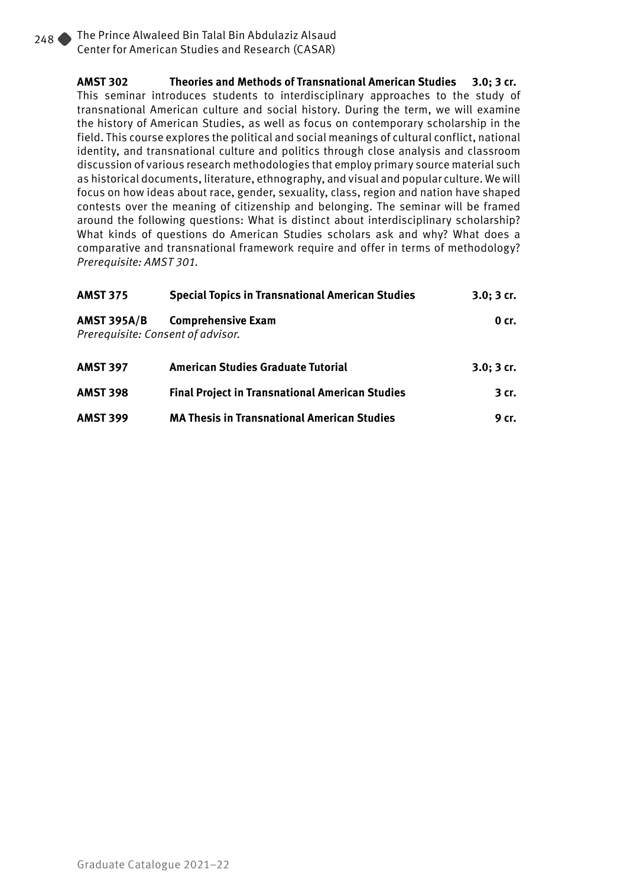**AMST 302 Theories and Methods of Transnational American Studies 3.0; 3 cr.**
This seminar introduces students to interdisciplinary approaches to the study of transnational American culture and social history. During the term, we will examine the history of American Studies, as well as focus on contemporary scholarship in the field. This course explores the political and social meanings of cultural conflict, national identity, and transnational culture and politics through close analysis and classroom discussion of various research methodologies that employ primary source material such as historical documents, literature, ethnography, and visual and popular culture. We will focus on how ideas about race, gender, sexuality, class, region and nation have shaped contests over the meaning of citizenship and belonging. The seminar will be framed around the following questions: What is distinct about interdisciplinary scholarship? What kinds of questions do American Studies scholars ask and why? What does a comparative and transnational framework require and offer in terms of methodology?
*Prerequisite: AMST 301.*

**AMST 375 Special Topics in Transnational American Studies 3.0; 3 cr.**

**AMST 395A/B Comprehensive Exam 0 cr.**
*Prerequisite: Consent of advisor.*

**AMST 397 American Studies Graduate Tutorial 3.0; 3 cr.**

**AMST 398 Final Project in Transnational American Studies 3 cr.**

**AMST 399 MA Thesis in Transnational American Studies 9 cr.**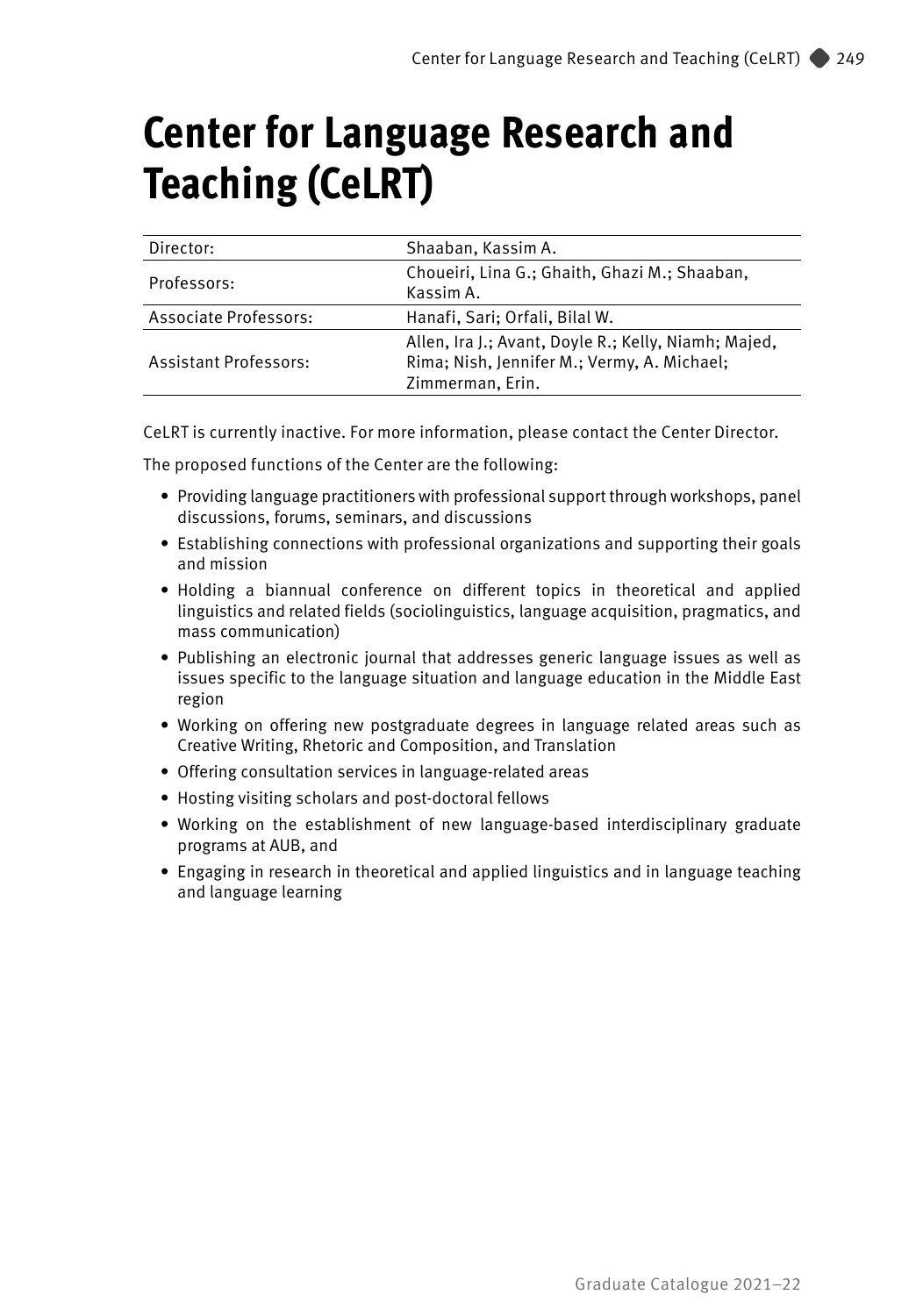# Center for Language Research and Teaching (CeLRT)

| | |
|---|---|
| Director: | Shaaban, Kassim A. |
| Professors: | Choueiri, Lina G.; Ghaith, Ghazi M.; Shaaban, Kassim A. |
| Associate Professors: | Hanafi, Sari; Orfali, Bilal W. |
| Assistant Professors: | Allen, Ira J.; Avant, Doyle R.; Kelly, Niamh; Majed, Rima; Nish, Jennifer M.; Vermy, A. Michael; Zimmerman, Erin. |

CeLRT is currently inactive. For more information, please contact the Center Director.

The proposed functions of the Center are the following:

- Providing language practitioners with professional support through workshops, panel discussions, forums, seminars, and discussions
- Establishing connections with professional organizations and supporting their goals and mission
- Holding a biannual conference on different topics in theoretical and applied linguistics and related fields (sociolinguistics, language acquisition, pragmatics, and mass communication)
- Publishing an electronic journal that addresses generic language issues as well as issues specific to the language situation and language education in the Middle East region
- Working on offering new postgraduate degrees in language related areas such as Creative Writing, Rhetoric and Composition, and Translation
- Offering consultation services in language-related areas
- Hosting visiting scholars and post-doctoral fellows
- Working on the establishment of new language-based interdisciplinary graduate programs at AUB, and
- Engaging in research in theoretical and applied linguistics and in language teaching and language learning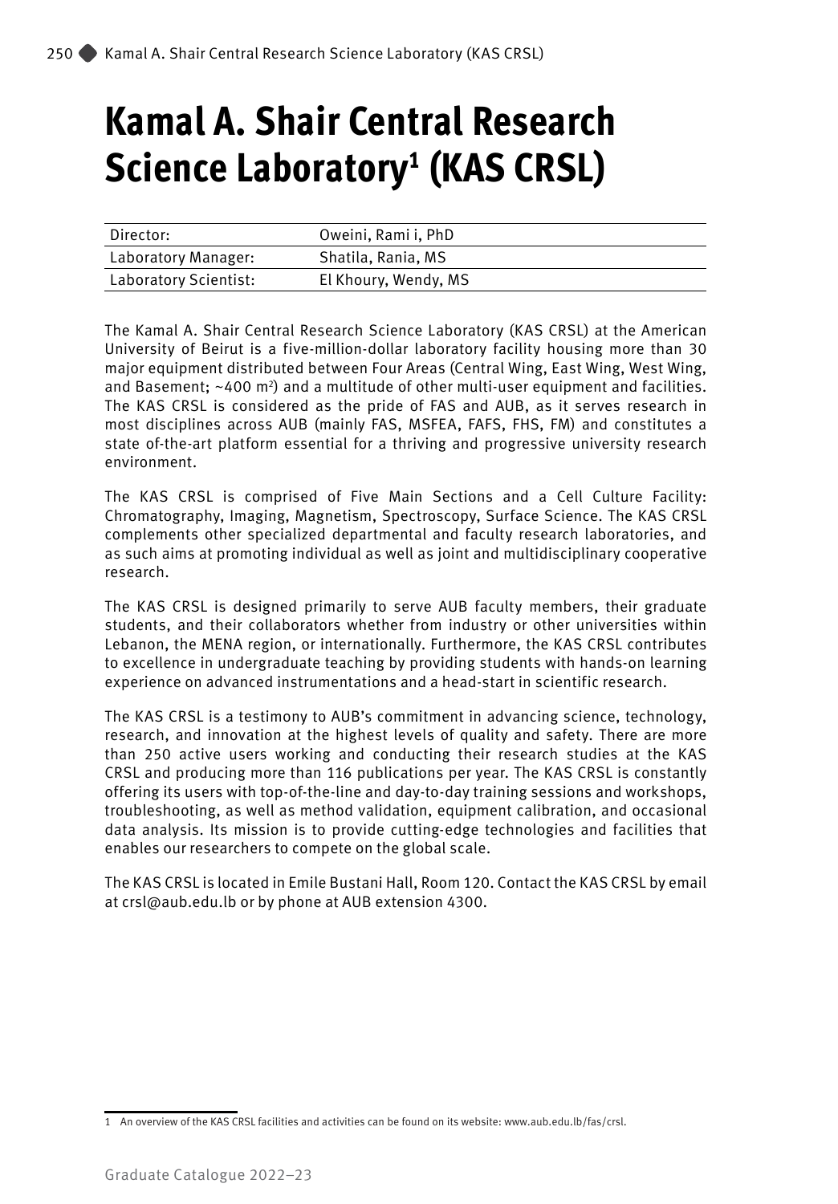# Kamal A. Shair Central Research Science Laboratory[1] (KAS CRSL)

| Director: | Oweini, Rami i, PhD |
|---|---|
| Laboratory Manager: | Shatila, Rania, MS |
| Laboratory Scientist: | El Khoury, Wendy, MS |

The Kamal A. Shair Central Research Science Laboratory (KAS CRSL) at the American University of Beirut is a five-million-dollar laboratory facility housing more than 30 major equipment distributed between Four Areas (Central Wing, East Wing, West Wing, and Basement; ~400 $m^2$) and a multitude of other multi-user equipment and facilities. The KAS CRSL is considered as the pride of FAS and AUB, as it serves research in most disciplines across AUB (mainly FAS, MSFEA, FAFS, FHS, FM) and constitutes a state of-the-art platform essential for a thriving and progressive university research environment.

The KAS CRSL is comprised of Five Main Sections and a Cell Culture Facility: Chromatography, Imaging, Magnetism, Spectroscopy, Surface Science. The KAS CRSL complements other specialized departmental and faculty research laboratories, and as such aims at promoting individual as well as joint and multidisciplinary cooperative research.

The KAS CRSL is designed primarily to serve AUB faculty members, their graduate students, and their collaborators whether from industry or other universities within Lebanon, the MENA region, or internationally. Furthermore, the KAS CRSL contributes to excellence in undergraduate teaching by providing students with hands-on learning experience on advanced instrumentations and a head-start in scientific research.

The KAS CRSL is a testimony to AUB's commitment in advancing science, technology, research, and innovation at the highest levels of quality and safety. There are more than 250 active users working and conducting their research studies at the KAS CRSL and producing more than 116 publications per year. The KAS CRSL is constantly offering its users with top-of-the-line and day-to-day training sessions and workshops, troubleshooting, as well as method validation, equipment calibration, and occasional data analysis. Its mission is to provide cutting-edge technologies and facilities that enables our researchers to compete on the global scale.

The KAS CRSL is located in Emile Bustani Hall, Room 120. Contact the KAS CRSL by email at crsl@aub.edu.lb or by phone at AUB extension 4300.

---

1 An overview of the KAS CRSL facilities and activities can be found on its website: www.aub.edu.lb/fas/crsl.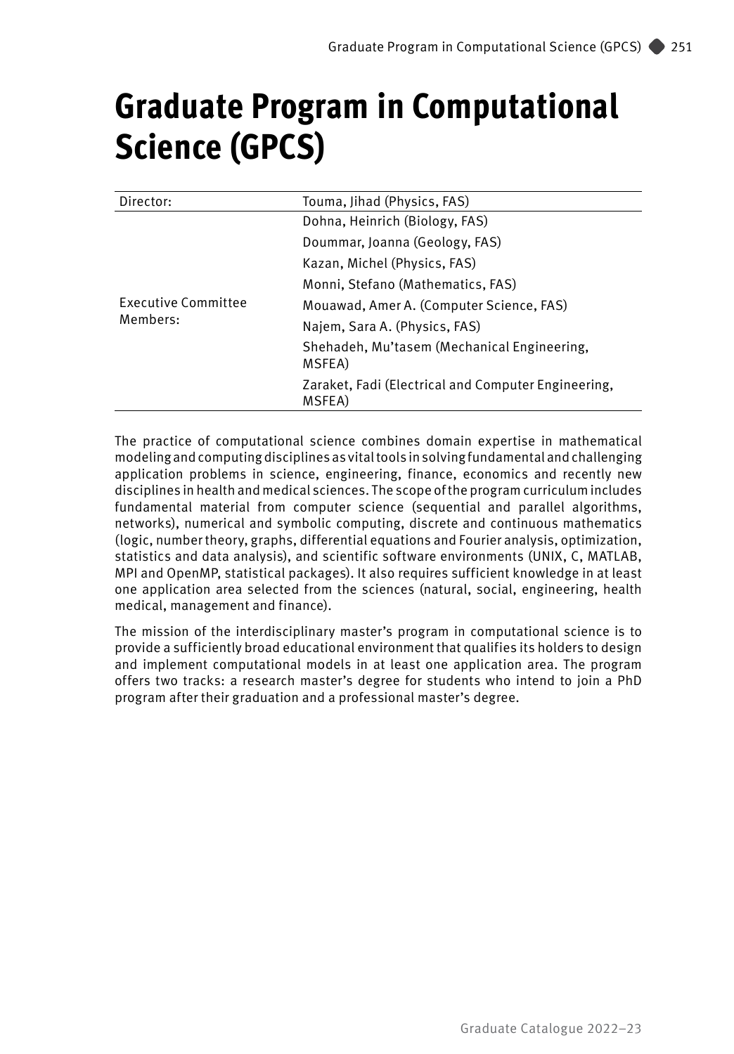# Graduate Program in Computational Science (GPCS)

| | |
|---|---|
| Director: | Touma, Jihad (Physics, FAS) |
| Executive Committee Members: | Dohna, Heinrich (Biology, FAS) |
| | Doummar, Joanna (Geology, FAS) |
| | Kazan, Michel (Physics, FAS) |
| | Monni, Stefano (Mathematics, FAS) |
| | Mouawad, Amer A. (Computer Science, FAS) |
| | Najem, Sara A. (Physics, FAS) |
| | Shehadeh, Mu'tasem (Mechanical Engineering, MSFEA) |
| | Zaraket, Fadi (Electrical and Computer Engineering, MSFEA) |

The practice of computational science combines domain expertise in mathematical modeling and computing disciplines as vital tools in solving fundamental and challenging application problems in science, engineering, finance, economics and recently new disciplines in health and medical sciences. The scope of the program curriculum includes fundamental material from computer science (sequential and parallel algorithms, networks), numerical and symbolic computing, discrete and continuous mathematics (logic, number theory, graphs, differential equations and Fourier analysis, optimization, statistics and data analysis), and scientific software environments (UNIX, C, MATLAB, MPI and OpenMP, statistical packages). It also requires sufficient knowledge in at least one application area selected from the sciences (natural, social, engineering, health medical, management and finance).

The mission of the interdisciplinary master's program in computational science is to provide a sufficiently broad educational environment that qualifies its holders to design and implement computational models in at least one application area. The program offers two tracks: a research master's degree for students who intend to join a PhD program after their graduation and a professional master's degree.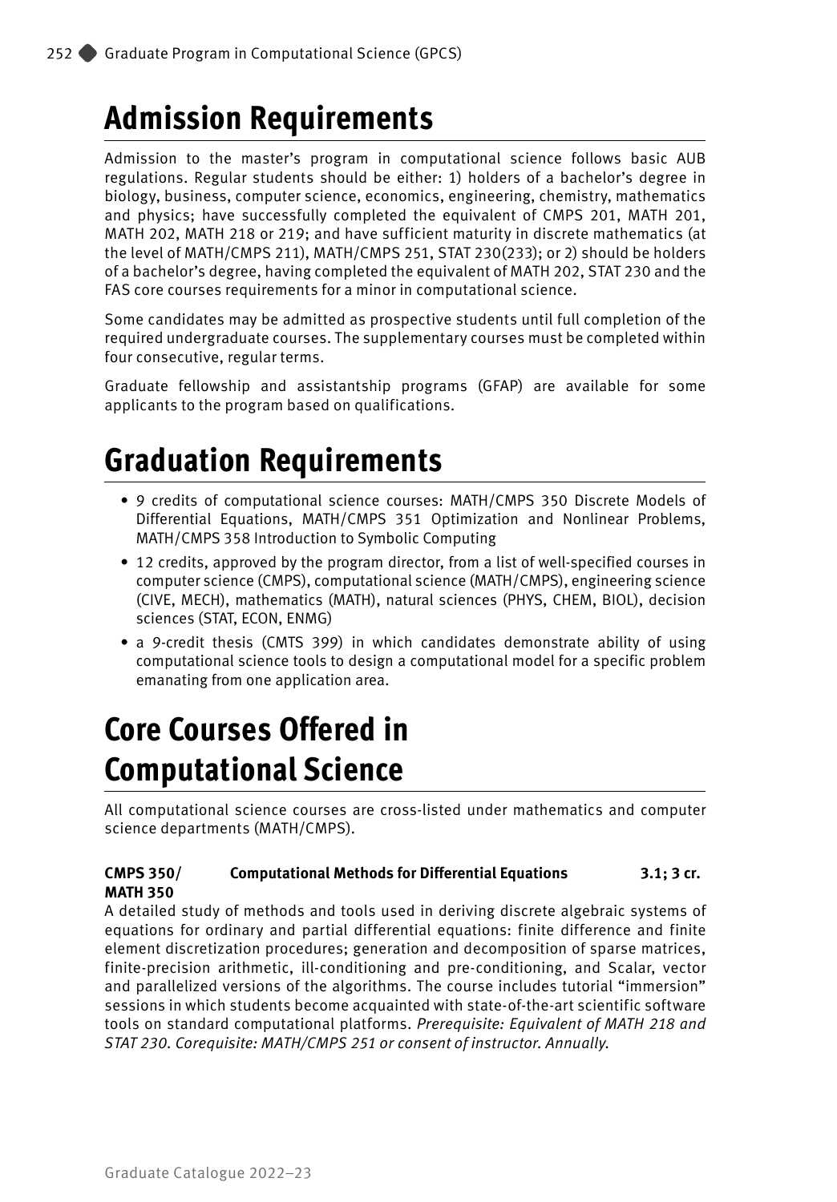# Admission Requirements

Admission to the master's program in computational science follows basic AUB regulations. Regular students should be either: 1) holders of a bachelor's degree in biology, business, computer science, economics, engineering, chemistry, mathematics and physics; have successfully completed the equivalent of CMPS 201, MATH 201, MATH 202, MATH 218 or 219; and have sufficient maturity in discrete mathematics (at the level of MATH/CMPS 211), MATH/CMPS 251, STAT 230(233); or 2) should be holders of a bachelor's degree, having completed the equivalent of MATH 202, STAT 230 and the FAS core courses requirements for a minor in computational science.

Some candidates may be admitted as prospective students until full completion of the required undergraduate courses. The supplementary courses must be completed within four consecutive, regular terms.

Graduate fellowship and assistantship programs (GFAP) are available for some applicants to the program based on qualifications.

# Graduation Requirements

- 9 credits of computational science courses: MATH/CMPS 350 Discrete Models of Differential Equations, MATH/CMPS 351 Optimization and Nonlinear Problems, MATH/CMPS 358 Introduction to Symbolic Computing
- 12 credits, approved by the program director, from a list of well-specified courses in computer science (CMPS), computational science (MATH/CMPS), engineering science (CIVE, MECH), mathematics (MATH), natural sciences (PHYS, CHEM, BIOL), decision sciences (STAT, ECON, ENMG)
- a 9-credit thesis (CMTS 399) in which candidates demonstrate ability of using computational science tools to design a computational model for a specific problem emanating from one application area.

# Core Courses Offered in Computational Science

All computational science courses are cross-listed under mathematics and computer science departments (MATH/CMPS).

**CMPS 350/ MATH 350 Computational Methods for Differential Equations 3.1; 3 cr.**

A detailed study of methods and tools used in deriving discrete algebraic systems of equations for ordinary and partial differential equations: finite difference and finite element discretization procedures; generation and decomposition of sparse matrices, finite-precision arithmetic, ill-conditioning and pre-conditioning, and Scalar, vector and parallelized versions of the algorithms. The course includes tutorial "immersion" sessions in which students become acquainted with state-of-the-art scientific software tools on standard computational platforms. *Prerequisite: Equivalent of MATH 218 and STAT 230. Corequisite: MATH/CMPS 251 or consent of instructor. Annually.*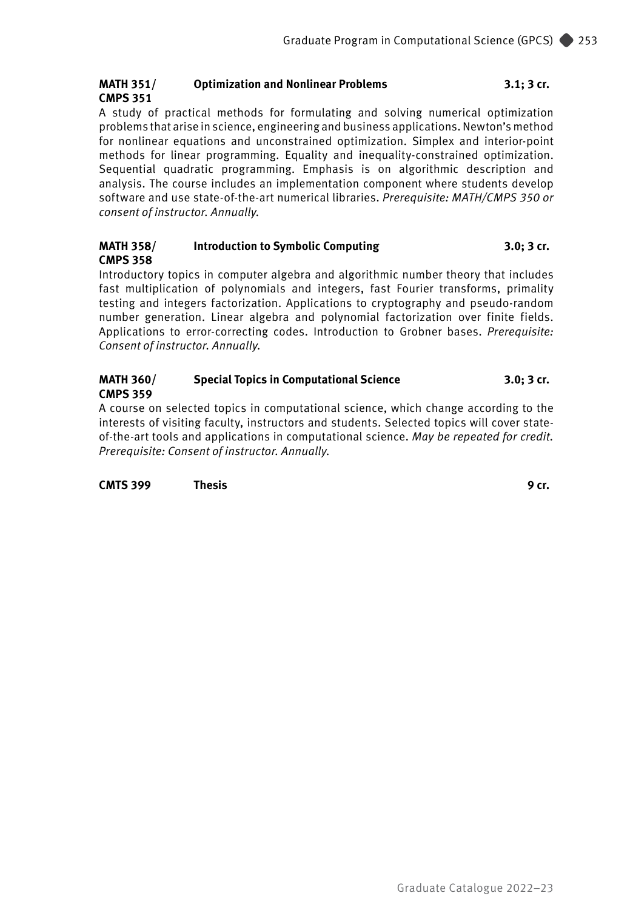**MATH 351/ CMPS 351 — Optimization and Nonlinear Problems — 3.1; 3 cr.**

A study of practical methods for formulating and solving numerical optimization problems that arise in science, engineering and business applications. Newton's method for nonlinear equations and unconstrained optimization. Simplex and interior-point methods for linear programming. Equality and inequality-constrained optimization. Sequential quadratic programming. Emphasis is on algorithmic description and analysis. The course includes an implementation component where students develop software and use state-of-the-art numerical libraries. *Prerequisite: MATH/CMPS 350 or consent of instructor. Annually.*

**MATH 358/ CMPS 358 — Introduction to Symbolic Computing — 3.0; 3 cr.**

Introductory topics in computer algebra and algorithmic number theory that includes fast multiplication of polynomials and integers, fast Fourier transforms, primality testing and integers factorization. Applications to cryptography and pseudo-random number generation. Linear algebra and polynomial factorization over finite fields. Applications to error-correcting codes. Introduction to Grobner bases. *Prerequisite: Consent of instructor. Annually.*

**MATH 360/ CMPS 359 — Special Topics in Computational Science — 3.0; 3 cr.**

A course on selected topics in computational science, which change according to the interests of visiting faculty, instructors and students. Selected topics will cover state-of-the-art tools and applications in computational science. *May be repeated for credit. Prerequisite: Consent of instructor. Annually.*

**CMTS 399 — Thesis — 9 cr.**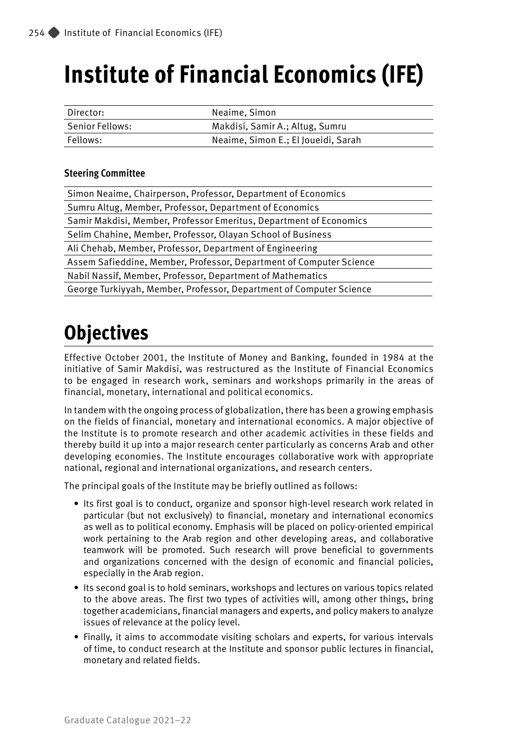# Institute of Financial Economics (IFE)

| Director: | Neaime, Simon |
|---|---|
| Senior Fellows: | Makdisi, Samir A.; Altug, Sumru |
| Fellows: | Neaime, Simon E.; El Joueidi, Sarah |

**Steering Committee**

| |
|---|
| Simon Neaime, Chairperson, Professor, Department of Economics |
| Sumru Altug, Member, Professor, Department of Economics |
| Samir Makdisi, Member, Professor Emeritus, Department of Economics |
| Selim Chahine, Member, Professor, Olayan School of Business |
| Ali Chehab, Member, Professor, Department of Engineering |
| Assem Safieddine, Member, Professor, Department of Computer Science |
| Nabil Nassif, Member, Professor, Department of Mathematics |
| George Turkiyyah, Member, Professor, Department of Computer Science |

# Objectives

Effective October 2001, the Institute of Money and Banking, founded in 1984 at the initiative of Samir Makdisi, was restructured as the Institute of Financial Economics to be engaged in research work, seminars and workshops primarily in the areas of financial, monetary, international and political economics.

In tandem with the ongoing process of globalization, there has been a growing emphasis on the fields of financial, monetary and international economics. A major objective of the Institute is to promote research and other academic activities in these fields and thereby build it up into a major research center particularly as concerns Arab and other developing economies. The Institute encourages collaborative work with appropriate national, regional and international organizations, and research centers.

The principal goals of the Institute may be briefly outlined as follows:

- Its first goal is to conduct, organize and sponsor high-level research work related in particular (but not exclusively) to financial, monetary and international economics as well as to political economy. Emphasis will be placed on policy-oriented empirical work pertaining to the Arab region and other developing areas, and collaborative teamwork will be promoted. Such research will prove beneficial to governments and organizations concerned with the design of economic and financial policies, especially in the Arab region.
- Its second goal is to hold seminars, workshops and lectures on various topics related to the above areas. The first two types of activities will, among other things, bring together academicians, financial managers and experts, and policy makers to analyze issues of relevance at the policy level.
- Finally, it aims to accommodate visiting scholars and experts, for various intervals of time, to conduct research at the Institute and sponsor public lectures in financial, monetary and related fields.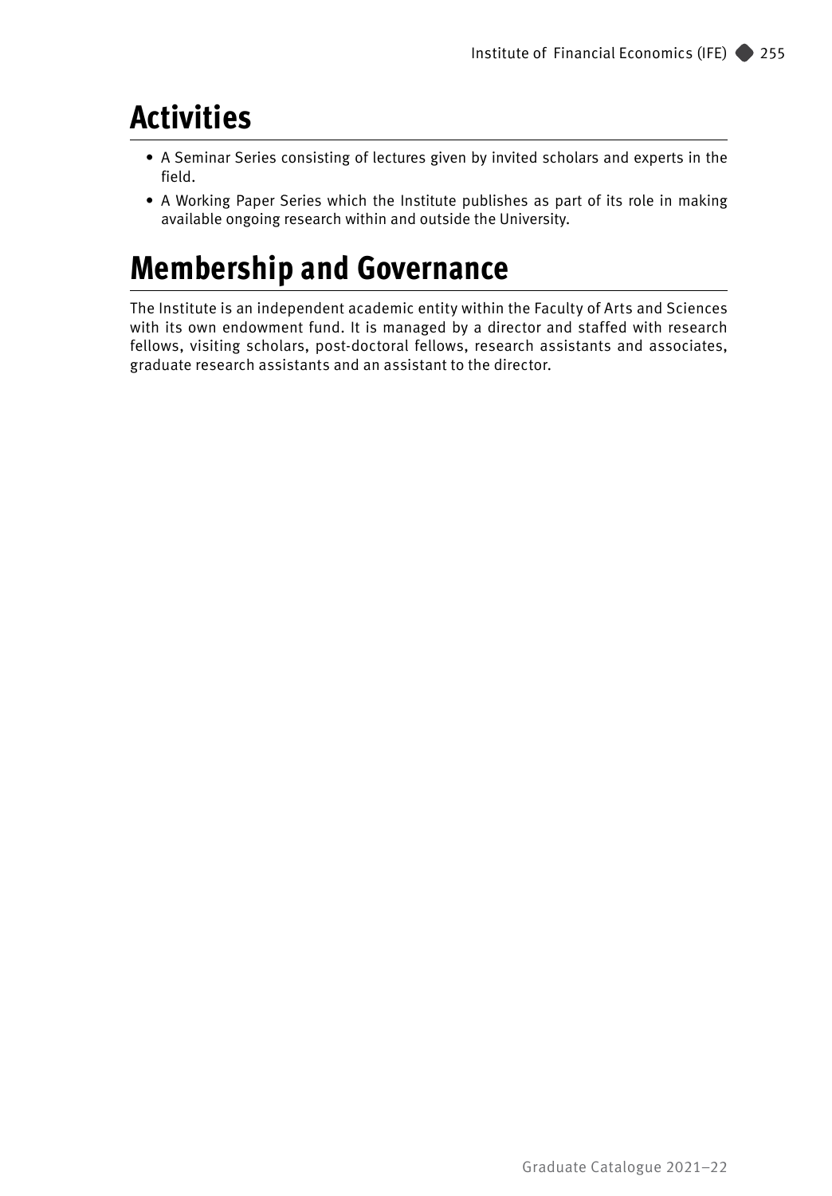## Activities

- A Seminar Series consisting of lectures given by invited scholars and experts in the field.
- A Working Paper Series which the Institute publishes as part of its role in making available ongoing research within and outside the University.

## Membership and Governance

The Institute is an independent academic entity within the Faculty of Arts and Sciences with its own endowment fund. It is managed by a director and staffed with research fellows, visiting scholars, post-doctoral fellows, research assistants and associates, graduate research assistants and an assistant to the director.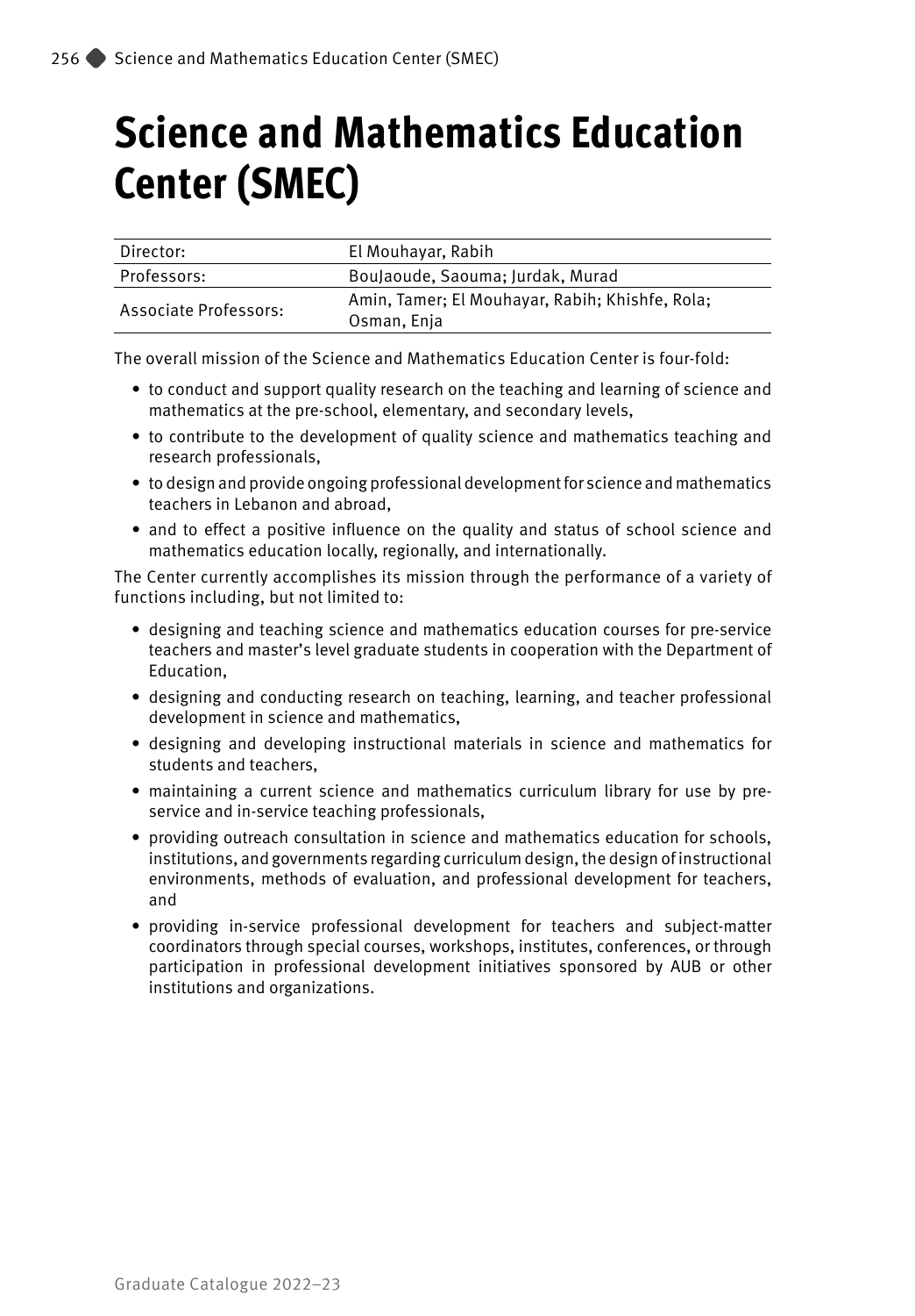# Science and Mathematics Education Center (SMEC)

| Director: | El Mouhayar, Rabih |
| --- | --- |
| Professors: | BouJaoude, Saouma; Jurdak, Murad |
| Associate Professors: | Amin, Tamer; El Mouhayar, Rabih; Khishfe, Rola; Osman, Enja |

The overall mission of the Science and Mathematics Education Center is four-fold:

- to conduct and support quality research on the teaching and learning of science and mathematics at the pre-school, elementary, and secondary levels,
- to contribute to the development of quality science and mathematics teaching and research professionals,
- to design and provide ongoing professional development for science and mathematics teachers in Lebanon and abroad,
- and to effect a positive influence on the quality and status of school science and mathematics education locally, regionally, and internationally.

The Center currently accomplishes its mission through the performance of a variety of functions including, but not limited to:

- designing and teaching science and mathematics education courses for pre-service teachers and master's level graduate students in cooperation with the Department of Education,
- designing and conducting research on teaching, learning, and teacher professional development in science and mathematics,
- designing and developing instructional materials in science and mathematics for students and teachers,
- maintaining a current science and mathematics curriculum library for use by pre-service and in-service teaching professionals,
- providing outreach consultation in science and mathematics education for schools, institutions, and governments regarding curriculum design, the design of instructional environments, methods of evaluation, and professional development for teachers, and
- providing in-service professional development for teachers and subject-matter coordinators through special courses, workshops, institutes, conferences, or through participation in professional development initiatives sponsored by AUB or other institutions and organizations.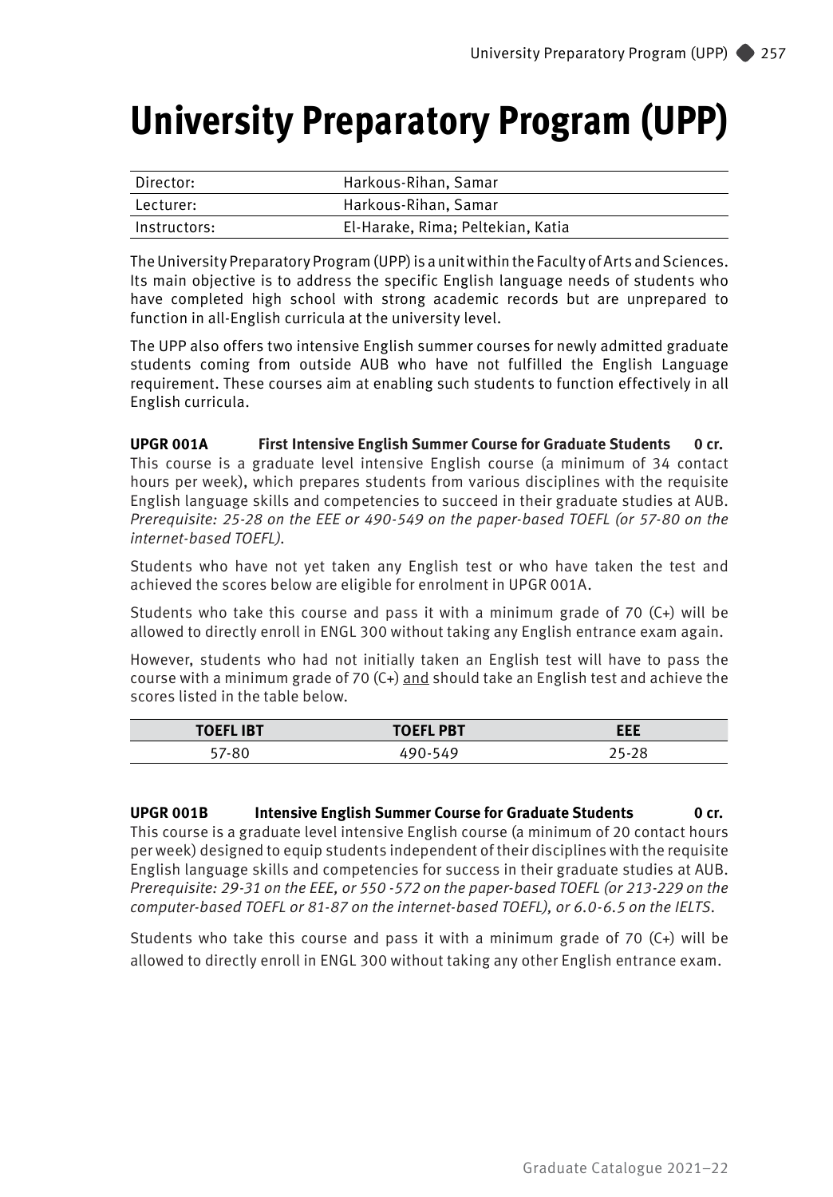# University Preparatory Program (UPP)

| | |
|---|---|
| Director: | Harkous-Rihan, Samar |
| Lecturer: | Harkous-Rihan, Samar |
| Instructors: | El-Harake, Rima; Peltekian, Katia |

The University Preparatory Program (UPP) is a unit within the Faculty of Arts and Sciences. Its main objective is to address the specific English language needs of students who have completed high school with strong academic records but are unprepared to function in all-English curricula at the university level.

The UPP also offers two intensive English summer courses for newly admitted graduate students coming from outside AUB who have not fulfilled the English Language requirement. These courses aim at enabling such students to function effectively in all English curricula.

**UPGR 001A First Intensive English Summer Course for Graduate Students 0 cr.**
This course is a graduate level intensive English course (a minimum of 34 contact hours per week), which prepares students from various disciplines with the requisite English language skills and competencies to succeed in their graduate studies at AUB. *Prerequisite: 25-28 on the EEE or 490-549 on the paper-based TOEFL (or 57-80 on the internet-based TOEFL).*

Students who have not yet taken any English test or who have taken the test and achieved the scores below are eligible for enrolment in UPGR 001A.

Students who take this course and pass it with a minimum grade of 70 (C+) will be allowed to directly enroll in ENGL 300 without taking any English entrance exam again.

However, students who had not initially taken an English test will have to pass the course with a minimum grade of 70 (C+) and should take an English test and achieve the scores listed in the table below.

| TOEFL IBT | TOEFL PBT | EEE |
|---|---|---|
| 57-80 | 490-549 | 25-28 |

**UPGR 001B Intensive English Summer Course for Graduate Students 0 cr.**
This course is a graduate level intensive English course (a minimum of 20 contact hours per week) designed to equip students independent of their disciplines with the requisite English language skills and competencies for success in their graduate studies at AUB. *Prerequisite: 29-31 on the EEE, or 550 -572 on the paper-based TOEFL (or 213-229 on the computer-based TOEFL or 81-87 on the internet-based TOEFL), or 6.0-6.5 on the IELTS.*

Students who take this course and pass it with a minimum grade of 70 (C+) will be allowed to directly enroll in ENGL 300 without taking any other English entrance exam.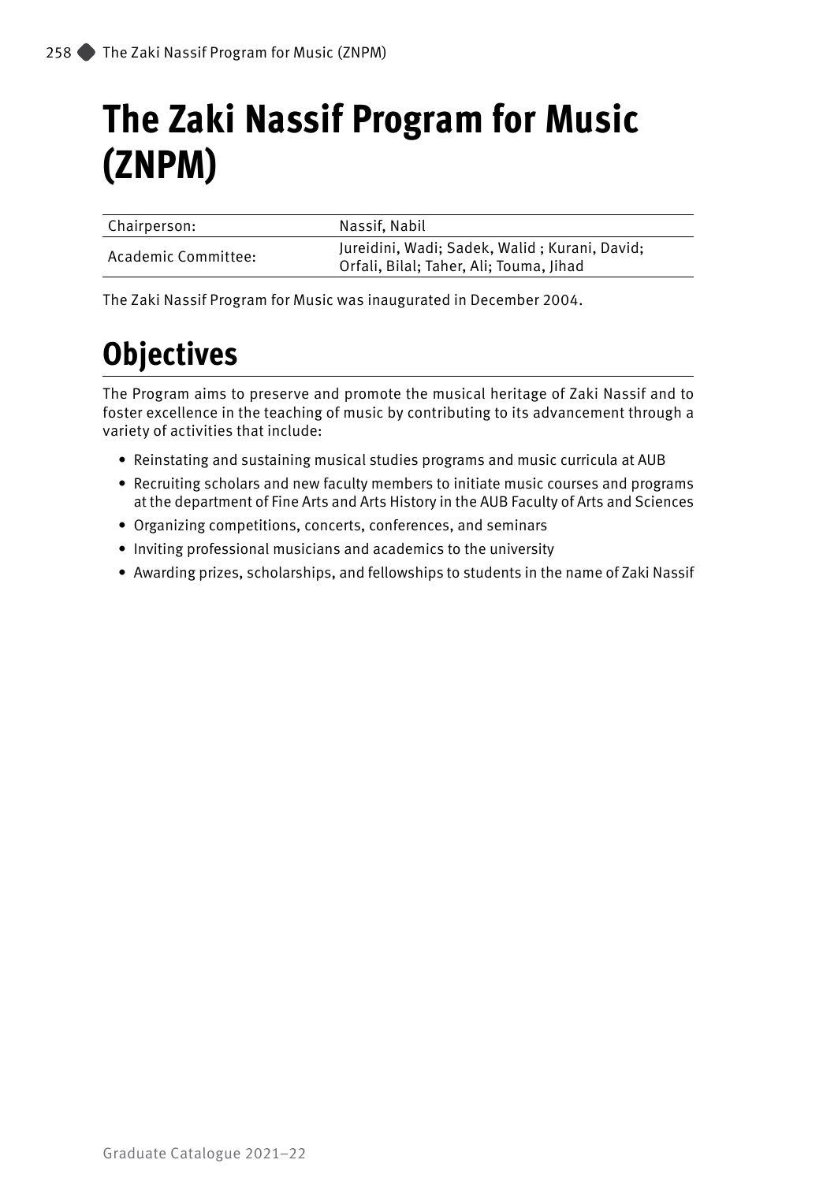# The Zaki Nassif Program for Music (ZNPM)

| | |
|---|---|
| Chairperson: | Nassif, Nabil |
| Academic Committee: | Jureidini, Wadi; Sadek, Walid ; Kurani, David; Orfali, Bilal; Taher, Ali; Touma, Jihad |

The Zaki Nassif Program for Music was inaugurated in December 2004.

## Objectives

The Program aims to preserve and promote the musical heritage of Zaki Nassif and to foster excellence in the teaching of music by contributing to its advancement through a variety of activities that include:

- Reinstating and sustaining musical studies programs and music curricula at AUB
- Recruiting scholars and new faculty members to initiate music courses and programs at the department of Fine Arts and Arts History in the AUB Faculty of Arts and Sciences
- Organizing competitions, concerts, conferences, and seminars
- Inviting professional musicians and academics to the university
- Awarding prizes, scholarships, and fellowships to students in the name of Zaki Nassif